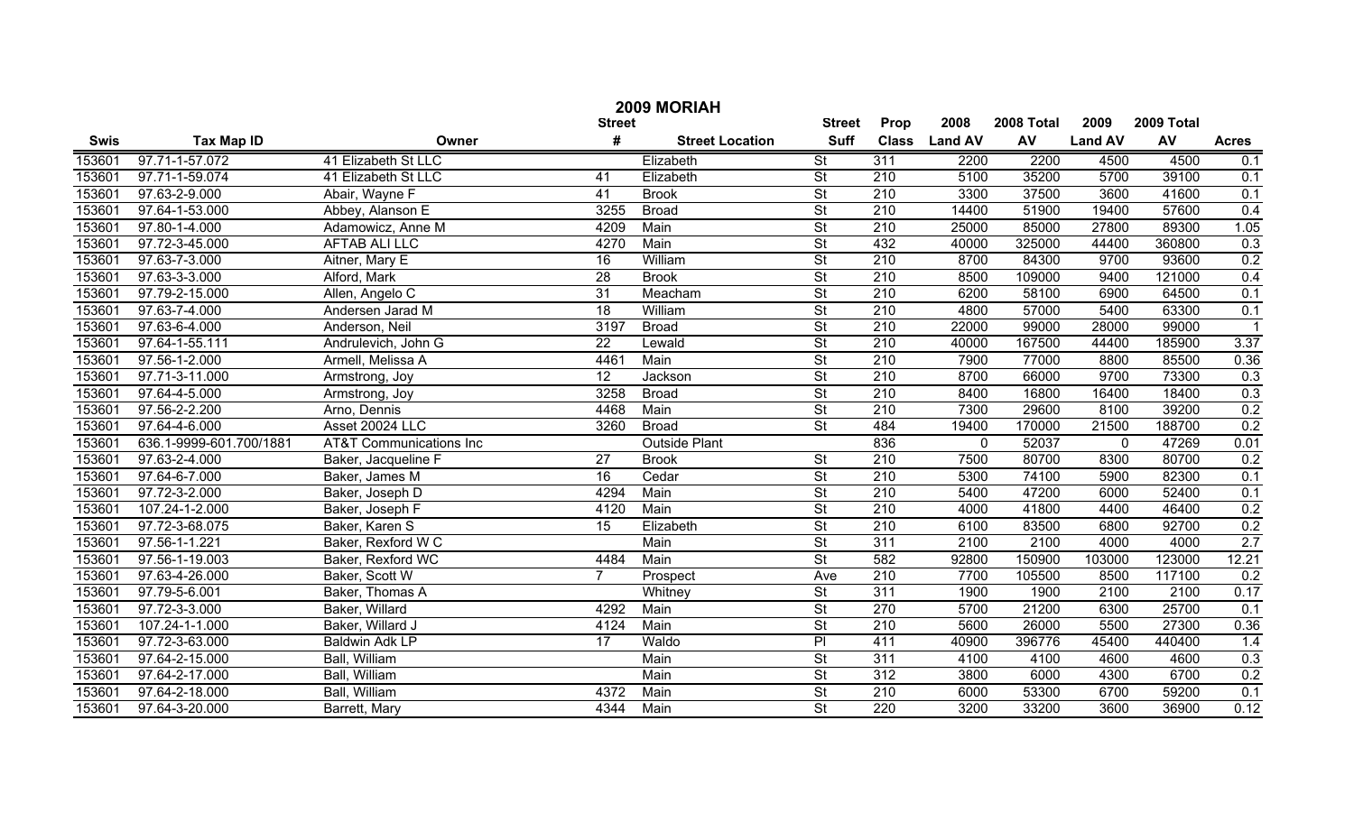# 2009 MORIAH

| Swis | Tax Map ID | Owner | Street # | Street Location | Street Suff | Prop Class | 2008 Land AV | 2008 Total AV | 2009 Land AV | 2009 Total AV | Acres |
|---|---|---|---|---|---|---|---|---|---|---|---|
| 153601 | 97.71-1-57.072 | 41 Elizabeth St LLC | | Elizabeth | St | 311 | 2200 | 2200 | 4500 | 4500 | 0.1 |
| 153601 | 97.71-1-59.074 | 41 Elizabeth St LLC | 41 | Elizabeth | St | 210 | 5100 | 35200 | 5700 | 39100 | 0.1 |
| 153601 | 97.63-2-9.000 | Abair, Wayne F | 41 | Brook | St | 210 | 3300 | 37500 | 3600 | 41600 | 0.1 |
| 153601 | 97.64-1-53.000 | Abbey, Alanson E | 3255 | Broad | St | 210 | 14400 | 51900 | 19400 | 57600 | 0.4 |
| 153601 | 97.80-1-4.000 | Adamowicz, Anne M | 4209 | Main | St | 210 | 25000 | 85000 | 27800 | 89300 | 1.05 |
| 153601 | 97.72-3-45.000 | AFTAB ALI LLC | 4270 | Main | St | 432 | 40000 | 325000 | 44400 | 360800 | 0.3 |
| 153601 | 97.63-7-3.000 | Aitner, Mary E | 16 | William | St | 210 | 8700 | 84300 | 9700 | 93600 | 0.2 |
| 153601 | 97.63-3-3.000 | Alford, Mark | 28 | Brook | St | 210 | 8500 | 109000 | 9400 | 121000 | 0.4 |
| 153601 | 97.79-2-15.000 | Allen, Angelo C | 31 | Meacham | St | 210 | 6200 | 58100 | 6900 | 64500 | 0.1 |
| 153601 | 97.63-7-4.000 | Andersen Jarad M | 18 | William | St | 210 | 4800 | 57000 | 5400 | 63300 | 0.1 |
| 153601 | 97.63-6-4.000 | Anderson, Neil | 3197 | Broad | St | 210 | 22000 | 99000 | 28000 | 99000 | 1 |
| 153601 | 97.64-1-55.111 | Andrulevich, John G | 22 | Lewald | St | 210 | 40000 | 167500 | 44400 | 185900 | 3.37 |
| 153601 | 97.56-1-2.000 | Armell, Melissa A | 4461 | Main | St | 210 | 7900 | 77000 | 8800 | 85500 | 0.36 |
| 153601 | 97.71-3-11.000 | Armstrong, Joy | 12 | Jackson | St | 210 | 8700 | 66000 | 9700 | 73300 | 0.3 |
| 153601 | 97.64-4-5.000 | Armstrong, Joy | 3258 | Broad | St | 210 | 8400 | 16800 | 16400 | 18400 | 0.3 |
| 153601 | 97.56-2-2.200 | Arno, Dennis | 4468 | Main | St | 210 | 7300 | 29600 | 8100 | 39200 | 0.2 |
| 153601 | 97.64-4-6.000 | Asset 20024 LLC | 3260 | Broad | St | 484 | 19400 | 170000 | 21500 | 188700 | 0.2 |
| 153601 | 636.1-9999-601.700/1881 | AT&T Communications Inc | | Outside Plant | | 836 | 0 | 52037 | 0 | 47269 | 0.01 |
| 153601 | 97.63-2-4.000 | Baker, Jacqueline F | 27 | Brook | St | 210 | 7500 | 80700 | 8300 | 80700 | 0.2 |
| 153601 | 97.64-6-7.000 | Baker, James M | 16 | Cedar | St | 210 | 5300 | 74100 | 5900 | 82300 | 0.1 |
| 153601 | 97.72-3-2.000 | Baker, Joseph D | 4294 | Main | St | 210 | 5400 | 47200 | 6000 | 52400 | 0.1 |
| 153601 | 107.24-1-2.000 | Baker, Joseph F | 4120 | Main | St | 210 | 4000 | 41800 | 4400 | 46400 | 0.2 |
| 153601 | 97.72-3-68.075 | Baker, Karen S | 15 | Elizabeth | St | 210 | 6100 | 83500 | 6800 | 92700 | 0.2 |
| 153601 | 97.56-1-1.221 | Baker, Rexford W C | | Main | St | 311 | 2100 | 2100 | 4000 | 4000 | 2.7 |
| 153601 | 97.56-1-19.003 | Baker, Rexford WC | 4484 | Main | St | 582 | 92800 | 150900 | 103000 | 123000 | 12.21 |
| 153601 | 97.63-4-26.000 | Baker, Scott W | 7 | Prospect | Ave | 210 | 7700 | 105500 | 8500 | 117100 | 0.2 |
| 153601 | 97.79-5-6.001 | Baker, Thomas A | | Whitney | St | 311 | 1900 | 1900 | 2100 | 2100 | 0.17 |
| 153601 | 97.72-3-3.000 | Baker, Willard | 4292 | Main | St | 270 | 5700 | 21200 | 6300 | 25700 | 0.1 |
| 153601 | 107.24-1-1.000 | Baker, Willard J | 4124 | Main | St | 210 | 5600 | 26000 | 5500 | 27300 | 0.36 |
| 153601 | 97.72-3-63.000 | Baldwin Adk LP | 17 | Waldo | Pl | 411 | 40900 | 396776 | 45400 | 440400 | 1.4 |
| 153601 | 97.64-2-15.000 | Ball, William | | Main | St | 311 | 4100 | 4100 | 4600 | 4600 | 0.3 |
| 153601 | 97.64-2-17.000 | Ball, William | | Main | St | 312 | 3800 | 6000 | 4300 | 6700 | 0.2 |
| 153601 | 97.64-2-18.000 | Ball, William | 4372 | Main | St | 210 | 6000 | 53300 | 6700 | 59200 | 0.1 |
| 153601 | 97.64-3-20.000 | Barrett, Mary | 4344 | Main | St | 220 | 3200 | 33200 | 3600 | 36900 | 0.12 |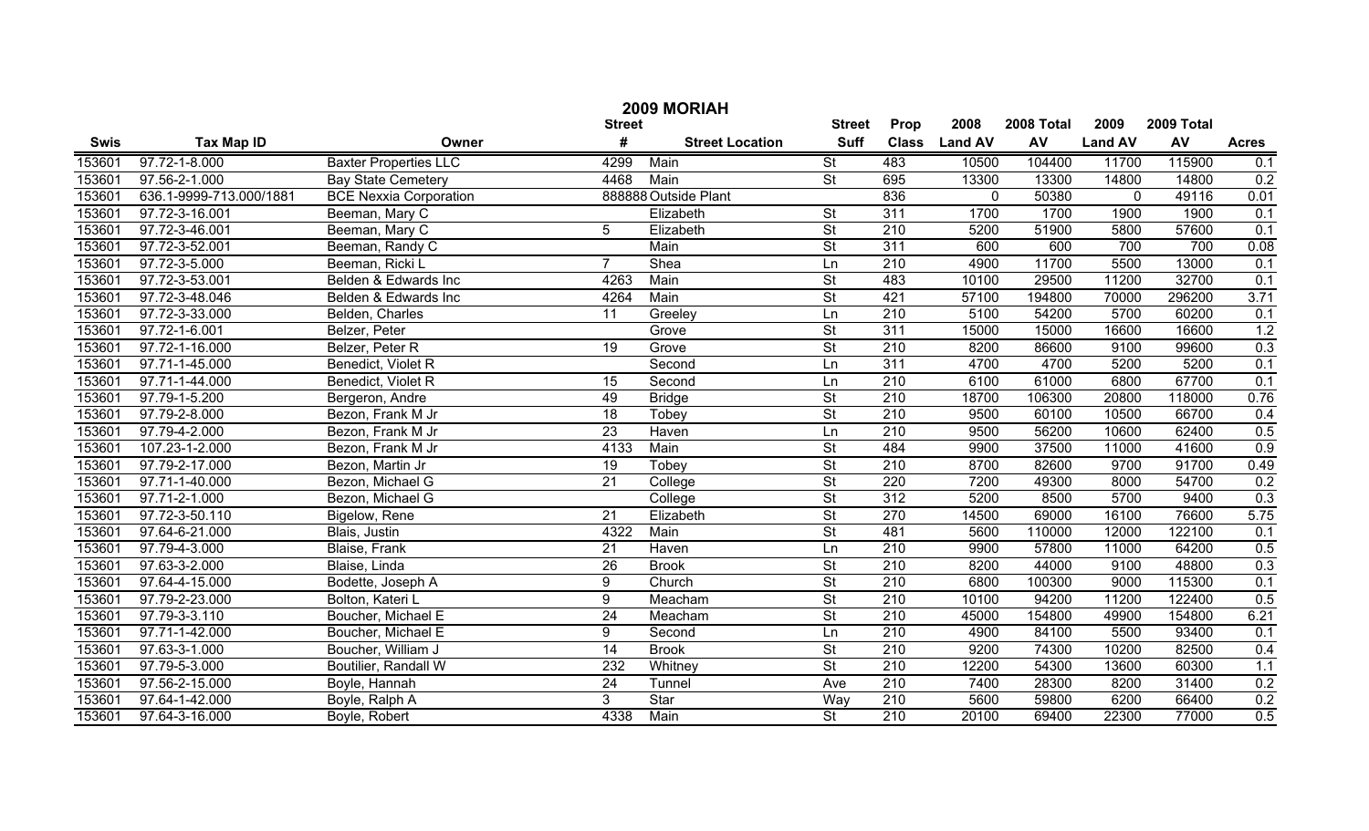# 2009 MORIAH

| Swis | Tax Map ID | Owner | Street # | Street Location | Street Suff | Prop Class | 2008 Land AV | 2008 Total AV | 2009 Land AV | 2009 Total AV | Acres |
|---|---|---|---|---|---|---|---|---|---|---|---|
| 153601 | 97.72-1-8.000 | Baxter Properties LLC | 4299 | Main | St | 483 | 10500 | 104400 | 11700 | 115900 | 0.1 |
| 153601 | 97.56-2-1.000 | Bay State Cemetery | 4468 | Main | St | 695 | 13300 | 13300 | 14800 | 14800 | 0.2 |
| 153601 | 636.1-9999-713.000/1881 | BCE Nexxia Corporation | 888888 | Outside Plant | | 836 | 0 | 50380 | 0 | 49116 | 0.01 |
| 153601 | 97.72-3-16.001 | Beeman, Mary C | | Elizabeth | St | 311 | 1700 | 1700 | 1900 | 1900 | 0.1 |
| 153601 | 97.72-3-46.001 | Beeman, Mary C | 5 | Elizabeth | St | 210 | 5200 | 51900 | 5800 | 57600 | 0.1 |
| 153601 | 97.72-3-52.001 | Beeman, Randy C | | Main | St | 311 | 600 | 600 | 700 | 700 | 0.08 |
| 153601 | 97.72-3-5.000 | Beeman, Ricki L | 7 | Shea | Ln | 210 | 4900 | 11700 | 5500 | 13000 | 0.1 |
| 153601 | 97.72-3-53.001 | Belden & Edwards Inc | 4263 | Main | St | 483 | 10100 | 29500 | 11200 | 32700 | 0.1 |
| 153601 | 97.72-3-48.046 | Belden & Edwards Inc | 4264 | Main | St | 421 | 57100 | 194800 | 70000 | 296200 | 3.71 |
| 153601 | 97.72-3-33.000 | Belden, Charles | 11 | Greeley | Ln | 210 | 5100 | 54200 | 5700 | 60200 | 0.1 |
| 153601 | 97.72-1-6.001 | Belzer, Peter | | Grove | St | 311 | 15000 | 15000 | 16600 | 16600 | 1.2 |
| 153601 | 97.72-1-16.000 | Belzer, Peter R | 19 | Grove | St | 210 | 8200 | 86600 | 9100 | 99600 | 0.3 |
| 153601 | 97.71-1-45.000 | Benedict, Violet R | | Second | Ln | 311 | 4700 | 4700 | 5200 | 5200 | 0.1 |
| 153601 | 97.71-1-44.000 | Benedict, Violet R | 15 | Second | Ln | 210 | 6100 | 61000 | 6800 | 67700 | 0.1 |
| 153601 | 97.79-1-5.200 | Bergeron, Andre | 49 | Bridge | St | 210 | 18700 | 106300 | 20800 | 118000 | 0.76 |
| 153601 | 97.79-2-8.000 | Bezon, Frank M Jr | 18 | Tobey | St | 210 | 9500 | 60100 | 10500 | 66700 | 0.4 |
| 153601 | 97.79-4-2.000 | Bezon, Frank M Jr | 23 | Haven | Ln | 210 | 9500 | 56200 | 10600 | 62400 | 0.5 |
| 153601 | 107.23-1-2.000 | Bezon, Frank M Jr | 4133 | Main | St | 484 | 9900 | 37500 | 11000 | 41600 | 0.9 |
| 153601 | 97.79-2-17.000 | Bezon, Martin Jr | 19 | Tobey | St | 210 | 8700 | 82600 | 9700 | 91700 | 0.49 |
| 153601 | 97.71-1-40.000 | Bezon, Michael G | 21 | College | St | 220 | 7200 | 49300 | 8000 | 54700 | 0.2 |
| 153601 | 97.71-2-1.000 | Bezon, Michael G | | College | St | 312 | 5200 | 8500 | 5700 | 9400 | 0.3 |
| 153601 | 97.72-3-50.110 | Bigelow, Rene | 21 | Elizabeth | St | 270 | 14500 | 69000 | 16100 | 76600 | 5.75 |
| 153601 | 97.64-6-21.000 | Blais, Justin | 4322 | Main | St | 481 | 5600 | 110000 | 12000 | 122100 | 0.1 |
| 153601 | 97.79-4-3.000 | Blaise, Frank | 21 | Haven | Ln | 210 | 9900 | 57800 | 11000 | 64200 | 0.5 |
| 153601 | 97.63-3-2.000 | Blaise, Linda | 26 | Brook | St | 210 | 8200 | 44000 | 9100 | 48800 | 0.3 |
| 153601 | 97.64-4-15.000 | Bodette, Joseph A | 9 | Church | St | 210 | 6800 | 100300 | 9000 | 115300 | 0.1 |
| 153601 | 97.79-2-23.000 | Bolton, Kateri L | 9 | Meacham | St | 210 | 10100 | 94200 | 11200 | 122400 | 0.5 |
| 153601 | 97.79-3-3.110 | Boucher, Michael E | 24 | Meacham | St | 210 | 45000 | 154800 | 49900 | 154800 | 6.21 |
| 153601 | 97.71-1-42.000 | Boucher, Michael E | 9 | Second | Ln | 210 | 4900 | 84100 | 5500 | 93400 | 0.1 |
| 153601 | 97.63-3-1.000 | Boucher, William J | 14 | Brook | St | 210 | 9200 | 74300 | 10200 | 82500 | 0.4 |
| 153601 | 97.79-5-3.000 | Boutilier, Randall W | 232 | Whitney | St | 210 | 12200 | 54300 | 13600 | 60300 | 1.1 |
| 153601 | 97.56-2-15.000 | Boyle, Hannah | 24 | Tunnel | Ave | 210 | 7400 | 28300 | 8200 | 31400 | 0.2 |
| 153601 | 97.64-1-42.000 | Boyle, Ralph A | 3 | Star | Way | 210 | 5600 | 59800 | 6200 | 66400 | 0.2 |
| 153601 | 97.64-3-16.000 | Boyle, Robert | 4338 | Main | St | 210 | 20100 | 69400 | 22300 | 77000 | 0.5 |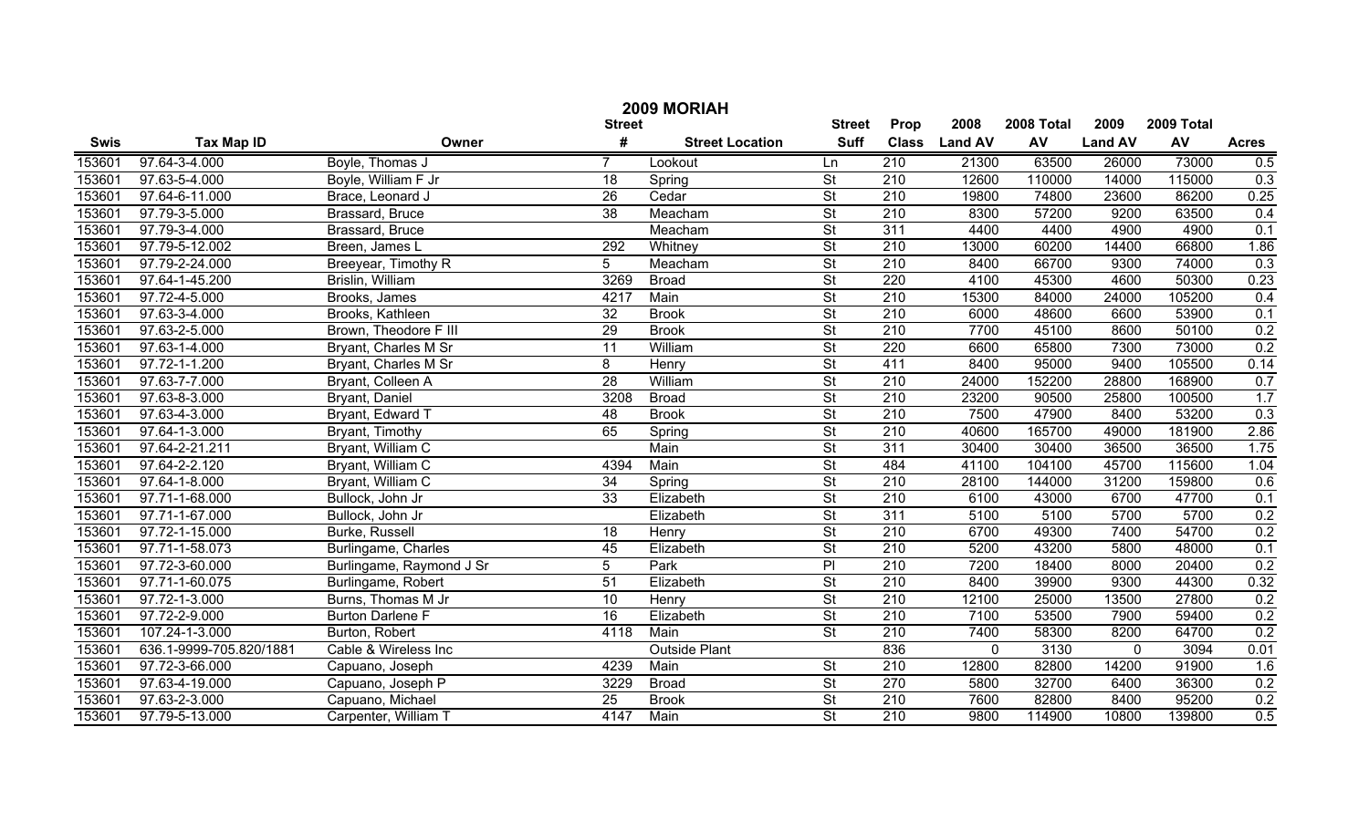# 2009 MORIAH

| Swis | Tax Map ID | Owner | Street # | Street Location | Street Suff | Prop Class | 2008 Land AV | 2008 Total AV | 2009 Land AV | 2009 Total AV | Acres |
|---|---|---|---|---|---|---|---|---|---|---|---|
| 153601 | 97.64-3-4.000 | Boyle, Thomas J | 7 | Lookout | Ln | 210 | 21300 | 63500 | 26000 | 73000 | 0.5 |
| 153601 | 97.63-5-4.000 | Boyle, William F Jr | 18 | Spring | St | 210 | 12600 | 110000 | 14000 | 115000 | 0.3 |
| 153601 | 97.64-6-11.000 | Brace, Leonard J | 26 | Cedar | St | 210 | 19800 | 74800 | 23600 | 86200 | 0.25 |
| 153601 | 97.79-3-5.000 | Brassard, Bruce | 38 | Meacham | St | 210 | 8300 | 57200 | 9200 | 63500 | 0.4 |
| 153601 | 97.79-3-4.000 | Brassard, Bruce | | Meacham | St | 311 | 4400 | 4400 | 4900 | 4900 | 0.1 |
| 153601 | 97.79-5-12.002 | Breen, James L | 292 | Whitney | St | 210 | 13000 | 60200 | 14400 | 66800 | 1.86 |
| 153601 | 97.79-2-24.000 | Breeyear, Timothy R | 5 | Meacham | St | 210 | 8400 | 66700 | 9300 | 74000 | 0.3 |
| 153601 | 97.64-1-45.200 | Brislin, William | 3269 | Broad | St | 220 | 4100 | 45300 | 4600 | 50300 | 0.23 |
| 153601 | 97.72-4-5.000 | Brooks, James | 4217 | Main | St | 210 | 15300 | 84000 | 24000 | 105200 | 0.4 |
| 153601 | 97.63-3-4.000 | Brooks, Kathleen | 32 | Brook | St | 210 | 6000 | 48600 | 6600 | 53900 | 0.1 |
| 153601 | 97.63-2-5.000 | Brown, Theodore F III | 29 | Brook | St | 210 | 7700 | 45100 | 8600 | 50100 | 0.2 |
| 153601 | 97.63-1-4.000 | Bryant, Charles M Sr | 11 | William | St | 220 | 6600 | 65800 | 7300 | 73000 | 0.2 |
| 153601 | 97.72-1-1.200 | Bryant, Charles M Sr | 8 | Henry | St | 411 | 8400 | 95000 | 9400 | 105500 | 0.14 |
| 153601 | 97.63-7-7.000 | Bryant, Colleen A | 28 | William | St | 210 | 24000 | 152200 | 28800 | 168900 | 0.7 |
| 153601 | 97.63-8-3.000 | Bryant, Daniel | 3208 | Broad | St | 210 | 23200 | 90500 | 25800 | 100500 | 1.7 |
| 153601 | 97.63-4-3.000 | Bryant, Edward T | 48 | Brook | St | 210 | 7500 | 47900 | 8400 | 53200 | 0.3 |
| 153601 | 97.64-1-3.000 | Bryant, Timothy | 65 | Spring | St | 210 | 40600 | 165700 | 49000 | 181900 | 2.86 |
| 153601 | 97.64-2-21.211 | Bryant, William C | | Main | St | 311 | 30400 | 30400 | 36500 | 36500 | 1.75 |
| 153601 | 97.64-2-2.120 | Bryant, William C | 4394 | Main | St | 484 | 41100 | 104100 | 45700 | 115600 | 1.04 |
| 153601 | 97.64-1-8.000 | Bryant, William C | 34 | Spring | St | 210 | 28100 | 144000 | 31200 | 159800 | 0.6 |
| 153601 | 97.71-1-68.000 | Bullock, John Jr | 33 | Elizabeth | St | 210 | 6100 | 43000 | 6700 | 47700 | 0.1 |
| 153601 | 97.71-1-67.000 | Bullock, John Jr | | Elizabeth | St | 311 | 5100 | 5100 | 5700 | 5700 | 0.2 |
| 153601 | 97.72-1-15.000 | Burke, Russell | 18 | Henry | St | 210 | 6700 | 49300 | 7400 | 54700 | 0.2 |
| 153601 | 97.71-1-58.073 | Burlingame, Charles | 45 | Elizabeth | St | 210 | 5200 | 43200 | 5800 | 48000 | 0.1 |
| 153601 | 97.72-3-60.000 | Burlingame, Raymond J Sr | 5 | Park | Pl | 210 | 7200 | 18400 | 8000 | 20400 | 0.2 |
| 153601 | 97.71-1-60.075 | Burlingame, Robert | 51 | Elizabeth | St | 210 | 8400 | 39900 | 9300 | 44300 | 0.32 |
| 153601 | 97.72-1-3.000 | Burns, Thomas M Jr | 10 | Henry | St | 210 | 12100 | 25000 | 13500 | 27800 | 0.2 |
| 153601 | 97.72-2-9.000 | Burton Darlene F | 16 | Elizabeth | St | 210 | 7100 | 53500 | 7900 | 59400 | 0.2 |
| 153601 | 107.24-1-3.000 | Burton, Robert | 4118 | Main | St | 210 | 7400 | 58300 | 8200 | 64700 | 0.2 |
| 153601 | 636.1-9999-705.820/1881 | Cable & Wireless Inc | | Outside Plant | | 836 | 0 | 3130 | 0 | 3094 | 0.01 |
| 153601 | 97.72-3-66.000 | Capuano, Joseph | 4239 | Main | St | 210 | 12800 | 82800 | 14200 | 91900 | 1.6 |
| 153601 | 97.63-4-19.000 | Capuano, Joseph P | 3229 | Broad | St | 270 | 5800 | 32700 | 6400 | 36300 | 0.2 |
| 153601 | 97.63-2-3.000 | Capuano, Michael | 25 | Brook | St | 210 | 7600 | 82800 | 8400 | 95200 | 0.2 |
| 153601 | 97.79-5-13.000 | Carpenter, William T | 4147 | Main | St | 210 | 9800 | 114900 | 10800 | 139800 | 0.5 |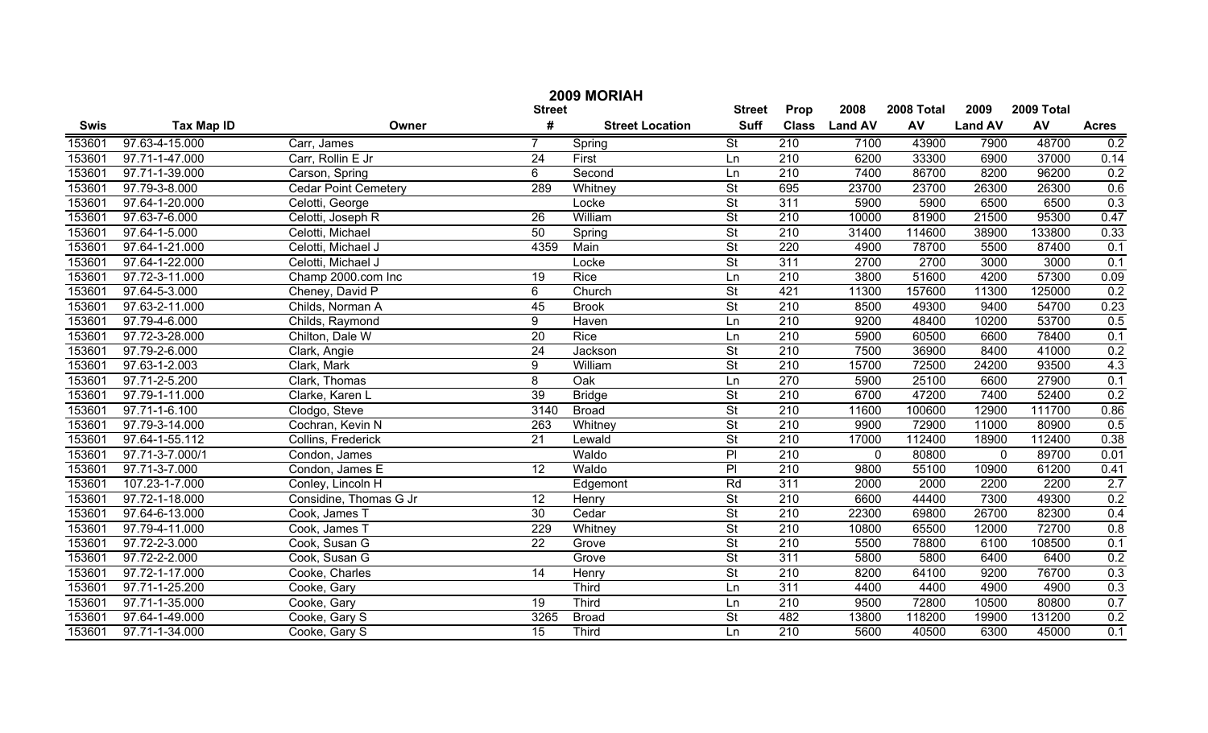# 2009 MORIAH

| Swis | Tax Map ID | Owner | Street # | Street Location | Street Suff | Prop Class | 2008 Land AV | 2008 Total AV | 2009 Land AV | 2009 Total AV | Acres |
|---|---|---|---|---|---|---|---|---|---|---|---|
| 153601 | 97.63-4-15.000 | Carr, James | 7 | Spring | St | 210 | 7100 | 43900 | 7900 | 48700 | 0.2 |
| 153601 | 97.71-1-47.000 | Carr, Rollin E Jr | 24 | First | Ln | 210 | 6200 | 33300 | 6900 | 37000 | 0.14 |
| 153601 | 97.71-1-39.000 | Carson, Spring | 6 | Second | Ln | 210 | 7400 | 86700 | 8200 | 96200 | 0.2 |
| 153601 | 97.79-3-8.000 | Cedar Point Cemetery | 289 | Whitney | St | 695 | 23700 | 23700 | 26300 | 26300 | 0.6 |
| 153601 | 97.64-1-20.000 | Celotti, George | | Locke | St | 311 | 5900 | 5900 | 6500 | 6500 | 0.3 |
| 153601 | 97.63-7-6.000 | Celotti, Joseph R | 26 | William | St | 210 | 10000 | 81900 | 21500 | 95300 | 0.47 |
| 153601 | 97.64-1-5.000 | Celotti, Michael | 50 | Spring | St | 210 | 31400 | 114600 | 38900 | 133800 | 0.33 |
| 153601 | 97.64-1-21.000 | Celotti, Michael J | 4359 | Main | St | 220 | 4900 | 78700 | 5500 | 87400 | 0.1 |
| 153601 | 97.64-1-22.000 | Celotti, Michael J | | Locke | St | 311 | 2700 | 2700 | 3000 | 3000 | 0.1 |
| 153601 | 97.72-3-11.000 | Champ 2000.com Inc | 19 | Rice | Ln | 210 | 3800 | 51600 | 4200 | 57300 | 0.09 |
| 153601 | 97.64-5-3.000 | Cheney, David P | 6 | Church | St | 421 | 11300 | 157600 | 11300 | 125000 | 0.2 |
| 153601 | 97.63-2-11.000 | Childs, Norman A | 45 | Brook | St | 210 | 8500 | 49300 | 9400 | 54700 | 0.23 |
| 153601 | 97.79-4-6.000 | Childs, Raymond | 9 | Haven | Ln | 210 | 9200 | 48400 | 10200 | 53700 | 0.5 |
| 153601 | 97.72-3-28.000 | Chilton, Dale W | 20 | Rice | Ln | 210 | 5900 | 60500 | 6600 | 78400 | 0.1 |
| 153601 | 97.79-2-6.000 | Clark, Angie | 24 | Jackson | St | 210 | 7500 | 36900 | 8400 | 41000 | 0.2 |
| 153601 | 97.63-1-2.003 | Clark, Mark | 9 | William | St | 210 | 15700 | 72500 | 24200 | 93500 | 4.3 |
| 153601 | 97.71-2-5.200 | Clark, Thomas | 8 | Oak | Ln | 270 | 5900 | 25100 | 6600 | 27900 | 0.1 |
| 153601 | 97.79-1-11.000 | Clarke, Karen L | 39 | Bridge | St | 210 | 6700 | 47200 | 7400 | 52400 | 0.2 |
| 153601 | 97.71-1-6.100 | Clodgo, Steve | 3140 | Broad | St | 210 | 11600 | 100600 | 12900 | 111700 | 0.86 |
| 153601 | 97.79-3-14.000 | Cochran, Kevin N | 263 | Whitney | St | 210 | 9900 | 72900 | 11000 | 80900 | 0.5 |
| 153601 | 97.64-1-55.112 | Collins, Frederick | 21 | Lewald | St | 210 | 17000 | 112400 | 18900 | 112400 | 0.38 |
| 153601 | 97.71-3-7.000/1 | Condon, James | | Waldo | Pl | 210 | 0 | 80800 | 0 | 89700 | 0.01 |
| 153601 | 97.71-3-7.000 | Condon, James E | 12 | Waldo | Pl | 210 | 9800 | 55100 | 10900 | 61200 | 0.41 |
| 153601 | 107.23-1-7.000 | Conley, Lincoln H | | Edgemont | Rd | 311 | 2000 | 2000 | 2200 | 2200 | 2.7 |
| 153601 | 97.72-1-18.000 | Considine, Thomas G Jr | 12 | Henry | St | 210 | 6600 | 44400 | 7300 | 49300 | 0.2 |
| 153601 | 97.64-6-13.000 | Cook, James T | 30 | Cedar | St | 210 | 22300 | 69800 | 26700 | 82300 | 0.4 |
| 153601 | 97.79-4-11.000 | Cook, James T | 229 | Whitney | St | 210 | 10800 | 65500 | 12000 | 72700 | 0.8 |
| 153601 | 97.72-2-3.000 | Cook, Susan G | 22 | Grove | St | 210 | 5500 | 78800 | 6100 | 108500 | 0.1 |
| 153601 | 97.72-2-2.000 | Cook, Susan G | | Grove | St | 311 | 5800 | 5800 | 6400 | 6400 | 0.2 |
| 153601 | 97.72-1-17.000 | Cooke, Charles | 14 | Henry | St | 210 | 8200 | 64100 | 9200 | 76700 | 0.3 |
| 153601 | 97.71-1-25.200 | Cooke, Gary | | Third | Ln | 311 | 4400 | 4400 | 4900 | 4900 | 0.3 |
| 153601 | 97.71-1-35.000 | Cooke, Gary | 19 | Third | Ln | 210 | 9500 | 72800 | 10500 | 80800 | 0.7 |
| 153601 | 97.64-1-49.000 | Cooke, Gary S | 3265 | Broad | St | 482 | 13800 | 118200 | 19900 | 131200 | 0.2 |
| 153601 | 97.71-1-34.000 | Cooke, Gary S | 15 | Third | Ln | 210 | 5600 | 40500 | 6300 | 45000 | 0.1 |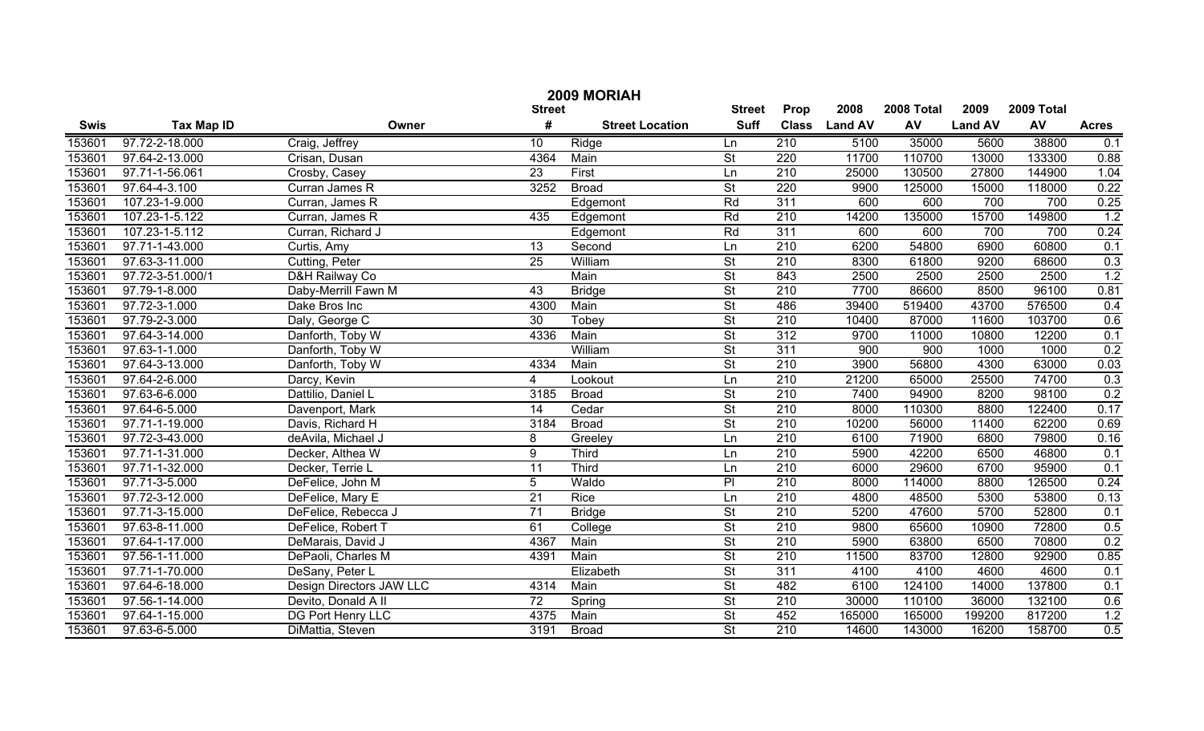# 2009 MORIAH

| Swis | Tax Map ID | Owner | Street # | Street Location | Street Suff | Prop Class | 2008 Land AV | 2008 Total AV | 2009 Land AV | 2009 Total AV | Acres |
|---|---|---|---|---|---|---|---|---|---|---|---|
| 153601 | 97.72-2-18.000 | Craig, Jeffrey | 10 | Ridge | Ln | 210 | 5100 | 35000 | 5600 | 38800 | 0.1 |
| 153601 | 97.64-2-13.000 | Crisan, Dusan | 4364 | Main | St | 220 | 11700 | 110700 | 13000 | 133300 | 0.88 |
| 153601 | 97.71-1-56.061 | Crosby, Casey | 23 | First | Ln | 210 | 25000 | 130500 | 27800 | 144900 | 1.04 |
| 153601 | 97.64-4-3.100 | Curran James R | 3252 | Broad | St | 220 | 9900 | 125000 | 15000 | 118000 | 0.22 |
| 153601 | 107.23-1-9.000 | Curran, James R | | Edgemont | Rd | 311 | 600 | 600 | 700 | 700 | 0.25 |
| 153601 | 107.23-1-5.122 | Curran, James R | 435 | Edgemont | Rd | 210 | 14200 | 135000 | 15700 | 149800 | 1.2 |
| 153601 | 107.23-1-5.112 | Curran, Richard J | | Edgemont | Rd | 311 | 600 | 600 | 700 | 700 | 0.24 |
| 153601 | 97.71-1-43.000 | Curtis, Amy | 13 | Second | Ln | 210 | 6200 | 54800 | 6900 | 60800 | 0.1 |
| 153601 | 97.63-3-11.000 | Cutting, Peter | 25 | William | St | 210 | 8300 | 61800 | 9200 | 68600 | 0.3 |
| 153601 | 97.72-3-51.000/1 | D&H Railway Co | | Main | St | 843 | 2500 | 2500 | 2500 | 2500 | 1.2 |
| 153601 | 97.79-1-8.000 | Daby-Merrill Fawn M | 43 | Bridge | St | 210 | 7700 | 86600 | 8500 | 96100 | 0.81 |
| 153601 | 97.72-3-1.000 | Dake Bros Inc | 4300 | Main | St | 486 | 39400 | 519400 | 43700 | 576500 | 0.4 |
| 153601 | 97.79-2-3.000 | Daly, George C | 30 | Tobey | St | 210 | 10400 | 87000 | 11600 | 103700 | 0.6 |
| 153601 | 97.64-3-14.000 | Danforth, Toby W | 4336 | Main | St | 312 | 9700 | 11000 | 10800 | 12200 | 0.1 |
| 153601 | 97.63-1-1.000 | Danforth, Toby W | | William | St | 311 | 900 | 900 | 1000 | 1000 | 0.2 |
| 153601 | 97.64-3-13.000 | Danforth, Toby W | 4334 | Main | St | 210 | 3900 | 56800 | 4300 | 63000 | 0.03 |
| 153601 | 97.64-2-6.000 | Darcy, Kevin | 4 | Lookout | Ln | 210 | 21200 | 65000 | 25500 | 74700 | 0.3 |
| 153601 | 97.63-6-6.000 | Dattilio, Daniel L | 3185 | Broad | St | 210 | 7400 | 94900 | 8200 | 98100 | 0.2 |
| 153601 | 97.64-6-5.000 | Davenport, Mark | 14 | Cedar | St | 210 | 8000 | 110300 | 8800 | 122400 | 0.17 |
| 153601 | 97.71-1-19.000 | Davis, Richard H | 3184 | Broad | St | 210 | 10200 | 56000 | 11400 | 62200 | 0.69 |
| 153601 | 97.72-3-43.000 | deAvila, Michael J | 8 | Greeley | Ln | 210 | 6100 | 71900 | 6800 | 79800 | 0.16 |
| 153601 | 97.71-1-31.000 | Decker, Althea W | 9 | Third | Ln | 210 | 5900 | 42200 | 6500 | 46800 | 0.1 |
| 153601 | 97.71-1-32.000 | Decker, Terrie L | 11 | Third | Ln | 210 | 6000 | 29600 | 6700 | 95900 | 0.1 |
| 153601 | 97.71-3-5.000 | DeFelice, John M | 5 | Waldo | Pl | 210 | 8000 | 114000 | 8800 | 126500 | 0.24 |
| 153601 | 97.72-3-12.000 | DeFelice, Mary E | 21 | Rice | Ln | 210 | 4800 | 48500 | 5300 | 53800 | 0.13 |
| 153601 | 97.71-3-15.000 | DeFelice, Rebecca J | 71 | Bridge | St | 210 | 5200 | 47600 | 5700 | 52800 | 0.1 |
| 153601 | 97.63-8-11.000 | DeFelice, Robert T | 61 | College | St | 210 | 9800 | 65600 | 10900 | 72800 | 0.5 |
| 153601 | 97.64-1-17.000 | DeMarais, David J | 4367 | Main | St | 210 | 5900 | 63800 | 6500 | 70800 | 0.2 |
| 153601 | 97.56-1-11.000 | DePaoli, Charles M | 4391 | Main | St | 210 | 11500 | 83700 | 12800 | 92900 | 0.85 |
| 153601 | 97.71-1-70.000 | DeSany, Peter L | | Elizabeth | St | 311 | 4100 | 4100 | 4600 | 4600 | 0.1 |
| 153601 | 97.64-6-18.000 | Design Directors JAW LLC | 4314 | Main | St | 482 | 6100 | 124100 | 14000 | 137800 | 0.1 |
| 153601 | 97.56-1-14.000 | Devito, Donald A II | 72 | Spring | St | 210 | 30000 | 110100 | 36000 | 132100 | 0.6 |
| 153601 | 97.64-1-15.000 | DG Port Henry LLC | 4375 | Main | St | 452 | 165000 | 165000 | 199200 | 817200 | 1.2 |
| 153601 | 97.63-6-5.000 | DiMattia, Steven | 3191 | Broad | St | 210 | 14600 | 143000 | 16200 | 158700 | 0.5 |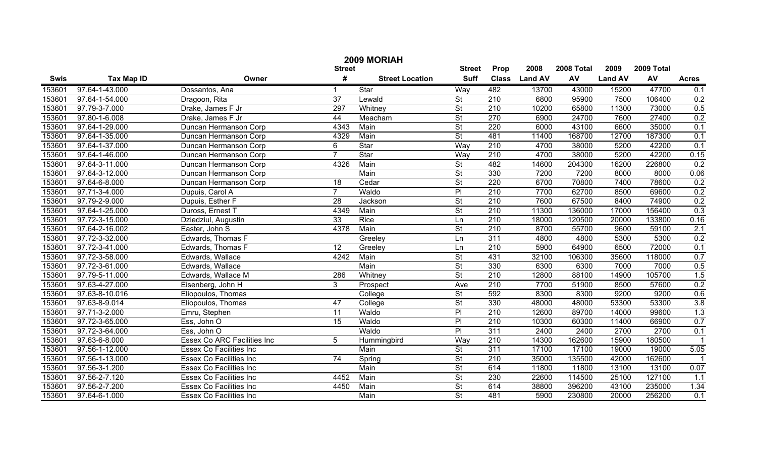# 2009 MORIAH

| Swis | Tax Map ID | Owner | Street # | Street Location | Street Suff | Prop Class | 2008 Land AV | 2008 Total AV | 2009 Land AV | 2009 Total AV | Acres |
|---|---|---|---|---|---|---|---|---|---|---|---|
| 153601 | 97.64-1-43.000 | Dossantos, Ana | 1 | Star | Way | 482 | 13700 | 43000 | 15200 | 47700 | 0.1 |
| 153601 | 97.64-1-54.000 | Dragoon, Rita | 37 | Lewald | St | 210 | 6800 | 95900 | 7500 | 106400 | 0.2 |
| 153601 | 97.79-3-7.000 | Drake, James F Jr | 297 | Whitney | St | 210 | 10200 | 65800 | 11300 | 73000 | 0.5 |
| 153601 | 97.80-1-6.008 | Drake, James F Jr | 44 | Meacham | St | 270 | 6900 | 24700 | 7600 | 27400 | 0.2 |
| 153601 | 97.64-1-29.000 | Duncan Hermanson Corp | 4343 | Main | St | 220 | 6000 | 43100 | 6600 | 35000 | 0.1 |
| 153601 | 97.64-1-35.000 | Duncan Hermanson Corp | 4329 | Main | St | 481 | 11400 | 168700 | 12700 | 187300 | 0.1 |
| 153601 | 97.64-1-37.000 | Duncan Hermanson Corp | 6 | Star | Way | 210 | 4700 | 38000 | 5200 | 42200 | 0.1 |
| 153601 | 97.64-1-46.000 | Duncan Hermanson Corp | 7 | Star | Way | 210 | 4700 | 38000 | 5200 | 42200 | 0.15 |
| 153601 | 97.64-3-11.000 | Duncan Hermanson Corp | 4326 | Main | St | 482 | 14600 | 204300 | 16200 | 226800 | 0.2 |
| 153601 | 97.64-3-12.000 | Duncan Hermanson Corp | | Main | St | 330 | 7200 | 7200 | 8000 | 8000 | 0.06 |
| 153601 | 97.64-6-8.000 | Duncan Hermanson Corp | 18 | Cedar | St | 220 | 6700 | 70800 | 7400 | 78600 | 0.2 |
| 153601 | 97.71-3-4.000 | Dupuis, Carol A | 7 | Waldo | Pl | 210 | 7700 | 62700 | 8500 | 69600 | 0.2 |
| 153601 | 97.79-2-9.000 | Dupuis, Esther F | 28 | Jackson | St | 210 | 7600 | 67500 | 8400 | 74900 | 0.2 |
| 153601 | 97.64-1-25.000 | Duross, Ernest T | 4349 | Main | St | 210 | 11300 | 136000 | 17000 | 156400 | 0.3 |
| 153601 | 97.72-3-15.000 | Dziedziul, Augustin | 33 | Rice | Ln | 210 | 18000 | 120500 | 20000 | 133800 | 0.16 |
| 153601 | 97.64-2-16.002 | Easter, John S | 4378 | Main | St | 210 | 8700 | 55700 | 9600 | 59100 | 2.1 |
| 153601 | 97.72-3-32.000 | Edwards, Thomas F | | Greeley | Ln | 311 | 4800 | 4800 | 5300 | 5300 | 0.2 |
| 153601 | 97.72-3-41.000 | Edwards, Thomas F | 12 | Greeley | Ln | 210 | 5900 | 64900 | 6500 | 72000 | 0.1 |
| 153601 | 97.72-3-58.000 | Edwards, Wallace | 4242 | Main | St | 431 | 32100 | 106300 | 35600 | 118000 | 0.7 |
| 153601 | 97.72-3-61.000 | Edwards, Wallace | | Main | St | 330 | 6300 | 6300 | 7000 | 7000 | 0.5 |
| 153601 | 97.79-5-11.000 | Edwards, Wallace M | 286 | Whitney | St | 210 | 12800 | 88100 | 14900 | 105700 | 1.5 |
| 153601 | 97.63-4-27.000 | Eisenberg, John H | 3 | Prospect | Ave | 210 | 7700 | 51900 | 8500 | 57600 | 0.2 |
| 153601 | 97.63-8-10.016 | Eliopoulos, Thomas | | College | St | 592 | 8300 | 8300 | 9200 | 9200 | 0.6 |
| 153601 | 97.63-8-9.014 | Eliopoulos, Thomas | 47 | College | St | 330 | 48000 | 48000 | 53300 | 53300 | 3.8 |
| 153601 | 97.71-3-2.000 | Emru, Stephen | 11 | Waldo | Pl | 210 | 12600 | 89700 | 14000 | 99600 | 1.3 |
| 153601 | 97.72-3-65.000 | Ess, John O | 15 | Waldo | Pl | 210 | 10300 | 60300 | 11400 | 66900 | 0.7 |
| 153601 | 97.72-3-64.000 | Ess, John O | | Waldo | Pl | 311 | 2400 | 2400 | 2700 | 2700 | 0.1 |
| 153601 | 97.63-6-8.000 | Essex Co ARC Facilities Inc | 5 | Hummingbird | Way | 210 | 14300 | 162600 | 15900 | 180500 | 1 |
| 153601 | 97.56-1-12.000 | Essex Co Facilities Inc | | Main | St | 311 | 17100 | 17100 | 19000 | 19000 | 5.05 |
| 153601 | 97.56-1-13.000 | Essex Co Facilities Inc | 74 | Spring | St | 210 | 35000 | 135500 | 42000 | 162600 | 1 |
| 153601 | 97.56-3-1.200 | Essex Co Facilities Inc | | Main | St | 614 | 11800 | 11800 | 13100 | 13100 | 0.07 |
| 153601 | 97.56-2-7.120 | Essex Co Facilities Inc | 4452 | Main | St | 230 | 22600 | 114500 | 25100 | 127100 | 1.1 |
| 153601 | 97.56-2-7.200 | Essex Co Facilities Inc | 4450 | Main | St | 614 | 38800 | 396200 | 43100 | 235000 | 1.34 |
| 153601 | 97.64-6-1.000 | Essex Co Facilities Inc | | Main | St | 481 | 5900 | 230800 | 20000 | 256200 | 0.1 |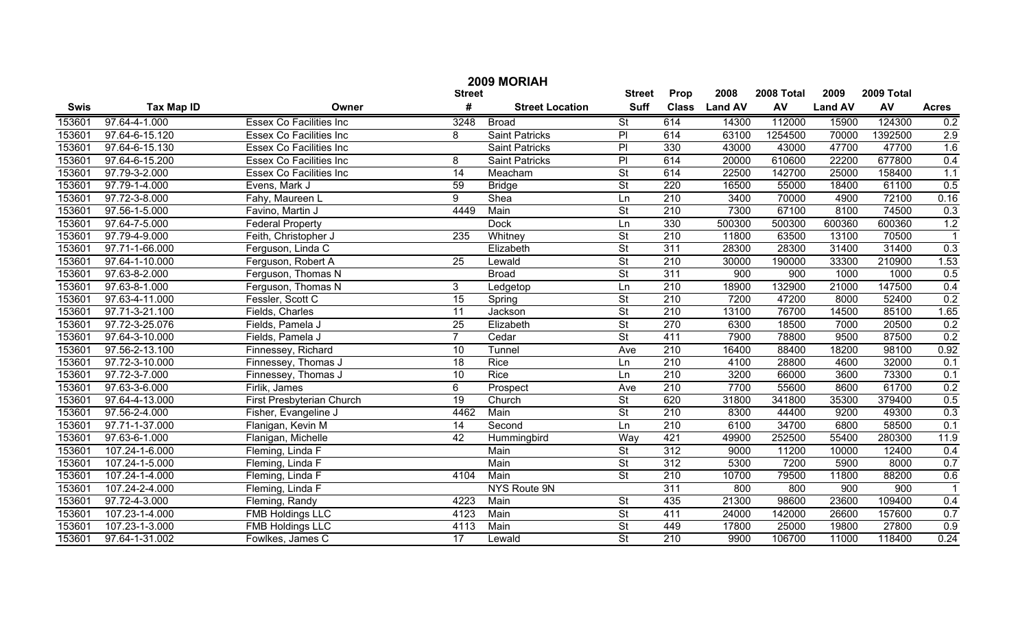# 2009 MORIAH

| Swis | Tax Map ID | Owner | Street # | Street Location | Street Suff | Prop Class | 2008 Land AV | 2008 Total AV | 2009 Land AV | 2009 Total AV | Acres |
|---|---|---|---|---|---|---|---|---|---|---|---|
| 153601 | 97.64-4-1.000 | Essex Co Facilities Inc | 3248 | Broad | St | 614 | 14300 | 112000 | 15900 | 124300 | 0.2 |
| 153601 | 97.64-6-15.120 | Essex Co Facilities Inc | 8 | Saint Patricks | Pl | 614 | 63100 | 1254500 | 70000 | 1392500 | 2.9 |
| 153601 | 97.64-6-15.130 | Essex Co Facilities Inc | | Saint Patricks | Pl | 330 | 43000 | 43000 | 47700 | 47700 | 1.6 |
| 153601 | 97.64-6-15.200 | Essex Co Facilities Inc | 8 | Saint Patricks | Pl | 614 | 20000 | 610600 | 22200 | 677800 | 0.4 |
| 153601 | 97.79-3-2.000 | Essex Co Facilities Inc | 14 | Meacham | St | 614 | 22500 | 142700 | 25000 | 158400 | 1.1 |
| 153601 | 97.79-1-4.000 | Evens, Mark J | 59 | Bridge | St | 220 | 16500 | 55000 | 18400 | 61100 | 0.5 |
| 153601 | 97.72-3-8.000 | Fahy, Maureen L | 9 | Shea | Ln | 210 | 3400 | 70000 | 4900 | 72100 | 0.16 |
| 153601 | 97.56-1-5.000 | Favino, Martin J | 4449 | Main | St | 210 | 7300 | 67100 | 8100 | 74500 | 0.3 |
| 153601 | 97.64-7-5.000 | Federal Property | | Dock | Ln | 330 | 500300 | 500300 | 600360 | 600360 | 1.2 |
| 153601 | 97.79-4-9.000 | Feith, Christopher J | 235 | Whitney | St | 210 | 11800 | 63500 | 13100 | 70500 | 1 |
| 153601 | 97.71-1-66.000 | Ferguson, Linda C | | Elizabeth | St | 311 | 28300 | 28300 | 31400 | 31400 | 0.3 |
| 153601 | 97.64-1-10.000 | Ferguson, Robert A | 25 | Lewald | St | 210 | 30000 | 190000 | 33300 | 210900 | 1.53 |
| 153601 | 97.63-8-2.000 | Ferguson, Thomas N | | Broad | St | 311 | 900 | 900 | 1000 | 1000 | 0.5 |
| 153601 | 97.63-8-1.000 | Ferguson, Thomas N | 3 | Ledgetop | Ln | 210 | 18900 | 132900 | 21000 | 147500 | 0.4 |
| 153601 | 97.63-4-11.000 | Fessler, Scott C | 15 | Spring | St | 210 | 7200 | 47200 | 8000 | 52400 | 0.2 |
| 153601 | 97.71-3-21.100 | Fields, Charles | 11 | Jackson | St | 210 | 13100 | 76700 | 14500 | 85100 | 1.65 |
| 153601 | 97.72-3-25.076 | Fields, Pamela J | 25 | Elizabeth | St | 270 | 6300 | 18500 | 7000 | 20500 | 0.2 |
| 153601 | 97.64-3-10.000 | Fields, Pamela J | 7 | Cedar | St | 411 | 7900 | 78800 | 9500 | 87500 | 0.2 |
| 153601 | 97.56-2-13.100 | Finnessey, Richard | 10 | Tunnel | Ave | 210 | 16400 | 88400 | 18200 | 98100 | 0.92 |
| 153601 | 97.72-3-10.000 | Finnessey, Thomas J | 18 | Rice | Ln | 210 | 4100 | 28800 | 4600 | 32000 | 0.1 |
| 153601 | 97.72-3-7.000 | Finnessey, Thomas J | 10 | Rice | Ln | 210 | 3200 | 66000 | 3600 | 73300 | 0.1 |
| 153601 | 97.63-3-6.000 | Firlik, James | 6 | Prospect | Ave | 210 | 7700 | 55600 | 8600 | 61700 | 0.2 |
| 153601 | 97.64-4-13.000 | First Presbyterian Church | 19 | Church | St | 620 | 31800 | 341800 | 35300 | 379400 | 0.5 |
| 153601 | 97.56-2-4.000 | Fisher, Evangeline J | 4462 | Main | St | 210 | 8300 | 44400 | 9200 | 49300 | 0.3 |
| 153601 | 97.71-1-37.000 | Flanigan, Kevin M | 14 | Second | Ln | 210 | 6100 | 34700 | 6800 | 58500 | 0.1 |
| 153601 | 97.63-6-1.000 | Flanigan, Michelle | 42 | Hummingbird | Way | 421 | 49900 | 252500 | 55400 | 280300 | 11.9 |
| 153601 | 107.24-1-6.000 | Fleming, Linda F | | Main | St | 312 | 9000 | 11200 | 10000 | 12400 | 0.4 |
| 153601 | 107.24-1-5.000 | Fleming, Linda F | | Main | St | 312 | 5300 | 7200 | 5900 | 8000 | 0.7 |
| 153601 | 107.24-1-4.000 | Fleming, Linda F | 4104 | Main | St | 210 | 10700 | 79500 | 11800 | 88200 | 0.6 |
| 153601 | 107.24-2-4.000 | Fleming, Linda F | | NYS Route 9N | | 311 | 800 | 800 | 900 | 900 | 1 |
| 153601 | 97.72-4-3.000 | Fleming, Randy | 4223 | Main | St | 435 | 21300 | 98600 | 23600 | 109400 | 0.4 |
| 153601 | 107.23-1-4.000 | FMB Holdings LLC | 4123 | Main | St | 411 | 24000 | 142000 | 26600 | 157600 | 0.7 |
| 153601 | 107.23-1-3.000 | FMB Holdings LLC | 4113 | Main | St | 449 | 17800 | 25000 | 19800 | 27800 | 0.9 |
| 153601 | 97.64-1-31.002 | Fowlkes, James C | 17 | Lewald | St | 210 | 9900 | 106700 | 11000 | 118400 | 0.24 |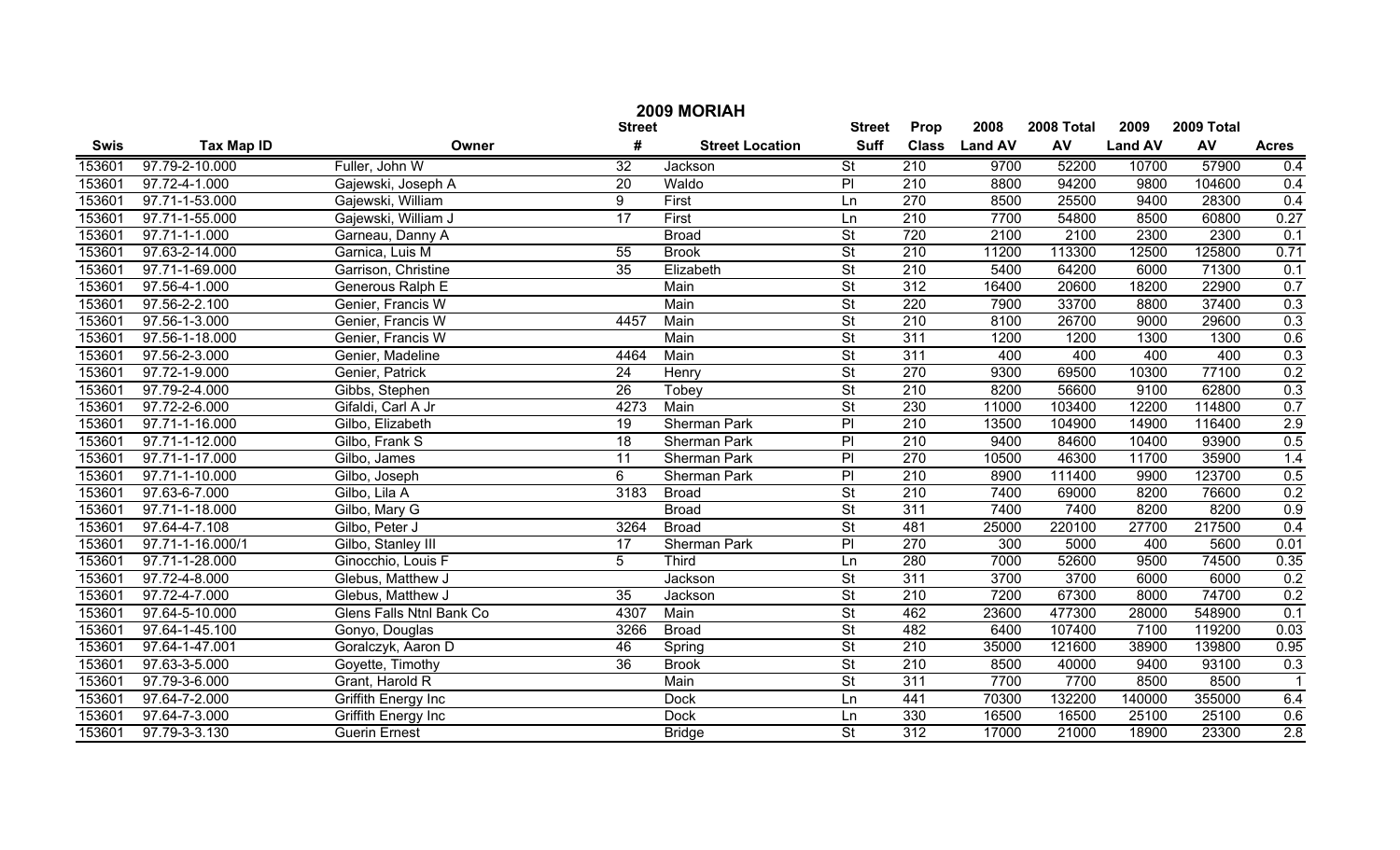# 2009 MORIAH

| Swis | Tax Map ID | Owner | Street # | Street Location | Street Suff | Prop Class | 2008 Land AV | 2008 Total AV | 2009 Land AV | 2009 Total AV | Acres |
|---|---|---|---|---|---|---|---|---|---|---|---|
| 153601 | 97.79-2-10.000 | Fuller, John W | 32 | Jackson | St | 210 | 9700 | 52200 | 10700 | 57900 | 0.4 |
| 153601 | 97.72-4-1.000 | Gajewski, Joseph A | 20 | Waldo | Pl | 210 | 8800 | 94200 | 9800 | 104600 | 0.4 |
| 153601 | 97.71-1-53.000 | Gajewski, William | 9 | First | Ln | 270 | 8500 | 25500 | 9400 | 28300 | 0.4 |
| 153601 | 97.71-1-55.000 | Gajewski, William J | 17 | First | Ln | 210 | 7700 | 54800 | 8500 | 60800 | 0.27 |
| 153601 | 97.71-1-1.000 | Garneau, Danny A | | Broad | St | 720 | 2100 | 2100 | 2300 | 2300 | 0.1 |
| 153601 | 97.63-2-14.000 | Garnica, Luis M | 55 | Brook | St | 210 | 11200 | 113300 | 12500 | 125800 | 0.71 |
| 153601 | 97.71-1-69.000 | Garrison, Christine | 35 | Elizabeth | St | 210 | 5400 | 64200 | 6000 | 71300 | 0.1 |
| 153601 | 97.56-4-1.000 | Generous Ralph E | | Main | St | 312 | 16400 | 20600 | 18200 | 22900 | 0.7 |
| 153601 | 97.56-2-2.100 | Genier, Francis W | | Main | St | 220 | 7900 | 33700 | 8800 | 37400 | 0.3 |
| 153601 | 97.56-1-3.000 | Genier, Francis W | 4457 | Main | St | 210 | 8100 | 26700 | 9000 | 29600 | 0.3 |
| 153601 | 97.56-1-18.000 | Genier, Francis W | | Main | St | 311 | 1200 | 1200 | 1300 | 1300 | 0.6 |
| 153601 | 97.56-2-3.000 | Genier, Madeline | 4464 | Main | St | 311 | 400 | 400 | 400 | 400 | 0.3 |
| 153601 | 97.72-1-9.000 | Genier, Patrick | 24 | Henry | St | 270 | 9300 | 69500 | 10300 | 77100 | 0.2 |
| 153601 | 97.79-2-4.000 | Gibbs, Stephen | 26 | Tobey | St | 210 | 8200 | 56600 | 9100 | 62800 | 0.3 |
| 153601 | 97.72-2-6.000 | Gifaldi, Carl A Jr | 4273 | Main | St | 230 | 11000 | 103400 | 12200 | 114800 | 0.7 |
| 153601 | 97.71-1-16.000 | Gilbo, Elizabeth | 19 | Sherman Park | Pl | 210 | 13500 | 104900 | 14900 | 116400 | 2.9 |
| 153601 | 97.71-1-12.000 | Gilbo, Frank S | 18 | Sherman Park | Pl | 210 | 9400 | 84600 | 10400 | 93900 | 0.5 |
| 153601 | 97.71-1-17.000 | Gilbo, James | 11 | Sherman Park | Pl | 270 | 10500 | 46300 | 11700 | 35900 | 1.4 |
| 153601 | 97.71-1-10.000 | Gilbo, Joseph | 6 | Sherman Park | Pl | 210 | 8900 | 111400 | 9900 | 123700 | 0.5 |
| 153601 | 97.63-6-7.000 | Gilbo, Lila A | 3183 | Broad | St | 210 | 7400 | 69000 | 8200 | 76600 | 0.2 |
| 153601 | 97.71-1-18.000 | Gilbo, Mary G | | Broad | St | 311 | 7400 | 7400 | 8200 | 8200 | 0.9 |
| 153601 | 97.64-4-7.108 | Gilbo, Peter J | 3264 | Broad | St | 481 | 25000 | 220100 | 27700 | 217500 | 0.4 |
| 153601 | 97.71-1-16.000/1 | Gilbo, Stanley III | 17 | Sherman Park | Pl | 270 | 300 | 5000 | 400 | 5600 | 0.01 |
| 153601 | 97.71-1-28.000 | Ginocchio, Louis F | 5 | Third | Ln | 280 | 7000 | 52600 | 9500 | 74500 | 0.35 |
| 153601 | 97.72-4-8.000 | Glebus, Matthew J | | Jackson | St | 311 | 3700 | 3700 | 6000 | 6000 | 0.2 |
| 153601 | 97.72-4-7.000 | Glebus, Matthew J | 35 | Jackson | St | 210 | 7200 | 67300 | 8000 | 74700 | 0.2 |
| 153601 | 97.64-5-10.000 | Glens Falls Ntnl Bank Co | 4307 | Main | St | 462 | 23600 | 477300 | 28000 | 548900 | 0.1 |
| 153601 | 97.64-1-45.100 | Gonyo, Douglas | 3266 | Broad | St | 482 | 6400 | 107400 | 7100 | 119200 | 0.03 |
| 153601 | 97.64-1-47.001 | Goralczyk, Aaron D | 46 | Spring | St | 210 | 35000 | 121600 | 38900 | 139800 | 0.95 |
| 153601 | 97.63-3-5.000 | Goyette, Timothy | 36 | Brook | St | 210 | 8500 | 40000 | 9400 | 93100 | 0.3 |
| 153601 | 97.79-3-6.000 | Grant, Harold R | | Main | St | 311 | 7700 | 7700 | 8500 | 8500 | 1 |
| 153601 | 97.64-7-2.000 | Griffith Energy Inc | | Dock | Ln | 441 | 70300 | 132200 | 140000 | 355000 | 6.4 |
| 153601 | 97.64-7-3.000 | Griffith Energy Inc | | Dock | Ln | 330 | 16500 | 16500 | 25100 | 25100 | 0.6 |
| 153601 | 97.79-3-3.130 | Guerin Ernest | | Bridge | St | 312 | 17000 | 21000 | 18900 | 23300 | 2.8 |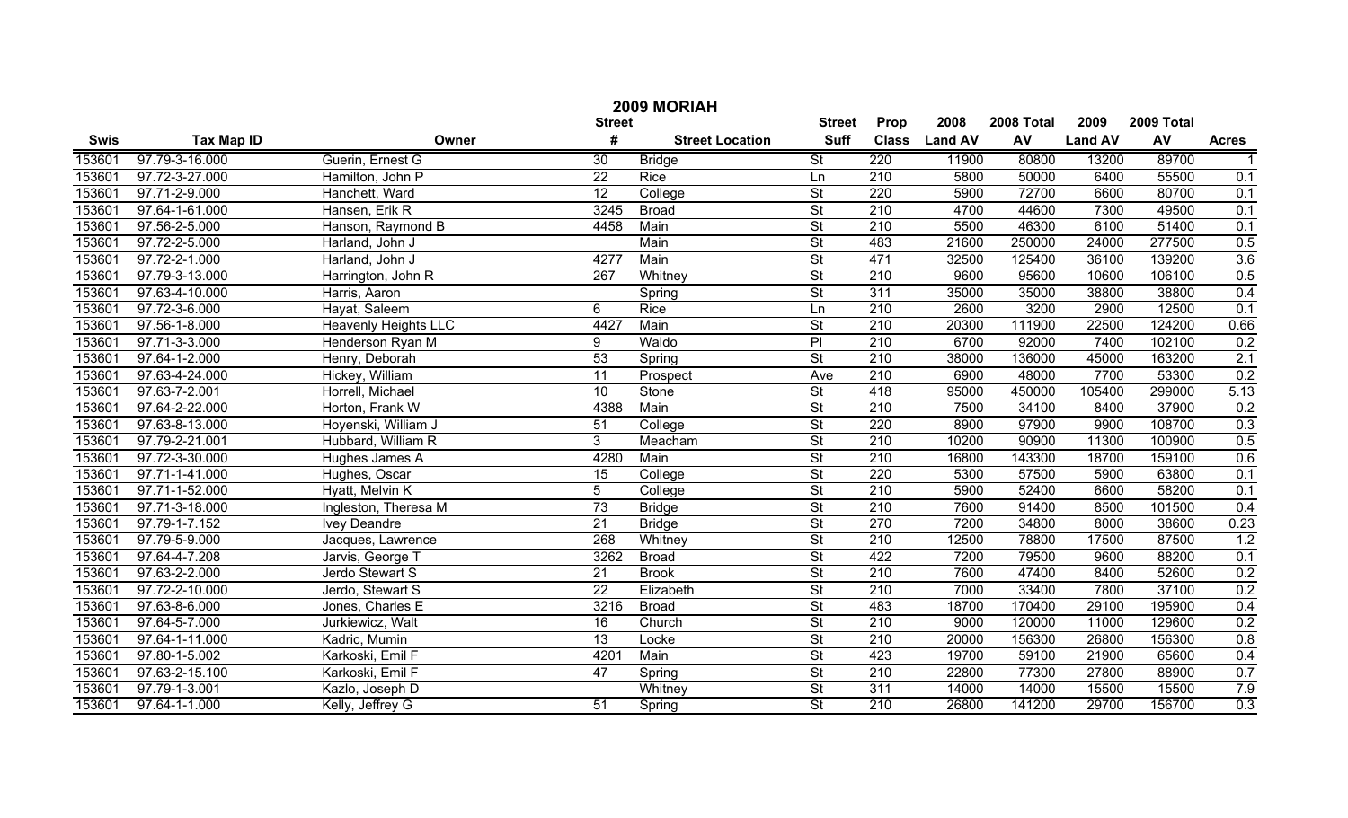# 2009 MORIAH

| Swis | Tax Map ID | Owner | Street # | Street Location | Street Suff | Prop Class | 2008 Land AV | 2008 Total AV | 2009 Land AV | 2009 Total AV | Acres |
|---|---|---|---|---|---|---|---|---|---|---|---|
| 153601 | 97.79-3-16.000 | Guerin, Ernest G | 30 | Bridge | St | 220 | 11900 | 80800 | 13200 | 89700 | 1 |
| 153601 | 97.72-3-27.000 | Hamilton, John P | 22 | Rice | Ln | 210 | 5800 | 50000 | 6400 | 55500 | 0.1 |
| 153601 | 97.71-2-9.000 | Hanchett, Ward | 12 | College | St | 220 | 5900 | 72700 | 6600 | 80700 | 0.1 |
| 153601 | 97.64-1-61.000 | Hansen, Erik R | 3245 | Broad | St | 210 | 4700 | 44600 | 7300 | 49500 | 0.1 |
| 153601 | 97.56-2-5.000 | Hanson, Raymond B | 4458 | Main | St | 210 | 5500 | 46300 | 6100 | 51400 | 0.1 |
| 153601 | 97.72-2-5.000 | Harland, John J | | Main | St | 483 | 21600 | 250000 | 24000 | 277500 | 0.5 |
| 153601 | 97.72-2-1.000 | Harland, John J | 4277 | Main | St | 471 | 32500 | 125400 | 36100 | 139200 | 3.6 |
| 153601 | 97.79-3-13.000 | Harrington, John R | 267 | Whitney | St | 210 | 9600 | 95600 | 10600 | 106100 | 0.5 |
| 153601 | 97.63-4-10.000 | Harris, Aaron | | Spring | St | 311 | 35000 | 35000 | 38800 | 38800 | 0.4 |
| 153601 | 97.72-3-6.000 | Hayat, Saleem | 6 | Rice | Ln | 210 | 2600 | 3200 | 2900 | 12500 | 0.1 |
| 153601 | 97.56-1-8.000 | Heavenly Heights LLC | 4427 | Main | St | 210 | 20300 | 111900 | 22500 | 124200 | 0.66 |
| 153601 | 97.71-3-3.000 | Henderson Ryan M | 9 | Waldo | Pl | 210 | 6700 | 92000 | 7400 | 102100 | 0.2 |
| 153601 | 97.64-1-2.000 | Henry, Deborah | 53 | Spring | St | 210 | 38000 | 136000 | 45000 | 163200 | 2.1 |
| 153601 | 97.63-4-24.000 | Hickey, William | 11 | Prospect | Ave | 210 | 6900 | 48000 | 7700 | 53300 | 0.2 |
| 153601 | 97.63-7-2.001 | Horrell, Michael | 10 | Stone | St | 418 | 95000 | 450000 | 105400 | 299000 | 5.13 |
| 153601 | 97.64-2-22.000 | Horton, Frank W | 4388 | Main | St | 210 | 7500 | 34100 | 8400 | 37900 | 0.2 |
| 153601 | 97.63-8-13.000 | Hoyenski, William J | 51 | College | St | 220 | 8900 | 97900 | 9900 | 108700 | 0.3 |
| 153601 | 97.79-2-21.001 | Hubbard, William R | 3 | Meacham | St | 210 | 10200 | 90900 | 11300 | 100900 | 0.5 |
| 153601 | 97.72-3-30.000 | Hughes James A | 4280 | Main | St | 210 | 16800 | 143300 | 18700 | 159100 | 0.6 |
| 153601 | 97.71-1-41.000 | Hughes, Oscar | 15 | College | St | 220 | 5300 | 57500 | 5900 | 63800 | 0.1 |
| 153601 | 97.71-1-52.000 | Hyatt, Melvin K | 5 | College | St | 210 | 5900 | 52400 | 6600 | 58200 | 0.1 |
| 153601 | 97.71-3-18.000 | Ingleston, Theresa M | 73 | Bridge | St | 210 | 7600 | 91400 | 8500 | 101500 | 0.4 |
| 153601 | 97.79-1-7.152 | Ivey Deandre | 21 | Bridge | St | 270 | 7200 | 34800 | 8000 | 38600 | 0.23 |
| 153601 | 97.79-5-9.000 | Jacques, Lawrence | 268 | Whitney | St | 210 | 12500 | 78800 | 17500 | 87500 | 1.2 |
| 153601 | 97.64-4-7.208 | Jarvis, George T | 3262 | Broad | St | 422 | 7200 | 79500 | 9600 | 88200 | 0.1 |
| 153601 | 97.63-2-2.000 | Jerdo Stewart S | 21 | Brook | St | 210 | 7600 | 47400 | 8400 | 52600 | 0.2 |
| 153601 | 97.72-2-10.000 | Jerdo, Stewart S | 22 | Elizabeth | St | 210 | 7000 | 33400 | 7800 | 37100 | 0.2 |
| 153601 | 97.63-8-6.000 | Jones, Charles E | 3216 | Broad | St | 483 | 18700 | 170400 | 29100 | 195900 | 0.4 |
| 153601 | 97.64-5-7.000 | Jurkiewicz, Walt | 16 | Church | St | 210 | 9000 | 120000 | 11000 | 129600 | 0.2 |
| 153601 | 97.64-1-11.000 | Kadric, Mumin | 13 | Locke | St | 210 | 20000 | 156300 | 26800 | 156300 | 0.8 |
| 153601 | 97.80-1-5.002 | Karkoski, Emil F | 4201 | Main | St | 423 | 19700 | 59100 | 21900 | 65600 | 0.4 |
| 153601 | 97.63-2-15.100 | Karkoski, Emil F | 47 | Spring | St | 210 | 22800 | 77300 | 27800 | 88900 | 0.7 |
| 153601 | 97.79-1-3.001 | Kazlo, Joseph D | | Whitney | St | 311 | 14000 | 14000 | 15500 | 15500 | 7.9 |
| 153601 | 97.64-1-1.000 | Kelly, Jeffrey G | 51 | Spring | St | 210 | 26800 | 141200 | 29700 | 156700 | 0.3 |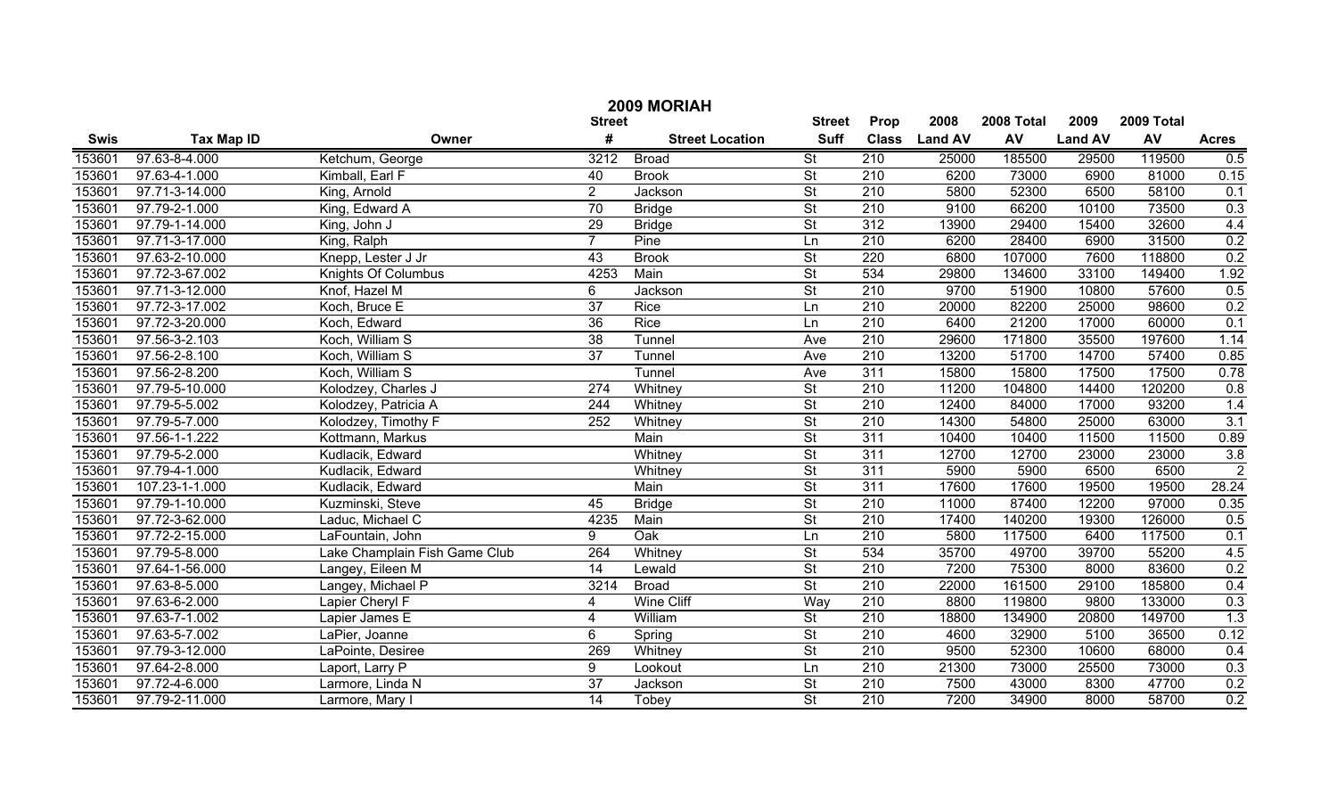# 2009 MORIAH

| Swis | Tax Map ID | Owner | Street # | Street Location | Street Suff | Prop Class | 2008 Land AV | 2008 Total AV | 2009 Land AV | 2009 Total AV | Acres |
|---|---|---|---|---|---|---|---|---|---|---|---|
| 153601 | 97.63-8-4.000 | Ketchum, George | 3212 | Broad | St | 210 | 25000 | 185500 | 29500 | 119500 | 0.5 |
| 153601 | 97.63-4-1.000 | Kimball, Earl F | 40 | Brook | St | 210 | 6200 | 73000 | 6900 | 81000 | 0.15 |
| 153601 | 97.71-3-14.000 | King, Arnold | 2 | Jackson | St | 210 | 5800 | 52300 | 6500 | 58100 | 0.1 |
| 153601 | 97.79-2-1.000 | King, Edward A | 70 | Bridge | St | 210 | 9100 | 66200 | 10100 | 73500 | 0.3 |
| 153601 | 97.79-1-14.000 | King, John J | 29 | Bridge | St | 312 | 13900 | 29400 | 15400 | 32600 | 4.4 |
| 153601 | 97.71-3-17.000 | King, Ralph | 7 | Pine | Ln | 210 | 6200 | 28400 | 6900 | 31500 | 0.2 |
| 153601 | 97.63-2-10.000 | Knepp, Lester J Jr | 43 | Brook | St | 220 | 6800 | 107000 | 7600 | 118800 | 0.2 |
| 153601 | 97.72-3-67.002 | Knights Of Columbus | 4253 | Main | St | 534 | 29800 | 134600 | 33100 | 149400 | 1.92 |
| 153601 | 97.71-3-12.000 | Knof, Hazel M | 6 | Jackson | St | 210 | 9700 | 51900 | 10800 | 57600 | 0.5 |
| 153601 | 97.72-3-17.002 | Koch, Bruce E | 37 | Rice | Ln | 210 | 20000 | 82200 | 25000 | 98600 | 0.2 |
| 153601 | 97.72-3-20.000 | Koch, Edward | 36 | Rice | Ln | 210 | 6400 | 21200 | 17000 | 60000 | 0.1 |
| 153601 | 97.56-3-2.103 | Koch, William S | 38 | Tunnel | Ave | 210 | 29600 | 171800 | 35500 | 197600 | 1.14 |
| 153601 | 97.56-2-8.100 | Koch, William S | 37 | Tunnel | Ave | 210 | 13200 | 51700 | 14700 | 57400 | 0.85 |
| 153601 | 97.56-2-8.200 | Koch, William S | | Tunnel | Ave | 311 | 15800 | 15800 | 17500 | 17500 | 0.78 |
| 153601 | 97.79-5-10.000 | Kolodzey, Charles J | 274 | Whitney | St | 210 | 11200 | 104800 | 14400 | 120200 | 0.8 |
| 153601 | 97.79-5-5.002 | Kolodzey, Patricia A | 244 | Whitney | St | 210 | 12400 | 84000 | 17000 | 93200 | 1.4 |
| 153601 | 97.79-5-7.000 | Kolodzey, Timothy F | 252 | Whitney | St | 210 | 14300 | 54800 | 25000 | 63000 | 3.1 |
| 153601 | 97.56-1-1.222 | Kottmann, Markus | | Main | St | 311 | 10400 | 10400 | 11500 | 11500 | 0.89 |
| 153601 | 97.79-5-2.000 | Kudlacik, Edward | | Whitney | St | 311 | 12700 | 12700 | 23000 | 23000 | 3.8 |
| 153601 | 97.79-4-1.000 | Kudlacik, Edward | | Whitney | St | 311 | 5900 | 5900 | 6500 | 6500 | 2 |
| 153601 | 107.23-1-1.000 | Kudlacik, Edward | | Main | St | 311 | 17600 | 17600 | 19500 | 19500 | 28.24 |
| 153601 | 97.79-1-10.000 | Kuzminski, Steve | 45 | Bridge | St | 210 | 11000 | 87400 | 12200 | 97000 | 0.35 |
| 153601 | 97.72-3-62.000 | Laduc, Michael C | 4235 | Main | St | 210 | 17400 | 140200 | 19300 | 126000 | 0.5 |
| 153601 | 97.72-2-15.000 | LaFountain, John | 9 | Oak | Ln | 210 | 5800 | 117500 | 6400 | 117500 | 0.1 |
| 153601 | 97.79-5-8.000 | Lake Champlain Fish Game Club | 264 | Whitney | St | 534 | 35700 | 49700 | 39700 | 55200 | 4.5 |
| 153601 | 97.64-1-56.000 | Langey, Eileen M | 14 | Lewald | St | 210 | 7200 | 75300 | 8000 | 83600 | 0.2 |
| 153601 | 97.63-8-5.000 | Langey, Michael P | 3214 | Broad | St | 210 | 22000 | 161500 | 29100 | 185800 | 0.4 |
| 153601 | 97.63-6-2.000 | Lapier Cheryl F | 4 | Wine Cliff | Way | 210 | 8800 | 119800 | 9800 | 133000 | 0.3 |
| 153601 | 97.63-7-1.002 | Lapier James E | 4 | William | St | 210 | 18800 | 134900 | 20800 | 149700 | 1.3 |
| 153601 | 97.63-5-7.002 | LaPier, Joanne | 6 | Spring | St | 210 | 4600 | 32900 | 5100 | 36500 | 0.12 |
| 153601 | 97.79-3-12.000 | LaPointe, Desiree | 269 | Whitney | St | 210 | 9500 | 52300 | 10600 | 68000 | 0.4 |
| 153601 | 97.64-2-8.000 | Laport, Larry P | 9 | Lookout | Ln | 210 | 21300 | 73000 | 25500 | 73000 | 0.3 |
| 153601 | 97.72-4-6.000 | Larmore, Linda N | 37 | Jackson | St | 210 | 7500 | 43000 | 8300 | 47700 | 0.2 |
| 153601 | 97.79-2-11.000 | Larmore, Mary I | 14 | Tobey | St | 210 | 7200 | 34900 | 8000 | 58700 | 0.2 |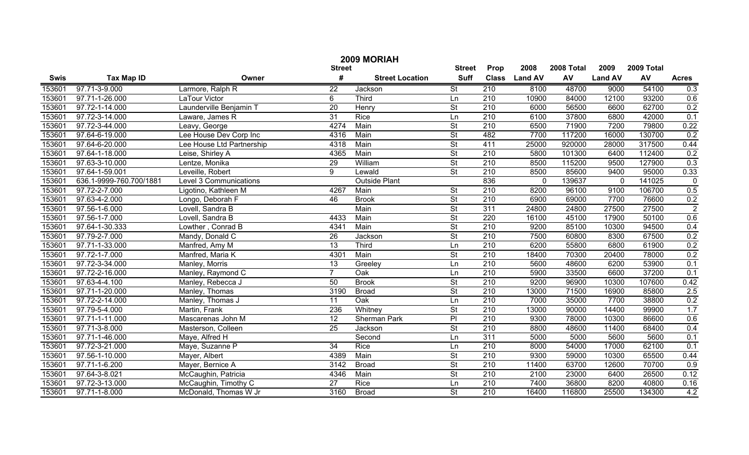# 2009 MORIAH

| Swis | Tax Map ID | Owner | Street # | Street Location | Street Suff | Prop Class | 2008 Land AV | 2008 Total AV | 2009 Land AV | 2009 Total AV | Acres |
|---|---|---|---|---|---|---|---|---|---|---|---|
| 153601 | 97.71-3-9.000 | Larmore, Ralph R | 22 | Jackson | St | 210 | 8100 | 48700 | 9000 | 54100 | 0.3 |
| 153601 | 97.71-1-26.000 | LaTour Victor | 6 | Third | Ln | 210 | 10900 | 84000 | 12100 | 93200 | 0.6 |
| 153601 | 97.72-1-14.000 | Launderville Benjamin T | 20 | Henry | St | 210 | 6000 | 56500 | 6600 | 62700 | 0.2 |
| 153601 | 97.72-3-14.000 | Laware, James R | 31 | Rice | Ln | 210 | 6100 | 37800 | 6800 | 42000 | 0.1 |
| 153601 | 97.72-3-44.000 | Leavy, George | 4274 | Main | St | 210 | 6500 | 71900 | 7200 | 79800 | 0.22 |
| 153601 | 97.64-6-19.000 | Lee House Dev Corp Inc | 4316 | Main | St | 482 | 7700 | 117200 | 16000 | 130700 | 0.2 |
| 153601 | 97.64-6-20.000 | Lee House Ltd Partnership | 4318 | Main | St | 411 | 25000 | 920000 | 28000 | 317500 | 0.44 |
| 153601 | 97.64-1-18.000 | Leise, Shirley A | 4365 | Main | St | 210 | 5800 | 101300 | 6400 | 112400 | 0.2 |
| 153601 | 97.63-3-10.000 | Lentze, Monika | 29 | William | St | 210 | 8500 | 115200 | 9500 | 127900 | 0.3 |
| 153601 | 97.64-1-59.001 | Leveille, Robert | 9 | Lewald | St | 210 | 8500 | 85600 | 9400 | 95000 | 0.33 |
| 153601 | 636.1-9999-760.700/1881 | Level 3 Communications | | Outside Plant | | 836 | 0 | 139637 | 0 | 141025 | 0 |
| 153601 | 97.72-2-7.000 | Ligotino, Kathleen M | 4267 | Main | St | 210 | 8200 | 96100 | 9100 | 106700 | 0.5 |
| 153601 | 97.63-4-2.000 | Longo, Deborah F | 46 | Brook | St | 210 | 6900 | 69000 | 7700 | 76600 | 0.2 |
| 153601 | 97.56-1-6.000 | Lovell, Sandra B | | Main | St | 311 | 24800 | 24800 | 27500 | 27500 | 2 |
| 153601 | 97.56-1-7.000 | Lovell, Sandra B | 4433 | Main | St | 220 | 16100 | 45100 | 17900 | 50100 | 0.6 |
| 153601 | 97.64-1-30.333 | Lowther , Conrad B | 4341 | Main | St | 210 | 9200 | 85100 | 10300 | 94500 | 0.4 |
| 153601 | 97.79-2-7.000 | Mandy, Donald C | 26 | Jackson | St | 210 | 7500 | 60800 | 8300 | 67500 | 0.2 |
| 153601 | 97.71-1-33.000 | Manfred, Amy M | 13 | Third | Ln | 210 | 6200 | 55800 | 6800 | 61900 | 0.2 |
| 153601 | 97.72-1-7.000 | Manfred, Maria K | 4301 | Main | St | 210 | 18400 | 70300 | 20400 | 78000 | 0.2 |
| 153601 | 97.72-3-34.000 | Manley, Morris | 13 | Greeley | Ln | 210 | 5600 | 48600 | 6200 | 53900 | 0.1 |
| 153601 | 97.72-2-16.000 | Manley, Raymond C | 7 | Oak | Ln | 210 | 5900 | 33500 | 6600 | 37200 | 0.1 |
| 153601 | 97.63-4-4.100 | Manley, Rebecca J | 50 | Brook | St | 210 | 9200 | 96900 | 10300 | 107600 | 0.42 |
| 153601 | 97.71-1-20.000 | Manley, Thomas | 3190 | Broad | St | 210 | 13000 | 71500 | 16900 | 85800 | 2.5 |
| 153601 | 97.72-2-14.000 | Manley, Thomas J | 11 | Oak | Ln | 210 | 7000 | 35000 | 7700 | 38800 | 0.2 |
| 153601 | 97.79-5-4.000 | Martin, Frank | 236 | Whitney | St | 210 | 13000 | 90000 | 14400 | 99900 | 1.7 |
| 153601 | 97.71-1-11.000 | Mascarenas John M | 12 | Sherman Park | Pl | 210 | 9300 | 78000 | 10300 | 86600 | 0.6 |
| 153601 | 97.71-3-8.000 | Masterson, Colleen | 25 | Jackson | St | 210 | 8800 | 48600 | 11400 | 68400 | 0.4 |
| 153601 | 97.71-1-46.000 | Maye, Alfred H | | Second | Ln | 311 | 5000 | 5000 | 5600 | 5600 | 0.1 |
| 153601 | 97.72-3-21.000 | Maye, Suzanne P | 34 | Rice | Ln | 210 | 8000 | 54000 | 17000 | 62100 | 0.1 |
| 153601 | 97.56-1-10.000 | Mayer, Albert | 4389 | Main | St | 210 | 9300 | 59000 | 10300 | 65500 | 0.44 |
| 153601 | 97.71-1-6.200 | Mayer, Bernice A | 3142 | Broad | St | 210 | 11400 | 63700 | 12600 | 70700 | 0.9 |
| 153601 | 97.64-3-8.021 | McCaughin, Patricia | 4346 | Main | St | 210 | 2100 | 23000 | 6400 | 26500 | 0.12 |
| 153601 | 97.72-3-13.000 | McCaughin, Timothy C | 27 | Rice | Ln | 210 | 7400 | 36800 | 8200 | 40800 | 0.16 |
| 153601 | 97.71-1-8.000 | McDonald, Thomas W Jr | 3160 | Broad | St | 210 | 16400 | 116800 | 25500 | 134300 | 4.2 |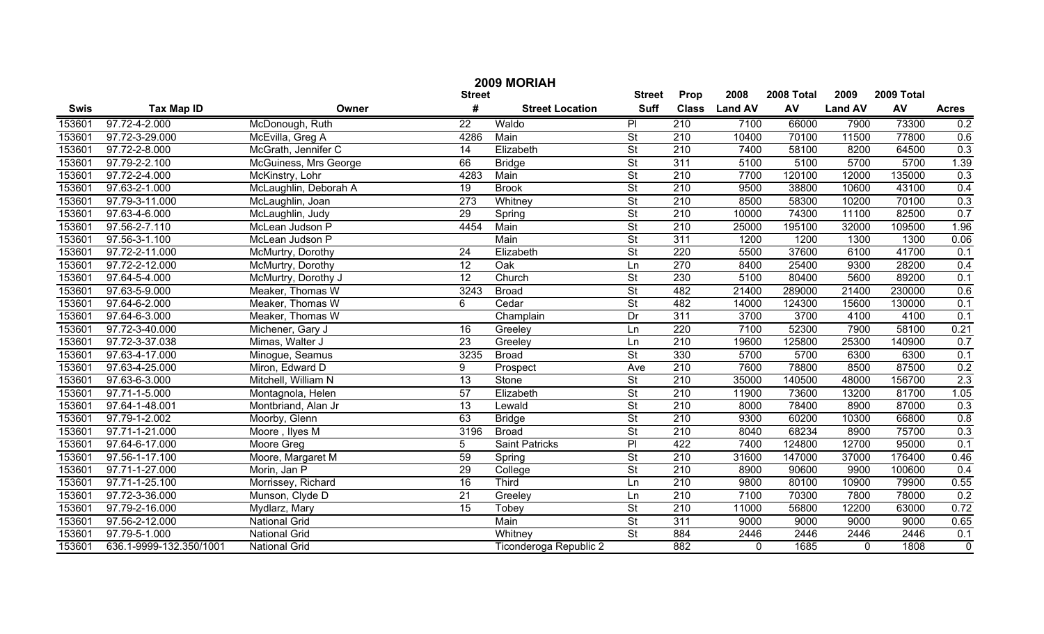# 2009 MORIAH

| Swis | Tax Map ID | Owner | Street # | Street Location | Street Suff | Prop Class | 2008 Land AV | 2008 Total AV | 2009 Land AV | 2009 Total AV | Acres |
|---|---|---|---|---|---|---|---|---|---|---|---|
| 153601 | 97.72-4-2.000 | McDonough, Ruth | 22 | Waldo | Pl | 210 | 7100 | 66000 | 7900 | 73300 | 0.2 |
| 153601 | 97.72-3-29.000 | McEvilla, Greg A | 4286 | Main | St | 210 | 10400 | 70100 | 11500 | 77800 | 0.6 |
| 153601 | 97.72-2-8.000 | McGrath, Jennifer C | 14 | Elizabeth | St | 210 | 7400 | 58100 | 8200 | 64500 | 0.3 |
| 153601 | 97.79-2-2.100 | McGuiness, Mrs George | 66 | Bridge | St | 311 | 5100 | 5100 | 5700 | 5700 | 1.39 |
| 153601 | 97.72-2-4.000 | McKinstry, Lohr | 4283 | Main | St | 210 | 7700 | 120100 | 12000 | 135000 | 0.3 |
| 153601 | 97.63-2-1.000 | McLaughlin, Deborah A | 19 | Brook | St | 210 | 9500 | 38800 | 10600 | 43100 | 0.4 |
| 153601 | 97.79-3-11.000 | McLaughlin, Joan | 273 | Whitney | St | 210 | 8500 | 58300 | 10200 | 70100 | 0.3 |
| 153601 | 97.63-4-6.000 | McLaughlin, Judy | 29 | Spring | St | 210 | 10000 | 74300 | 11100 | 82500 | 0.7 |
| 153601 | 97.56-2-7.110 | McLean Judson P | 4454 | Main | St | 210 | 25000 | 195100 | 32000 | 109500 | 1.96 |
| 153601 | 97.56-3-1.100 | McLean Judson P | | Main | St | 311 | 1200 | 1200 | 1300 | 1300 | 0.06 |
| 153601 | 97.72-2-11.000 | McMurtry, Dorothy | 24 | Elizabeth | St | 220 | 5500 | 37600 | 6100 | 41700 | 0.1 |
| 153601 | 97.72-2-12.000 | McMurtry, Dorothy | 12 | Oak | Ln | 270 | 8400 | 25400 | 9300 | 28200 | 0.4 |
| 153601 | 97.64-5-4.000 | McMurtry, Dorothy J | 12 | Church | St | 230 | 5100 | 80400 | 5600 | 89200 | 0.1 |
| 153601 | 97.63-5-9.000 | Meaker, Thomas W | 3243 | Broad | St | 482 | 21400 | 289000 | 21400 | 230000 | 0.6 |
| 153601 | 97.64-6-2.000 | Meaker, Thomas W | 6 | Cedar | St | 482 | 14000 | 124300 | 15600 | 130000 | 0.1 |
| 153601 | 97.64-6-3.000 | Meaker, Thomas W | | Champlain | Dr | 311 | 3700 | 3700 | 4100 | 4100 | 0.1 |
| 153601 | 97.72-3-40.000 | Michener, Gary J | 16 | Greeley | Ln | 220 | 7100 | 52300 | 7900 | 58100 | 0.21 |
| 153601 | 97.72-3-37.038 | Mimas, Walter J | 23 | Greeley | Ln | 210 | 19600 | 125800 | 25300 | 140900 | 0.7 |
| 153601 | 97.63-4-17.000 | Minogue, Seamus | 3235 | Broad | St | 330 | 5700 | 5700 | 6300 | 6300 | 0.1 |
| 153601 | 97.63-4-25.000 | Miron, Edward D | 9 | Prospect | Ave | 210 | 7600 | 78800 | 8500 | 87500 | 0.2 |
| 153601 | 97.63-6-3.000 | Mitchell, William N | 13 | Stone | St | 210 | 35000 | 140500 | 48000 | 156700 | 2.3 |
| 153601 | 97.71-1-5.000 | Montagnola, Helen | 57 | Elizabeth | St | 210 | 11900 | 73600 | 13200 | 81700 | 1.05 |
| 153601 | 97.64-1-48.001 | Montbriand, Alan Jr | 13 | Lewald | St | 210 | 8000 | 78400 | 8900 | 87000 | 0.3 |
| 153601 | 97.79-1-2.002 | Moorby, Glenn | 63 | Bridge | St | 210 | 9300 | 60200 | 10300 | 66800 | 0.8 |
| 153601 | 97.71-1-21.000 | Moore , Ilyes M | 3196 | Broad | St | 210 | 8040 | 68234 | 8900 | 75700 | 0.3 |
| 153601 | 97.64-6-17.000 | Moore Greg | 5 | Saint Patricks | Pl | 422 | 7400 | 124800 | 12700 | 95000 | 0.1 |
| 153601 | 97.56-1-17.100 | Moore, Margaret M | 59 | Spring | St | 210 | 31600 | 147000 | 37000 | 176400 | 0.46 |
| 153601 | 97.71-1-27.000 | Morin, Jan P | 29 | College | St | 210 | 8900 | 90600 | 9900 | 100600 | 0.4 |
| 153601 | 97.71-1-25.100 | Morrissey, Richard | 16 | Third | Ln | 210 | 9800 | 80100 | 10900 | 79900 | 0.55 |
| 153601 | 97.72-3-36.000 | Munson, Clyde D | 21 | Greeley | Ln | 210 | 7100 | 70300 | 7800 | 78000 | 0.2 |
| 153601 | 97.79-2-16.000 | Mydlarz, Mary | 15 | Tobey | St | 210 | 11000 | 56800 | 12200 | 63000 | 0.72 |
| 153601 | 97.56-2-12.000 | National Grid | | Main | St | 311 | 9000 | 9000 | 9000 | 9000 | 0.65 |
| 153601 | 97.79-5-1.000 | National Grid | | Whitney | St | 884 | 2446 | 2446 | 2446 | 2446 | 0.1 |
| 153601 | 636.1-9999-132.350/1001 | National Grid | | Ticonderoga Republic 2 | | 882 | 0 | 1685 | 0 | 1808 | 0 |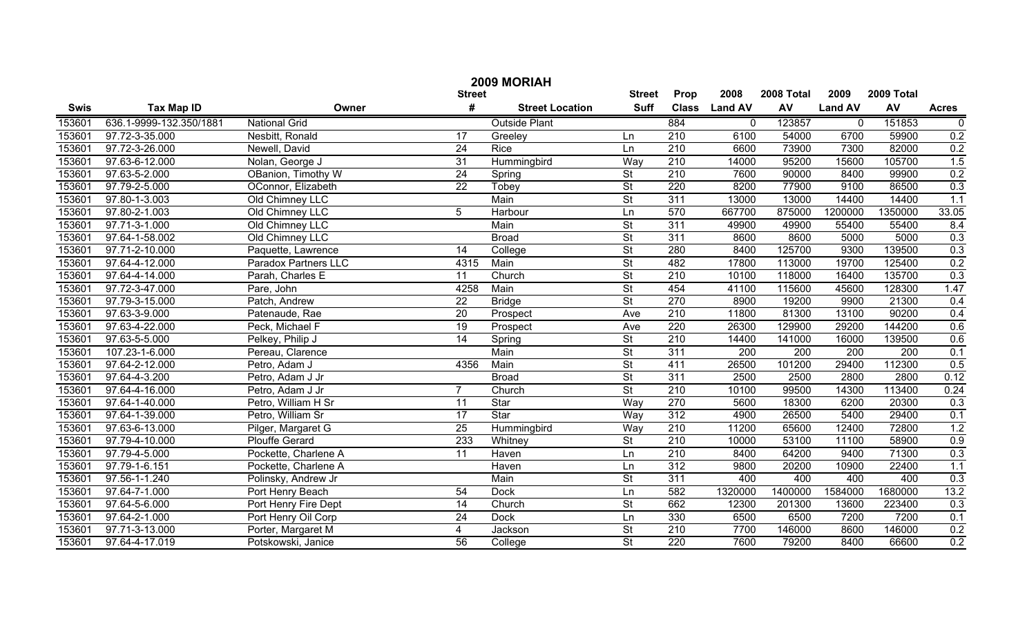# 2009 MORIAH

| Swis | Tax Map ID | Owner | Street # | Street Location | Street Suff | Prop Class | 2008 Land AV | 2008 Total AV | 2009 Land AV | 2009 Total AV | Acres |
|---|---|---|---|---|---|---|---|---|---|---|---|
| 153601 | 636.1-9999-132.350/1881 | National Grid | | Outside Plant | | 884 | 0 | 123857 | 0 | 151853 | 0 |
| 153601 | 97.72-3-35.000 | Nesbitt, Ronald | 17 | Greeley | Ln | 210 | 6100 | 54000 | 6700 | 59900 | 0.2 |
| 153601 | 97.72-3-26.000 | Newell, David | 24 | Rice | Ln | 210 | 6600 | 73900 | 7300 | 82000 | 0.2 |
| 153601 | 97.63-6-12.000 | Nolan, George J | 31 | Hummingbird | Way | 210 | 14000 | 95200 | 15600 | 105700 | 1.5 |
| 153601 | 97.63-5-2.000 | OBanion, Timothy W | 24 | Spring | St | 210 | 7600 | 90000 | 8400 | 99900 | 0.2 |
| 153601 | 97.79-2-5.000 | OConnor, Elizabeth | 22 | Tobey | St | 220 | 8200 | 77900 | 9100 | 86500 | 0.3 |
| 153601 | 97.80-1-3.003 | Old Chimney LLC | | Main | St | 311 | 13000 | 13000 | 14400 | 14400 | 1.1 |
| 153601 | 97.80-2-1.003 | Old Chimney LLC | 5 | Harbour | Ln | 570 | 667700 | 875000 | 1200000 | 1350000 | 33.05 |
| 153601 | 97.71-3-1.000 | Old Chimney LLC | | Main | St | 311 | 49900 | 49900 | 55400 | 55400 | 8.4 |
| 153601 | 97.64-1-58.002 | Old Chimney LLC | | Broad | St | 311 | 8600 | 8600 | 5000 | 5000 | 0.3 |
| 153601 | 97.71-2-10.000 | Paquette, Lawrence | 14 | College | St | 280 | 8400 | 125700 | 9300 | 139500 | 0.3 |
| 153601 | 97.64-4-12.000 | Paradox Partners LLC | 4315 | Main | St | 482 | 17800 | 113000 | 19700 | 125400 | 0.2 |
| 153601 | 97.64-4-14.000 | Parah, Charles E | 11 | Church | St | 210 | 10100 | 118000 | 16400 | 135700 | 0.3 |
| 153601 | 97.72-3-47.000 | Pare, John | 4258 | Main | St | 454 | 41100 | 115600 | 45600 | 128300 | 1.47 |
| 153601 | 97.79-3-15.000 | Patch, Andrew | 22 | Bridge | St | 270 | 8900 | 19200 | 9900 | 21300 | 0.4 |
| 153601 | 97.63-3-9.000 | Patenaude, Rae | 20 | Prospect | Ave | 210 | 11800 | 81300 | 13100 | 90200 | 0.4 |
| 153601 | 97.63-4-22.000 | Peck, Michael F | 19 | Prospect | Ave | 220 | 26300 | 129900 | 29200 | 144200 | 0.6 |
| 153601 | 97.63-5-5.000 | Pelkey, Philip J | 14 | Spring | St | 210 | 14400 | 141000 | 16000 | 139500 | 0.6 |
| 153601 | 107.23-1-6.000 | Pereau, Clarence | | Main | St | 311 | 200 | 200 | 200 | 200 | 0.1 |
| 153601 | 97.64-2-12.000 | Petro, Adam J | 4356 | Main | St | 411 | 26500 | 101200 | 29400 | 112300 | 0.5 |
| 153601 | 97.64-4-3.200 | Petro, Adam J Jr | | Broad | St | 311 | 2500 | 2500 | 2800 | 2800 | 0.12 |
| 153601 | 97.64-4-16.000 | Petro, Adam J Jr | 7 | Church | St | 210 | 10100 | 99500 | 14300 | 113400 | 0.24 |
| 153601 | 97.64-1-40.000 | Petro, William H Sr | 11 | Star | Way | 270 | 5600 | 18300 | 6200 | 20300 | 0.3 |
| 153601 | 97.64-1-39.000 | Petro, William Sr | 17 | Star | Way | 312 | 4900 | 26500 | 5400 | 29400 | 0.1 |
| 153601 | 97.63-6-13.000 | Pilger, Margaret G | 25 | Hummingbird | Way | 210 | 11200 | 65600 | 12400 | 72800 | 1.2 |
| 153601 | 97.79-4-10.000 | Plouffe Gerard | 233 | Whitney | St | 210 | 10000 | 53100 | 11100 | 58900 | 0.9 |
| 153601 | 97.79-4-5.000 | Pockette, Charlene A | 11 | Haven | Ln | 210 | 8400 | 64200 | 9400 | 71300 | 0.3 |
| 153601 | 97.79-1-6.151 | Pockette, Charlene A | | Haven | Ln | 312 | 9800 | 20200 | 10900 | 22400 | 1.1 |
| 153601 | 97.56-1-1.240 | Polinsky, Andrew Jr | | Main | St | 311 | 400 | 400 | 400 | 400 | 0.3 |
| 153601 | 97.64-7-1.000 | Port Henry Beach | 54 | Dock | Ln | 582 | 1320000 | 1400000 | 1584000 | 1680000 | 13.2 |
| 153601 | 97.64-5-6.000 | Port Henry Fire Dept | 14 | Church | St | 662 | 12300 | 201300 | 13600 | 223400 | 0.3 |
| 153601 | 97.64-2-1.000 | Port Henry Oil Corp | 24 | Dock | Ln | 330 | 6500 | 6500 | 7200 | 7200 | 0.1 |
| 153601 | 97.71-3-13.000 | Porter, Margaret M | 4 | Jackson | St | 210 | 7700 | 146000 | 8600 | 146000 | 0.2 |
| 153601 | 97.64-4-17.019 | Potskowski, Janice | 56 | College | St | 220 | 7600 | 79200 | 8400 | 66600 | 0.2 |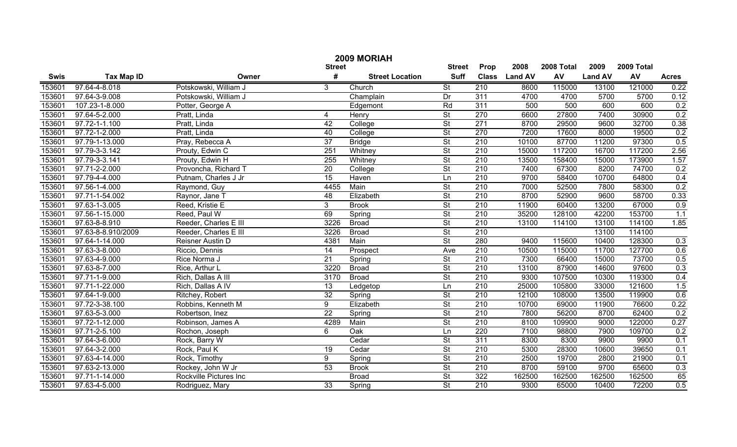# 2009 MORIAH

| Swis | Tax Map ID | Owner | Street # | Street Location | Street Suff | Prop Class | 2008 Land AV | 2008 Total AV | 2009 Land AV | 2009 Total AV | Acres |
|---|---|---|---|---|---|---|---|---|---|---|---|
| 153601 | 97.64-4-8.018 | Potskowski, William J | 3 | Church | St | 210 | 8600 | 115000 | 13100 | 121000 | 0.22 |
| 153601 | 97.64-3-9.008 | Potskowski, William J | | Champlain | Dr | 311 | 4700 | 4700 | 5700 | 5700 | 0.12 |
| 153601 | 107.23-1-8.000 | Potter, George A | | Edgemont | Rd | 311 | 500 | 500 | 600 | 600 | 0.2 |
| 153601 | 97.64-5-2.000 | Pratt, Linda | 4 | Henry | St | 270 | 6600 | 27800 | 7400 | 30900 | 0.2 |
| 153601 | 97.72-1-1.100 | Pratt, Linda | 42 | College | St | 271 | 8700 | 29500 | 9600 | 32700 | 0.38 |
| 153601 | 97.72-1-2.000 | Pratt, Linda | 40 | College | St | 270 | 7200 | 17600 | 8000 | 19500 | 0.2 |
| 153601 | 97.79-1-13.000 | Pray, Rebecca A | 37 | Bridge | St | 210 | 10100 | 87700 | 11200 | 97300 | 0.5 |
| 153601 | 97.79-3-3.142 | Prouty, Edwin C | 251 | Whitney | St | 210 | 15000 | 117200 | 16700 | 117200 | 2.56 |
| 153601 | 97.79-3-3.141 | Prouty, Edwin H | 255 | Whitney | St | 210 | 13500 | 158400 | 15000 | 173900 | 1.57 |
| 153601 | 97.71-2-2.000 | Provoncha, Richard T | 20 | College | St | 210 | 7400 | 67300 | 8200 | 74700 | 0.2 |
| 153601 | 97.79-4-4.000 | Putnam, Charles J Jr | 15 | Haven | Ln | 210 | 9700 | 58400 | 10700 | 64800 | 0.4 |
| 153601 | 97.56-1-4.000 | Raymond, Guy | 4455 | Main | St | 210 | 7000 | 52500 | 7800 | 58300 | 0.2 |
| 153601 | 97.71-1-54.002 | Raynor, Jane T | 48 | Elizabeth | St | 210 | 8700 | 52900 | 9600 | 58700 | 0.33 |
| 153601 | 97.63-1-3.005 | Reed, Kristie E | 3 | Brook | St | 210 | 11900 | 60400 | 13200 | 67000 | 0.9 |
| 153601 | 97.56-1-15.000 | Reed, Paul W | 69 | Spring | St | 210 | 35200 | 128100 | 42200 | 153700 | 1.1 |
| 153601 | 97.63-8-8.910 | Reeder, Charles E III | 3226 | Broad | St | 210 | 13100 | 114100 | 13100 | 114100 | 1.85 |
| 153601 | 97.63-8-8.910/2009 | Reeder, Charles E III | 3226 | Broad | St | 210 | | | 13100 | 114100 | |
| 153601 | 97.64-1-14.000 | Reisner Austin D | 4381 | Main | St | 280 | 9400 | 115600 | 10400 | 128300 | 0.3 |
| 153601 | 97.63-3-8.000 | Riccio, Dennis | 14 | Prospect | Ave | 210 | 10500 | 115000 | 11700 | 127700 | 0.6 |
| 153601 | 97.63-4-9.000 | Rice Norma J | 21 | Spring | St | 210 | 7300 | 66400 | 15000 | 73700 | 0.5 |
| 153601 | 97.63-8-7.000 | Rice, Arthur L | 3220 | Broad | St | 210 | 13100 | 87900 | 14600 | 97600 | 0.3 |
| 153601 | 97.71-1-9.000 | Rich, Dallas A III | 3170 | Broad | St | 210 | 9300 | 107500 | 10300 | 119300 | 0.4 |
| 153601 | 97.71-1-22.000 | Rich, Dallas A IV | 13 | Ledgetop | Ln | 210 | 25000 | 105800 | 33000 | 121600 | 1.5 |
| 153601 | 97.64-1-9.000 | Ritchey, Robert | 32 | Spring | St | 210 | 12100 | 108000 | 13500 | 119900 | 0.6 |
| 153601 | 97.72-3-38.100 | Robbins, Kenneth M | 9 | Elizabeth | St | 210 | 10700 | 69000 | 11900 | 76600 | 0.22 |
| 153601 | 97.63-5-3.000 | Robertson, Inez | 22 | Spring | St | 210 | 7800 | 56200 | 8700 | 62400 | 0.2 |
| 153601 | 97.72-1-12.000 | Robinson, James A | 4289 | Main | St | 210 | 8100 | 109900 | 9000 | 122000 | 0.27 |
| 153601 | 97.71-2-5.100 | Rochon, Joseph | 6 | Oak | Ln | 220 | 7100 | 98800 | 7900 | 109700 | 0.2 |
| 153601 | 97.64-3-6.000 | Rock, Barry W | | Cedar | St | 311 | 8300 | 8300 | 9900 | 9900 | 0.1 |
| 153601 | 97.64-3-2.000 | Rock, Paul K | 19 | Cedar | St | 210 | 5300 | 28300 | 10600 | 39650 | 0.1 |
| 153601 | 97.63-4-14.000 | Rock, Timothy | 9 | Spring | St | 210 | 2500 | 19700 | 2800 | 21900 | 0.1 |
| 153601 | 97.63-2-13.000 | Rockey, John W Jr | 53 | Brook | St | 210 | 8700 | 59100 | 9700 | 65600 | 0.3 |
| 153601 | 97.71-1-14.000 | Rockville Pictures Inc | | Broad | St | 322 | 162500 | 162500 | 162500 | 162500 | 65 |
| 153601 | 97.63-4-5.000 | Rodriguez, Mary | 33 | Spring | St | 210 | 9300 | 65000 | 10400 | 72200 | 0.5 |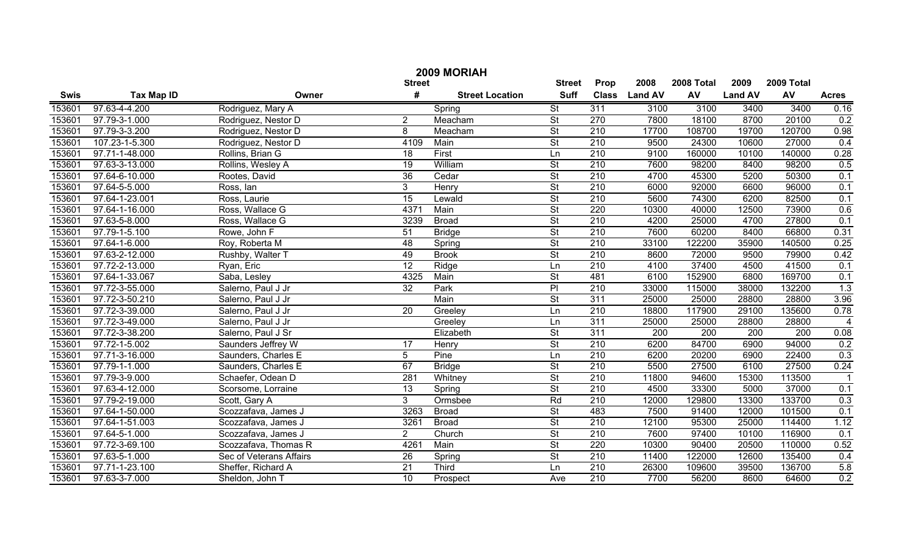# 2009 MORIAH

| Swis | Tax Map ID | Owner | Street # | Street Location | Street Suff | Prop Class | 2008 Land AV | 2008 Total AV | 2009 Land AV | 2009 Total AV | Acres |
|---|---|---|---|---|---|---|---|---|---|---|---|
| 153601 | 97.63-4-4.200 | Rodriguez, Mary A | | Spring | St | 311 | 3100 | 3100 | 3400 | 3400 | 0.16 |
| 153601 | 97.79-3-1.000 | Rodriguez, Nestor D | 2 | Meacham | St | 270 | 7800 | 18100 | 8700 | 20100 | 0.2 |
| 153601 | 97.79-3-3.200 | Rodriguez, Nestor D | 8 | Meacham | St | 210 | 17700 | 108700 | 19700 | 120700 | 0.98 |
| 153601 | 107.23-1-5.300 | Rodriguez, Nestor D | 4109 | Main | St | 210 | 9500 | 24300 | 10600 | 27000 | 0.4 |
| 153601 | 97.71-1-48.000 | Rollins, Brian G | 18 | First | Ln | 210 | 9100 | 160000 | 10100 | 140000 | 0.28 |
| 153601 | 97.63-3-13.000 | Rollins, Wesley A | 19 | William | St | 210 | 7600 | 98200 | 8400 | 98200 | 0.5 |
| 153601 | 97.64-6-10.000 | Rootes, David | 36 | Cedar | St | 210 | 4700 | 45300 | 5200 | 50300 | 0.1 |
| 153601 | 97.64-5-5.000 | Ross, Ian | 3 | Henry | St | 210 | 6000 | 92000 | 6600 | 96000 | 0.1 |
| 153601 | 97.64-1-23.001 | Ross, Laurie | 15 | Lewald | St | 210 | 5600 | 74300 | 6200 | 82500 | 0.1 |
| 153601 | 97.64-1-16.000 | Ross, Wallace G | 4371 | Main | St | 220 | 10300 | 40000 | 12500 | 73900 | 0.6 |
| 153601 | 97.63-5-8.000 | Ross, Wallace G | 3239 | Broad | St | 210 | 4200 | 25000 | 4700 | 27800 | 0.1 |
| 153601 | 97.79-1-5.100 | Rowe, John F | 51 | Bridge | St | 210 | 7600 | 60200 | 8400 | 66800 | 0.31 |
| 153601 | 97.64-1-6.000 | Roy, Roberta M | 48 | Spring | St | 210 | 33100 | 122200 | 35900 | 140500 | 0.25 |
| 153601 | 97.63-2-12.000 | Rushby, Walter T | 49 | Brook | St | 210 | 8600 | 72000 | 9500 | 79900 | 0.42 |
| 153601 | 97.72-2-13.000 | Ryan, Eric | 12 | Ridge | Ln | 210 | 4100 | 37400 | 4500 | 41500 | 0.1 |
| 153601 | 97.64-1-33.067 | Saba, Lesley | 4325 | Main | St | 481 | 6100 | 152900 | 6800 | 169700 | 0.1 |
| 153601 | 97.72-3-55.000 | Salerno, Paul J Jr | 32 | Park | Pl | 210 | 33000 | 115000 | 38000 | 132200 | 1.3 |
| 153601 | 97.72-3-50.210 | Salerno, Paul J Jr | | Main | St | 311 | 25000 | 25000 | 28800 | 28800 | 3.96 |
| 153601 | 97.72-3-39.000 | Salerno, Paul J Jr | 20 | Greeley | Ln | 210 | 18800 | 117900 | 29100 | 135600 | 0.78 |
| 153601 | 97.72-3-49.000 | Salerno, Paul J Jr | | Greeley | Ln | 311 | 25000 | 25000 | 28800 | 28800 | 4 |
| 153601 | 97.72-3-38.200 | Salerno, Paul J Sr | | Elizabeth | St | 311 | 200 | 200 | 200 | 200 | 0.08 |
| 153601 | 97.72-1-5.002 | Saunders Jeffrey W | 17 | Henry | St | 210 | 6200 | 84700 | 6900 | 94000 | 0.2 |
| 153601 | 97.71-3-16.000 | Saunders, Charles E | 5 | Pine | Ln | 210 | 6200 | 20200 | 6900 | 22400 | 0.3 |
| 153601 | 97.79-1-1.000 | Saunders, Charles E | 67 | Bridge | St | 210 | 5500 | 27500 | 6100 | 27500 | 0.24 |
| 153601 | 97.79-3-9.000 | Schaefer, Odean D | 281 | Whitney | St | 210 | 11800 | 94600 | 15300 | 113500 | 1 |
| 153601 | 97.63-4-12.000 | Scorsome, Lorraine | 13 | Spring | St | 210 | 4500 | 33300 | 5000 | 37000 | 0.1 |
| 153601 | 97.79-2-19.000 | Scott, Gary A | 3 | Ormsbee | Rd | 210 | 12000 | 129800 | 13300 | 133700 | 0.3 |
| 153601 | 97.64-1-50.000 | Scozzafava, James J | 3263 | Broad | St | 483 | 7500 | 91400 | 12000 | 101500 | 0.1 |
| 153601 | 97.64-1-51.003 | Scozzafava, James J | 3261 | Broad | St | 210 | 12100 | 95300 | 25000 | 114400 | 1.12 |
| 153601 | 97.64-5-1.000 | Scozzafava, James J | 2 | Church | St | 210 | 7600 | 97400 | 10100 | 116900 | 0.1 |
| 153601 | 97.72-3-69.100 | Scozzafava, Thomas R | 4261 | Main | St | 220 | 10300 | 90400 | 20500 | 110000 | 0.52 |
| 153601 | 97.63-5-1.000 | Sec of Veterans Affairs | 26 | Spring | St | 210 | 11400 | 122000 | 12600 | 135400 | 0.4 |
| 153601 | 97.71-1-23.100 | Sheffer, Richard A | 21 | Third | Ln | 210 | 26300 | 109600 | 39500 | 136700 | 5.8 |
| 153601 | 97.63-3-7.000 | Sheldon, John T | 10 | Prospect | Ave | 210 | 7700 | 56200 | 8600 | 64600 | 0.2 |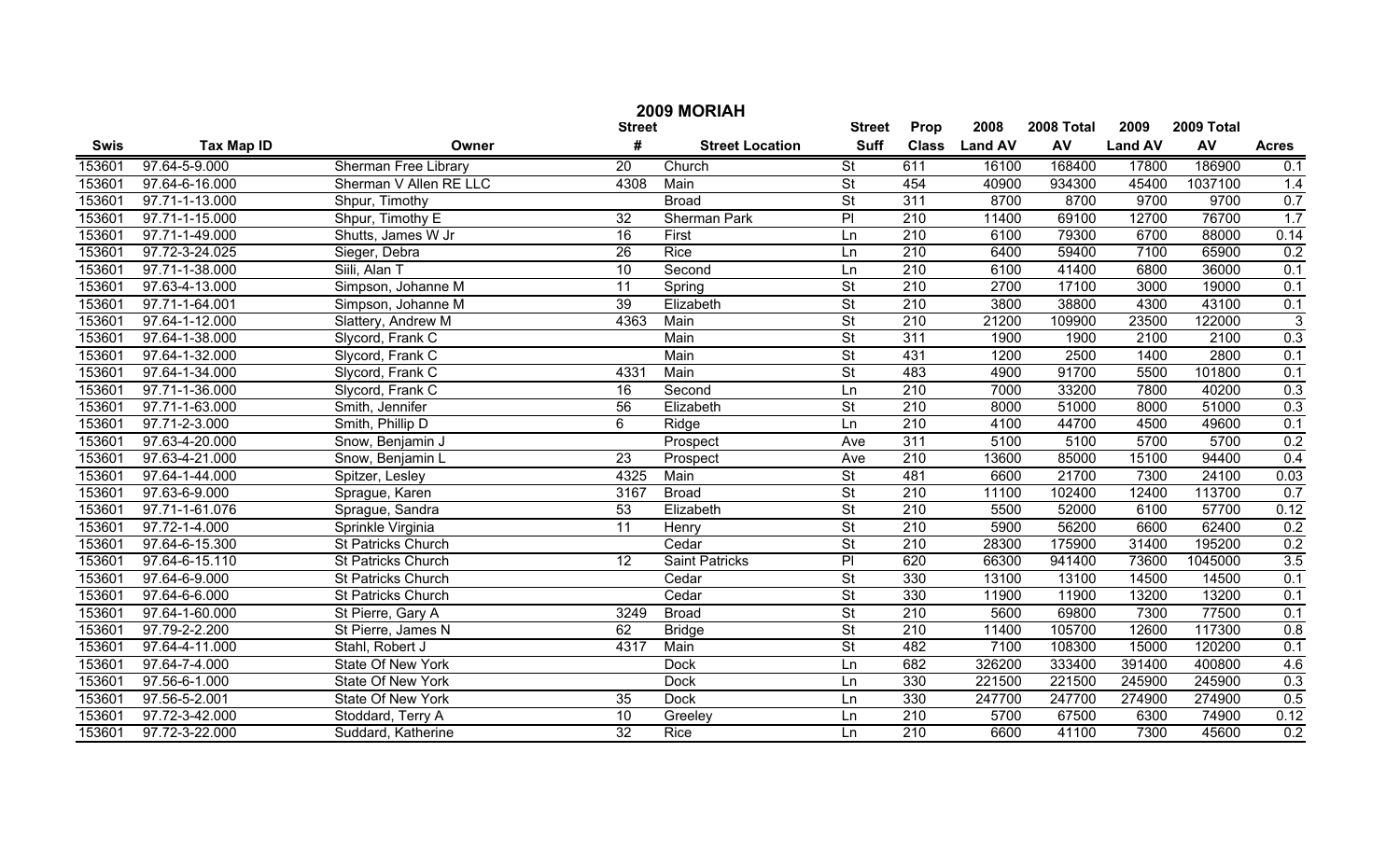# 2009 MORIAH

| Swis | Tax Map ID | Owner | Street # | Street Location | Street Suff | Prop Class | 2008 Land AV | 2008 Total AV | 2009 Land AV | 2009 Total AV | Acres |
|---|---|---|---|---|---|---|---|---|---|---|---|
| 153601 | 97.64-5-9.000 | Sherman Free Library | 20 | Church | St | 611 | 16100 | 168400 | 17800 | 186900 | 0.1 |
| 153601 | 97.64-6-16.000 | Sherman V Allen RE LLC | 4308 | Main | St | 454 | 40900 | 934300 | 45400 | 1037100 | 1.4 |
| 153601 | 97.71-1-13.000 | Shpur, Timothy | | Broad | St | 311 | 8700 | 8700 | 9700 | 9700 | 0.7 |
| 153601 | 97.71-1-15.000 | Shpur, Timothy E | 32 | Sherman Park | Pl | 210 | 11400 | 69100 | 12700 | 76700 | 1.7 |
| 153601 | 97.71-1-49.000 | Shutts, James W Jr | 16 | First | Ln | 210 | 6100 | 79300 | 6700 | 88000 | 0.14 |
| 153601 | 97.72-3-24.025 | Sieger, Debra | 26 | Rice | Ln | 210 | 6400 | 59400 | 7100 | 65900 | 0.2 |
| 153601 | 97.71-1-38.000 | Siili, Alan T | 10 | Second | Ln | 210 | 6100 | 41400 | 6800 | 36000 | 0.1 |
| 153601 | 97.63-4-13.000 | Simpson, Johanne M | 11 | Spring | St | 210 | 2700 | 17100 | 3000 | 19000 | 0.1 |
| 153601 | 97.71-1-64.001 | Simpson, Johanne M | 39 | Elizabeth | St | 210 | 3800 | 38800 | 4300 | 43100 | 0.1 |
| 153601 | 97.64-1-12.000 | Slattery, Andrew M | 4363 | Main | St | 210 | 21200 | 109900 | 23500 | 122000 | 3 |
| 153601 | 97.64-1-38.000 | Slycord, Frank C | | Main | St | 311 | 1900 | 1900 | 2100 | 2100 | 0.3 |
| 153601 | 97.64-1-32.000 | Slycord, Frank C | | Main | St | 431 | 1200 | 2500 | 1400 | 2800 | 0.1 |
| 153601 | 97.64-1-34.000 | Slycord, Frank C | 4331 | Main | St | 483 | 4900 | 91700 | 5500 | 101800 | 0.1 |
| 153601 | 97.71-1-36.000 | Slycord, Frank C | 16 | Second | Ln | 210 | 7000 | 33200 | 7800 | 40200 | 0.3 |
| 153601 | 97.71-1-63.000 | Smith, Jennifer | 56 | Elizabeth | St | 210 | 8000 | 51000 | 8000 | 51000 | 0.3 |
| 153601 | 97.71-2-3.000 | Smith, Phillip D | 6 | Ridge | Ln | 210 | 4100 | 44700 | 4500 | 49600 | 0.1 |
| 153601 | 97.63-4-20.000 | Snow, Benjamin J | | Prospect | Ave | 311 | 5100 | 5100 | 5700 | 5700 | 0.2 |
| 153601 | 97.63-4-21.000 | Snow, Benjamin L | 23 | Prospect | Ave | 210 | 13600 | 85000 | 15100 | 94400 | 0.4 |
| 153601 | 97.64-1-44.000 | Spitzer, Lesley | 4325 | Main | St | 481 | 6600 | 21700 | 7300 | 24100 | 0.03 |
| 153601 | 97.63-6-9.000 | Sprague, Karen | 3167 | Broad | St | 210 | 11100 | 102400 | 12400 | 113700 | 0.7 |
| 153601 | 97.71-1-61.076 | Sprague, Sandra | 53 | Elizabeth | St | 210 | 5500 | 52000 | 6100 | 57700 | 0.12 |
| 153601 | 97.72-1-4.000 | Sprinkle Virginia | 11 | Henry | St | 210 | 5900 | 56200 | 6600 | 62400 | 0.2 |
| 153601 | 97.64-6-15.300 | St Patricks Church | | Cedar | St | 210 | 28300 | 175900 | 31400 | 195200 | 0.2 |
| 153601 | 97.64-6-15.110 | St Patricks Church | 12 | Saint Patricks | Pl | 620 | 66300 | 941400 | 73600 | 1045000 | 3.5 |
| 153601 | 97.64-6-9.000 | St Patricks Church | | Cedar | St | 330 | 13100 | 13100 | 14500 | 14500 | 0.1 |
| 153601 | 97.64-6-6.000 | St Patricks Church | | Cedar | St | 330 | 11900 | 11900 | 13200 | 13200 | 0.1 |
| 153601 | 97.64-1-60.000 | St Pierre, Gary A | 3249 | Broad | St | 210 | 5600 | 69800 | 7300 | 77500 | 0.1 |
| 153601 | 97.79-2-2.200 | St Pierre, James N | 62 | Bridge | St | 210 | 11400 | 105700 | 12600 | 117300 | 0.8 |
| 153601 | 97.64-4-11.000 | Stahl, Robert J | 4317 | Main | St | 482 | 7100 | 108300 | 15000 | 120200 | 0.1 |
| 153601 | 97.64-7-4.000 | State Of New York | | Dock | Ln | 682 | 326200 | 333400 | 391400 | 400800 | 4.6 |
| 153601 | 97.56-6-1.000 | State Of New York | | Dock | Ln | 330 | 221500 | 221500 | 245900 | 245900 | 0.3 |
| 153601 | 97.56-5-2.001 | State Of New York | 35 | Dock | Ln | 330 | 247700 | 247700 | 274900 | 274900 | 0.5 |
| 153601 | 97.72-3-42.000 | Stoddard, Terry A | 10 | Greeley | Ln | 210 | 5700 | 67500 | 6300 | 74900 | 0.12 |
| 153601 | 97.72-3-22.000 | Suddard, Katherine | 32 | Rice | Ln | 210 | 6600 | 41100 | 7300 | 45600 | 0.2 |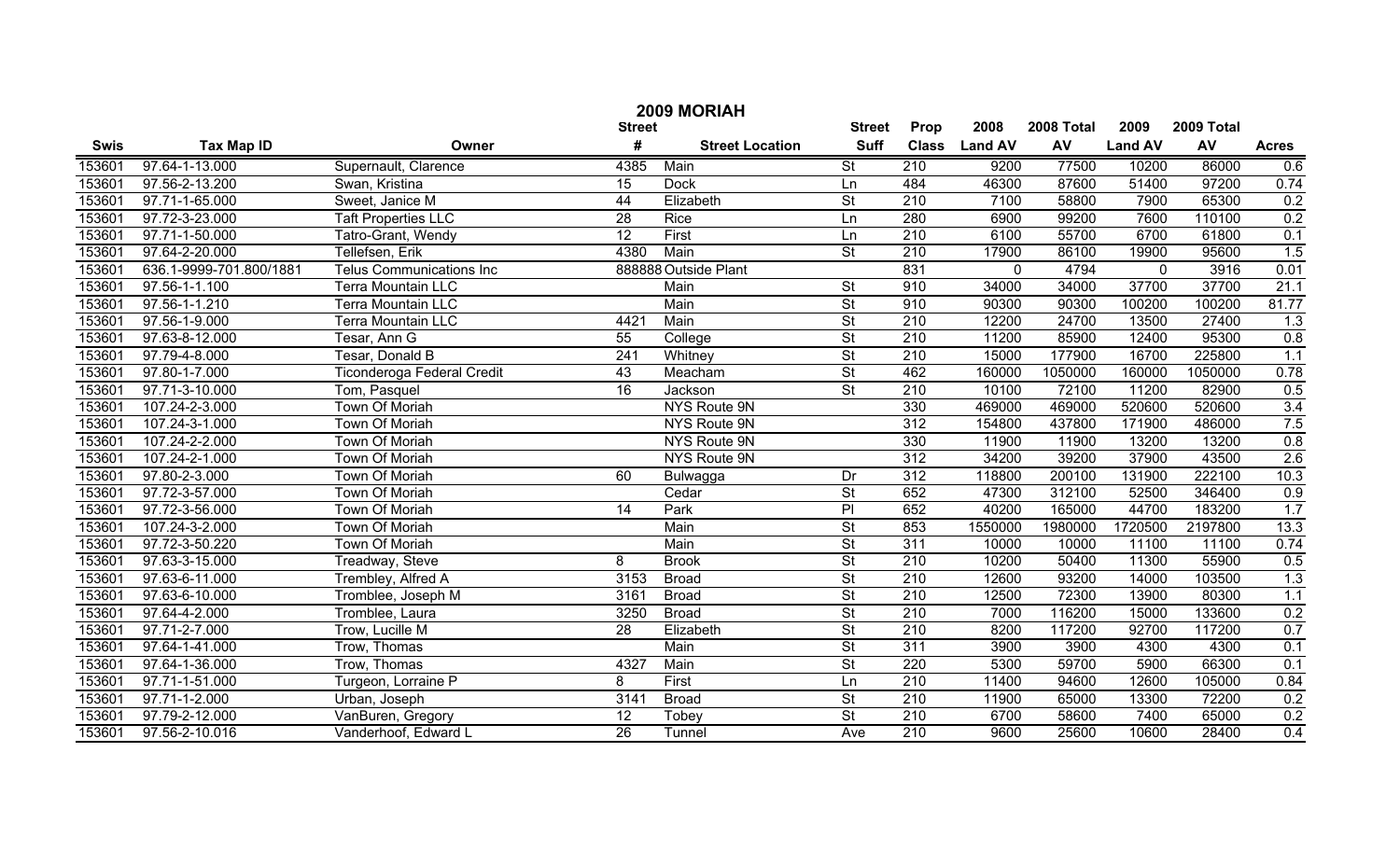# 2009 MORIAH

| Swis | Tax Map ID | Owner | Street # | Street Location | Street Suff | Prop Class | 2008 Land AV | 2008 Total AV | 2009 Land AV | 2009 Total AV | Acres |
|---|---|---|---|---|---|---|---|---|---|---|---|
| 153601 | 97.64-1-13.000 | Supernault, Clarence | 4385 | Main | St | 210 | 9200 | 77500 | 10200 | 86000 | 0.6 |
| 153601 | 97.56-2-13.200 | Swan, Kristina | 15 | Dock | Ln | 484 | 46300 | 87600 | 51400 | 97200 | 0.74 |
| 153601 | 97.71-1-65.000 | Sweet, Janice M | 44 | Elizabeth | St | 210 | 7100 | 58800 | 7900 | 65300 | 0.2 |
| 153601 | 97.72-3-23.000 | Taft Properties LLC | 28 | Rice | Ln | 280 | 6900 | 99200 | 7600 | 110100 | 0.2 |
| 153601 | 97.71-1-50.000 | Tatro-Grant, Wendy | 12 | First | Ln | 210 | 6100 | 55700 | 6700 | 61800 | 0.1 |
| 153601 | 97.64-2-20.000 | Tellefsen, Erik | 4380 | Main | St | 210 | 17900 | 86100 | 19900 | 95600 | 1.5 |
| 153601 | 636.1-9999-701.800/1881 | Telus Communications Inc | 888888 | Outside Plant | | 831 | 0 | 4794 | 0 | 3916 | 0.01 |
| 153601 | 97.56-1-1.100 | Terra Mountain LLC | | Main | St | 910 | 34000 | 34000 | 37700 | 37700 | 21.1 |
| 153601 | 97.56-1-1.210 | Terra Mountain LLC | | Main | St | 910 | 90300 | 90300 | 100200 | 100200 | 81.77 |
| 153601 | 97.56-1-9.000 | Terra Mountain LLC | 4421 | Main | St | 210 | 12200 | 24700 | 13500 | 27400 | 1.3 |
| 153601 | 97.63-8-12.000 | Tesar, Ann G | 55 | College | St | 210 | 11200 | 85900 | 12400 | 95300 | 0.8 |
| 153601 | 97.79-4-8.000 | Tesar, Donald B | 241 | Whitney | St | 210 | 15000 | 177900 | 16700 | 225800 | 1.1 |
| 153601 | 97.80-1-7.000 | Ticonderoga Federal Credit | 43 | Meacham | St | 462 | 160000 | 1050000 | 160000 | 1050000 | 0.78 |
| 153601 | 97.71-3-10.000 | Tom, Pasquel | 16 | Jackson | St | 210 | 10100 | 72100 | 11200 | 82900 | 0.5 |
| 153601 | 107.24-2-3.000 | Town Of Moriah | | NYS Route 9N | | 330 | 469000 | 469000 | 520600 | 520600 | 3.4 |
| 153601 | 107.24-3-1.000 | Town Of Moriah | | NYS Route 9N | | 312 | 154800 | 437800 | 171900 | 486000 | 7.5 |
| 153601 | 107.24-2-2.000 | Town Of Moriah | | NYS Route 9N | | 330 | 11900 | 11900 | 13200 | 13200 | 0.8 |
| 153601 | 107.24-2-1.000 | Town Of Moriah | | NYS Route 9N | | 312 | 34200 | 39200 | 37900 | 43500 | 2.6 |
| 153601 | 97.80-2-3.000 | Town Of Moriah | 60 | Bulwagga | Dr | 312 | 118800 | 200100 | 131900 | 222100 | 10.3 |
| 153601 | 97.72-3-57.000 | Town Of Moriah | | Cedar | St | 652 | 47300 | 312100 | 52500 | 346400 | 0.9 |
| 153601 | 97.72-3-56.000 | Town Of Moriah | 14 | Park | Pl | 652 | 40200 | 165000 | 44700 | 183200 | 1.7 |
| 153601 | 107.24-3-2.000 | Town Of Moriah | | Main | St | 853 | 1550000 | 1980000 | 1720500 | 2197800 | 13.3 |
| 153601 | 97.72-3-50.220 | Town Of Moriah | | Main | St | 311 | 10000 | 10000 | 11100 | 11100 | 0.74 |
| 153601 | 97.63-3-15.000 | Treadway, Steve | 8 | Brook | St | 210 | 10200 | 50400 | 11300 | 55900 | 0.5 |
| 153601 | 97.63-6-11.000 | Trembley, Alfred A | 3153 | Broad | St | 210 | 12600 | 93200 | 14000 | 103500 | 1.3 |
| 153601 | 97.63-6-10.000 | Tromblee, Joseph M | 3161 | Broad | St | 210 | 12500 | 72300 | 13900 | 80300 | 1.1 |
| 153601 | 97.64-4-2.000 | Tromblee, Laura | 3250 | Broad | St | 210 | 7000 | 116200 | 15000 | 133600 | 0.2 |
| 153601 | 97.71-2-7.000 | Trow, Lucille M | 28 | Elizabeth | St | 210 | 8200 | 117200 | 92700 | 117200 | 0.7 |
| 153601 | 97.64-1-41.000 | Trow, Thomas | | Main | St | 311 | 3900 | 3900 | 4300 | 4300 | 0.1 |
| 153601 | 97.64-1-36.000 | Trow, Thomas | 4327 | Main | St | 220 | 5300 | 59700 | 5900 | 66300 | 0.1 |
| 153601 | 97.71-1-51.000 | Turgeon, Lorraine P | 8 | First | Ln | 210 | 11400 | 94600 | 12600 | 105000 | 0.84 |
| 153601 | 97.71-1-2.000 | Urban, Joseph | 3141 | Broad | St | 210 | 11900 | 65000 | 13300 | 72200 | 0.2 |
| 153601 | 97.79-2-12.000 | VanBuren, Gregory | 12 | Tobey | St | 210 | 6700 | 58600 | 7400 | 65000 | 0.2 |
| 153601 | 97.56-2-10.016 | Vanderhoof, Edward L | 26 | Tunnel | Ave | 210 | 9600 | 25600 | 10600 | 28400 | 0.4 |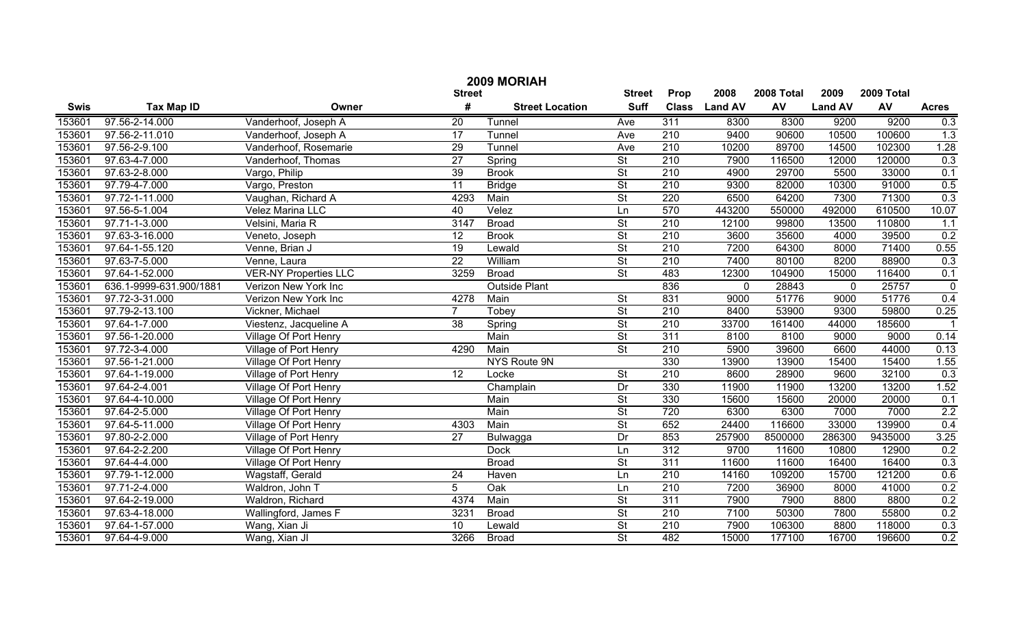# 2009 MORIAH

| Swis | Tax Map ID | Owner | Street # | Street Location | Street Suff | Prop Class | 2008 Land AV | 2008 Total AV | 2009 Land AV | 2009 Total AV | Acres |
|---|---|---|---|---|---|---|---|---|---|---|---|
| 153601 | 97.56-2-14.000 | Vanderhoof, Joseph A | 20 | Tunnel | Ave | 311 | 8300 | 8300 | 9200 | 9200 | 0.3 |
| 153601 | 97.56-2-11.010 | Vanderhoof, Joseph A | 17 | Tunnel | Ave | 210 | 9400 | 90600 | 10500 | 100600 | 1.3 |
| 153601 | 97.56-2-9.100 | Vanderhoof, Rosemarie | 29 | Tunnel | Ave | 210 | 10200 | 89700 | 14500 | 102300 | 1.28 |
| 153601 | 97.63-4-7.000 | Vanderhoof, Thomas | 27 | Spring | St | 210 | 7900 | 116500 | 12000 | 120000 | 0.3 |
| 153601 | 97.63-2-8.000 | Vargo, Philip | 39 | Brook | St | 210 | 4900 | 29700 | 5500 | 33000 | 0.1 |
| 153601 | 97.79-4-7.000 | Vargo, Preston | 11 | Bridge | St | 210 | 9300 | 82000 | 10300 | 91000 | 0.5 |
| 153601 | 97.72-1-11.000 | Vaughan, Richard A | 4293 | Main | St | 220 | 6500 | 64200 | 7300 | 71300 | 0.3 |
| 153601 | 97.56-5-1.004 | Velez Marina LLC | 40 | Velez | Ln | 570 | 443200 | 550000 | 492000 | 610500 | 10.07 |
| 153601 | 97.71-1-3.000 | Velsini, Maria R | 3147 | Broad | St | 210 | 12100 | 99800 | 13500 | 110800 | 1.1 |
| 153601 | 97.63-3-16.000 | Veneto, Joseph | 12 | Brook | St | 210 | 3600 | 35600 | 4000 | 39500 | 0.2 |
| 153601 | 97.64-1-55.120 | Venne, Brian J | 19 | Lewald | St | 210 | 7200 | 64300 | 8000 | 71400 | 0.55 |
| 153601 | 97.63-7-5.000 | Venne, Laura | 22 | William | St | 210 | 7400 | 80100 | 8200 | 88900 | 0.3 |
| 153601 | 97.64-1-52.000 | VER-NY Properties LLC | 3259 | Broad | St | 483 | 12300 | 104900 | 15000 | 116400 | 0.1 |
| 153601 | 636.1-9999-631.900/1881 | Verizon New York Inc | | Outside Plant | | 836 | 0 | 28843 | 0 | 25757 | 0 |
| 153601 | 97.72-3-31.000 | Verizon New York Inc | 4278 | Main | St | 831 | 9000 | 51776 | 9000 | 51776 | 0.4 |
| 153601 | 97.79-2-13.100 | Vickner, Michael | 7 | Tobey | St | 210 | 8400 | 53900 | 9300 | 59800 | 0.25 |
| 153601 | 97.64-1-7.000 | Viestenz, Jacqueline A | 38 | Spring | St | 210 | 33700 | 161400 | 44000 | 185600 | 1 |
| 153601 | 97.56-1-20.000 | Village Of Port Henry | | Main | St | 311 | 8100 | 8100 | 9000 | 9000 | 0.14 |
| 153601 | 97.72-3-4.000 | Village Of Port Henry | 4290 | Main | St | 210 | 5900 | 39600 | 6600 | 44000 | 0.13 |
| 153601 | 97.56-1-21.000 | Village Of Port Henry | | NYS Route 9N | | 330 | 13900 | 13900 | 15400 | 15400 | 1.55 |
| 153601 | 97.64-1-19.000 | Village of Port Henry | 12 | Locke | St | 210 | 8600 | 28900 | 9600 | 32100 | 0.3 |
| 153601 | 97.64-2-4.001 | Village Of Port Henry | | Champlain | Dr | 330 | 11900 | 11900 | 13200 | 13200 | 1.52 |
| 153601 | 97.64-4-10.000 | Village Of Port Henry | | Main | St | 330 | 15600 | 15600 | 20000 | 20000 | 0.1 |
| 153601 | 97.64-2-5.000 | Village Of Port Henry | | Main | St | 720 | 6300 | 6300 | 7000 | 7000 | 2.2 |
| 153601 | 97.64-5-11.000 | Village Of Port Henry | 4303 | Main | St | 652 | 24400 | 116600 | 33000 | 139900 | 0.4 |
| 153601 | 97.80-2-2.000 | Village of Port Henry | 27 | Bulwagga | Dr | 853 | 257900 | 8500000 | 286300 | 9435000 | 3.25 |
| 153601 | 97.64-2-2.200 | Village Of Port Henry | | Dock | Ln | 312 | 9700 | 11600 | 10800 | 12900 | 0.2 |
| 153601 | 97.64-4-4.000 | Village Of Port Henry | | Broad | St | 311 | 11600 | 11600 | 16400 | 16400 | 0.3 |
| 153601 | 97.79-1-12.000 | Wagstaff, Gerald | 24 | Haven | Ln | 210 | 14160 | 109200 | 15700 | 121200 | 0.6 |
| 153601 | 97.71-2-4.000 | Waldron, John T | 5 | Oak | Ln | 210 | 7200 | 36900 | 8000 | 41000 | 0.2 |
| 153601 | 97.64-2-19.000 | Waldron, Richard | 4374 | Main | St | 311 | 7900 | 7900 | 8800 | 8800 | 0.2 |
| 153601 | 97.63-4-18.000 | Wallingford, James F | 3231 | Broad | St | 210 | 7100 | 50300 | 7800 | 55800 | 0.2 |
| 153601 | 97.64-1-57.000 | Wang, Xian Ji | 10 | Lewald | St | 210 | 7900 | 106300 | 8800 | 118000 | 0.3 |
| 153601 | 97.64-4-9.000 | Wang, Xian JI | 3266 | Broad | St | 482 | 15000 | 177100 | 16700 | 196600 | 0.2 |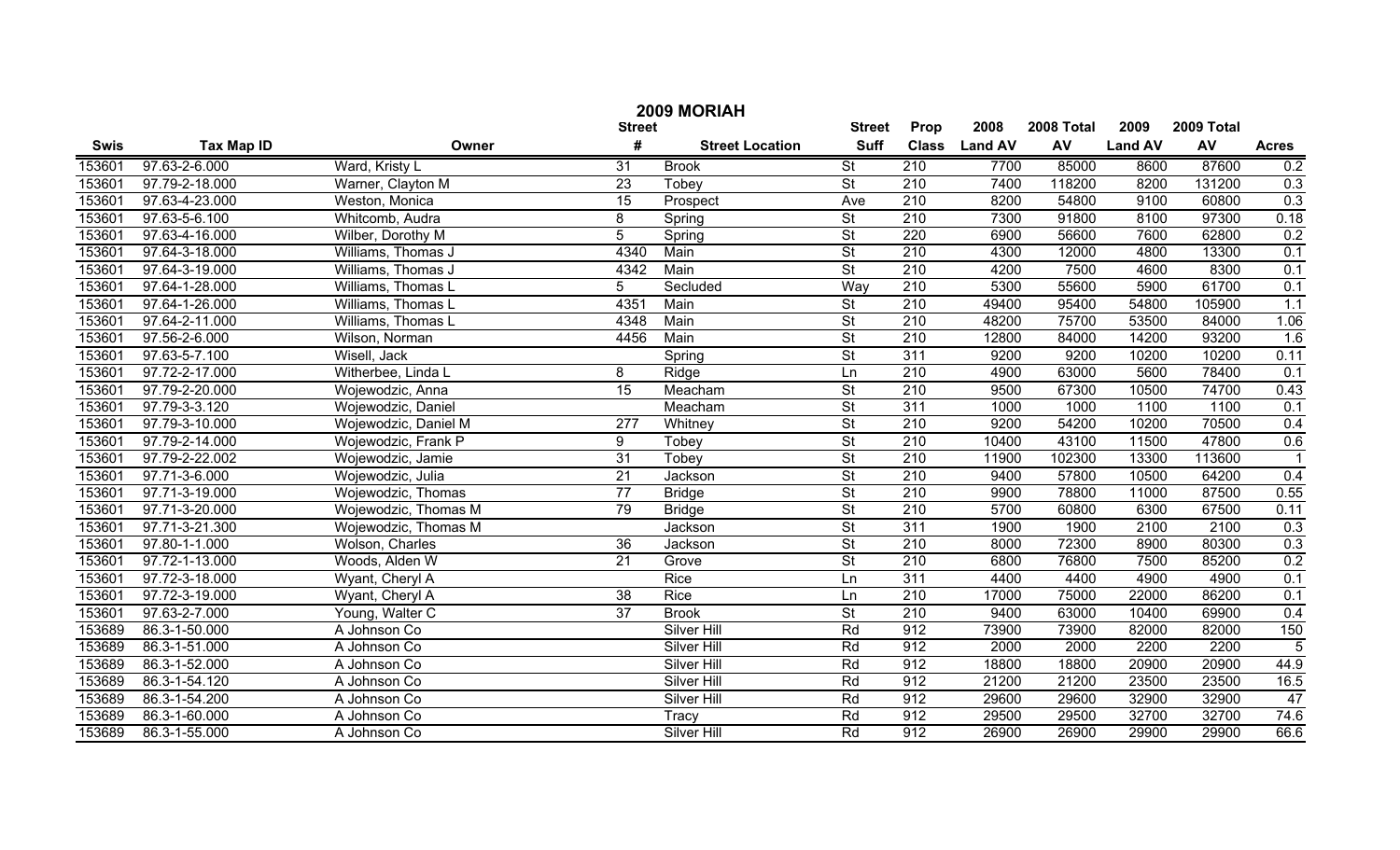# 2009 MORIAH

| Swis | Tax Map ID | Owner | Street # | Street Location | Street Suff | Prop Class | 2008 Land AV | 2008 Total AV | 2009 Land AV | 2009 Total AV | Acres |
|---|---|---|---|---|---|---|---|---|---|---|---|
| 153601 | 97.63-2-6.000 | Ward, Kristy L | 31 | Brook | St | 210 | 7700 | 85000 | 8600 | 87600 | 0.2 |
| 153601 | 97.79-2-18.000 | Warner, Clayton M | 23 | Tobey | St | 210 | 7400 | 118200 | 8200 | 131200 | 0.3 |
| 153601 | 97.63-4-23.000 | Weston, Monica | 15 | Prospect | Ave | 210 | 8200 | 54800 | 9100 | 60800 | 0.3 |
| 153601 | 97.63-5-6.100 | Whitcomb, Audra | 8 | Spring | St | 210 | 7300 | 91800 | 8100 | 97300 | 0.18 |
| 153601 | 97.63-4-16.000 | Wilber, Dorothy M | 5 | Spring | St | 220 | 6900 | 56600 | 7600 | 62800 | 0.2 |
| 153601 | 97.64-3-18.000 | Williams, Thomas J | 4340 | Main | St | 210 | 4300 | 12000 | 4800 | 13300 | 0.1 |
| 153601 | 97.64-3-19.000 | Williams, Thomas J | 4342 | Main | St | 210 | 4200 | 7500 | 4600 | 8300 | 0.1 |
| 153601 | 97.64-1-28.000 | Williams, Thomas L | 5 | Secluded | Way | 210 | 5300 | 55600 | 5900 | 61700 | 0.1 |
| 153601 | 97.64-1-26.000 | Williams, Thomas L | 4351 | Main | St | 210 | 49400 | 95400 | 54800 | 105900 | 1.1 |
| 153601 | 97.64-2-11.000 | Williams, Thomas L | 4348 | Main | St | 210 | 48200 | 75700 | 53500 | 84000 | 1.06 |
| 153601 | 97.56-2-6.000 | Wilson, Norman | 4456 | Main | St | 210 | 12800 | 84000 | 14200 | 93200 | 1.6 |
| 153601 | 97.63-5-7.100 | Wisell, Jack | | Spring | St | 311 | 9200 | 9200 | 10200 | 10200 | 0.11 |
| 153601 | 97.72-2-17.000 | Witherbee, Linda L | 8 | Ridge | Ln | 210 | 4900 | 63000 | 5600 | 78400 | 0.1 |
| 153601 | 97.79-2-20.000 | Wojewodzic, Anna | 15 | Meacham | St | 210 | 9500 | 67300 | 10500 | 74700 | 0.43 |
| 153601 | 97.79-3-3.120 | Wojewodzic, Daniel | | Meacham | St | 311 | 1000 | 1000 | 1100 | 1100 | 0.1 |
| 153601 | 97.79-3-10.000 | Wojewodzic, Daniel M | 277 | Whitney | St | 210 | 9200 | 54200 | 10200 | 70500 | 0.4 |
| 153601 | 97.79-2-14.000 | Wojewodzic, Frank P | 9 | Tobey | St | 210 | 10400 | 43100 | 11500 | 47800 | 0.6 |
| 153601 | 97.79-2-22.002 | Wojewodzic, Jamie | 31 | Tobey | St | 210 | 11900 | 102300 | 13300 | 113600 | 1 |
| 153601 | 97.71-3-6.000 | Wojewodzic, Julia | 21 | Jackson | St | 210 | 9400 | 57800 | 10500 | 64200 | 0.4 |
| 153601 | 97.71-3-19.000 | Wojewodzic, Thomas | 77 | Bridge | St | 210 | 9900 | 78800 | 11000 | 87500 | 0.55 |
| 153601 | 97.71-3-20.000 | Wojewodzic, Thomas M | 79 | Bridge | St | 210 | 5700 | 60800 | 6300 | 67500 | 0.11 |
| 153601 | 97.71-3-21.300 | Wojewodzic, Thomas M | | Jackson | St | 311 | 1900 | 1900 | 2100 | 2100 | 0.3 |
| 153601 | 97.80-1-1.000 | Wolson, Charles | 36 | Jackson | St | 210 | 8000 | 72300 | 8900 | 80300 | 0.3 |
| 153601 | 97.72-1-13.000 | Woods, Alden W | 21 | Grove | St | 210 | 6800 | 76800 | 7500 | 85200 | 0.2 |
| 153601 | 97.72-3-18.000 | Wyant, Cheryl A | | Rice | Ln | 311 | 4400 | 4400 | 4900 | 4900 | 0.1 |
| 153601 | 97.72-3-19.000 | Wyant, Cheryl A | 38 | Rice | Ln | 210 | 17000 | 75000 | 22000 | 86200 | 0.1 |
| 153601 | 97.63-2-7.000 | Young, Walter C | 37 | Brook | St | 210 | 9400 | 63000 | 10400 | 69900 | 0.4 |
| 153689 | 86.3-1-50.000 | A Johnson Co | | Silver Hill | Rd | 912 | 73900 | 73900 | 82000 | 82000 | 150 |
| 153689 | 86.3-1-51.000 | A Johnson Co | | Silver Hill | Rd | 912 | 2000 | 2000 | 2200 | 2200 | 5 |
| 153689 | 86.3-1-52.000 | A Johnson Co | | Silver Hill | Rd | 912 | 18800 | 18800 | 20900 | 20900 | 44.9 |
| 153689 | 86.3-1-54.120 | A Johnson Co | | Silver Hill | Rd | 912 | 21200 | 21200 | 23500 | 23500 | 16.5 |
| 153689 | 86.3-1-54.200 | A Johnson Co | | Silver Hill | Rd | 912 | 29600 | 29600 | 32900 | 32900 | 47 |
| 153689 | 86.3-1-60.000 | A Johnson Co | | Tracy | Rd | 912 | 29500 | 29500 | 32700 | 32700 | 74.6 |
| 153689 | 86.3-1-55.000 | A Johnson Co | | Silver Hill | Rd | 912 | 26900 | 26900 | 29900 | 29900 | 66.6 |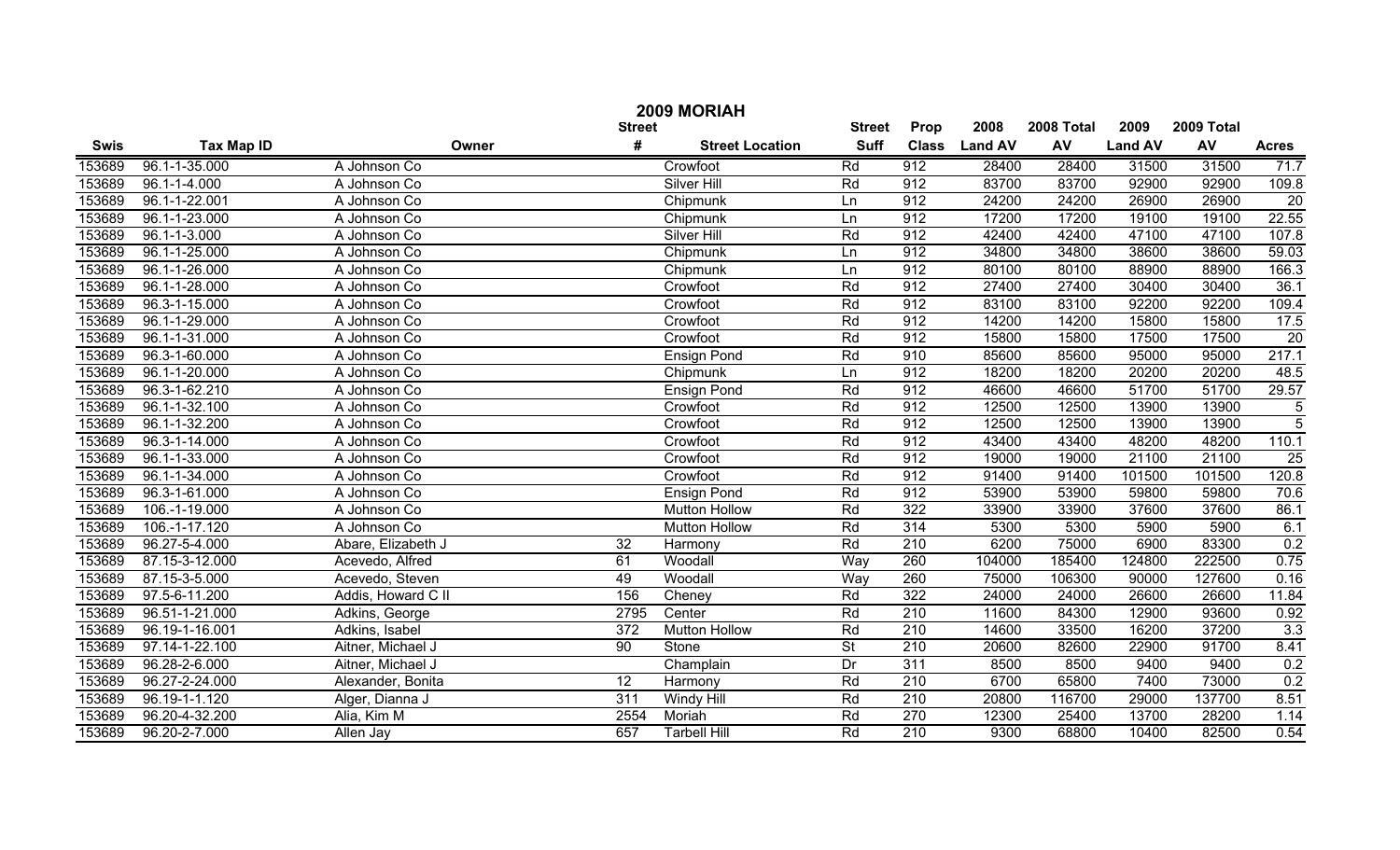# 2009 MORIAH

| Swis | Tax Map ID | Owner | Street # | Street Location | Street Suff | Prop Class | 2008 Land AV | 2008 Total AV | 2009 Land AV | 2009 Total AV | Acres |
|---|---|---|---|---|---|---|---|---|---|---|---|
| 153689 | 96.1-1-35.000 | A Johnson Co | | Crowfoot | Rd | 912 | 28400 | 28400 | 31500 | 31500 | 71.7 |
| 153689 | 96.1-1-4.000 | A Johnson Co | | Silver Hill | Rd | 912 | 83700 | 83700 | 92900 | 92900 | 109.8 |
| 153689 | 96.1-1-22.001 | A Johnson Co | | Chipmunk | Ln | 912 | 24200 | 24200 | 26900 | 26900 | 20 |
| 153689 | 96.1-1-23.000 | A Johnson Co | | Chipmunk | Ln | 912 | 17200 | 17200 | 19100 | 19100 | 22.55 |
| 153689 | 96.1-1-3.000 | A Johnson Co | | Silver Hill | Rd | 912 | 42400 | 42400 | 47100 | 47100 | 107.8 |
| 153689 | 96.1-1-25.000 | A Johnson Co | | Chipmunk | Ln | 912 | 34800 | 34800 | 38600 | 38600 | 59.03 |
| 153689 | 96.1-1-26.000 | A Johnson Co | | Chipmunk | Ln | 912 | 80100 | 80100 | 88900 | 88900 | 166.3 |
| 153689 | 96.1-1-28.000 | A Johnson Co | | Crowfoot | Rd | 912 | 27400 | 27400 | 30400 | 30400 | 36.1 |
| 153689 | 96.3-1-15.000 | A Johnson Co | | Crowfoot | Rd | 912 | 83100 | 83100 | 92200 | 92200 | 109.4 |
| 153689 | 96.1-1-29.000 | A Johnson Co | | Crowfoot | Rd | 912 | 14200 | 14200 | 15800 | 15800 | 17.5 |
| 153689 | 96.1-1-31.000 | A Johnson Co | | Crowfoot | Rd | 912 | 15800 | 15800 | 17500 | 17500 | 20 |
| 153689 | 96.3-1-60.000 | A Johnson Co | | Ensign Pond | Rd | 910 | 85600 | 85600 | 95000 | 95000 | 217.1 |
| 153689 | 96.1-1-20.000 | A Johnson Co | | Chipmunk | Ln | 912 | 18200 | 18200 | 20200 | 20200 | 48.5 |
| 153689 | 96.3-1-62.210 | A Johnson Co | | Ensign Pond | Rd | 912 | 46600 | 46600 | 51700 | 51700 | 29.57 |
| 153689 | 96.1-1-32.100 | A Johnson Co | | Crowfoot | Rd | 912 | 12500 | 12500 | 13900 | 13900 | 5 |
| 153689 | 96.1-1-32.200 | A Johnson Co | | Crowfoot | Rd | 912 | 12500 | 12500 | 13900 | 13900 | 5 |
| 153689 | 96.3-1-14.000 | A Johnson Co | | Crowfoot | Rd | 912 | 43400 | 43400 | 48200 | 48200 | 110.1 |
| 153689 | 96.1-1-33.000 | A Johnson Co | | Crowfoot | Rd | 912 | 19000 | 19000 | 21100 | 21100 | 25 |
| 153689 | 96.1-1-34.000 | A Johnson Co | | Crowfoot | Rd | 912 | 91400 | 91400 | 101500 | 101500 | 120.8 |
| 153689 | 96.3-1-61.000 | A Johnson Co | | Ensign Pond | Rd | 912 | 53900 | 53900 | 59800 | 59800 | 70.6 |
| 153689 | 106.-1-19.000 | A Johnson Co | | Mutton Hollow | Rd | 322 | 33900 | 33900 | 37600 | 37600 | 86.1 |
| 153689 | 106.-1-17.120 | A Johnson Co | | Mutton Hollow | Rd | 314 | 5300 | 5300 | 5900 | 5900 | 6.1 |
| 153689 | 96.27-5-4.000 | Abare, Elizabeth J | 32 | Harmony | Rd | 210 | 6200 | 75000 | 6900 | 83300 | 0.2 |
| 153689 | 87.15-3-12.000 | Acevedo, Alfred | 61 | Woodall | Way | 260 | 104000 | 185400 | 124800 | 222500 | 0.75 |
| 153689 | 87.15-3-5.000 | Acevedo, Steven | 49 | Woodall | Way | 260 | 75000 | 106300 | 90000 | 127600 | 0.16 |
| 153689 | 97.5-6-11.200 | Addis, Howard C II | 156 | Cheney | Rd | 322 | 24000 | 24000 | 26600 | 26600 | 11.84 |
| 153689 | 96.51-1-21.000 | Adkins, George | 2795 | Center | Rd | 210 | 11600 | 84300 | 12900 | 93600 | 0.92 |
| 153689 | 96.19-1-16.001 | Adkins, Isabel | 372 | Mutton Hollow | Rd | 210 | 14600 | 33500 | 16200 | 37200 | 3.3 |
| 153689 | 97.14-1-22.100 | Aitner, Michael J | 90 | Stone | St | 210 | 20600 | 82600 | 22900 | 91700 | 8.41 |
| 153689 | 96.28-2-6.000 | Aitner, Michael J | | Champlain | Dr | 311 | 8500 | 8500 | 9400 | 9400 | 0.2 |
| 153689 | 96.27-2-24.000 | Alexander, Bonita | 12 | Harmony | Rd | 210 | 6700 | 65800 | 7400 | 73000 | 0.2 |
| 153689 | 96.19-1-1.120 | Alger, Dianna J | 311 | Windy Hill | Rd | 210 | 20800 | 116700 | 29000 | 137700 | 8.51 |
| 153689 | 96.20-4-32.200 | Alia, Kim M | 2554 | Moriah | Rd | 270 | 12300 | 25400 | 13700 | 28200 | 1.14 |
| 153689 | 96.20-2-7.000 | Allen Jay | 657 | Tarbell Hill | Rd | 210 | 9300 | 68800 | 10400 | 82500 | 0.54 |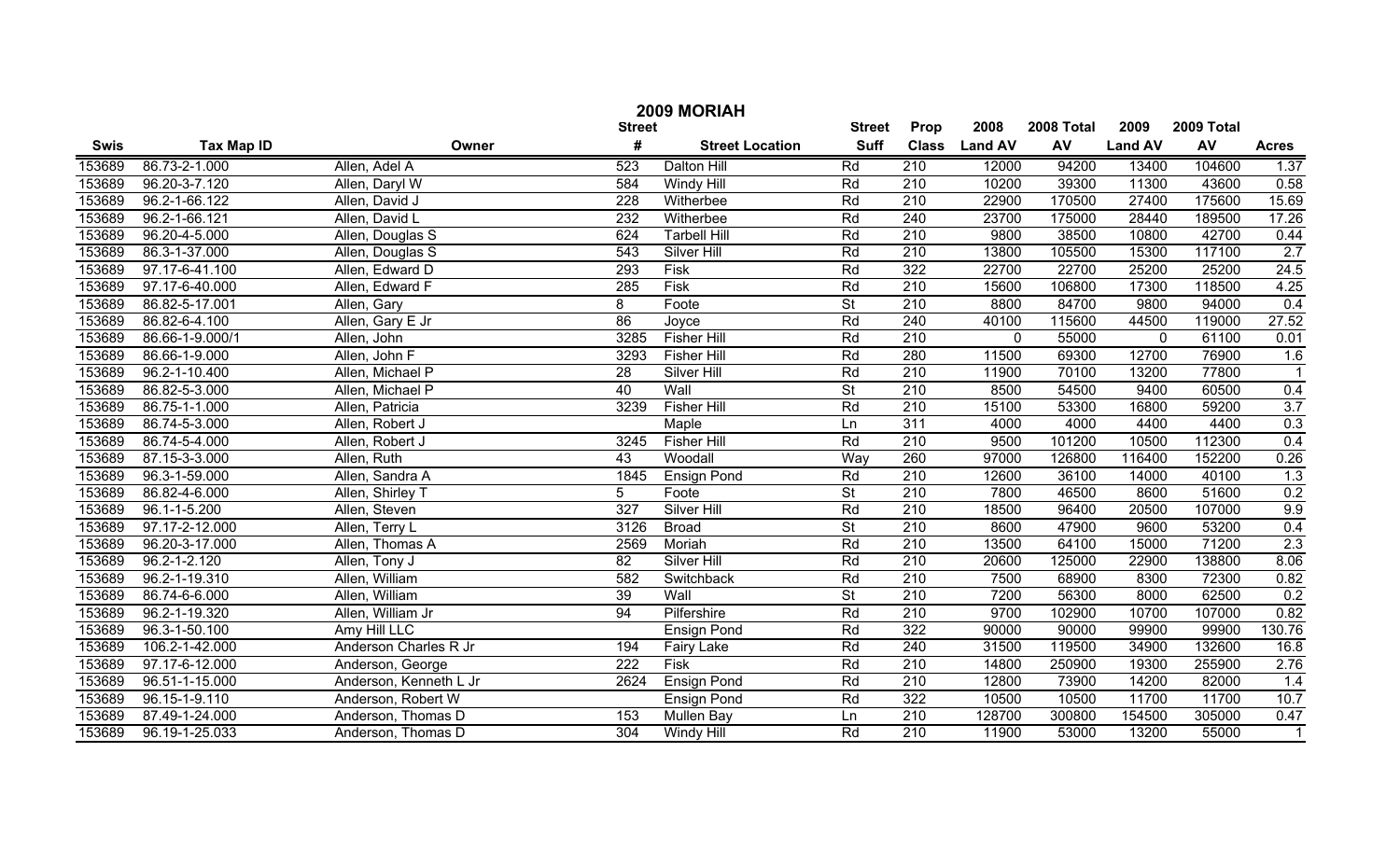# 2009 MORIAH

| Swis | Tax Map ID | Owner | Street # | Street Location | Street Suff | Prop Class | 2008 Land AV | 2008 Total AV | 2009 Land AV | 2009 Total AV | Acres |
|---|---|---|---|---|---|---|---|---|---|---|---|
| 153689 | 86.73-2-1.000 | Allen, Adel A | 523 | Dalton Hill | Rd | 210 | 12000 | 94200 | 13400 | 104600 | 1.37 |
| 153689 | 96.20-3-7.120 | Allen, Daryl W | 584 | Windy Hill | Rd | 210 | 10200 | 39300 | 11300 | 43600 | 0.58 |
| 153689 | 96.2-1-66.122 | Allen, David J | 228 | Witherbee | Rd | 210 | 22900 | 170500 | 27400 | 175600 | 15.69 |
| 153689 | 96.2-1-66.121 | Allen, David L | 232 | Witherbee | Rd | 240 | 23700 | 175000 | 28440 | 189500 | 17.26 |
| 153689 | 96.20-4-5.000 | Allen, Douglas S | 624 | Tarbell Hill | Rd | 210 | 9800 | 38500 | 10800 | 42700 | 0.44 |
| 153689 | 86.3-1-37.000 | Allen, Douglas S | 543 | Silver Hill | Rd | 210 | 13800 | 105500 | 15300 | 117100 | 2.7 |
| 153689 | 97.17-6-41.100 | Allen, Edward D | 293 | Fisk | Rd | 322 | 22700 | 22700 | 25200 | 25200 | 24.5 |
| 153689 | 97.17-6-40.000 | Allen, Edward F | 285 | Fisk | Rd | 210 | 15600 | 106800 | 17300 | 118500 | 4.25 |
| 153689 | 86.82-5-17.001 | Allen, Gary | 8 | Foote | St | 210 | 8800 | 84700 | 9800 | 94000 | 0.4 |
| 153689 | 86.82-6-4.100 | Allen, Gary E Jr | 86 | Joyce | Rd | 240 | 40100 | 115600 | 44500 | 119000 | 27.52 |
| 153689 | 86.66-1-9.000/1 | Allen, John | 3285 | Fisher Hill | Rd | 210 | 0 | 55000 | 0 | 61100 | 0.01 |
| 153689 | 86.66-1-9.000 | Allen, John F | 3293 | Fisher Hill | Rd | 280 | 11500 | 69300 | 12700 | 76900 | 1.6 |
| 153689 | 96.2-1-10.400 | Allen, Michael P | 28 | Silver Hill | Rd | 210 | 11900 | 70100 | 13200 | 77800 | 1 |
| 153689 | 86.82-5-3.000 | Allen, Michael P | 40 | Wall | St | 210 | 8500 | 54500 | 9400 | 60500 | 0.4 |
| 153689 | 86.75-1-1.000 | Allen, Patricia | 3239 | Fisher Hill | Rd | 210 | 15100 | 53300 | 16800 | 59200 | 3.7 |
| 153689 | 86.74-5-3.000 | Allen, Robert J | | Maple | Ln | 311 | 4000 | 4000 | 4400 | 4400 | 0.3 |
| 153689 | 86.74-5-4.000 | Allen, Robert J | 3245 | Fisher Hill | Rd | 210 | 9500 | 101200 | 10500 | 112300 | 0.4 |
| 153689 | 87.15-3-3.000 | Allen, Ruth | 43 | Woodall | Way | 260 | 97000 | 126800 | 116400 | 152200 | 0.26 |
| 153689 | 96.3-1-59.000 | Allen, Sandra A | 1845 | Ensign Pond | Rd | 210 | 12600 | 36100 | 14000 | 40100 | 1.3 |
| 153689 | 86.82-4-6.000 | Allen, Shirley T | 5 | Foote | St | 210 | 7800 | 46500 | 8600 | 51600 | 0.2 |
| 153689 | 96.1-1-5.200 | Allen, Steven | 327 | Silver Hill | Rd | 210 | 18500 | 96400 | 20500 | 107000 | 9.9 |
| 153689 | 97.17-2-12.000 | Allen, Terry L | 3126 | Broad | St | 210 | 8600 | 47900 | 9600 | 53200 | 0.4 |
| 153689 | 96.20-3-17.000 | Allen, Thomas A | 2569 | Moriah | Rd | 210 | 13500 | 64100 | 15000 | 71200 | 2.3 |
| 153689 | 96.2-1-2.120 | Allen, Tony J | 82 | Silver Hill | Rd | 210 | 20600 | 125000 | 22900 | 138800 | 8.06 |
| 153689 | 96.2-1-19.310 | Allen, William | 582 | Switchback | Rd | 210 | 7500 | 68900 | 8300 | 72300 | 0.82 |
| 153689 | 86.74-6-6.000 | Allen, William | 39 | Wall | St | 210 | 7200 | 56300 | 8000 | 62500 | 0.2 |
| 153689 | 96.2-1-19.320 | Allen, William Jr | 94 | Pilfershire | Rd | 210 | 9700 | 102900 | 10700 | 107000 | 0.82 |
| 153689 | 96.3-1-50.100 | Amy Hill LLC | | Ensign Pond | Rd | 322 | 90000 | 90000 | 99900 | 99900 | 130.76 |
| 153689 | 106.2-1-42.000 | Anderson Charles R Jr | 194 | Fairy Lake | Rd | 240 | 31500 | 119500 | 34900 | 132600 | 16.8 |
| 153689 | 97.17-6-12.000 | Anderson, George | 222 | Fisk | Rd | 210 | 14800 | 250900 | 19300 | 255900 | 2.76 |
| 153689 | 96.51-1-15.000 | Anderson, Kenneth L Jr | 2624 | Ensign Pond | Rd | 210 | 12800 | 73900 | 14200 | 82000 | 1.4 |
| 153689 | 96.15-1-9.110 | Anderson, Robert W | | Ensign Pond | Rd | 322 | 10500 | 10500 | 11700 | 11700 | 10.7 |
| 153689 | 87.49-1-24.000 | Anderson, Thomas D | 153 | Mullen Bay | Ln | 210 | 128700 | 300800 | 154500 | 305000 | 0.47 |
| 153689 | 96.19-1-25.033 | Anderson, Thomas D | 304 | Windy Hill | Rd | 210 | 11900 | 53000 | 13200 | 55000 | 1 |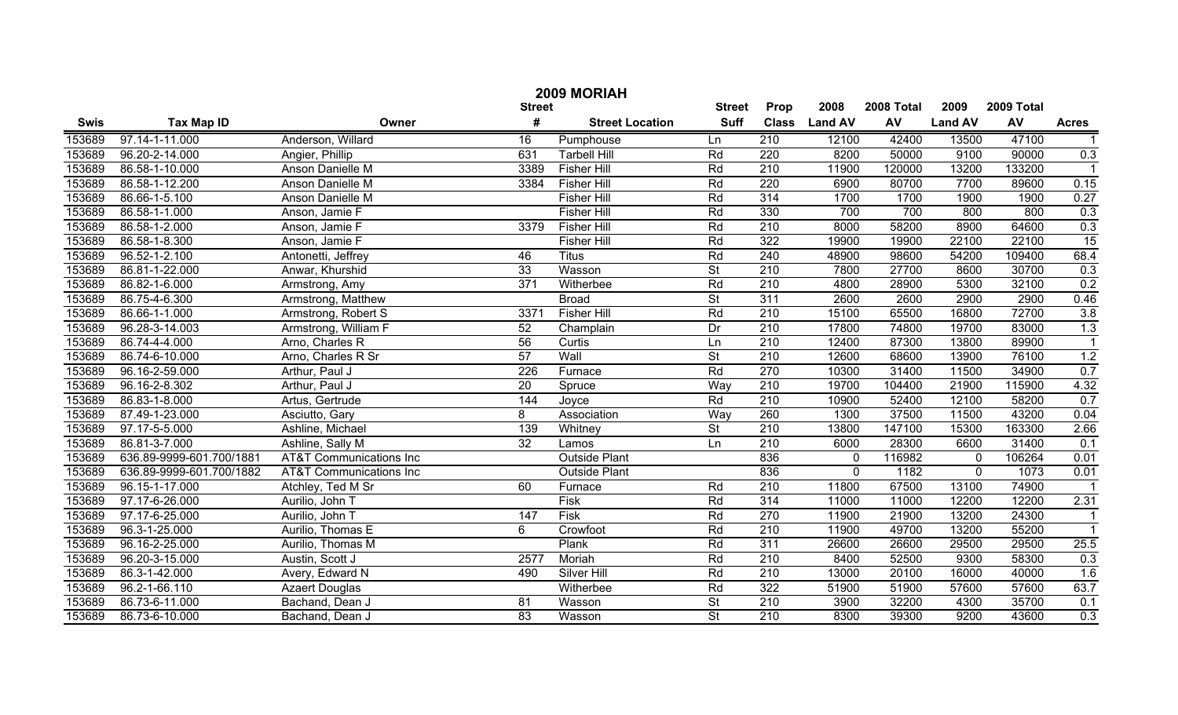# 2009 MORIAH

| Swis | Tax Map ID | Owner | Street # | Street Location | Street Suff | Prop Class | 2008 Land AV | 2008 Total AV | 2009 Land AV | 2009 Total AV | Acres |
|---|---|---|---|---|---|---|---|---|---|---|---|
| 153689 | 97.14-1-11.000 | Anderson, Willard | 16 | Pumphouse | Ln | 210 | 12100 | 42400 | 13500 | 47100 | 1 |
| 153689 | 96.20-2-14.000 | Angier, Phillip | 631 | Tarbell Hill | Rd | 220 | 8200 | 50000 | 9100 | 90000 | 0.3 |
| 153689 | 86.58-1-10.000 | Anson Danielle M | 3389 | Fisher Hill | Rd | 210 | 11900 | 120000 | 13200 | 133200 | 1 |
| 153689 | 86.58-1-12.200 | Anson Danielle M | 3384 | Fisher Hill | Rd | 220 | 6900 | 80700 | 7700 | 89600 | 0.15 |
| 153689 | 86.66-1-5.100 | Anson Danielle M | | Fisher Hill | Rd | 314 | 1700 | 1700 | 1900 | 1900 | 0.27 |
| 153689 | 86.58-1-1.000 | Anson, Jamie F | | Fisher Hill | Rd | 330 | 700 | 700 | 800 | 800 | 0.3 |
| 153689 | 86.58-1-2.000 | Anson, Jamie F | 3379 | Fisher Hill | Rd | 210 | 8000 | 58200 | 8900 | 64600 | 0.3 |
| 153689 | 86.58-1-8.300 | Anson, Jamie F | | Fisher Hill | Rd | 322 | 19900 | 19900 | 22100 | 22100 | 15 |
| 153689 | 96.52-1-2.100 | Antonetti, Jeffrey | 46 | Titus | Rd | 240 | 48900 | 98600 | 54200 | 109400 | 68.4 |
| 153689 | 86.81-1-22.000 | Anwar, Khurshid | 33 | Wasson | St | 210 | 7800 | 27700 | 8600 | 30700 | 0.3 |
| 153689 | 86.82-1-6.000 | Armstrong, Amy | 371 | Witherbee | Rd | 210 | 4800 | 28900 | 5300 | 32100 | 0.2 |
| 153689 | 86.75-4-6.300 | Armstrong, Matthew | | Broad | St | 311 | 2600 | 2600 | 2900 | 2900 | 0.46 |
| 153689 | 86.66-1-1.000 | Armstrong, Robert S | 3371 | Fisher Hill | Rd | 210 | 15100 | 65500 | 16800 | 72700 | 3.8 |
| 153689 | 96.28-3-14.003 | Armstrong, William F | 52 | Champlain | Dr | 210 | 17800 | 74800 | 19700 | 83000 | 1.3 |
| 153689 | 86.74-4-4.000 | Arno, Charles R | 56 | Curtis | Ln | 210 | 12400 | 87300 | 13800 | 89900 | 1 |
| 153689 | 86.74-6-10.000 | Arno, Charles R Sr | 57 | Wall | St | 210 | 12600 | 68600 | 13900 | 76100 | 1.2 |
| 153689 | 96.16-2-59.000 | Arthur, Paul J | 226 | Furnace | Rd | 270 | 10300 | 31400 | 11500 | 34900 | 0.7 |
| 153689 | 96.16-2-8.302 | Arthur, Paul J | 20 | Spruce | Way | 210 | 19700 | 104400 | 21900 | 115900 | 4.32 |
| 153689 | 86.83-1-8.000 | Artus, Gertrude | 144 | Joyce | Rd | 210 | 10900 | 52400 | 12100 | 58200 | 0.7 |
| 153689 | 87.49-1-23.000 | Asciutto, Gary | 8 | Association | Way | 260 | 1300 | 37500 | 11500 | 43200 | 0.04 |
| 153689 | 97.17-5-5.000 | Ashline, Michael | 139 | Whitney | St | 210 | 13800 | 147100 | 15300 | 163300 | 2.66 |
| 153689 | 86.81-3-7.000 | Ashline, Sally M | 32 | Lamos | Ln | 210 | 6000 | 28300 | 6600 | 31400 | 0.1 |
| 153689 | 636.89-9999-601.700/1881 | AT&T Communications Inc | | Outside Plant | | 836 | 0 | 116982 | 0 | 106264 | 0.01 |
| 153689 | 636.89-9999-601.700/1882 | AT&T Communications Inc | | Outside Plant | | 836 | 0 | 1182 | 0 | 1073 | 0.01 |
| 153689 | 96.15-1-17.000 | Atchley, Ted M Sr | 60 | Furnace | Rd | 210 | 11800 | 67500 | 13100 | 74900 | 1 |
| 153689 | 97.17-6-26.000 | Aurilio, John T | | Fisk | Rd | 314 | 11000 | 11000 | 12200 | 12200 | 2.31 |
| 153689 | 97.17-6-25.000 | Aurilio, John T | 147 | Fisk | Rd | 270 | 11900 | 21900 | 13200 | 24300 | 1 |
| 153689 | 96.3-1-25.000 | Aurilio, Thomas E | 6 | Crowfoot | Rd | 210 | 11900 | 49700 | 13200 | 55200 | 1 |
| 153689 | 96.16-2-25.000 | Aurilio, Thomas M | | Plank | Rd | 311 | 26600 | 26600 | 29500 | 29500 | 25.5 |
| 153689 | 96.20-3-15.000 | Austin, Scott J | 2577 | Moriah | Rd | 210 | 8400 | 52500 | 9300 | 58300 | 0.3 |
| 153689 | 86.3-1-42.000 | Avery, Edward N | 490 | Silver Hill | Rd | 210 | 13000 | 20100 | 16000 | 40000 | 1.6 |
| 153689 | 96.2-1-66.110 | Azaert Douglas | | Witherbee | Rd | 322 | 51900 | 51900 | 57600 | 57600 | 63.7 |
| 153689 | 86.73-6-11.000 | Bachand, Dean J | 81 | Wasson | St | 210 | 3900 | 32200 | 4300 | 35700 | 0.1 |
| 153689 | 86.73-6-10.000 | Bachand, Dean J | 83 | Wasson | St | 210 | 8300 | 39300 | 9200 | 43600 | 0.3 |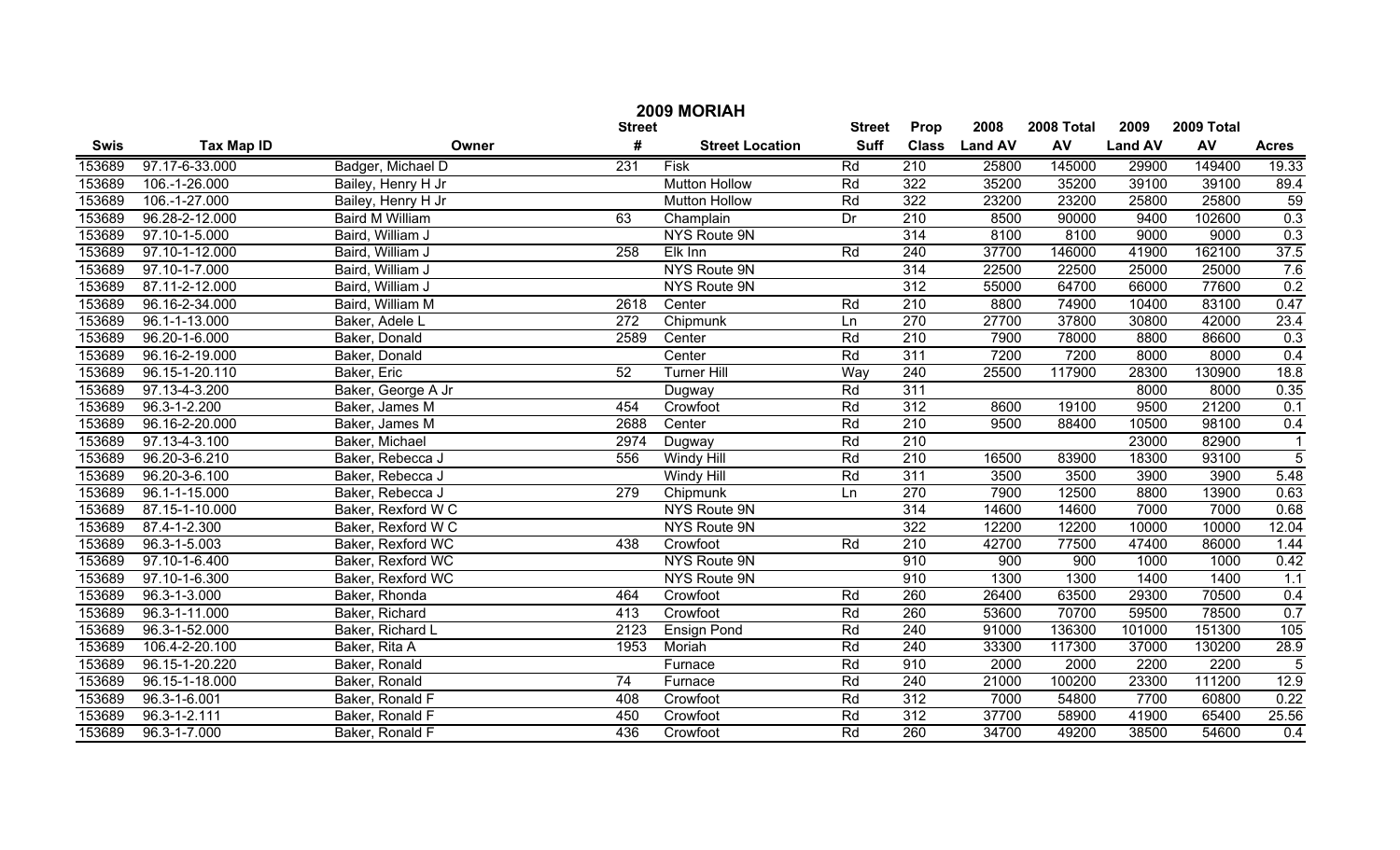# 2009 MORIAH

| Swis | Tax Map ID | Owner | Street # | Street Location | Street Suff | Prop Class | 2008 Land AV | 2008 Total AV | 2009 Land AV | 2009 Total AV | Acres |
|---|---|---|---|---|---|---|---|---|---|---|---|
| 153689 | 97.17-6-33.000 | Badger, Michael D | 231 | Fisk | Rd | 210 | 25800 | 145000 | 29900 | 149400 | 19.33 |
| 153689 | 106.-1-26.000 | Bailey, Henry H Jr | | Mutton Hollow | Rd | 322 | 35200 | 35200 | 39100 | 39100 | 89.4 |
| 153689 | 106.-1-27.000 | Bailey, Henry H Jr | | Mutton Hollow | Rd | 322 | 23200 | 23200 | 25800 | 25800 | 59 |
| 153689 | 96.28-2-12.000 | Baird M William | 63 | Champlain | Dr | 210 | 8500 | 90000 | 9400 | 102600 | 0.3 |
| 153689 | 97.10-1-5.000 | Baird, William J | | NYS Route 9N | | 314 | 8100 | 8100 | 9000 | 9000 | 0.3 |
| 153689 | 97.10-1-12.000 | Baird, William J | 258 | Elk Inn | Rd | 240 | 37700 | 146000 | 41900 | 162100 | 37.5 |
| 153689 | 97.10-1-7.000 | Baird, William J | | NYS Route 9N | | 314 | 22500 | 22500 | 25000 | 25000 | 7.6 |
| 153689 | 87.11-2-12.000 | Baird, William J | | NYS Route 9N | | 312 | 55000 | 64700 | 66000 | 77600 | 0.2 |
| 153689 | 96.16-2-34.000 | Baird, William M | 2618 | Center | Rd | 210 | 8800 | 74900 | 10400 | 83100 | 0.47 |
| 153689 | 96.1-1-13.000 | Baker, Adele L | 272 | Chipmunk | Ln | 270 | 27700 | 37800 | 30800 | 42000 | 23.4 |
| 153689 | 96.20-1-6.000 | Baker, Donald | 2589 | Center | Rd | 210 | 7900 | 78000 | 8800 | 86600 | 0.3 |
| 153689 | 96.16-2-19.000 | Baker, Donald | | Center | Rd | 311 | 7200 | 7200 | 8000 | 8000 | 0.4 |
| 153689 | 96.15-1-20.110 | Baker, Eric | 52 | Turner Hill | Way | 240 | 25500 | 117900 | 28300 | 130900 | 18.8 |
| 153689 | 97.13-4-3.200 | Baker, George A Jr | | Dugway | Rd | 311 | | | 8000 | 8000 | 0.35 |
| 153689 | 96.3-1-2.200 | Baker, James M | 454 | Crowfoot | Rd | 312 | 8600 | 19100 | 9500 | 21200 | 0.1 |
| 153689 | 96.16-2-20.000 | Baker, James M | 2688 | Center | Rd | 210 | 9500 | 88400 | 10500 | 98100 | 0.4 |
| 153689 | 97.13-4-3.100 | Baker, Michael | 2974 | Dugway | Rd | 210 | | | 23000 | 82900 | 1 |
| 153689 | 96.20-3-6.210 | Baker, Rebecca J | 556 | Windy Hill | Rd | 210 | 16500 | 83900 | 18300 | 93100 | 5 |
| 153689 | 96.20-3-6.100 | Baker, Rebecca J | | Windy Hill | Rd | 311 | 3500 | 3500 | 3900 | 3900 | 5.48 |
| 153689 | 96.1-1-15.000 | Baker, Rebecca J | 279 | Chipmunk | Ln | 270 | 7900 | 12500 | 8800 | 13900 | 0.63 |
| 153689 | 87.15-1-10.000 | Baker, Rexford W C | | NYS Route 9N | | 314 | 14600 | 14600 | 7000 | 7000 | 0.68 |
| 153689 | 87.4-1-2.300 | Baker, Rexford W C | | NYS Route 9N | | 322 | 12200 | 12200 | 10000 | 10000 | 12.04 |
| 153689 | 96.3-1-5.003 | Baker, Rexford WC | 438 | Crowfoot | Rd | 210 | 42700 | 77500 | 47400 | 86000 | 1.44 |
| 153689 | 97.10-1-6.400 | Baker, Rexford WC | | NYS Route 9N | | 910 | 900 | 900 | 1000 | 1000 | 0.42 |
| 153689 | 97.10-1-6.300 | Baker, Rexford WC | | NYS Route 9N | | 910 | 1300 | 1300 | 1400 | 1400 | 1.1 |
| 153689 | 96.3-1-3.000 | Baker, Rhonda | 464 | Crowfoot | Rd | 260 | 26400 | 63500 | 29300 | 70500 | 0.4 |
| 153689 | 96.3-1-11.000 | Baker, Richard | 413 | Crowfoot | Rd | 260 | 53600 | 70700 | 59500 | 78500 | 0.7 |
| 153689 | 96.3-1-52.000 | Baker, Richard L | 2123 | Ensign Pond | Rd | 240 | 91000 | 136300 | 101000 | 151300 | 105 |
| 153689 | 106.4-2-20.100 | Baker, Rita A | 1953 | Moriah | Rd | 240 | 33300 | 117300 | 37000 | 130200 | 28.9 |
| 153689 | 96.15-1-20.220 | Baker, Ronald | | Furnace | Rd | 910 | 2000 | 2000 | 2200 | 2200 | 5 |
| 153689 | 96.15-1-18.000 | Baker, Ronald | 74 | Furnace | Rd | 240 | 21000 | 100200 | 23300 | 111200 | 12.9 |
| 153689 | 96.3-1-6.001 | Baker, Ronald F | 408 | Crowfoot | Rd | 312 | 7000 | 54800 | 7700 | 60800 | 0.22 |
| 153689 | 96.3-1-2.111 | Baker, Ronald F | 450 | Crowfoot | Rd | 312 | 37700 | 58900 | 41900 | 65400 | 25.56 |
| 153689 | 96.3-1-7.000 | Baker, Ronald F | 436 | Crowfoot | Rd | 260 | 34700 | 49200 | 38500 | 54600 | 0.4 |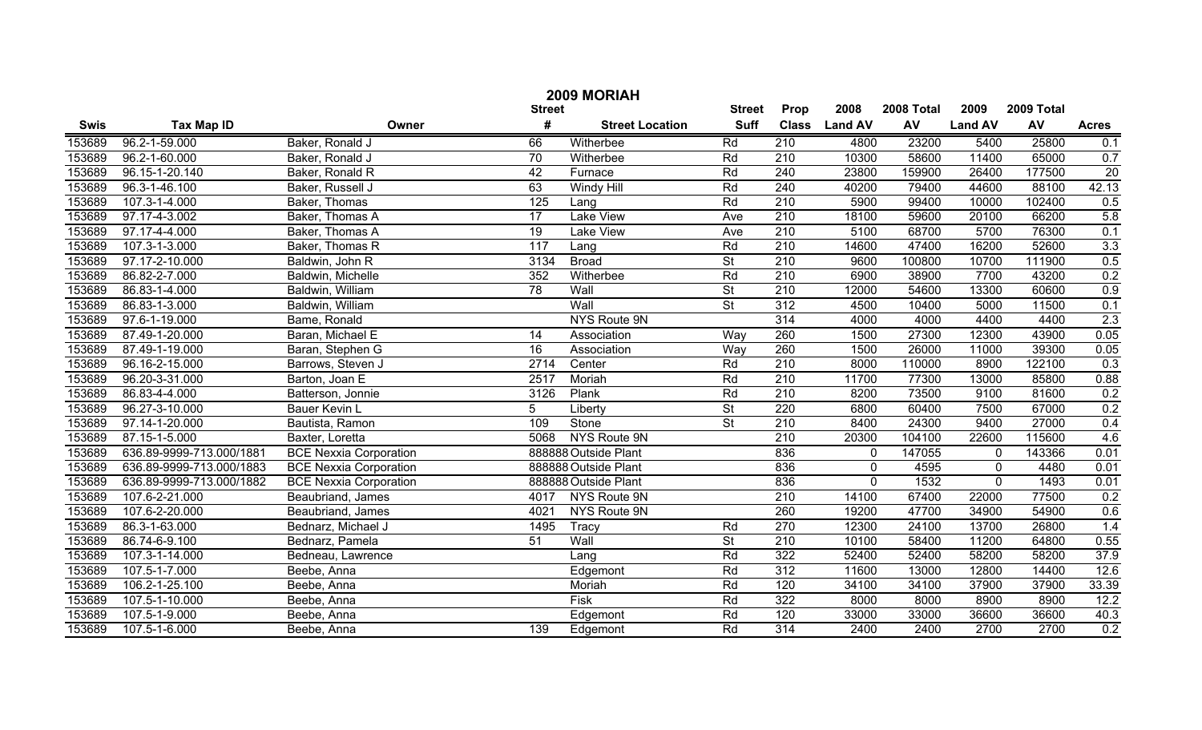# 2009 MORIAH

| Swis | Tax Map ID | Owner | Street # | Street Location | Street Suff | Prop Class | 2008 Land AV | 2008 Total AV | 2009 Land AV | 2009 Total AV | Acres |
|---|---|---|---|---|---|---|---|---|---|---|---|
| 153689 | 96.2-1-59.000 | Baker, Ronald J | 66 | Witherbee | Rd | 210 | 4800 | 23200 | 5400 | 25800 | 0.1 |
| 153689 | 96.2-1-60.000 | Baker, Ronald J | 70 | Witherbee | Rd | 210 | 10300 | 58600 | 11400 | 65000 | 0.7 |
| 153689 | 96.15-1-20.140 | Baker, Ronald R | 42 | Furnace | Rd | 240 | 23800 | 159900 | 26400 | 177500 | 20 |
| 153689 | 96.3-1-46.100 | Baker, Russell J | 63 | Windy Hill | Rd | 240 | 40200 | 79400 | 44600 | 88100 | 42.13 |
| 153689 | 107.3-1-4.000 | Baker, Thomas | 125 | Lang | Rd | 210 | 5900 | 99400 | 10000 | 102400 | 0.5 |
| 153689 | 97.17-4-3.002 | Baker, Thomas A | 17 | Lake View | Ave | 210 | 18100 | 59600 | 20100 | 66200 | 5.8 |
| 153689 | 97.17-4-4.000 | Baker, Thomas A | 19 | Lake View | Ave | 210 | 5100 | 68700 | 5700 | 76300 | 0.1 |
| 153689 | 107.3-1-3.000 | Baker, Thomas R | 117 | Lang | Rd | 210 | 14600 | 47400 | 16200 | 52600 | 3.3 |
| 153689 | 97.17-2-10.000 | Baldwin, John R | 3134 | Broad | St | 210 | 9600 | 100800 | 10700 | 111900 | 0.5 |
| 153689 | 86.82-2-7.000 | Baldwin, Michelle | 352 | Witherbee | Rd | 210 | 6900 | 38900 | 7700 | 43200 | 0.2 |
| 153689 | 86.83-1-4.000 | Baldwin, William | 78 | Wall | St | 210 | 12000 | 54600 | 13300 | 60600 | 0.9 |
| 153689 | 86.83-1-3.000 | Baldwin, William | | Wall | St | 312 | 4500 | 10400 | 5000 | 11500 | 0.1 |
| 153689 | 97.6-1-19.000 | Bame, Ronald | | NYS Route 9N | | 314 | 4000 | 4000 | 4400 | 4400 | 2.3 |
| 153689 | 87.49-1-20.000 | Baran, Michael E | 14 | Association | Way | 260 | 1500 | 27300 | 12300 | 43900 | 0.05 |
| 153689 | 87.49-1-19.000 | Baran, Stephen G | 16 | Association | Way | 260 | 1500 | 26000 | 11000 | 39300 | 0.05 |
| 153689 | 96.16-2-15.000 | Barrows, Steven J | 2714 | Center | Rd | 210 | 8000 | 110000 | 8900 | 122100 | 0.3 |
| 153689 | 96.20-3-31.000 | Barton, Joan E | 2517 | Moriah | Rd | 210 | 11700 | 77300 | 13000 | 85800 | 0.88 |
| 153689 | 86.83-4-4.000 | Batterson, Jonnie | 3126 | Plank | Rd | 210 | 8200 | 73500 | 9100 | 81600 | 0.2 |
| 153689 | 96.27-3-10.000 | Bauer Kevin L | 5 | Liberty | St | 220 | 6800 | 60400 | 7500 | 67000 | 0.2 |
| 153689 | 97.14-1-20.000 | Bautista, Ramon | 109 | Stone | St | 210 | 8400 | 24300 | 9400 | 27000 | 0.4 |
| 153689 | 87.15-1-5.000 | Baxter, Loretta | 5068 | NYS Route 9N | | 210 | 20300 | 104100 | 22600 | 115600 | 4.6 |
| 153689 | 636.89-9999-713.000/1881 | BCE Nexxia Corporation | 888888 | Outside Plant | | 836 | 0 | 147055 | 0 | 143366 | 0.01 |
| 153689 | 636.89-9999-713.000/1883 | BCE Nexxia Corporation | 888888 | Outside Plant | | 836 | 0 | 4595 | 0 | 4480 | 0.01 |
| 153689 | 636.89-9999-713.000/1882 | BCE Nexxia Corporation | 888888 | Outside Plant | | 836 | 0 | 1532 | 0 | 1493 | 0.01 |
| 153689 | 107.6-2-21.000 | Beaubriand, James | 4017 | NYS Route 9N | | 210 | 14100 | 67400 | 22000 | 77500 | 0.2 |
| 153689 | 107.6-2-20.000 | Beaubriand, James | 4021 | NYS Route 9N | | 260 | 19200 | 47700 | 34900 | 54900 | 0.6 |
| 153689 | 86.3-1-63.000 | Bednarz, Michael J | 1495 | Tracy | Rd | 270 | 12300 | 24100 | 13700 | 26800 | 1.4 |
| 153689 | 86.74-6-9.100 | Bednarz, Pamela | 51 | Wall | St | 210 | 10100 | 58400 | 11200 | 64800 | 0.55 |
| 153689 | 107.3-1-14.000 | Bedneau, Lawrence | | Lang | Rd | 322 | 52400 | 52400 | 58200 | 58200 | 37.9 |
| 153689 | 107.5-1-7.000 | Beebe, Anna | | Edgemont | Rd | 312 | 11600 | 13000 | 12800 | 14400 | 12.6 |
| 153689 | 106.2-1-25.100 | Beebe, Anna | | Moriah | Rd | 120 | 34100 | 34100 | 37900 | 37900 | 33.39 |
| 153689 | 107.5-1-10.000 | Beebe, Anna | | Fisk | Rd | 322 | 8000 | 8000 | 8900 | 8900 | 12.2 |
| 153689 | 107.5-1-9.000 | Beebe, Anna | | Edgemont | Rd | 120 | 33000 | 33000 | 36600 | 36600 | 40.3 |
| 153689 | 107.5-1-6.000 | Beebe, Anna | 139 | Edgemont | Rd | 314 | 2400 | 2400 | 2700 | 2700 | 0.2 |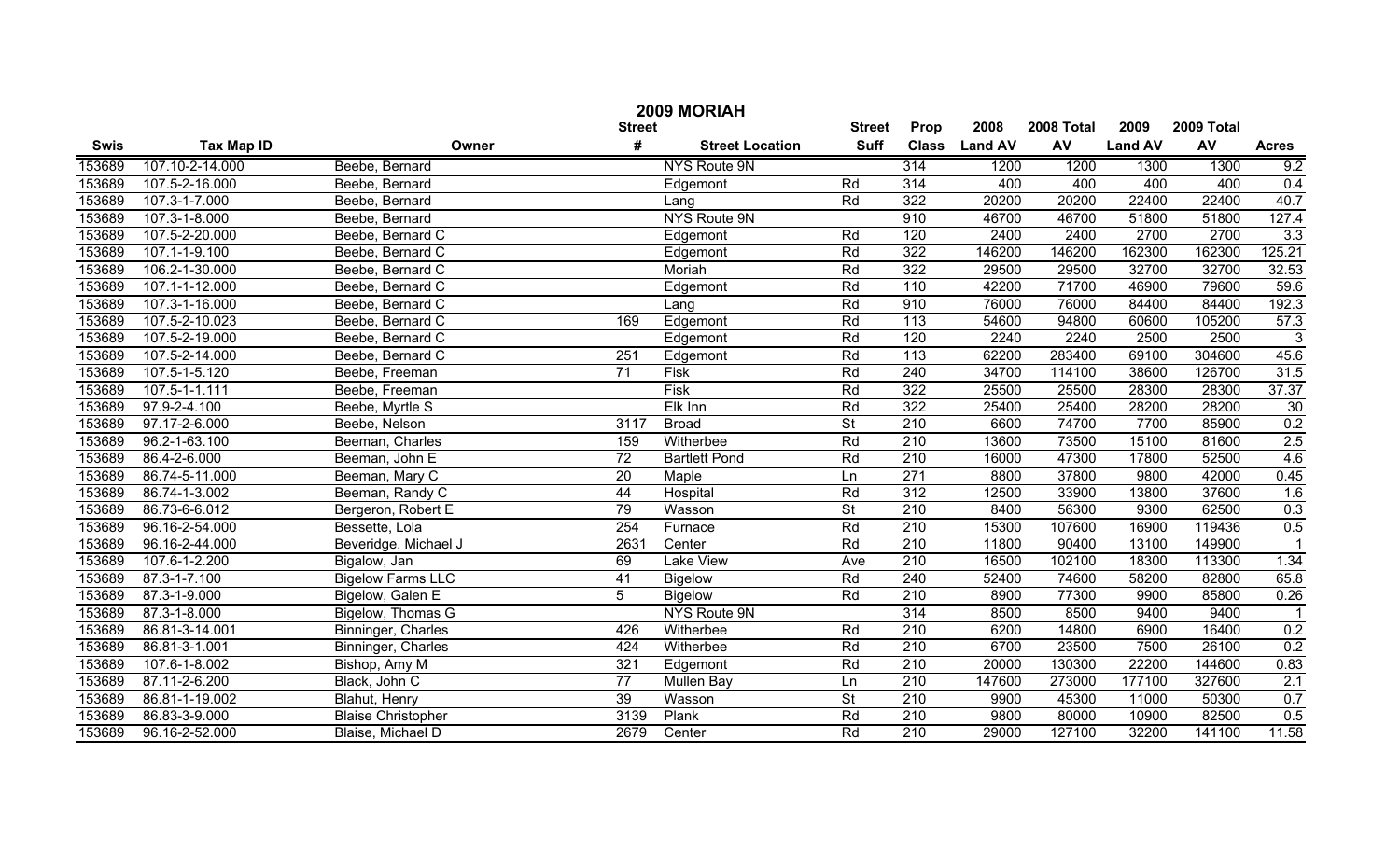# 2009 MORIAH

| Swis | Tax Map ID | Owner | Street # | Street Location | Street Suff | Prop Class | 2008 Land AV | 2008 Total AV | 2009 Land AV | 2009 Total AV | Acres |
|---|---|---|---|---|---|---|---|---|---|---|---|
| 153689 | 107.10-2-14.000 | Beebe, Bernard | | NYS Route 9N | | 314 | 1200 | 1200 | 1300 | 1300 | 9.2 |
| 153689 | 107.5-2-16.000 | Beebe, Bernard | | Edgemont | Rd | 314 | 400 | 400 | 400 | 400 | 0.4 |
| 153689 | 107.3-1-7.000 | Beebe, Bernard | | Lang | Rd | 322 | 20200 | 20200 | 22400 | 22400 | 40.7 |
| 153689 | 107.3-1-8.000 | Beebe, Bernard | | NYS Route 9N | | 910 | 46700 | 46700 | 51800 | 51800 | 127.4 |
| 153689 | 107.5-2-20.000 | Beebe, Bernard C | | Edgemont | Rd | 120 | 2400 | 2400 | 2700 | 2700 | 3.3 |
| 153689 | 107.1-1-9.100 | Beebe, Bernard C | | Edgemont | Rd | 322 | 146200 | 146200 | 162300 | 162300 | 125.21 |
| 153689 | 106.2-1-30.000 | Beebe, Bernard C | | Moriah | Rd | 322 | 29500 | 29500 | 32700 | 32700 | 32.53 |
| 153689 | 107.1-1-12.000 | Beebe, Bernard C | | Edgemont | Rd | 110 | 42200 | 71700 | 46900 | 79600 | 59.6 |
| 153689 | 107.3-1-16.000 | Beebe, Bernard C | | Lang | Rd | 910 | 76000 | 76000 | 84400 | 84400 | 192.3 |
| 153689 | 107.5-2-10.023 | Beebe, Bernard C | 169 | Edgemont | Rd | 113 | 54600 | 94800 | 60600 | 105200 | 57.3 |
| 153689 | 107.5-2-19.000 | Beebe, Bernard C | | Edgemont | Rd | 120 | 2240 | 2240 | 2500 | 2500 | 3 |
| 153689 | 107.5-2-14.000 | Beebe, Bernard C | 251 | Edgemont | Rd | 113 | 62200 | 283400 | 69100 | 304600 | 45.6 |
| 153689 | 107.5-1-5.120 | Beebe, Freeman | 71 | Fisk | Rd | 240 | 34700 | 114100 | 38600 | 126700 | 31.5 |
| 153689 | 107.5-1-1.111 | Beebe, Freeman | | Fisk | Rd | 322 | 25500 | 25500 | 28300 | 28300 | 37.37 |
| 153689 | 97.9-2-4.100 | Beebe, Myrtle S | | Elk Inn | Rd | 322 | 25400 | 25400 | 28200 | 28200 | 30 |
| 153689 | 97.17-2-6.000 | Beebe, Nelson | 3117 | Broad | St | 210 | 6600 | 74700 | 7700 | 85900 | 0.2 |
| 153689 | 96.2-1-63.100 | Beeman, Charles | 159 | Witherbee | Rd | 210 | 13600 | 73500 | 15100 | 81600 | 2.5 |
| 153689 | 86.4-2-6.000 | Beeman, John E | 72 | Bartlett Pond | Rd | 210 | 16000 | 47300 | 17800 | 52500 | 4.6 |
| 153689 | 86.74-5-11.000 | Beeman, Mary C | 20 | Maple | Ln | 271 | 8800 | 37800 | 9800 | 42000 | 0.45 |
| 153689 | 86.74-1-3.002 | Beeman, Randy C | 44 | Hospital | Rd | 312 | 12500 | 33900 | 13800 | 37600 | 1.6 |
| 153689 | 86.73-6-6.012 | Bergeron, Robert E | 79 | Wasson | St | 210 | 8400 | 56300 | 9300 | 62500 | 0.3 |
| 153689 | 96.16-2-54.000 | Bessette, Lola | 254 | Furnace | Rd | 210 | 15300 | 107600 | 16900 | 119436 | 0.5 |
| 153689 | 96.16-2-44.000 | Beveridge, Michael J | 2631 | Center | Rd | 210 | 11800 | 90400 | 13100 | 149900 | 1 |
| 153689 | 107.6-1-2.200 | Bigalow, Jan | 69 | Lake View | Ave | 210 | 16500 | 102100 | 18300 | 113300 | 1.34 |
| 153689 | 87.3-1-7.100 | Bigelow Farms LLC | 41 | Bigelow | Rd | 240 | 52400 | 74600 | 58200 | 82800 | 65.8 |
| 153689 | 87.3-1-9.000 | Bigelow, Galen E | 5 | Bigelow | Rd | 210 | 8900 | 77300 | 9900 | 85800 | 0.26 |
| 153689 | 87.3-1-8.000 | Bigelow, Thomas G | | NYS Route 9N | | 314 | 8500 | 8500 | 9400 | 9400 | 1 |
| 153689 | 86.81-3-14.001 | Binninger, Charles | 426 | Witherbee | Rd | 210 | 6200 | 14800 | 6900 | 16400 | 0.2 |
| 153689 | 86.81-3-1.001 | Binninger, Charles | 424 | Witherbee | Rd | 210 | 6700 | 23500 | 7500 | 26100 | 0.2 |
| 153689 | 107.6-1-8.002 | Bishop, Amy M | 321 | Edgemont | Rd | 210 | 20000 | 130300 | 22200 | 144600 | 0.83 |
| 153689 | 87.11-2-6.200 | Black, John C | 77 | Mullen Bay | Ln | 210 | 147600 | 273000 | 177100 | 327600 | 2.1 |
| 153689 | 86.81-1-19.002 | Blahut, Henry | 39 | Wasson | St | 210 | 9900 | 45300 | 11000 | 50300 | 0.7 |
| 153689 | 86.83-3-9.000 | Blaise Christopher | 3139 | Plank | Rd | 210 | 9800 | 80000 | 10900 | 82500 | 0.5 |
| 153689 | 96.16-2-52.000 | Blaise, Michael D | 2679 | Center | Rd | 210 | 29000 | 127100 | 32200 | 141100 | 11.58 |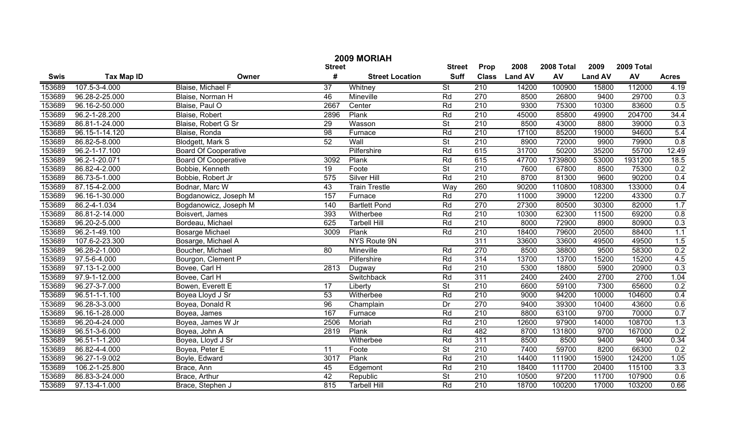# 2009 MORIAH

| Swis | Tax Map ID | Owner | Street # | Street Location | Street Suff | Prop Class | 2008 Land AV | 2008 Total AV | 2009 Land AV | 2009 Total AV | Acres |
|---|---|---|---|---|---|---|---|---|---|---|---|
| 153689 | 107.5-3-4.000 | Blaise, Michael F | 37 | Whitney | St | 210 | 14200 | 100900 | 15800 | 112000 | 4.19 |
| 153689 | 96.28-2-25.000 | Blaise, Norman H | 46 | Mineville | Rd | 270 | 8500 | 26800 | 9400 | 29700 | 0.3 |
| 153689 | 96.16-2-50.000 | Blaise, Paul O | 2667 | Center | Rd | 210 | 9300 | 75300 | 10300 | 83600 | 0.5 |
| 153689 | 96.2-1-28.200 | Blaise, Robert | 2896 | Plank | Rd | 210 | 45000 | 85800 | 49900 | 204700 | 34.4 |
| 153689 | 86.81-1-24.000 | Blaise, Robert G Sr | 29 | Wasson | St | 210 | 8500 | 43000 | 8800 | 39000 | 0.3 |
| 153689 | 96.15-1-14.120 | Blaise, Ronda | 98 | Furnace | Rd | 210 | 17100 | 85200 | 19000 | 94600 | 5.4 |
| 153689 | 86.82-5-8.000 | Blodgett, Mark S | 52 | Wall | St | 210 | 8900 | 72000 | 9900 | 79900 | 0.8 |
| 153689 | 96.2-1-17.100 | Board Of Cooperative | | Pilfershire | Rd | 615 | 31700 | 50200 | 35200 | 55700 | 12.49 |
| 153689 | 96.2-1-20.071 | Board Of Cooperative | 3092 | Plank | Rd | 615 | 47700 | 1739800 | 53000 | 1931200 | 18.5 |
| 153689 | 86.82-4-2.000 | Bobbie, Kenneth | 19 | Foote | St | 210 | 7600 | 67800 | 8500 | 75300 | 0.2 |
| 153689 | 86.73-5-1.000 | Bobbie, Robert Jr | 575 | Silver Hill | Rd | 210 | 8700 | 81300 | 9600 | 90200 | 0.4 |
| 153689 | 87.15-4-2.000 | Bodnar, Marc W | 43 | Train Trestle | Way | 260 | 90200 | 110800 | 108300 | 133000 | 0.4 |
| 153689 | 96.16-1-30.000 | Bogdanowicz, Joseph M | 157 | Furnace | Rd | 270 | 11000 | 39000 | 12200 | 43300 | 0.7 |
| 153689 | 86.2-4-1.034 | Bogdanowicz, Joseph M | 140 | Bartlett Pond | Rd | 270 | 27300 | 80500 | 30300 | 82000 | 1.7 |
| 153689 | 86.81-2-14.000 | Boisvert, James | 393 | Witherbee | Rd | 210 | 10300 | 62300 | 11500 | 69200 | 0.8 |
| 153689 | 96.20-2-5.000 | Bordeau, Michael | 625 | Tarbell Hill | Rd | 210 | 8000 | 72900 | 8900 | 80900 | 0.3 |
| 153689 | 96.2-1-49.100 | Bosarge Michael | 3009 | Plank | Rd | 210 | 18400 | 79600 | 20500 | 88400 | 1.1 |
| 153689 | 107.6-2-23.300 | Bosarge, Michael A | | NYS Route 9N | | 311 | 33600 | 33600 | 49500 | 49500 | 1.5 |
| 153689 | 96.28-2-1.000 | Boucher, Michael | 80 | Mineville | Rd | 270 | 8500 | 38800 | 9500 | 58300 | 0.2 |
| 153689 | 97.5-6-4.000 | Bourgon, Clement P | | Pilfershire | Rd | 314 | 13700 | 13700 | 15200 | 15200 | 4.5 |
| 153689 | 97.13-1-2.000 | Bovee, Carl H | 2813 | Dugway | Rd | 210 | 5300 | 18800 | 5900 | 20900 | 0.3 |
| 153689 | 97.9-1-12.000 | Bovee, Carl H | | Switchback | Rd | 311 | 2400 | 2400 | 2700 | 2700 | 1.04 |
| 153689 | 96.27-3-7.000 | Bowen, Everett E | 17 | Liberty | St | 210 | 6600 | 59100 | 7300 | 65600 | 0.2 |
| 153689 | 96.51-1-1.100 | Boyea Lloyd J Sr | 53 | Witherbee | Rd | 210 | 9000 | 94200 | 10000 | 104600 | 0.4 |
| 153689 | 96.28-3-3.000 | Boyea, Donald R | 96 | Champlain | Dr | 270 | 9400 | 39300 | 10400 | 43600 | 0.6 |
| 153689 | 96.16-1-28.000 | Boyea, James | 167 | Furnace | Rd | 210 | 8800 | 63100 | 9700 | 70000 | 0.7 |
| 153689 | 96.20-4-24.000 | Boyea, James W Jr | 2506 | Moriah | Rd | 210 | 12600 | 97900 | 14000 | 108700 | 1.3 |
| 153689 | 96.51-3-6.000 | Boyea, John A | 2819 | Plank | Rd | 482 | 8700 | 131800 | 9700 | 167000 | 0.2 |
| 153689 | 96.51-1-1.200 | Boyea, Lloyd J Sr | | Witherbee | Rd | 311 | 8500 | 8500 | 9400 | 9400 | 0.34 |
| 153689 | 86.82-4-4.000 | Boyea, Peter E | 11 | Foote | St | 210 | 7400 | 59700 | 8200 | 66300 | 0.2 |
| 153689 | 96.27-1-9.002 | Boyle, Edward | 3017 | Plank | Rd | 210 | 14400 | 111900 | 15900 | 124200 | 1.05 |
| 153689 | 106.2-1-25.800 | Brace, Ann | 45 | Edgemont | Rd | 210 | 18400 | 111700 | 20400 | 115100 | 3.3 |
| 153689 | 86.83-3-24.000 | Brace, Arthur | 42 | Republic | St | 210 | 10500 | 97200 | 11700 | 107900 | 0.6 |
| 153689 | 97.13-4-1.000 | Brace, Stephen J | 815 | Tarbell Hill | Rd | 210 | 18700 | 100200 | 17000 | 103200 | 0.66 |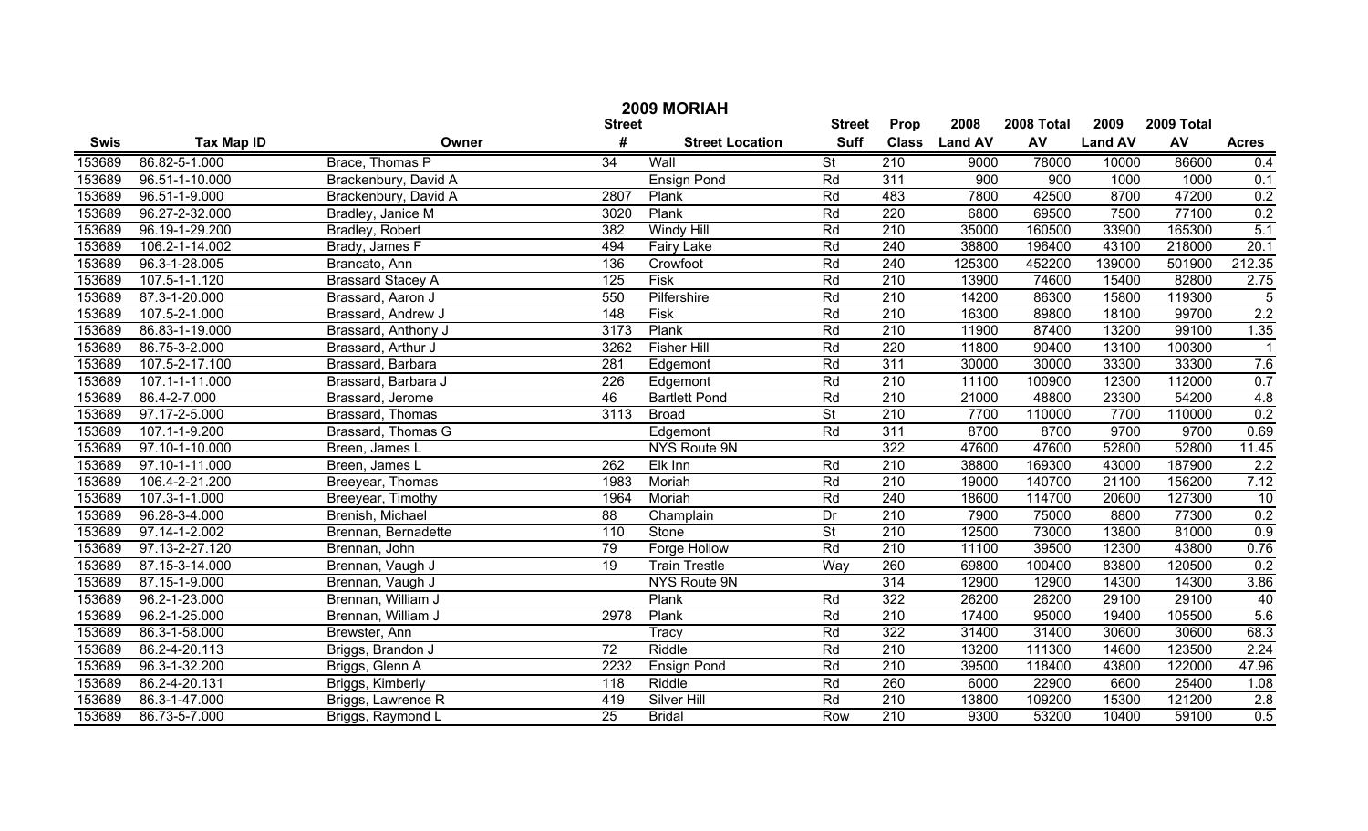# 2009 MORIAH

| Swis | Tax Map ID | Owner | Street # | Street Location | Street Suff | Prop Class | 2008 Land AV | 2008 Total AV | 2009 Land AV | 2009 Total AV | Acres |
|---|---|---|---|---|---|---|---|---|---|---|---|
| 153689 | 86.82-5-1.000 | Brace, Thomas P | 34 | Wall | St | 210 | 9000 | 78000 | 10000 | 86600 | 0.4 |
| 153689 | 96.51-1-10.000 | Brackenbury, David A | | Ensign Pond | Rd | 311 | 900 | 900 | 1000 | 1000 | 0.1 |
| 153689 | 96.51-1-9.000 | Brackenbury, David A | 2807 | Plank | Rd | 483 | 7800 | 42500 | 8700 | 47200 | 0.2 |
| 153689 | 96.27-2-32.000 | Bradley, Janice M | 3020 | Plank | Rd | 220 | 6800 | 69500 | 7500 | 77100 | 0.2 |
| 153689 | 96.19-1-29.200 | Bradley, Robert | 382 | Windy Hill | Rd | 210 | 35000 | 160500 | 33900 | 165300 | 5.1 |
| 153689 | 106.2-1-14.002 | Brady, James F | 494 | Fairy Lake | Rd | 240 | 38800 | 196400 | 43100 | 218000 | 20.1 |
| 153689 | 96.3-1-28.005 | Brancato, Ann | 136 | Crowfoot | Rd | 240 | 125300 | 452200 | 139000 | 501900 | 212.35 |
| 153689 | 107.5-1-1.120 | Brassard Stacey A | 125 | Fisk | Rd | 210 | 13900 | 74600 | 15400 | 82800 | 2.75 |
| 153689 | 87.3-1-20.000 | Brassard, Aaron J | 550 | Pilfershire | Rd | 210 | 14200 | 86300 | 15800 | 119300 | 5 |
| 153689 | 107.5-2-1.000 | Brassard, Andrew J | 148 | Fisk | Rd | 210 | 16300 | 89800 | 18100 | 99700 | 2.2 |
| 153689 | 86.83-1-19.000 | Brassard, Anthony J | 3173 | Plank | Rd | 210 | 11900 | 87400 | 13200 | 99100 | 1.35 |
| 153689 | 86.75-3-2.000 | Brassard, Arthur J | 3262 | Fisher Hill | Rd | 220 | 11800 | 90400 | 13100 | 100300 | 1 |
| 153689 | 107.5-2-17.100 | Brassard, Barbara | 281 | Edgemont | Rd | 311 | 30000 | 30000 | 33300 | 33300 | 7.6 |
| 153689 | 107.1-1-11.000 | Brassard, Barbara J | 226 | Edgemont | Rd | 210 | 11100 | 100900 | 12300 | 112000 | 0.7 |
| 153689 | 86.4-2-7.000 | Brassard, Jerome | 46 | Bartlett Pond | Rd | 210 | 21000 | 48800 | 23300 | 54200 | 4.8 |
| 153689 | 97.17-2-5.000 | Brassard, Thomas | 3113 | Broad | St | 210 | 7700 | 110000 | 7700 | 110000 | 0.2 |
| 153689 | 107.1-1-9.200 | Brassard, Thomas G | | Edgemont | Rd | 311 | 8700 | 8700 | 9700 | 9700 | 0.69 |
| 153689 | 97.10-1-10.000 | Breen, James L | | NYS Route 9N | | 322 | 47600 | 47600 | 52800 | 52800 | 11.45 |
| 153689 | 97.10-1-11.000 | Breen, James L | 262 | Elk Inn | Rd | 210 | 38800 | 169300 | 43000 | 187900 | 2.2 |
| 153689 | 106.4-2-21.200 | Breeyear, Thomas | 1983 | Moriah | Rd | 210 | 19000 | 140700 | 21100 | 156200 | 7.12 |
| 153689 | 107.3-1-1.000 | Breeyear, Timothy | 1964 | Moriah | Rd | 240 | 18600 | 114700 | 20600 | 127300 | 10 |
| 153689 | 96.28-3-4.000 | Brenish, Michael | 88 | Champlain | Dr | 210 | 7900 | 75000 | 8800 | 77300 | 0.2 |
| 153689 | 97.14-1-2.002 | Brennan, Bernadette | 110 | Stone | St | 210 | 12500 | 73000 | 13800 | 81000 | 0.9 |
| 153689 | 97.13-2-27.120 | Brennan, John | 79 | Forge Hollow | Rd | 210 | 11100 | 39500 | 12300 | 43800 | 0.76 |
| 153689 | 87.15-3-14.000 | Brennan, Vaugh J | 19 | Train Trestle | Way | 260 | 69800 | 100400 | 83800 | 120500 | 0.2 |
| 153689 | 87.15-1-9.000 | Brennan, Vaugh J | | NYS Route 9N | | 314 | 12900 | 12900 | 14300 | 14300 | 3.86 |
| 153689 | 96.2-1-23.000 | Brennan, William J | | Plank | Rd | 322 | 26200 | 26200 | 29100 | 29100 | 40 |
| 153689 | 96.2-1-25.000 | Brennan, William J | 2978 | Plank | Rd | 210 | 17400 | 95000 | 19400 | 105500 | 5.6 |
| 153689 | 86.3-1-58.000 | Brewster, Ann | | Tracy | Rd | 322 | 31400 | 31400 | 30600 | 30600 | 68.3 |
| 153689 | 86.2-4-20.113 | Briggs, Brandon J | 72 | Riddle | Rd | 210 | 13200 | 111300 | 14600 | 123500 | 2.24 |
| 153689 | 96.3-1-32.200 | Briggs, Glenn A | 2232 | Ensign Pond | Rd | 210 | 39500 | 118400 | 43800 | 122000 | 47.96 |
| 153689 | 86.2-4-20.131 | Briggs, Kimberly | 118 | Riddle | Rd | 260 | 6000 | 22900 | 6600 | 25400 | 1.08 |
| 153689 | 86.3-1-47.000 | Briggs, Lawrence R | 419 | Silver Hill | Rd | 210 | 13800 | 109200 | 15300 | 121200 | 2.8 |
| 153689 | 86.73-5-7.000 | Briggs, Raymond L | 25 | Bridal | Row | 210 | 9300 | 53200 | 10400 | 59100 | 0.5 |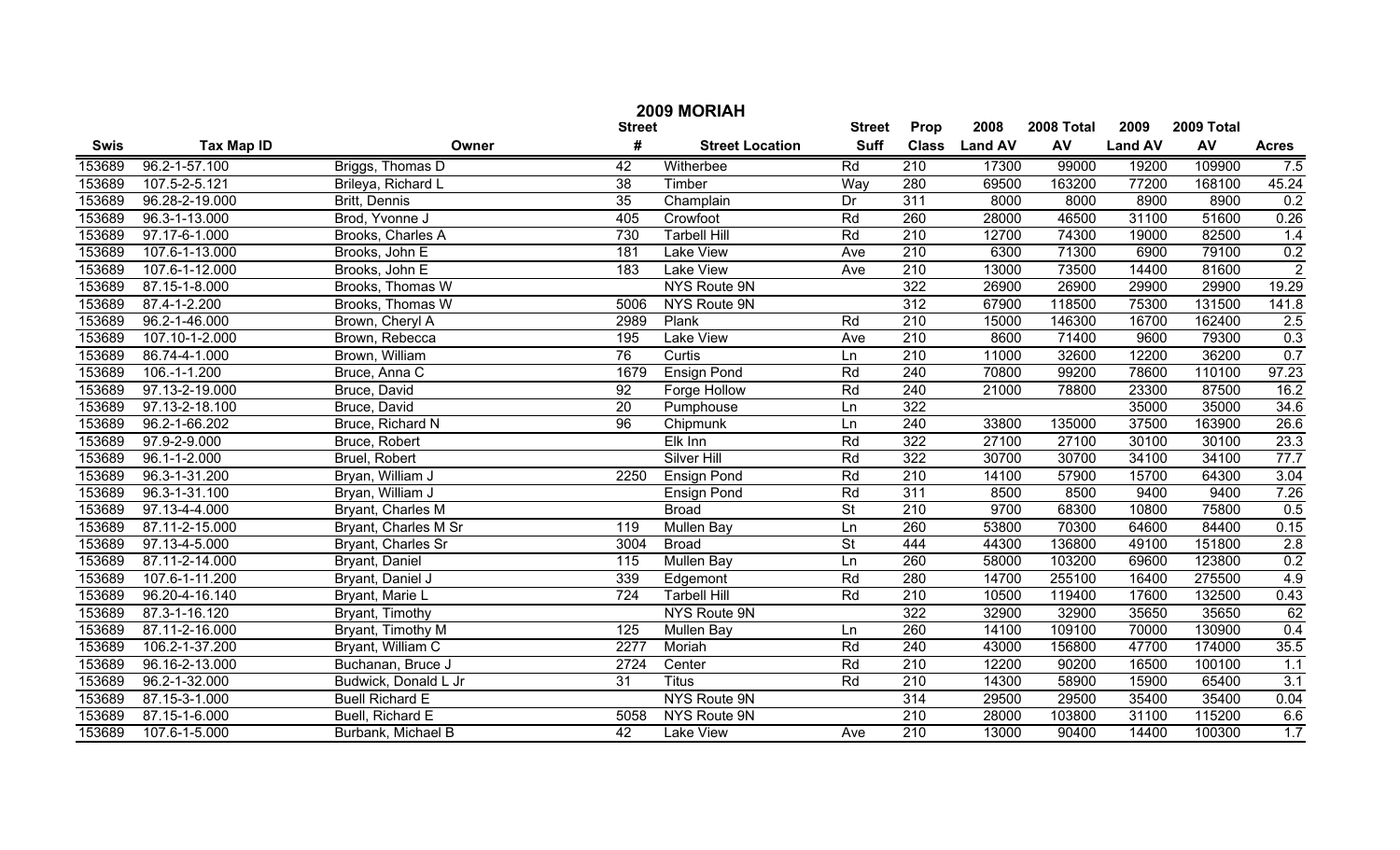# 2009 MORIAH

| Swis | Tax Map ID | Owner | Street # | Street Location | Street Suff | Prop Class | 2008 Land AV | 2008 Total AV | 2009 Land AV | 2009 Total AV | Acres |
|---|---|---|---|---|---|---|---|---|---|---|---|
| 153689 | 96.2-1-57.100 | Briggs, Thomas D | 42 | Witherbee | Rd | 210 | 17300 | 99000 | 19200 | 109900 | 7.5 |
| 153689 | 107.5-2-5.121 | Brileya, Richard L | 38 | Timber | Way | 280 | 69500 | 163200 | 77200 | 168100 | 45.24 |
| 153689 | 96.28-2-19.000 | Britt, Dennis | 35 | Champlain | Dr | 311 | 8000 | 8000 | 8900 | 8900 | 0.2 |
| 153689 | 96.3-1-13.000 | Brod, Yvonne J | 405 | Crowfoot | Rd | 260 | 28000 | 46500 | 31100 | 51600 | 0.26 |
| 153689 | 97.17-6-1.000 | Brooks, Charles A | 730 | Tarbell Hill | Rd | 210 | 12700 | 74300 | 19000 | 82500 | 1.4 |
| 153689 | 107.6-1-13.000 | Brooks, John E | 181 | Lake View | Ave | 210 | 6300 | 71300 | 6900 | 79100 | 0.2 |
| 153689 | 107.6-1-12.000 | Brooks, John E | 183 | Lake View | Ave | 210 | 13000 | 73500 | 14400 | 81600 | 2 |
| 153689 | 87.15-1-8.000 | Brooks, Thomas W | | NYS Route 9N | | 322 | 26900 | 26900 | 29900 | 29900 | 19.29 |
| 153689 | 87.4-1-2.200 | Brooks, Thomas W | 5006 | NYS Route 9N | | 312 | 67900 | 118500 | 75300 | 131500 | 141.8 |
| 153689 | 96.2-1-46.000 | Brown, Cheryl A | 2989 | Plank | Rd | 210 | 15000 | 146300 | 16700 | 162400 | 2.5 |
| 153689 | 107.10-1-2.000 | Brown, Rebecca | 195 | Lake View | Ave | 210 | 8600 | 71400 | 9600 | 79300 | 0.3 |
| 153689 | 86.74-4-1.000 | Brown, William | 76 | Curtis | Ln | 210 | 11000 | 32600 | 12200 | 36200 | 0.7 |
| 153689 | 106.-1-1.200 | Bruce, Anna C | 1679 | Ensign Pond | Rd | 240 | 70800 | 99200 | 78600 | 110100 | 97.23 |
| 153689 | 97.13-2-19.000 | Bruce, David | 92 | Forge Hollow | Rd | 240 | 21000 | 78800 | 23300 | 87500 | 16.2 |
| 153689 | 97.13-2-18.100 | Bruce, David | 20 | Pumphouse | Ln | 322 | | | 35000 | 35000 | 34.6 |
| 153689 | 96.2-1-66.202 | Bruce, Richard N | 96 | Chipmunk | Ln | 240 | 33800 | 135000 | 37500 | 163900 | 26.6 |
| 153689 | 97.9-2-9.000 | Bruce, Robert | | Elk Inn | Rd | 322 | 27100 | 27100 | 30100 | 30100 | 23.3 |
| 153689 | 96.1-1-2.000 | Bruel, Robert | | Silver Hill | Rd | 322 | 30700 | 30700 | 34100 | 34100 | 77.7 |
| 153689 | 96.3-1-31.200 | Bryan, William J | 2250 | Ensign Pond | Rd | 210 | 14100 | 57900 | 15700 | 64300 | 3.04 |
| 153689 | 96.3-1-31.100 | Bryan, William J | | Ensign Pond | Rd | 311 | 8500 | 8500 | 9400 | 9400 | 7.26 |
| 153689 | 97.13-4-4.000 | Bryant, Charles M | | Broad | St | 210 | 9700 | 68300 | 10800 | 75800 | 0.5 |
| 153689 | 87.11-2-15.000 | Bryant, Charles M Sr | 119 | Mullen Bay | Ln | 260 | 53800 | 70300 | 64600 | 84400 | 0.15 |
| 153689 | 97.13-4-5.000 | Bryant, Charles Sr | 3004 | Broad | St | 444 | 44300 | 136800 | 49100 | 151800 | 2.8 |
| 153689 | 87.11-2-14.000 | Bryant, Daniel | 115 | Mullen Bay | Ln | 260 | 58000 | 103200 | 69600 | 123800 | 0.2 |
| 153689 | 107.6-1-11.200 | Bryant, Daniel J | 339 | Edgemont | Rd | 280 | 14700 | 255100 | 16400 | 275500 | 4.9 |
| 153689 | 96.20-4-16.140 | Bryant, Marie L | 724 | Tarbell Hill | Rd | 210 | 10500 | 119400 | 17600 | 132500 | 0.43 |
| 153689 | 87.3-1-16.120 | Bryant, Timothy | | NYS Route 9N | | 322 | 32900 | 32900 | 35650 | 35650 | 62 |
| 153689 | 87.11-2-16.000 | Bryant, Timothy M | 125 | Mullen Bay | Ln | 260 | 14100 | 109100 | 70000 | 130900 | 0.4 |
| 153689 | 106.2-1-37.200 | Bryant, William C | 2277 | Moriah | Rd | 240 | 43000 | 156800 | 47700 | 174000 | 35.5 |
| 153689 | 96.16-2-13.000 | Buchanan, Bruce J | 2724 | Center | Rd | 210 | 12200 | 90200 | 16500 | 100100 | 1.1 |
| 153689 | 96.2-1-32.000 | Budwick, Donald L Jr | 31 | Titus | Rd | 210 | 14300 | 58900 | 15900 | 65400 | 3.1 |
| 153689 | 87.15-3-1.000 | Buell Richard E | | NYS Route 9N | | 314 | 29500 | 29500 | 35400 | 35400 | 0.04 |
| 153689 | 87.15-1-6.000 | Buell, Richard E | 5058 | NYS Route 9N | | 210 | 28000 | 103800 | 31100 | 115200 | 6.6 |
| 153689 | 107.6-1-5.000 | Burbank, Michael B | 42 | Lake View | Ave | 210 | 13000 | 90400 | 14400 | 100300 | 1.7 |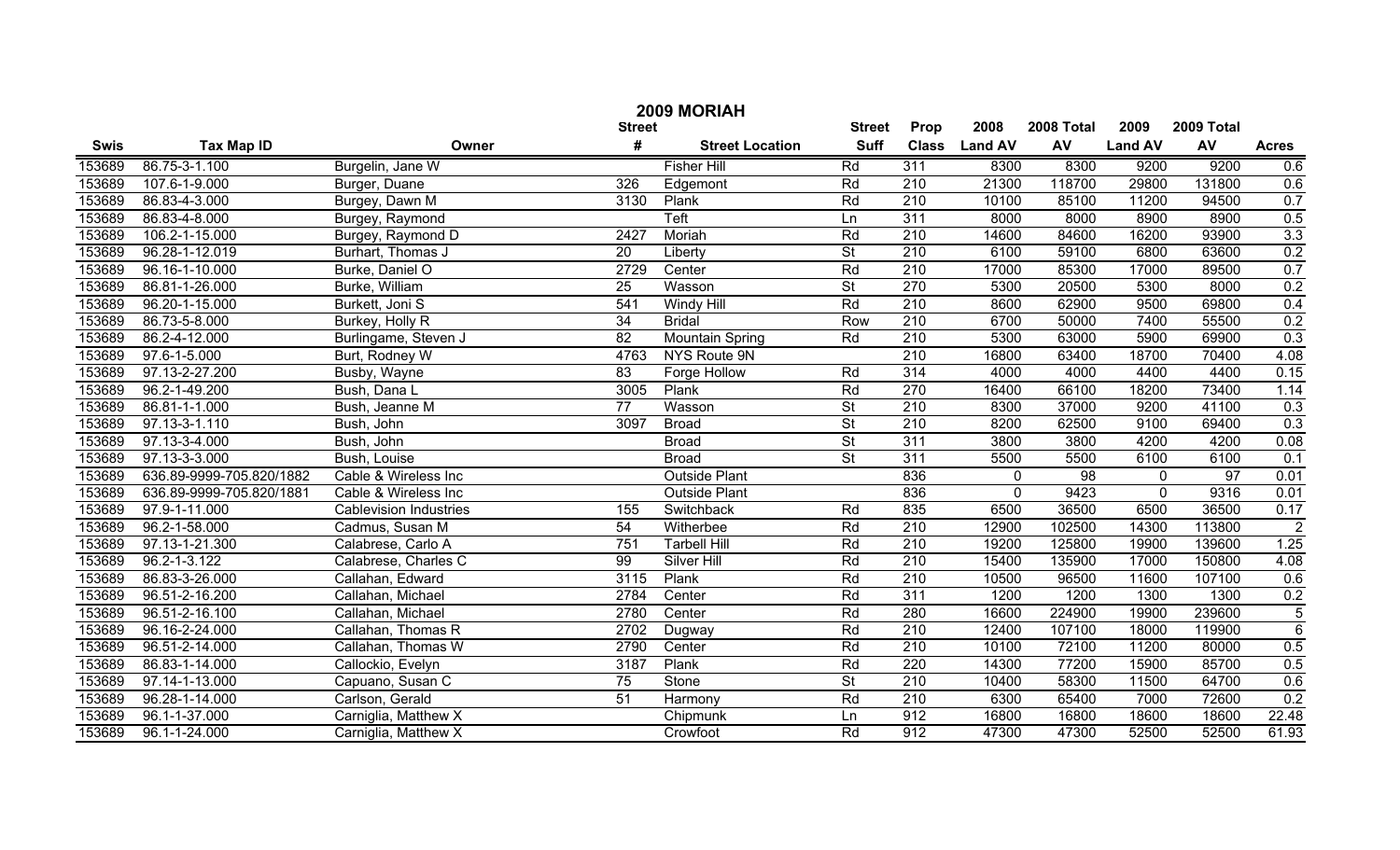# 2009 MORIAH

| Swis | Tax Map ID | Owner | Street # | Street Location | Street Suff | Prop Class | 2008 Land AV | 2008 Total AV | 2009 Land AV | 2009 Total AV | Acres |
|---|---|---|---|---|---|---|---|---|---|---|---|
| 153689 | 86.75-3-1.100 | Burgelin, Jane W | | Fisher Hill | Rd | 311 | 8300 | 8300 | 9200 | 9200 | 0.6 |
| 153689 | 107.6-1-9.000 | Burger, Duane | 326 | Edgemont | Rd | 210 | 21300 | 118700 | 29800 | 131800 | 0.6 |
| 153689 | 86.83-4-3.000 | Burgey, Dawn M | 3130 | Plank | Rd | 210 | 10100 | 85100 | 11200 | 94500 | 0.7 |
| 153689 | 86.83-4-8.000 | Burgey, Raymond | | Teft | Ln | 311 | 8000 | 8000 | 8900 | 8900 | 0.5 |
| 153689 | 106.2-1-15.000 | Burgey, Raymond D | 2427 | Moriah | Rd | 210 | 14600 | 84600 | 16200 | 93900 | 3.3 |
| 153689 | 96.28-1-12.019 | Burhart, Thomas J | 20 | Liberty | St | 210 | 6100 | 59100 | 6800 | 63600 | 0.2 |
| 153689 | 96.16-1-10.000 | Burke, Daniel O | 2729 | Center | Rd | 210 | 17000 | 85300 | 17000 | 89500 | 0.7 |
| 153689 | 86.81-1-26.000 | Burke, William | 25 | Wasson | St | 270 | 5300 | 20500 | 5300 | 8000 | 0.2 |
| 153689 | 96.20-1-15.000 | Burkett, Joni S | 541 | Windy Hill | Rd | 210 | 8600 | 62900 | 9500 | 69800 | 0.4 |
| 153689 | 86.73-5-8.000 | Burkey, Holly R | 34 | Bridal | Row | 210 | 6700 | 50000 | 7400 | 55500 | 0.2 |
| 153689 | 86.2-4-12.000 | Burlingame, Steven J | 82 | Mountain Spring | Rd | 210 | 5300 | 63000 | 5900 | 69900 | 0.3 |
| 153689 | 97.6-1-5.000 | Burt, Rodney W | 4763 | NYS Route 9N | | 210 | 16800 | 63400 | 18700 | 70400 | 4.08 |
| 153689 | 97.13-2-27.200 | Busby, Wayne | 83 | Forge Hollow | Rd | 314 | 4000 | 4000 | 4400 | 4400 | 0.15 |
| 153689 | 96.2-1-49.200 | Bush, Dana L | 3005 | Plank | Rd | 270 | 16400 | 66100 | 18200 | 73400 | 1.14 |
| 153689 | 86.81-1-1.000 | Bush, Jeanne M | 77 | Wasson | St | 210 | 8300 | 37000 | 9200 | 41100 | 0.3 |
| 153689 | 97.13-3-1.110 | Bush, John | 3097 | Broad | St | 210 | 8200 | 62500 | 9100 | 69400 | 0.3 |
| 153689 | 97.13-3-4.000 | Bush, John | | Broad | St | 311 | 3800 | 3800 | 4200 | 4200 | 0.08 |
| 153689 | 97.13-3-3.000 | Bush, Louise | | Broad | St | 311 | 5500 | 5500 | 6100 | 6100 | 0.1 |
| 153689 | 636.89-9999-705.820/1882 | Cable & Wireless Inc | | Outside Plant | | 836 | 0 | 98 | 0 | 97 | 0.01 |
| 153689 | 636.89-9999-705.820/1881 | Cable & Wireless Inc | | Outside Plant | | 836 | 0 | 9423 | 0 | 9316 | 0.01 |
| 153689 | 97.9-1-11.000 | Cablevision Industries | 155 | Switchback | Rd | 835 | 6500 | 36500 | 6500 | 36500 | 0.17 |
| 153689 | 96.2-1-58.000 | Cadmus, Susan M | 54 | Witherbee | Rd | 210 | 12900 | 102500 | 14300 | 113800 | 2 |
| 153689 | 97.13-1-21.300 | Calabrese, Carlo A | 751 | Tarbell Hill | Rd | 210 | 19200 | 125800 | 19900 | 139600 | 1.25 |
| 153689 | 96.2-1-3.122 | Calabrese, Charles C | 99 | Silver Hill | Rd | 210 | 15400 | 135900 | 17000 | 150800 | 4.08 |
| 153689 | 86.83-3-26.000 | Callahan, Edward | 3115 | Plank | Rd | 210 | 10500 | 96500 | 11600 | 107100 | 0.6 |
| 153689 | 96.51-2-16.200 | Callahan, Michael | 2784 | Center | Rd | 311 | 1200 | 1200 | 1300 | 1300 | 0.2 |
| 153689 | 96.51-2-16.100 | Callahan, Michael | 2780 | Center | Rd | 280 | 16600 | 224900 | 19900 | 239600 | 5 |
| 153689 | 96.16-2-24.000 | Callahan, Thomas R | 2702 | Dugway | Rd | 210 | 12400 | 107100 | 18000 | 119900 | 6 |
| 153689 | 96.51-2-14.000 | Callahan, Thomas W | 2790 | Center | Rd | 210 | 10100 | 72100 | 11200 | 80000 | 0.5 |
| 153689 | 86.83-1-14.000 | Callockio, Evelyn | 3187 | Plank | Rd | 220 | 14300 | 77200 | 15900 | 85700 | 0.5 |
| 153689 | 97.14-1-13.000 | Capuano, Susan C | 75 | Stone | St | 210 | 10400 | 58300 | 11500 | 64700 | 0.6 |
| 153689 | 96.28-1-14.000 | Carlson, Gerald | 51 | Harmony | Rd | 210 | 6300 | 65400 | 7000 | 72600 | 0.2 |
| 153689 | 96.1-1-37.000 | Carniglia, Matthew X | | Chipmunk | Ln | 912 | 16800 | 16800 | 18600 | 18600 | 22.48 |
| 153689 | 96.1-1-24.000 | Carniglia, Matthew X | | Crowfoot | Rd | 912 | 47300 | 47300 | 52500 | 52500 | 61.93 |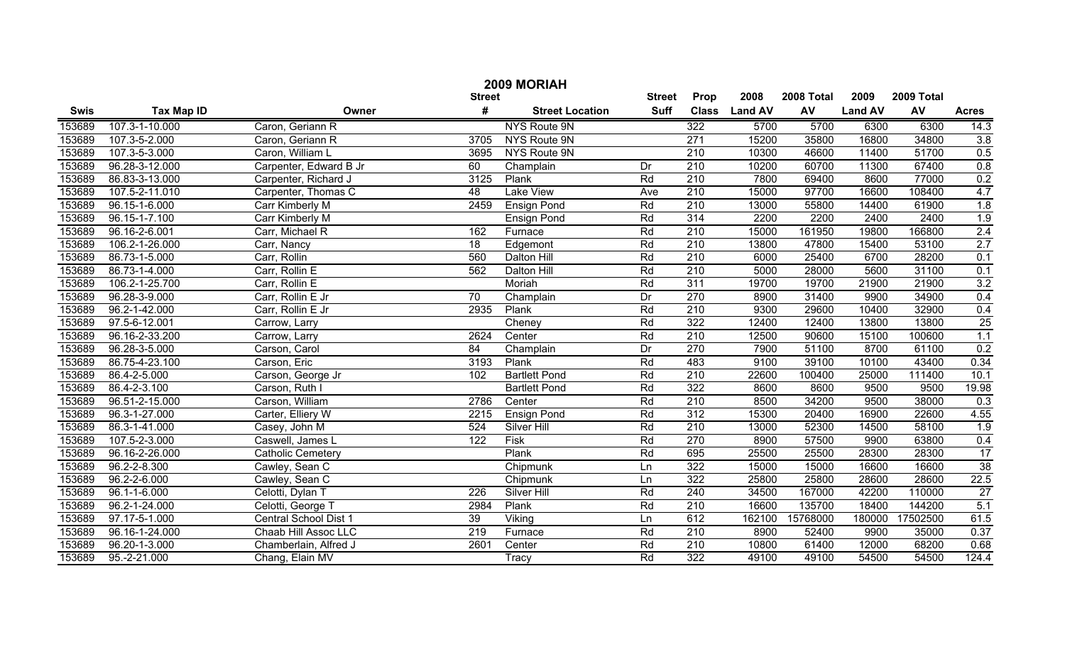# 2009 MORIAH

| Swis | Tax Map ID | Owner | Street # | Street Location | Street Suff | Prop Class | 2008 Land AV | 2008 Total AV | 2009 Land AV | 2009 Total AV | Acres |
|---|---|---|---|---|---|---|---|---|---|---|---|
| 153689 | 107.3-1-10.000 | Caron, Geriann R | | NYS Route 9N | | 322 | 5700 | 5700 | 6300 | 6300 | 14.3 |
| 153689 | 107.3-5-2.000 | Caron, Geriann R | 3705 | NYS Route 9N | | 271 | 15200 | 35800 | 16800 | 34800 | 3.8 |
| 153689 | 107.3-5-3.000 | Caron, William L | 3695 | NYS Route 9N | | 210 | 10300 | 46600 | 11400 | 51700 | 0.5 |
| 153689 | 96.28-3-12.000 | Carpenter, Edward B Jr | 60 | Champlain | Dr | 210 | 10200 | 60700 | 11300 | 67400 | 0.8 |
| 153689 | 86.83-3-13.000 | Carpenter, Richard J | 3125 | Plank | Rd | 210 | 7800 | 69400 | 8600 | 77000 | 0.2 |
| 153689 | 107.5-2-11.010 | Carpenter, Thomas C | 48 | Lake View | Ave | 210 | 15000 | 97700 | 16600 | 108400 | 4.7 |
| 153689 | 96.15-1-6.000 | Carr Kimberly M | 2459 | Ensign Pond | Rd | 210 | 13000 | 55800 | 14400 | 61900 | 1.8 |
| 153689 | 96.15-1-7.100 | Carr Kimberly M | | Ensign Pond | Rd | 314 | 2200 | 2200 | 2400 | 2400 | 1.9 |
| 153689 | 96.16-2-6.001 | Carr, Michael R | 162 | Furnace | Rd | 210 | 15000 | 161950 | 19800 | 166800 | 2.4 |
| 153689 | 106.2-1-26.000 | Carr, Nancy | 18 | Edgemont | Rd | 210 | 13800 | 47800 | 15400 | 53100 | 2.7 |
| 153689 | 86.73-1-5.000 | Carr, Rollin | 560 | Dalton Hill | Rd | 210 | 6000 | 25400 | 6700 | 28200 | 0.1 |
| 153689 | 86.73-1-4.000 | Carr, Rollin E | 562 | Dalton Hill | Rd | 210 | 5000 | 28000 | 5600 | 31100 | 0.1 |
| 153689 | 106.2-1-25.700 | Carr, Rollin E | | Moriah | Rd | 311 | 19700 | 19700 | 21900 | 21900 | 3.2 |
| 153689 | 96.28-3-9.000 | Carr, Rollin E Jr | 70 | Champlain | Dr | 270 | 8900 | 31400 | 9900 | 34900 | 0.4 |
| 153689 | 96.2-1-42.000 | Carr, Rollin E Jr | 2935 | Plank | Rd | 210 | 9300 | 29600 | 10400 | 32900 | 0.4 |
| 153689 | 97.5-6-12.001 | Carrow, Larry | | Cheney | Rd | 322 | 12400 | 12400 | 13800 | 13800 | 25 |
| 153689 | 96.16-2-33.200 | Carrow, Larry | 2624 | Center | Rd | 210 | 12500 | 90600 | 15100 | 100600 | 1.1 |
| 153689 | 96.28-3-5.000 | Carson, Carol | 84 | Champlain | Dr | 270 | 7900 | 51100 | 8700 | 61100 | 0.2 |
| 153689 | 86.75-4-23.100 | Carson, Eric | 3193 | Plank | Rd | 483 | 9100 | 39100 | 10100 | 43400 | 0.34 |
| 153689 | 86.4-2-5.000 | Carson, George Jr | 102 | Bartlett Pond | Rd | 210 | 22600 | 100400 | 25000 | 111400 | 10.1 |
| 153689 | 86.4-2-3.100 | Carson, Ruth I | | Bartlett Pond | Rd | 322 | 8600 | 8600 | 9500 | 9500 | 19.98 |
| 153689 | 96.51-2-15.000 | Carson, William | 2786 | Center | Rd | 210 | 8500 | 34200 | 9500 | 38000 | 0.3 |
| 153689 | 96.3-1-27.000 | Carter, Elliery W | 2215 | Ensign Pond | Rd | 312 | 15300 | 20400 | 16900 | 22600 | 4.55 |
| 153689 | 86.3-1-41.000 | Casey, John M | 524 | Silver Hill | Rd | 210 | 13000 | 52300 | 14500 | 58100 | 1.9 |
| 153689 | 107.5-2-3.000 | Caswell, James L | 122 | Fisk | Rd | 270 | 8900 | 57500 | 9900 | 63800 | 0.4 |
| 153689 | 96.16-2-26.000 | Catholic Cemetery | | Plank | Rd | 695 | 25500 | 25500 | 28300 | 28300 | 17 |
| 153689 | 96.2-2-8.300 | Cawley, Sean C | | Chipmunk | Ln | 322 | 15000 | 15000 | 16600 | 16600 | 38 |
| 153689 | 96.2-2-6.000 | Cawley, Sean C | | Chipmunk | Ln | 322 | 25800 | 25800 | 28600 | 28600 | 22.5 |
| 153689 | 96.1-1-6.000 | Celotti, Dylan T | 226 | Silver Hill | Rd | 240 | 34500 | 167000 | 42200 | 110000 | 27 |
| 153689 | 96.2-1-24.000 | Celotti, George T | 2984 | Plank | Rd | 210 | 16600 | 135700 | 18400 | 144200 | 5.1 |
| 153689 | 97.17-5-1.000 | Central School Dist 1 | 39 | Viking | Ln | 612 | 162100 | 15768000 | 180000 | 17502500 | 61.5 |
| 153689 | 96.16-1-24.000 | Chaab Hill Assoc LLC | 219 | Furnace | Rd | 210 | 8900 | 52400 | 9900 | 35000 | 0.37 |
| 153689 | 96.20-1-3.000 | Chamberlain, Alfred J | 2601 | Center | Rd | 210 | 10800 | 61400 | 12000 | 68200 | 0.68 |
| 153689 | 95.-2-21.000 | Chang, Elain MV | | Tracy | Rd | 322 | 49100 | 49100 | 54500 | 54500 | 124.4 |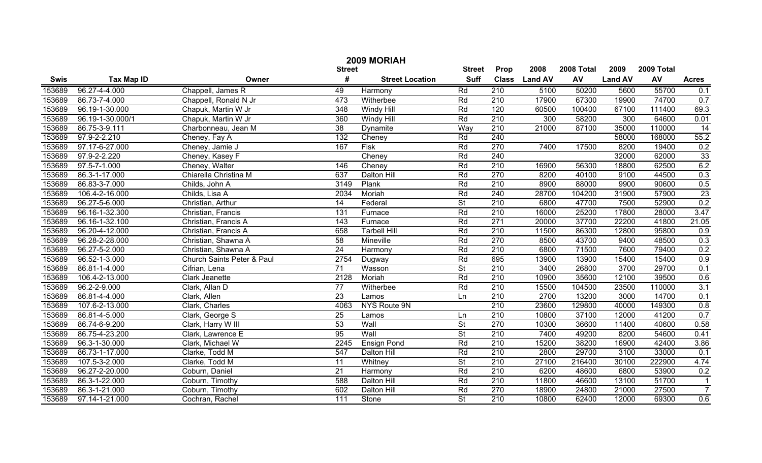# 2009 MORIAH

| Swis | Tax Map ID | Owner | Street # | Street Location | Street Suff | Prop Class | 2008 Land AV | 2008 Total AV | 2009 Land AV | 2009 Total AV | Acres |
|---|---|---|---|---|---|---|---|---|---|---|---|
| 153689 | 96.27-4-4.000 | Chappell, James R | 49 | Harmony | Rd | 210 | 5100 | 50200 | 5600 | 55700 | 0.1 |
| 153689 | 86.73-7-4.000 | Chappell, Ronald N Jr | 473 | Witherbee | Rd | 210 | 17900 | 67300 | 19900 | 74700 | 0.7 |
| 153689 | 96.19-1-30.000 | Chapuk, Martin W Jr | 348 | Windy Hill | Rd | 120 | 60500 | 100400 | 67100 | 111400 | 69.3 |
| 153689 | 96.19-1-30.000/1 | Chapuk, Martin W Jr | 360 | Windy Hill | Rd | 210 | 300 | 58200 | 300 | 64600 | 0.01 |
| 153689 | 86.75-3-9.111 | Charbonneau, Jean M | 38 | Dynamite | Way | 210 | 21000 | 87100 | 35000 | 110000 | 14 |
| 153689 | 97.9-2-2.210 | Cheney, Fay A | 132 | Cheney | Rd | 240 | | | 58000 | 168000 | 55.2 |
| 153689 | 97.17-6-27.000 | Cheney, Jamie J | 167 | Fisk | Rd | 270 | 7400 | 17500 | 8200 | 19400 | 0.2 |
| 153689 | 97.9-2-2.220 | Cheney, Kasey F | | Cheney | Rd | 240 | | | 32000 | 62000 | 33 |
| 153689 | 97.5-7-1.000 | Cheney, Walter | 146 | Cheney | Rd | 210 | 16900 | 56300 | 18800 | 62500 | 6.2 |
| 153689 | 86.3-1-17.000 | Chiarella Christina M | 637 | Dalton Hill | Rd | 270 | 8200 | 40100 | 9100 | 44500 | 0.3 |
| 153689 | 86.83-3-7.000 | Childs, John A | 3149 | Plank | Rd | 210 | 8900 | 88000 | 9900 | 90600 | 0.5 |
| 153689 | 106.4-2-16.000 | Childs, Lisa A | 2034 | Moriah | Rd | 240 | 28700 | 104200 | 31900 | 57900 | 23 |
| 153689 | 96.27-5-6.000 | Christian, Arthur | 14 | Federal | St | 210 | 6800 | 47700 | 7500 | 52900 | 0.2 |
| 153689 | 96.16-1-32.300 | Christian, Francis | 131 | Furnace | Rd | 210 | 16000 | 25200 | 17800 | 28000 | 3.47 |
| 153689 | 96.16-1-32.100 | Christian, Francis A | 143 | Furnace | Rd | 271 | 20000 | 37700 | 22200 | 41800 | 21.05 |
| 153689 | 96.20-4-12.000 | Christian, Francis A | 658 | Tarbell Hill | Rd | 210 | 11500 | 86300 | 12800 | 95800 | 0.9 |
| 153689 | 96.28-2-28.000 | Christian, Shawna A | 58 | Mineville | Rd | 270 | 8500 | 43700 | 9400 | 48500 | 0.3 |
| 153689 | 96.27-5-2.000 | Christian, Shawna A | 24 | Harmony | Rd | 210 | 6800 | 71500 | 7600 | 79400 | 0.2 |
| 153689 | 96.52-1-3.000 | Church Saints Peter & Paul | 2754 | Dugway | Rd | 695 | 13900 | 13900 | 15400 | 15400 | 0.9 |
| 153689 | 86.81-1-4.000 | Cifrian, Lena | 71 | Wasson | St | 210 | 3400 | 26800 | 3700 | 29700 | 0.1 |
| 153689 | 106.4-2-13.000 | Clark Jeanette | 2128 | Moriah | Rd | 210 | 10900 | 35600 | 12100 | 39500 | 0.6 |
| 153689 | 96.2-2-9.000 | Clark, Allan D | 77 | Witherbee | Rd | 210 | 15500 | 104500 | 23500 | 110000 | 3.1 |
| 153689 | 86.81-4-4.000 | Clark, Allen | 23 | Lamos | Ln | 210 | 2700 | 13200 | 3000 | 14700 | 0.1 |
| 153689 | 107.6-2-13.000 | Clark, Charles | 4063 | NYS Route 9N | | 210 | 23600 | 129800 | 40000 | 149300 | 0.8 |
| 153689 | 86.81-4-5.000 | Clark, George S | 25 | Lamos | Ln | 210 | 10800 | 37100 | 12000 | 41200 | 0.7 |
| 153689 | 86.74-6-9.200 | Clark, Harry W III | 53 | Wall | St | 270 | 10300 | 36600 | 11400 | 40600 | 0.58 |
| 153689 | 86.75-4-23.200 | Clark, Lawrence E | 95 | Wall | St | 210 | 7400 | 49200 | 8200 | 54600 | 0.41 |
| 153689 | 96.3-1-30.000 | Clark, Michael W | 2245 | Ensign Pond | Rd | 210 | 15200 | 38200 | 16900 | 42400 | 3.86 |
| 153689 | 86.73-1-17.000 | Clarke, Todd M | 547 | Dalton Hill | Rd | 210 | 2800 | 29700 | 3100 | 33000 | 0.1 |
| 153689 | 107.5-3-2.000 | Clarke, Todd M | 11 | Whitney | St | 210 | 27100 | 216400 | 30100 | 222900 | 4.74 |
| 153689 | 96.27-2-20.000 | Coburn, Daniel | 21 | Harmony | Rd | 210 | 6200 | 48600 | 6800 | 53900 | 0.2 |
| 153689 | 86.3-1-22.000 | Coburn, Timothy | 588 | Dalton Hill | Rd | 210 | 11800 | 46600 | 13100 | 51700 | 1 |
| 153689 | 86.3-1-21.000 | Coburn, Timothy | 602 | Dalton Hill | Rd | 270 | 18900 | 24800 | 21000 | 27500 | 7 |
| 153689 | 97.14-1-21.000 | Cochran, Rachel | 111 | Stone | St | 210 | 10800 | 62400 | 12000 | 69300 | 0.6 |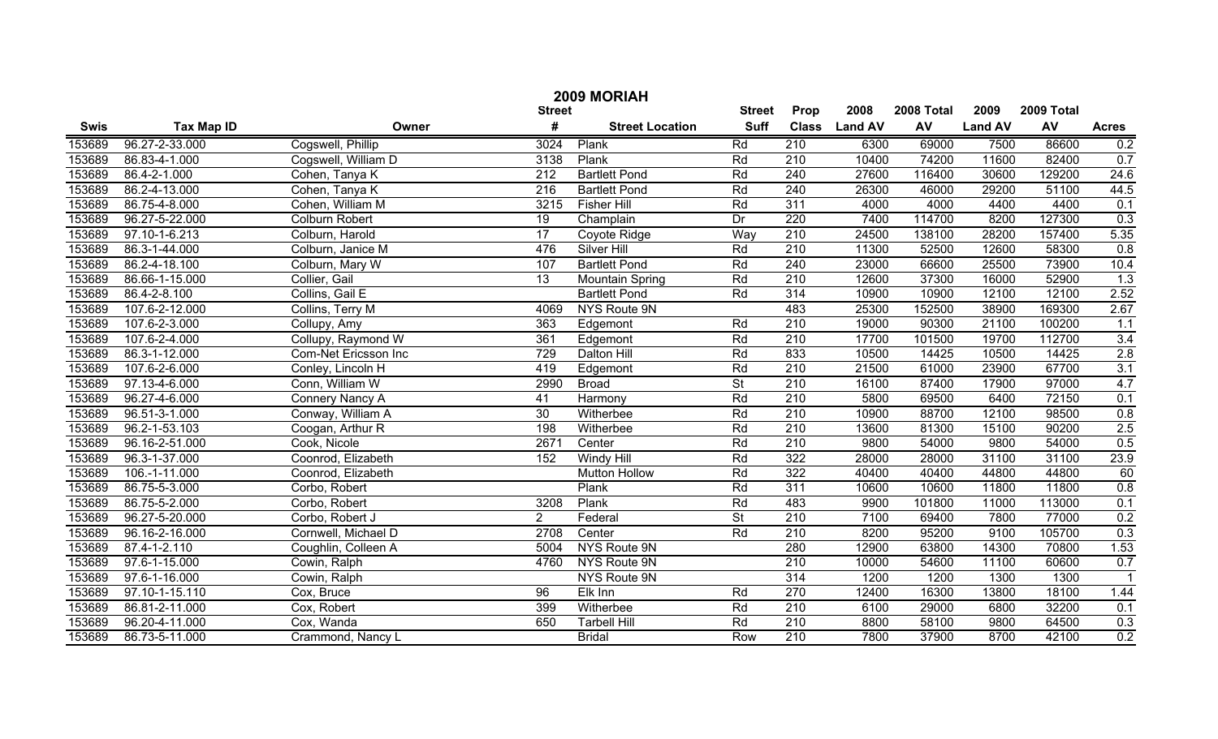# 2009 MORIAH

| Swis | Tax Map ID | Owner | Street # | Street Location | Street Suff | Prop Class | 2008 Land AV | 2008 Total AV | 2009 Land AV | 2009 Total AV | Acres |
|---|---|---|---|---|---|---|---|---|---|---|---|
| 153689 | 96.27-2-33.000 | Cogswell, Phillip | 3024 | Plank | Rd | 210 | 6300 | 69000 | 7500 | 86600 | 0.2 |
| 153689 | 86.83-4-1.000 | Cogswell, William D | 3138 | Plank | Rd | 210 | 10400 | 74200 | 11600 | 82400 | 0.7 |
| 153689 | 86.4-2-1.000 | Cohen, Tanya K | 212 | Bartlett Pond | Rd | 240 | 27600 | 116400 | 30600 | 129200 | 24.6 |
| 153689 | 86.2-4-13.000 | Cohen, Tanya K | 216 | Bartlett Pond | Rd | 240 | 26300 | 46000 | 29200 | 51100 | 44.5 |
| 153689 | 86.75-4-8.000 | Cohen, William M | 3215 | Fisher Hill | Rd | 311 | 4000 | 4000 | 4400 | 4400 | 0.1 |
| 153689 | 96.27-5-22.000 | Colburn Robert | 19 | Champlain | Dr | 220 | 7400 | 114700 | 8200 | 127300 | 0.3 |
| 153689 | 97.10-1-6.213 | Colburn, Harold | 17 | Coyote Ridge | Way | 210 | 24500 | 138100 | 28200 | 157400 | 5.35 |
| 153689 | 86.3-1-44.000 | Colburn, Janice M | 476 | Silver Hill | Rd | 210 | 11300 | 52500 | 12600 | 58300 | 0.8 |
| 153689 | 86.2-4-18.100 | Colburn, Mary W | 107 | Bartlett Pond | Rd | 240 | 23000 | 66600 | 25500 | 73900 | 10.4 |
| 153689 | 86.66-1-15.000 | Collier, Gail | 13 | Mountain Spring | Rd | 210 | 12600 | 37300 | 16000 | 52900 | 1.3 |
| 153689 | 86.4-2-8.100 | Collins, Gail E | | Bartlett Pond | Rd | 314 | 10900 | 10900 | 12100 | 12100 | 2.52 |
| 153689 | 107.6-2-12.000 | Collins, Terry M | 4069 | NYS Route 9N | | 483 | 25300 | 152500 | 38900 | 169300 | 2.67 |
| 153689 | 107.6-2-3.000 | Collupy, Amy | 363 | Edgemont | Rd | 210 | 19000 | 90300 | 21100 | 100200 | 1.1 |
| 153689 | 107.6-2-4.000 | Collupy, Raymond W | 361 | Edgemont | Rd | 210 | 17700 | 101500 | 19700 | 112700 | 3.4 |
| 153689 | 86.3-1-12.000 | Com-Net Ericsson Inc | 729 | Dalton Hill | Rd | 833 | 10500 | 14425 | 10500 | 14425 | 2.8 |
| 153689 | 107.6-2-6.000 | Conley, Lincoln H | 419 | Edgemont | Rd | 210 | 21500 | 61000 | 23900 | 67700 | 3.1 |
| 153689 | 97.13-4-6.000 | Conn, William W | 2990 | Broad | St | 210 | 16100 | 87400 | 17900 | 97000 | 4.7 |
| 153689 | 96.27-4-6.000 | Connery Nancy A | 41 | Harmony | Rd | 210 | 5800 | 69500 | 6400 | 72150 | 0.1 |
| 153689 | 96.51-3-1.000 | Conway, William A | 30 | Witherbee | Rd | 210 | 10900 | 88700 | 12100 | 98500 | 0.8 |
| 153689 | 96.2-1-53.103 | Coogan, Arthur R | 198 | Witherbee | Rd | 210 | 13600 | 81300 | 15100 | 90200 | 2.5 |
| 153689 | 96.16-2-51.000 | Cook, Nicole | 2671 | Center | Rd | 210 | 9800 | 54000 | 9800 | 54000 | 0.5 |
| 153689 | 96.3-1-37.000 | Coonrod, Elizabeth | 152 | Windy Hill | Rd | 322 | 28000 | 28000 | 31100 | 31100 | 23.9 |
| 153689 | 106.-1-11.000 | Coonrod, Elizabeth | | Mutton Hollow | Rd | 322 | 40400 | 40400 | 44800 | 44800 | 60 |
| 153689 | 86.75-5-3.000 | Corbo, Robert | | Plank | Rd | 311 | 10600 | 10600 | 11800 | 11800 | 0.8 |
| 153689 | 86.75-5-2.000 | Corbo, Robert | 3208 | Plank | Rd | 483 | 9900 | 101800 | 11000 | 113000 | 0.1 |
| 153689 | 96.27-5-20.000 | Corbo, Robert J | 2 | Federal | St | 210 | 7100 | 69400 | 7800 | 77000 | 0.2 |
| 153689 | 96.16-2-16.000 | Cornwell, Michael D | 2708 | Center | Rd | 210 | 8200 | 95200 | 9100 | 105700 | 0.3 |
| 153689 | 87.4-1-2.110 | Coughlin, Colleen A | 5004 | NYS Route 9N | | 280 | 12900 | 63800 | 14300 | 70800 | 1.53 |
| 153689 | 97.6-1-15.000 | Cowin, Ralph | 4760 | NYS Route 9N | | 210 | 10000 | 54600 | 11100 | 60600 | 0.7 |
| 153689 | 97.6-1-16.000 | Cowin, Ralph | | NYS Route 9N | | 314 | 1200 | 1200 | 1300 | 1300 | 1 |
| 153689 | 97.10-1-15.110 | Cox, Bruce | 96 | Elk Inn | Rd | 270 | 12400 | 16300 | 13800 | 18100 | 1.44 |
| 153689 | 86.81-2-11.000 | Cox, Robert | 399 | Witherbee | Rd | 210 | 6100 | 29000 | 6800 | 32200 | 0.1 |
| 153689 | 96.20-4-11.000 | Cox, Wanda | 650 | Tarbell Hill | Rd | 210 | 8800 | 58100 | 9800 | 64500 | 0.3 |
| 153689 | 86.73-5-11.000 | Crammond, Nancy L | | Bridal | Row | 210 | 7800 | 37900 | 8700 | 42100 | 0.2 |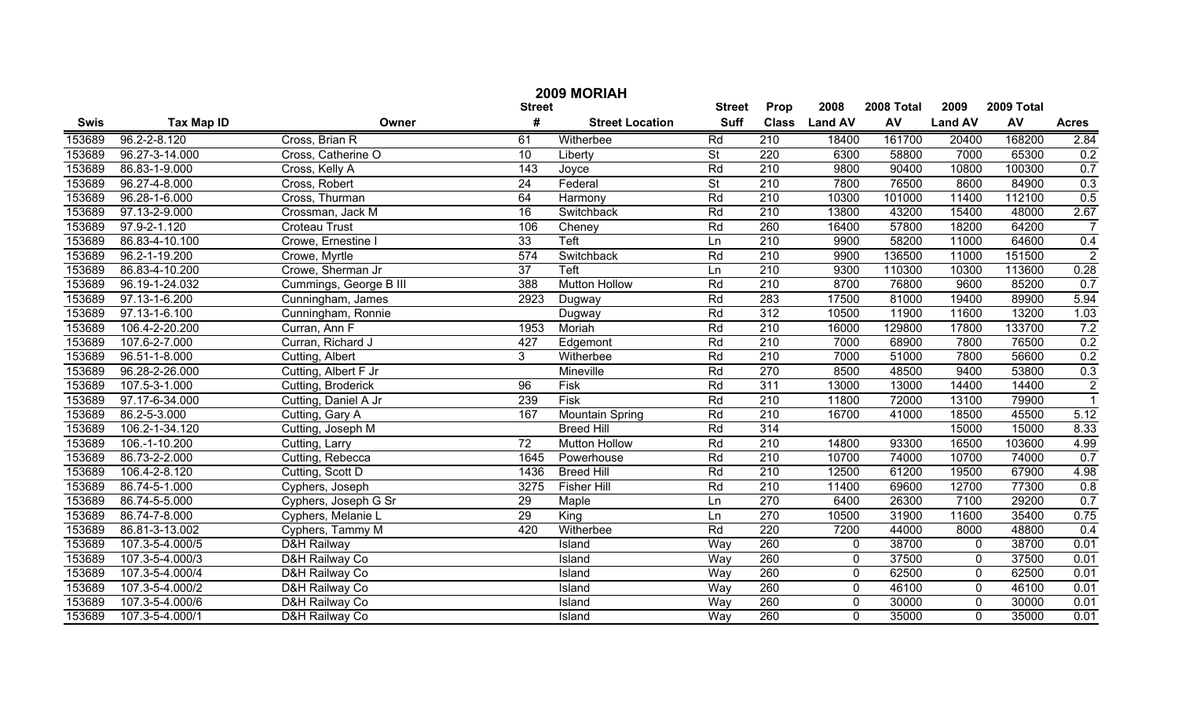# 2009 MORIAH

| Swis | Tax Map ID | Owner | Street # | Street Location | Street Suff | Prop Class | 2008 Land AV | 2008 Total AV | 2009 Land AV | 2009 Total AV | Acres |
|---|---|---|---|---|---|---|---|---|---|---|---|
| 153689 | 96.2-2-8.120 | Cross, Brian R | 61 | Witherbee | Rd | 210 | 18400 | 161700 | 20400 | 168200 | 2.84 |
| 153689 | 96.27-3-14.000 | Cross, Catherine O | 10 | Liberty | St | 220 | 6300 | 58800 | 7000 | 65300 | 0.2 |
| 153689 | 86.83-1-9.000 | Cross, Kelly A | 143 | Joyce | Rd | 210 | 9800 | 90400 | 10800 | 100300 | 0.7 |
| 153689 | 96.27-4-8.000 | Cross, Robert | 24 | Federal | St | 210 | 7800 | 76500 | 8600 | 84900 | 0.3 |
| 153689 | 96.28-1-6.000 | Cross, Thurman | 64 | Harmony | Rd | 210 | 10300 | 101000 | 11400 | 112100 | 0.5 |
| 153689 | 97.13-2-9.000 | Crossman, Jack M | 16 | Switchback | Rd | 210 | 13800 | 43200 | 15400 | 48000 | 2.67 |
| 153689 | 97.9-2-1.120 | Croteau Trust | 106 | Cheney | Rd | 260 | 16400 | 57800 | 18200 | 64200 | 7 |
| 153689 | 86.83-4-10.100 | Crowe, Ernestine I | 33 | Teft | Ln | 210 | 9900 | 58200 | 11000 | 64600 | 0.4 |
| 153689 | 96.2-1-19.200 | Crowe, Myrtle | 574 | Switchback | Rd | 210 | 9900 | 136500 | 11000 | 151500 | 2 |
| 153689 | 86.83-4-10.200 | Crowe, Sherman Jr | 37 | Teft | Ln | 210 | 9300 | 110300 | 10300 | 113600 | 0.28 |
| 153689 | 96.19-1-24.032 | Cummings, George B III | 388 | Mutton Hollow | Rd | 210 | 8700 | 76800 | 9600 | 85200 | 0.7 |
| 153689 | 97.13-1-6.200 | Cunningham, James | 2923 | Dugway | Rd | 283 | 17500 | 81000 | 19400 | 89900 | 5.94 |
| 153689 | 97.13-1-6.100 | Cunningham, Ronnie | | Dugway | Rd | 312 | 10500 | 11900 | 11600 | 13200 | 1.03 |
| 153689 | 106.4-2-20.200 | Curran, Ann F | 1953 | Moriah | Rd | 210 | 16000 | 129800 | 17800 | 133700 | 7.2 |
| 153689 | 107.6-2-7.000 | Curran, Richard J | 427 | Edgemont | Rd | 210 | 7000 | 68900 | 7800 | 76500 | 0.2 |
| 153689 | 96.51-1-8.000 | Cutting, Albert | 3 | Witherbee | Rd | 210 | 7000 | 51000 | 7800 | 56600 | 0.2 |
| 153689 | 96.28-2-26.000 | Cutting, Albert F Jr | | Mineville | Rd | 270 | 8500 | 48500 | 9400 | 53800 | 0.3 |
| 153689 | 107.5-3-1.000 | Cutting, Broderick | 96 | Fisk | Rd | 311 | 13000 | 13000 | 14400 | 14400 | 2 |
| 153689 | 97.17-6-34.000 | Cutting, Daniel A Jr | 239 | Fisk | Rd | 210 | 11800 | 72000 | 13100 | 79900 | 1 |
| 153689 | 86.2-5-3.000 | Cutting, Gary A | 167 | Mountain Spring | Rd | 210 | 16700 | 41000 | 18500 | 45500 | 5.12 |
| 153689 | 106.2-1-34.120 | Cutting, Joseph M | | Breed Hill | Rd | 314 | | | 15000 | 15000 | 8.33 |
| 153689 | 106.-1-10.200 | Cutting, Larry | 72 | Mutton Hollow | Rd | 210 | 14800 | 93300 | 16500 | 103600 | 4.99 |
| 153689 | 86.73-2-2.000 | Cutting, Rebecca | 1645 | Powerhouse | Rd | 210 | 10700 | 74000 | 10700 | 74000 | 0.7 |
| 153689 | 106.4-2-8.120 | Cutting, Scott D | 1436 | Breed Hill | Rd | 210 | 12500 | 61200 | 19500 | 67900 | 4.98 |
| 153689 | 86.74-5-1.000 | Cyphers, Joseph | 3275 | Fisher Hill | Rd | 210 | 11400 | 69600 | 12700 | 77300 | 0.8 |
| 153689 | 86.74-5-5.000 | Cyphers, Joseph G Sr | 29 | Maple | Ln | 270 | 6400 | 26300 | 7100 | 29200 | 0.7 |
| 153689 | 86.74-7-8.000 | Cyphers, Melanie L | 29 | King | Ln | 270 | 10500 | 31900 | 11600 | 35400 | 0.75 |
| 153689 | 86.81-3-13.002 | Cyphers, Tammy M | 420 | Witherbee | Rd | 220 | 7200 | 44000 | 8000 | 48800 | 0.4 |
| 153689 | 107.3-5-4.000/5 | D&H Railway | | Island | Way | 260 | 0 | 38700 | 0 | 38700 | 0.01 |
| 153689 | 107.3-5-4.000/3 | D&H Railway Co | | Island | Way | 260 | 0 | 37500 | 0 | 37500 | 0.01 |
| 153689 | 107.3-5-4.000/4 | D&H Railway Co | | Island | Way | 260 | 0 | 62500 | 0 | 62500 | 0.01 |
| 153689 | 107.3-5-4.000/2 | D&H Railway Co | | Island | Way | 260 | 0 | 46100 | 0 | 46100 | 0.01 |
| 153689 | 107.3-5-4.000/6 | D&H Railway Co | | Island | Way | 260 | 0 | 30000 | 0 | 30000 | 0.01 |
| 153689 | 107.3-5-4.000/1 | D&H Railway Co | | Island | Way | 260 | 0 | 35000 | 0 | 35000 | 0.01 |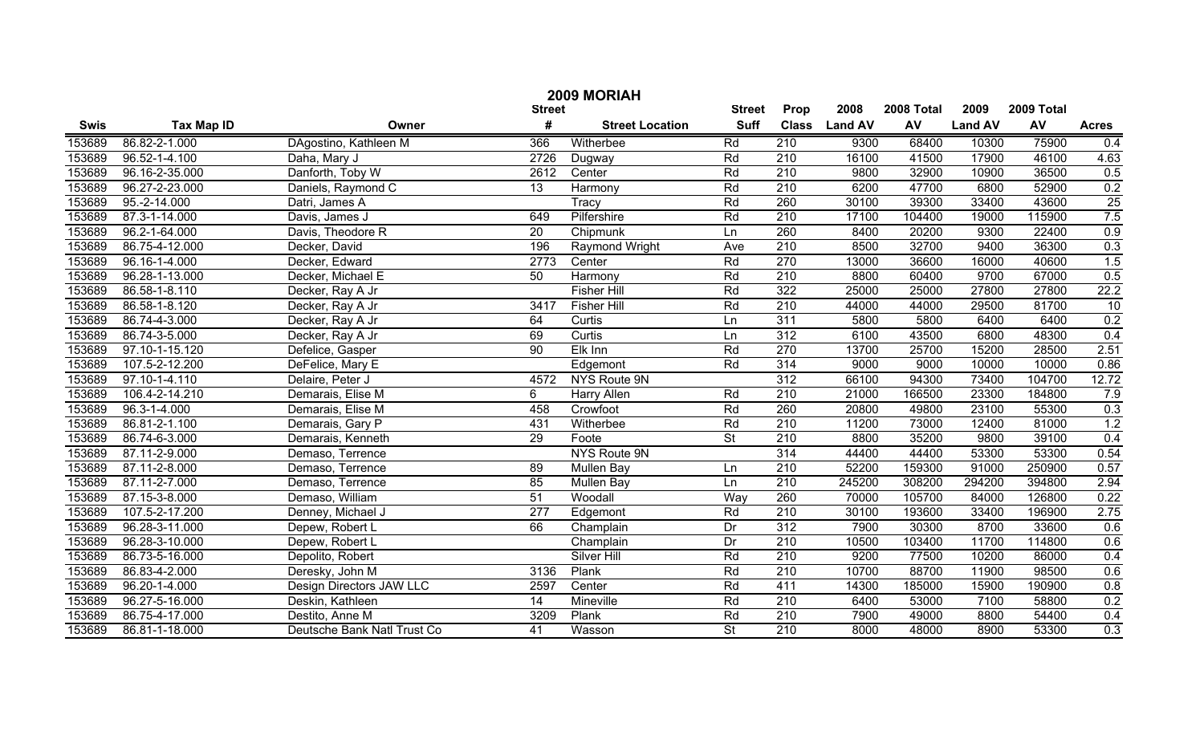# 2009 MORIAH

| Swis | Tax Map ID | Owner | Street # | Street Location | Street Suff | Prop Class | 2008 Land AV | 2008 Total AV | 2009 Land AV | 2009 Total AV | Acres |
|---|---|---|---|---|---|---|---|---|---|---|---|
| 153689 | 86.82-2-1.000 | DAgostino, Kathleen M | 366 | Witherbee | Rd | 210 | 9300 | 68400 | 10300 | 75900 | 0.4 |
| 153689 | 96.52-1-4.100 | Daha, Mary J | 2726 | Dugway | Rd | 210 | 16100 | 41500 | 17900 | 46100 | 4.63 |
| 153689 | 96.16-2-35.000 | Danforth, Toby W | 2612 | Center | Rd | 210 | 9800 | 32900 | 10900 | 36500 | 0.5 |
| 153689 | 96.27-2-23.000 | Daniels, Raymond C | 13 | Harmony | Rd | 210 | 6200 | 47700 | 6800 | 52900 | 0.2 |
| 153689 | 95.-2-14.000 | Datri, James A | | Tracy | Rd | 260 | 30100 | 39300 | 33400 | 43600 | 25 |
| 153689 | 87.3-1-14.000 | Davis, James J | 649 | Pilfershire | Rd | 210 | 17100 | 104400 | 19000 | 115900 | 7.5 |
| 153689 | 96.2-1-64.000 | Davis, Theodore R | 20 | Chipmunk | Ln | 260 | 8400 | 20200 | 9300 | 22400 | 0.9 |
| 153689 | 86.75-4-12.000 | Decker, David | 196 | Raymond Wright | Ave | 210 | 8500 | 32700 | 9400 | 36300 | 0.3 |
| 153689 | 96.16-1-4.000 | Decker, Edward | 2773 | Center | Rd | 270 | 13000 | 36600 | 16000 | 40600 | 1.5 |
| 153689 | 96.28-1-13.000 | Decker, Michael E | 50 | Harmony | Rd | 210 | 8800 | 60400 | 9700 | 67000 | 0.5 |
| 153689 | 86.58-1-8.110 | Decker, Ray A Jr | | Fisher Hill | Rd | 322 | 25000 | 25000 | 27800 | 27800 | 22.2 |
| 153689 | 86.58-1-8.120 | Decker, Ray A Jr | 3417 | Fisher Hill | Rd | 210 | 44000 | 44000 | 29500 | 81700 | 10 |
| 153689 | 86.74-4-3.000 | Decker, Ray A Jr | 64 | Curtis | Ln | 311 | 5800 | 5800 | 6400 | 6400 | 0.2 |
| 153689 | 86.74-3-5.000 | Decker, Ray A Jr | 69 | Curtis | Ln | 312 | 6100 | 43500 | 6800 | 48300 | 0.4 |
| 153689 | 97.10-1-15.120 | Defelice, Gasper | 90 | Elk Inn | Rd | 270 | 13700 | 25700 | 15200 | 28500 | 2.51 |
| 153689 | 107.5-2-12.200 | DeFelice, Mary E | | Edgemont | Rd | 314 | 9000 | 9000 | 10000 | 10000 | 0.86 |
| 153689 | 97.10-1-4.110 | Delaire, Peter J | 4572 | NYS Route 9N | | 312 | 66100 | 94300 | 73400 | 104700 | 12.72 |
| 153689 | 106.4-2-14.210 | Demarais, Elise M | 6 | Harry Allen | Rd | 210 | 21000 | 166500 | 23300 | 184800 | 7.9 |
| 153689 | 96.3-1-4.000 | Demarais, Elise M | 458 | Crowfoot | Rd | 260 | 20800 | 49800 | 23100 | 55300 | 0.3 |
| 153689 | 86.81-2-1.100 | Demarais, Gary P | 431 | Witherbee | Rd | 210 | 11200 | 73000 | 12400 | 81000 | 1.2 |
| 153689 | 86.74-6-3.000 | Demarais, Kenneth | 29 | Foote | St | 210 | 8800 | 35200 | 9800 | 39100 | 0.4 |
| 153689 | 87.11-2-9.000 | Demaso, Terrence | | NYS Route 9N | | 314 | 44400 | 44400 | 53300 | 53300 | 0.54 |
| 153689 | 87.11-2-8.000 | Demaso, Terrence | 89 | Mullen Bay | Ln | 210 | 52200 | 159300 | 91000 | 250900 | 0.57 |
| 153689 | 87.11-2-7.000 | Demaso, Terrence | 85 | Mullen Bay | Ln | 210 | 245200 | 308200 | 294200 | 394800 | 2.94 |
| 153689 | 87.15-3-8.000 | Demaso, William | 51 | Woodall | Way | 260 | 70000 | 105700 | 84000 | 126800 | 0.22 |
| 153689 | 107.5-2-17.200 | Denney, Michael J | 277 | Edgemont | Rd | 210 | 30100 | 193600 | 33400 | 196900 | 2.75 |
| 153689 | 96.28-3-11.000 | Depew, Robert L | 66 | Champlain | Dr | 312 | 7900 | 30300 | 8700 | 33600 | 0.6 |
| 153689 | 96.28-3-10.000 | Depew, Robert L | | Champlain | Dr | 210 | 10500 | 103400 | 11700 | 114800 | 0.6 |
| 153689 | 86.73-5-16.000 | Depolito, Robert | | Silver Hill | Rd | 210 | 9200 | 77500 | 10200 | 86000 | 0.4 |
| 153689 | 86.83-4-2.000 | Deresky, John M | 3136 | Plank | Rd | 210 | 10700 | 88700 | 11900 | 98500 | 0.6 |
| 153689 | 96.20-1-4.000 | Design Directors JAW LLC | 2597 | Center | Rd | 411 | 14300 | 185000 | 15900 | 190900 | 0.8 |
| 153689 | 96.27-5-16.000 | Deskin, Kathleen | 14 | Mineville | Rd | 210 | 6400 | 53000 | 7100 | 58800 | 0.2 |
| 153689 | 86.75-4-17.000 | Destito, Anne M | 3209 | Plank | Rd | 210 | 7900 | 49000 | 8800 | 54400 | 0.4 |
| 153689 | 86.81-1-18.000 | Deutsche Bank Natl Trust Co | 41 | Wasson | St | 210 | 8000 | 48000 | 8900 | 53300 | 0.3 |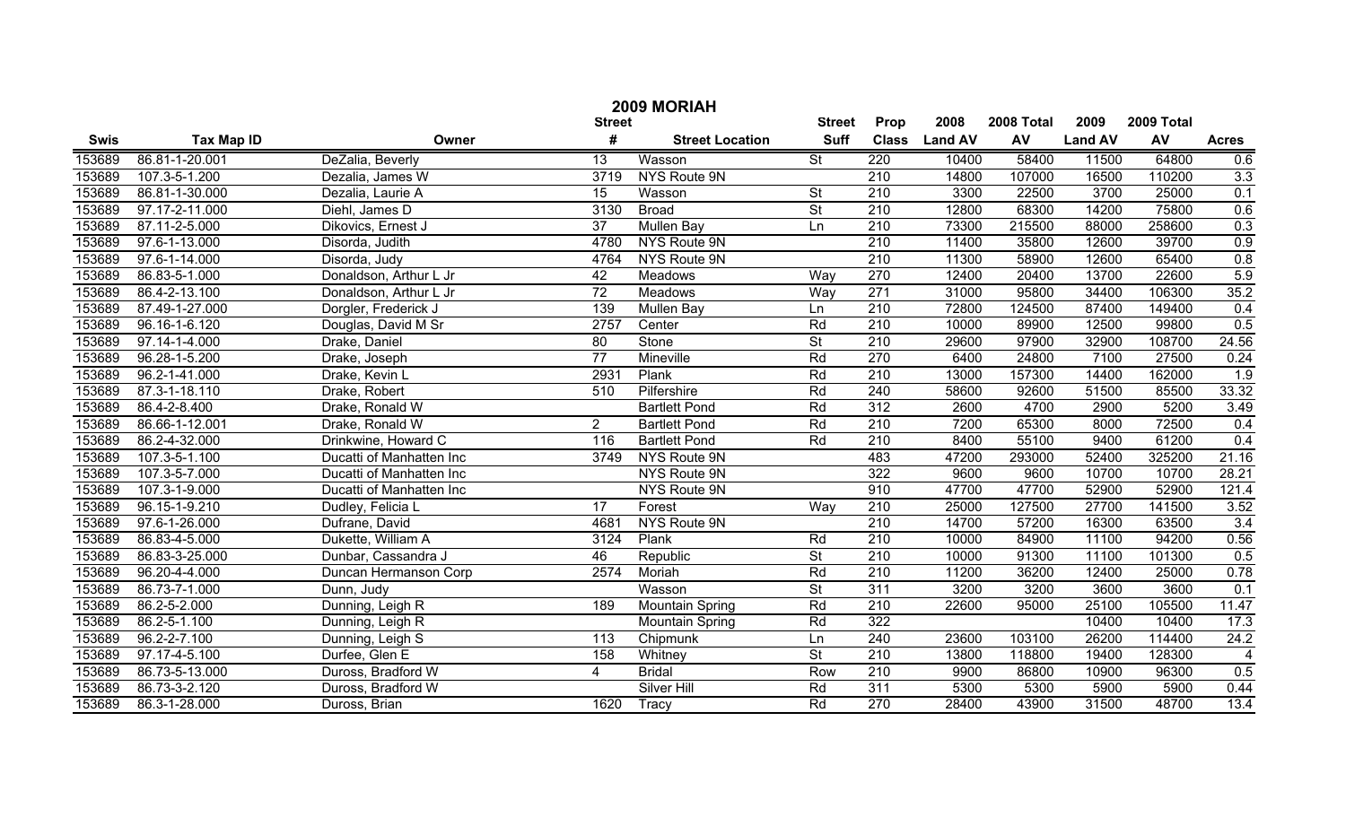# 2009 MORIAH

| Swis | Tax Map ID | Owner | Street # | Street Location | Street Suff | Prop Class | 2008 Land AV | 2008 Total AV | 2009 Land AV | 2009 Total AV | Acres |
|---|---|---|---|---|---|---|---|---|---|---|---|
| 153689 | 86.81-1-20.001 | DeZalia, Beverly | 13 | Wasson | St | 220 | 10400 | 58400 | 11500 | 64800 | 0.6 |
| 153689 | 107.3-5-1.200 | Dezalia, James W | 3719 | NYS Route 9N | | 210 | 14800 | 107000 | 16500 | 110200 | 3.3 |
| 153689 | 86.81-1-30.000 | Dezalia, Laurie A | 15 | Wasson | St | 210 | 3300 | 22500 | 3700 | 25000 | 0.1 |
| 153689 | 97.17-2-11.000 | Diehl, James D | 3130 | Broad | St | 210 | 12800 | 68300 | 14200 | 75800 | 0.6 |
| 153689 | 87.11-2-5.000 | Dikovics, Ernest J | 37 | Mullen Bay | Ln | 210 | 73300 | 215500 | 88000 | 258600 | 0.3 |
| 153689 | 97.6-1-13.000 | Disorda, Judith | 4780 | NYS Route 9N | | 210 | 11400 | 35800 | 12600 | 39700 | 0.9 |
| 153689 | 97.6-1-14.000 | Disorda, Judy | 4764 | NYS Route 9N | | 210 | 11300 | 58900 | 12600 | 65400 | 0.8 |
| 153689 | 86.83-5-1.000 | Donaldson, Arthur L Jr | 42 | Meadows | Way | 270 | 12400 | 20400 | 13700 | 22600 | 5.9 |
| 153689 | 86.4-2-13.100 | Donaldson, Arthur L Jr | 72 | Meadows | Way | 271 | 31000 | 95800 | 34400 | 106300 | 35.2 |
| 153689 | 87.49-1-27.000 | Dorgler, Frederick J | 139 | Mullen Bay | Ln | 210 | 72800 | 124500 | 87400 | 149400 | 0.4 |
| 153689 | 96.16-1-6.120 | Douglas, David M Sr | 2757 | Center | Rd | 210 | 10000 | 89900 | 12500 | 99800 | 0.5 |
| 153689 | 97.14-1-4.000 | Drake, Daniel | 80 | Stone | St | 210 | 29600 | 97900 | 32900 | 108700 | 24.56 |
| 153689 | 96.28-1-5.200 | Drake, Joseph | 77 | Mineville | Rd | 270 | 6400 | 24800 | 7100 | 27500 | 0.24 |
| 153689 | 96.2-1-41.000 | Drake, Kevin L | 2931 | Plank | Rd | 210 | 13000 | 157300 | 14400 | 162000 | 1.9 |
| 153689 | 87.3-1-18.110 | Drake, Robert | 510 | Pilfershire | Rd | 240 | 58600 | 92600 | 51500 | 85500 | 33.32 |
| 153689 | 86.4-2-8.400 | Drake, Ronald W | | Bartlett Pond | Rd | 312 | 2600 | 4700 | 2900 | 5200 | 3.49 |
| 153689 | 86.66-1-12.001 | Drake, Ronald W | 2 | Bartlett Pond | Rd | 210 | 7200 | 65300 | 8000 | 72500 | 0.4 |
| 153689 | 86.2-4-32.000 | Drinkwine, Howard C | 116 | Bartlett Pond | Rd | 210 | 8400 | 55100 | 9400 | 61200 | 0.4 |
| 153689 | 107.3-5-1.100 | Ducatti of Manhattan Inc | 3749 | NYS Route 9N | | 483 | 47200 | 293000 | 52400 | 325200 | 21.16 |
| 153689 | 107.3-5-7.000 | Ducatti of Manhattan Inc | | NYS Route 9N | | 322 | 9600 | 9600 | 10700 | 10700 | 28.21 |
| 153689 | 107.3-1-9.000 | Ducatti of Manhattan Inc | | NYS Route 9N | | 910 | 47700 | 47700 | 52900 | 52900 | 121.4 |
| 153689 | 96.15-1-9.210 | Dudley, Felicia L | 17 | Forest | Way | 210 | 25000 | 127500 | 27700 | 141500 | 3.52 |
| 153689 | 97.6-1-26.000 | Dufrane, David | 4681 | NYS Route 9N | | 210 | 14700 | 57200 | 16300 | 63500 | 3.4 |
| 153689 | 86.83-4-5.000 | Dukette, William A | 3124 | Plank | Rd | 210 | 10000 | 84900 | 11100 | 94200 | 0.56 |
| 153689 | 86.83-3-25.000 | Dunbar, Cassandra J | 46 | Republic | St | 210 | 10000 | 91300 | 11100 | 101300 | 0.5 |
| 153689 | 96.20-4-4.000 | Duncan Hermanson Corp | 2574 | Moriah | Rd | 210 | 11200 | 36200 | 12400 | 25000 | 0.78 |
| 153689 | 86.73-7-1.000 | Dunn, Judy | | Wasson | St | 311 | 3200 | 3200 | 3600 | 3600 | 0.1 |
| 153689 | 86.2-5-2.000 | Dunning, Leigh R | 189 | Mountain Spring | Rd | 210 | 22600 | 95000 | 25100 | 105500 | 11.47 |
| 153689 | 86.2-5-1.100 | Dunning, Leigh R | | Mountain Spring | Rd | 322 | | | 10400 | 10400 | 17.3 |
| 153689 | 96.2-2-7.100 | Dunning, Leigh S | 113 | Chipmunk | Ln | 240 | 23600 | 103100 | 26200 | 114400 | 24.2 |
| 153689 | 97.17-4-5.100 | Durfee, Glen E | 158 | Whitney | St | 210 | 13800 | 118800 | 19400 | 128300 | 4 |
| 153689 | 86.73-5-13.000 | Duross, Bradford W | 4 | Bridal | Row | 210 | 9900 | 86800 | 10900 | 96300 | 0.5 |
| 153689 | 86.73-3-2.120 | Duross, Bradford W | | Silver Hill | Rd | 311 | 5300 | 5300 | 5900 | 5900 | 0.44 |
| 153689 | 86.3-1-28.000 | Duross, Brian | 1620 | Tracy | Rd | 270 | 28400 | 43900 | 31500 | 48700 | 13.4 |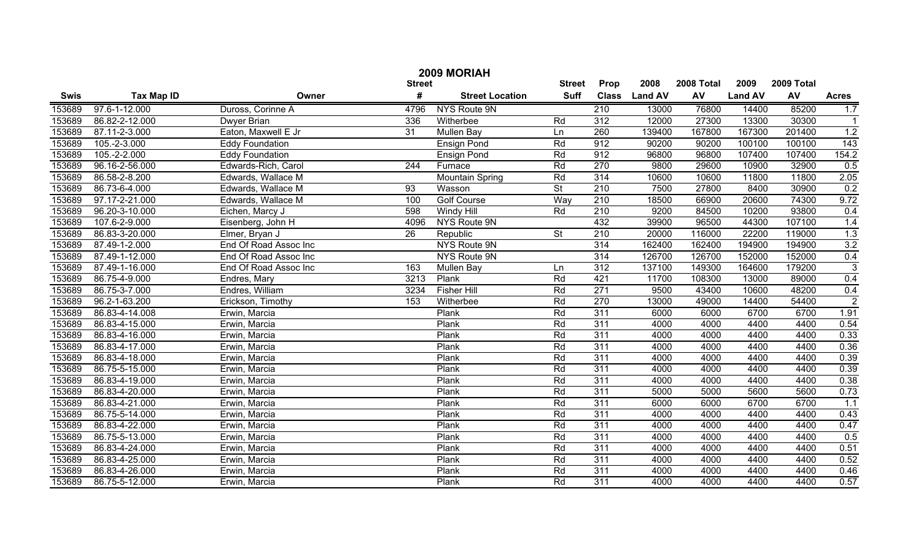# 2009 MORIAH

| Swis | Tax Map ID | Owner | Street # | Street Location | Street Suff | Prop Class | 2008 Land AV | 2008 Total AV | 2009 Land AV | 2009 Total AV | Acres |
|---|---|---|---|---|---|---|---|---|---|---|---|
| 153689 | 97.6-1-12.000 | Duross, Corinne A | 4796 | NYS Route 9N | | 210 | 13000 | 76800 | 14400 | 85200 | 1.7 |
| 153689 | 86.82-2-12.000 | Dwyer Brian | 336 | Witherbee | Rd | 312 | 12000 | 27300 | 13300 | 30300 | 1 |
| 153689 | 87.11-2-3.000 | Eaton, Maxwell E Jr | 31 | Mullen Bay | Ln | 260 | 139400 | 167800 | 167300 | 201400 | 1.2 |
| 153689 | 105.-2-3.000 | Eddy Foundation | | Ensign Pond | Rd | 912 | 90200 | 90200 | 100100 | 100100 | 143 |
| 153689 | 105.-2-2.000 | Eddy Foundation | | Ensign Pond | Rd | 912 | 96800 | 96800 | 107400 | 107400 | 154.2 |
| 153689 | 96.16-2-56.000 | Edwards-Rich, Carol | 244 | Furnace | Rd | 270 | 9800 | 29600 | 10900 | 32900 | 0.5 |
| 153689 | 86.58-2-8.200 | Edwards, Wallace M | | Mountain Spring | Rd | 314 | 10600 | 10600 | 11800 | 11800 | 2.05 |
| 153689 | 86.73-6-4.000 | Edwards, Wallace M | 93 | Wasson | St | 210 | 7500 | 27800 | 8400 | 30900 | 0.2 |
| 153689 | 97.17-2-21.000 | Edwards, Wallace M | 100 | Golf Course | Way | 210 | 18500 | 66900 | 20600 | 74300 | 9.72 |
| 153689 | 96.20-3-10.000 | Eichen, Marcy J | 598 | Windy Hill | Rd | 210 | 9200 | 84500 | 10200 | 93800 | 0.4 |
| 153689 | 107.6-2-9.000 | Eisenberg, John H | 4096 | NYS Route 9N | | 432 | 39900 | 96500 | 44300 | 107100 | 1.4 |
| 153689 | 86.83-3-20.000 | Elmer, Bryan J | 26 | Republic | St | 210 | 20000 | 116000 | 22200 | 119000 | 1.3 |
| 153689 | 87.49-1-2.000 | End Of Road Assoc Inc | | NYS Route 9N | | 314 | 162400 | 162400 | 194900 | 194900 | 3.2 |
| 153689 | 87.49-1-12.000 | End Of Road Assoc Inc | | NYS Route 9N | | 314 | 126700 | 126700 | 152000 | 152000 | 0.4 |
| 153689 | 87.49-1-16.000 | End Of Road Assoc Inc | 163 | Mullen Bay | Ln | 312 | 137100 | 149300 | 164600 | 179200 | 3 |
| 153689 | 86.75-4-9.000 | Endres, Mary | 3213 | Plank | Rd | 421 | 11700 | 108300 | 13000 | 89000 | 0.4 |
| 153689 | 86.75-3-7.000 | Endres, William | 3234 | Fisher Hill | Rd | 271 | 9500 | 43400 | 10600 | 48200 | 0.4 |
| 153689 | 96.2-1-63.200 | Erickson, Timothy | 153 | Witherbee | Rd | 270 | 13000 | 49000 | 14400 | 54400 | 2 |
| 153689 | 86.83-4-14.008 | Erwin, Marcia | | Plank | Rd | 311 | 6000 | 6000 | 6700 | 6700 | 1.91 |
| 153689 | 86.83-4-15.000 | Erwin, Marcia | | Plank | Rd | 311 | 4000 | 4000 | 4400 | 4400 | 0.54 |
| 153689 | 86.83-4-16.000 | Erwin, Marcia | | Plank | Rd | 311 | 4000 | 4000 | 4400 | 4400 | 0.33 |
| 153689 | 86.83-4-17.000 | Erwin, Marcia | | Plank | Rd | 311 | 4000 | 4000 | 4400 | 4400 | 0.36 |
| 153689 | 86.83-4-18.000 | Erwin, Marcia | | Plank | Rd | 311 | 4000 | 4000 | 4400 | 4400 | 0.39 |
| 153689 | 86.75-5-15.000 | Erwin, Marcia | | Plank | Rd | 311 | 4000 | 4000 | 4400 | 4400 | 0.39 |
| 153689 | 86.83-4-19.000 | Erwin, Marcia | | Plank | Rd | 311 | 4000 | 4000 | 4400 | 4400 | 0.38 |
| 153689 | 86.83-4-20.000 | Erwin, Marcia | | Plank | Rd | 311 | 5000 | 5000 | 5600 | 5600 | 0.73 |
| 153689 | 86.83-4-21.000 | Erwin, Marcia | | Plank | Rd | 311 | 6000 | 6000 | 6700 | 6700 | 1.1 |
| 153689 | 86.75-5-14.000 | Erwin, Marcia | | Plank | Rd | 311 | 4000 | 4000 | 4400 | 4400 | 0.43 |
| 153689 | 86.83-4-22.000 | Erwin, Marcia | | Plank | Rd | 311 | 4000 | 4000 | 4400 | 4400 | 0.47 |
| 153689 | 86.75-5-13.000 | Erwin, Marcia | | Plank | Rd | 311 | 4000 | 4000 | 4400 | 4400 | 0.5 |
| 153689 | 86.83-4-24.000 | Erwin, Marcia | | Plank | Rd | 311 | 4000 | 4000 | 4400 | 4400 | 0.51 |
| 153689 | 86.83-4-25.000 | Erwin, Marcia | | Plank | Rd | 311 | 4000 | 4000 | 4400 | 4400 | 0.52 |
| 153689 | 86.83-4-26.000 | Erwin, Marcia | | Plank | Rd | 311 | 4000 | 4000 | 4400 | 4400 | 0.46 |
| 153689 | 86.75-5-12.000 | Erwin, Marcia | | Plank | Rd | 311 | 4000 | 4000 | 4400 | 4400 | 0.57 |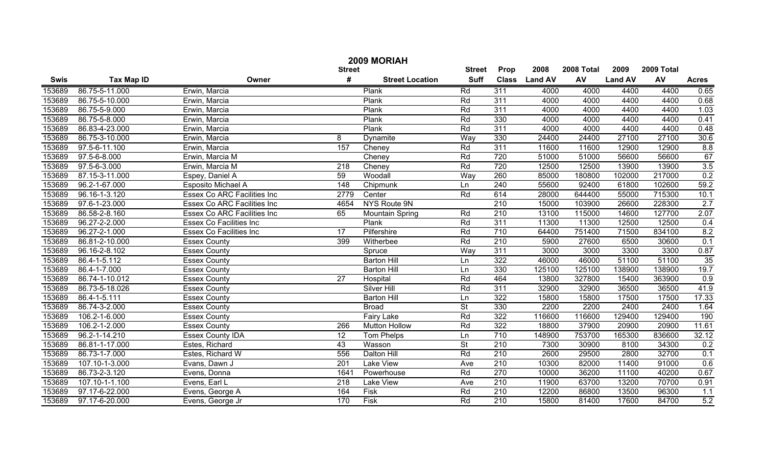# 2009 MORIAH

| Swis | Tax Map ID | Owner | Street # | Street Location | Street Suff | Prop Class | 2008 Land AV | 2008 Total AV | 2009 Land AV | 2009 Total AV | Acres |
|---|---|---|---|---|---|---|---|---|---|---|---|
| 153689 | 86.75-5-11.000 | Erwin, Marcia | | Plank | Rd | 311 | 4000 | 4000 | 4400 | 4400 | 0.65 |
| 153689 | 86.75-5-10.000 | Erwin, Marcia | | Plank | Rd | 311 | 4000 | 4000 | 4400 | 4400 | 0.68 |
| 153689 | 86.75-5-9.000 | Erwin, Marcia | | Plank | Rd | 311 | 4000 | 4000 | 4400 | 4400 | 1.03 |
| 153689 | 86.75-5-8.000 | Erwin, Marcia | | Plank | Rd | 330 | 4000 | 4000 | 4400 | 4400 | 0.41 |
| 153689 | 86.83-4-23.000 | Erwin, Marcia | | Plank | Rd | 311 | 4000 | 4000 | 4400 | 4400 | 0.48 |
| 153689 | 86.75-3-10.000 | Erwin, Marcia | 8 | Dynamite | Way | 330 | 24400 | 24400 | 27100 | 27100 | 30.6 |
| 153689 | 97.5-6-11.100 | Erwin, Marcia | 157 | Cheney | Rd | 311 | 11600 | 11600 | 12900 | 12900 | 8.8 |
| 153689 | 97.5-6-8.000 | Erwin, Marcia M | | Cheney | Rd | 720 | 51000 | 51000 | 56600 | 56600 | 67 |
| 153689 | 97.5-6-3.000 | Erwin, Marcia M | 218 | Cheney | Rd | 720 | 12500 | 12500 | 13900 | 13900 | 3.5 |
| 153689 | 87.15-3-11.000 | Espey, Daniel A | 59 | Woodall | Way | 260 | 85000 | 180800 | 102000 | 217000 | 0.2 |
| 153689 | 96.2-1-67.000 | Esposito Michael A | 148 | Chipmunk | Ln | 240 | 55600 | 92400 | 61800 | 102600 | 59.2 |
| 153689 | 96.16-1-3.120 | Essex Co ARC Facilities Inc | 2779 | Center | Rd | 614 | 28000 | 644400 | 55000 | 715300 | 10.1 |
| 153689 | 97.6-1-23.000 | Essex Co ARC Facilities Inc | 4654 | NYS Route 9N | | 210 | 15000 | 103900 | 26600 | 228300 | 2.7 |
| 153689 | 86.58-2-8.160 | Essex Co ARC Facilities Inc | 65 | Mountain Spring | Rd | 210 | 13100 | 115000 | 14600 | 127700 | 2.07 |
| 153689 | 96.27-2-2.000 | Essex Co Facilities Inc | | Plank | Rd | 311 | 11300 | 11300 | 12500 | 12500 | 0.4 |
| 153689 | 96.27-2-1.000 | Essex Co Facilities Inc | 17 | Pilfershire | Rd | 710 | 64400 | 751400 | 71500 | 834100 | 8.2 |
| 153689 | 86.81-2-10.000 | Essex County | 399 | Witherbee | Rd | 210 | 5900 | 27600 | 6500 | 30600 | 0.1 |
| 153689 | 96.16-2-8.102 | Essex County | | Spruce | Way | 311 | 3000 | 3000 | 3300 | 3300 | 0.87 |
| 153689 | 86.4-1-5.112 | Essex County | | Barton Hill | Ln | 322 | 46000 | 46000 | 51100 | 51100 | 35 |
| 153689 | 86.4-1-7.000 | Essex County | | Barton Hill | Ln | 330 | 125100 | 125100 | 138900 | 138900 | 19.7 |
| 153689 | 86.74-1-10.012 | Essex County | 27 | Hospital | Rd | 464 | 13800 | 327800 | 15400 | 363900 | 0.9 |
| 153689 | 86.73-5-18.026 | Essex County | | Silver Hill | Rd | 311 | 32900 | 32900 | 36500 | 36500 | 41.9 |
| 153689 | 86.4-1-5.111 | Essex County | | Barton Hill | Ln | 322 | 15800 | 15800 | 17500 | 17500 | 17.33 |
| 153689 | 86.74-3-2.000 | Essex County | | Broad | St | 330 | 2200 | 2200 | 2400 | 2400 | 1.64 |
| 153689 | 106.2-1-6.000 | Essex County | | Fairy Lake | Rd | 322 | 116600 | 116600 | 129400 | 129400 | 190 |
| 153689 | 106.2-1-2.000 | Essex County | 266 | Mutton Hollow | Rd | 322 | 18800 | 37900 | 20900 | 20900 | 11.61 |
| 153689 | 96.2-1-14.210 | Essex County IDA | 12 | Tom Phelps | Ln | 710 | 148900 | 753700 | 165300 | 836600 | 32.12 |
| 153689 | 86.81-1-17.000 | Estes, Richard | 43 | Wasson | St | 210 | 7300 | 30900 | 8100 | 34300 | 0.2 |
| 153689 | 86.73-1-7.000 | Estes, Richard W | 556 | Dalton Hill | Rd | 210 | 2600 | 29500 | 2800 | 32700 | 0.1 |
| 153689 | 107.10-1-3.000 | Evans, Dawn J | 201 | Lake View | Ave | 210 | 10300 | 82000 | 11400 | 91000 | 0.6 |
| 153689 | 86.73-2-3.120 | Evens, Donna | 1641 | Powerhouse | Rd | 270 | 10000 | 36200 | 11100 | 40200 | 0.67 |
| 153689 | 107.10-1-1.100 | Evens, Earl L | 218 | Lake View | Ave | 210 | 11900 | 63700 | 13200 | 70700 | 0.91 |
| 153689 | 97.17-6-22.000 | Evens, George A | 164 | Fisk | Rd | 210 | 12200 | 86800 | 13500 | 96300 | 1.1 |
| 153689 | 97.17-6-20.000 | Evens, George Jr | 170 | Fisk | Rd | 210 | 15800 | 81400 | 17600 | 84700 | 5.2 |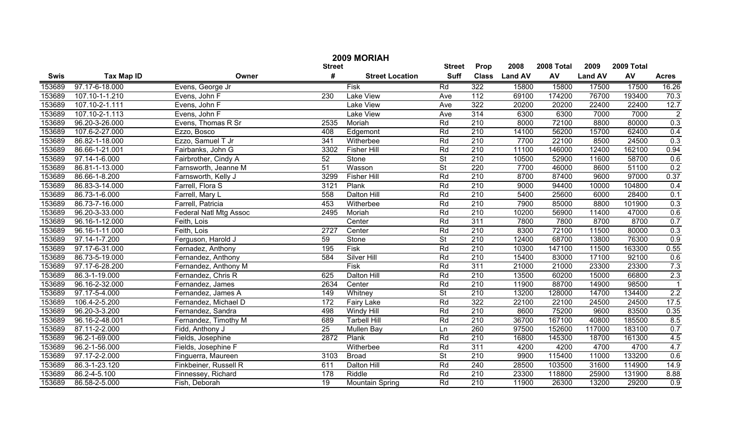# 2009 MORIAH

| Swis | Tax Map ID | Owner | Street # | Street Location | Street Suff | Prop Class | 2008 Land AV | 2008 Total AV | 2009 Land AV | 2009 Total AV | Acres |
|---|---|---|---|---|---|---|---|---|---|---|---|
| 153689 | 97.17-6-18.000 | Evens, George Jr | | Fisk | Rd | 322 | 15800 | 15800 | 17500 | 17500 | 16.26 |
| 153689 | 107.10-1-1.210 | Evens, John F | 230 | Lake View | Ave | 112 | 69100 | 174200 | 76700 | 193400 | 70.3 |
| 153689 | 107.10-2-1.111 | Evens, John F | | Lake View | Ave | 322 | 20200 | 20200 | 22400 | 22400 | 12.7 |
| 153689 | 107.10-2-1.113 | Evens, John F | | Lake View | Ave | 314 | 6300 | 6300 | 7000 | 7000 | 2 |
| 153689 | 96.20-3-26.000 | Evens, Thomas R Sr | 2535 | Moriah | Rd | 210 | 8000 | 72100 | 8800 | 80000 | 0.3 |
| 153689 | 107.6-2-27.000 | Ezzo, Bosco | 408 | Edgemont | Rd | 210 | 14100 | 56200 | 15700 | 62400 | 0.4 |
| 153689 | 86.82-1-18.000 | Ezzo, Samuel T Jr | 341 | Witherbee | Rd | 210 | 7700 | 22100 | 8500 | 24500 | 0.3 |
| 153689 | 86.66-1-21.001 | Fairbanks, John G | 3302 | Fisher Hill | Rd | 210 | 11100 | 146000 | 12400 | 162100 | 0.94 |
| 153689 | 97.14-1-6.000 | Fairbrother, Cindy A | 52 | Stone | St | 210 | 10500 | 52900 | 11600 | 58700 | 0.6 |
| 153689 | 86.81-1-13.000 | Farnsworth, Jeanne M | 51 | Wasson | St | 220 | 7700 | 46000 | 8600 | 51100 | 0.2 |
| 153689 | 86.66-1-8.200 | Farnsworth, Kelly J | 3299 | Fisher Hill | Rd | 210 | 8700 | 87400 | 9600 | 97000 | 0.37 |
| 153689 | 86.83-3-14.000 | Farrell, Flora S | 3121 | Plank | Rd | 210 | 9000 | 94400 | 10000 | 104800 | 0.4 |
| 153689 | 86.73-1-6.000 | Farrell, Mary L | 558 | Dalton Hill | Rd | 210 | 5400 | 25600 | 6000 | 28400 | 0.1 |
| 153689 | 86.73-7-16.000 | Farrell, Patricia | 453 | Witherbee | Rd | 210 | 7900 | 85000 | 8800 | 101900 | 0.3 |
| 153689 | 96.20-3-33.000 | Federal Natl Mtg Assoc | 2495 | Moriah | Rd | 210 | 10200 | 56900 | 11400 | 47000 | 0.6 |
| 153689 | 96.16-1-12.000 | Feith, Lois | | Center | Rd | 311 | 7800 | 7800 | 8700 | 8700 | 0.7 |
| 153689 | 96.16-1-11.000 | Feith, Lois | 2727 | Center | Rd | 210 | 8300 | 72100 | 11500 | 80000 | 0.3 |
| 153689 | 97.14-1-7.200 | Ferguson, Harold J | 59 | Stone | St | 210 | 12400 | 68700 | 13800 | 76300 | 0.9 |
| 153689 | 97.17-6-31.000 | Fernadez, Anthony | 195 | Fisk | Rd | 210 | 10300 | 147100 | 11500 | 163300 | 0.55 |
| 153689 | 86.73-5-19.000 | Fernandez, Anthony | 584 | Silver Hill | Rd | 210 | 15400 | 83000 | 17100 | 92100 | 0.6 |
| 153689 | 97.17-6-28.200 | Fernandez, Anthony M | | Fisk | Rd | 311 | 21000 | 21000 | 23300 | 23300 | 7.3 |
| 153689 | 86.3-1-19.000 | Fernandez, Chris R | 625 | Dalton Hill | Rd | 210 | 13500 | 60200 | 15000 | 66800 | 2.3 |
| 153689 | 96.16-2-32.000 | Fernandez, James | 2634 | Center | Rd | 210 | 11900 | 88700 | 14900 | 98500 | 1 |
| 153689 | 97.17-5-4.000 | Fernandez, James A | 149 | Whitney | St | 210 | 13200 | 128000 | 14700 | 134400 | 2.2 |
| 153689 | 106.4-2-5.200 | Fernandez, Michael D | 172 | Fairy Lake | Rd | 322 | 22100 | 22100 | 24500 | 24500 | 17.5 |
| 153689 | 96.20-3-3.200 | Fernandez, Sandra | 498 | Windy Hill | Rd | 210 | 8600 | 75200 | 9600 | 83500 | 0.35 |
| 153689 | 96.16-2-48.001 | Fernandez, Timothy M | 689 | Tarbell Hill | Rd | 210 | 36700 | 167100 | 40800 | 185500 | 8.5 |
| 153689 | 87.11-2-2.000 | Fidd, Anthony J | 25 | Mullen Bay | Ln | 260 | 97500 | 152600 | 117000 | 183100 | 0.7 |
| 153689 | 96.2-1-69.000 | Fields, Josephine | 2872 | Plank | Rd | 210 | 16800 | 145300 | 18700 | 161300 | 4.5 |
| 153689 | 96.2-1-56.000 | Fields, Josephine F | | Witherbee | Rd | 311 | 4200 | 4200 | 4700 | 4700 | 4.7 |
| 153689 | 97.17-2-2.000 | Finguerra, Maureen | 3103 | Broad | St | 210 | 9900 | 115400 | 11000 | 133200 | 0.6 |
| 153689 | 86.3-1-23.120 | Finkbeiner, Russell R | 611 | Dalton Hill | Rd | 240 | 28500 | 103500 | 31600 | 114900 | 14.9 |
| 153689 | 86.2-4-5.100 | Finnessey, Richard | 178 | Riddle | Rd | 210 | 23300 | 118800 | 25900 | 131900 | 8.88 |
| 153689 | 86.58-2-5.000 | Fish, Deborah | 19 | Mountain Spring | Rd | 210 | 11900 | 26300 | 13200 | 29200 | 0.9 |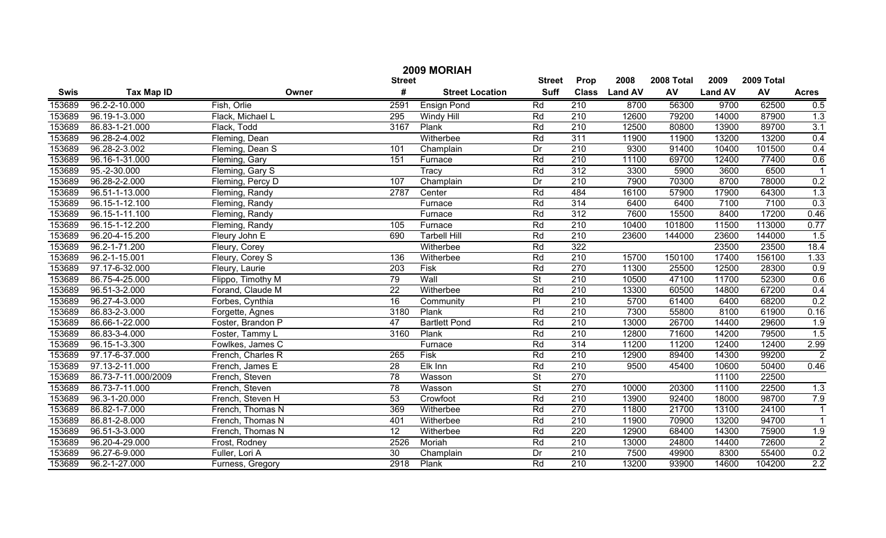# 2009 MORIAH

| Swis | Tax Map ID | Owner | Street # | Street Location | Street Suff | Prop Class | 2008 Land AV | 2008 Total AV | 2009 Land AV | 2009 Total AV | Acres |
|---|---|---|---|---|---|---|---|---|---|---|---|
| 153689 | 96.2-2-10.000 | Fish, Orlie | 2591 | Ensign Pond | Rd | 210 | 8700 | 56300 | 9700 | 62500 | 0.5 |
| 153689 | 96.19-1-3.000 | Flack, Michael L | 295 | Windy Hill | Rd | 210 | 12600 | 79200 | 14000 | 87900 | 1.3 |
| 153689 | 86.83-1-21.000 | Flack, Todd | 3167 | Plank | Rd | 210 | 12500 | 80800 | 13900 | 89700 | 3.1 |
| 153689 | 96.28-2-4.002 | Fleming, Dean | | Witherbee | Rd | 311 | 11900 | 11900 | 13200 | 13200 | 0.4 |
| 153689 | 96.28-2-3.002 | Fleming, Dean S | 101 | Champlain | Dr | 210 | 9300 | 91400 | 10400 | 101500 | 0.4 |
| 153689 | 96.16-1-31.000 | Fleming, Gary | 151 | Furnace | Rd | 210 | 11100 | 69700 | 12400 | 77400 | 0.6 |
| 153689 | 95.-2-30.000 | Fleming, Gary S | | Tracy | Rd | 312 | 3300 | 5900 | 3600 | 6500 | 1 |
| 153689 | 96.28-2-2.000 | Fleming, Percy D | 107 | Champlain | Dr | 210 | 7900 | 70300 | 8700 | 78000 | 0.2 |
| 153689 | 96.51-1-13.000 | Fleming, Randy | 2787 | Center | Rd | 484 | 16100 | 57900 | 17900 | 64300 | 1.3 |
| 153689 | 96.15-1-12.100 | Fleming, Randy | | Furnace | Rd | 314 | 6400 | 6400 | 7100 | 7100 | 0.3 |
| 153689 | 96.15-1-11.100 | Fleming, Randy | | Furnace | Rd | 312 | 7600 | 15500 | 8400 | 17200 | 0.46 |
| 153689 | 96.15-1-12.200 | Fleming, Randy | 105 | Furnace | Rd | 210 | 10400 | 101800 | 11500 | 113000 | 0.77 |
| 153689 | 96.20-4-15.200 | Fleury John E | 690 | Tarbell Hill | Rd | 210 | 23600 | 144000 | 23600 | 144000 | 1.5 |
| 153689 | 96.2-1-71.200 | Fleury, Corey | | Witherbee | Rd | 322 | | | 23500 | 23500 | 18.4 |
| 153689 | 96.2-1-15.001 | Fleury, Corey S | 136 | Witherbee | Rd | 210 | 15700 | 150100 | 17400 | 156100 | 1.33 |
| 153689 | 97.17-6-32.000 | Fleury, Laurie | 203 | Fisk | Rd | 270 | 11300 | 25500 | 12500 | 28300 | 0.9 |
| 153689 | 86.75-4-25.000 | Flippo, Timothy M | 79 | Wall | St | 210 | 10500 | 47100 | 11700 | 52300 | 0.6 |
| 153689 | 96.51-3-2.000 | Forand, Claude M | 22 | Witherbee | Rd | 210 | 13300 | 60500 | 14800 | 67200 | 0.4 |
| 153689 | 96.27-4-3.000 | Forbes, Cynthia | 16 | Community | Pl | 210 | 5700 | 61400 | 6400 | 68200 | 0.2 |
| 153689 | 86.83-2-3.000 | Forgette, Agnes | 3180 | Plank | Rd | 210 | 7300 | 55800 | 8100 | 61900 | 0.16 |
| 153689 | 86.66-1-22.000 | Foster, Brandon P | 47 | Bartlett Pond | Rd | 210 | 13000 | 26700 | 14400 | 29600 | 1.9 |
| 153689 | 86.83-3-4.000 | Foster, Tammy L | 3160 | Plank | Rd | 210 | 12800 | 71600 | 14200 | 79500 | 1.5 |
| 153689 | 96.15-1-3.300 | Fowlkes, James C | | Furnace | Rd | 314 | 11200 | 11200 | 12400 | 12400 | 2.99 |
| 153689 | 97.17-6-37.000 | French, Charles R | 265 | Fisk | Rd | 210 | 12900 | 89400 | 14300 | 99200 | 2 |
| 153689 | 97.13-2-11.000 | French, James E | 28 | Elk Inn | Rd | 210 | 9500 | 45400 | 10600 | 50400 | 0.46 |
| 153689 | 86.73-7-11.000/2009 | French, Steven | 78 | Wasson | St | 270 | | | 11100 | 22500 | |
| 153689 | 86.73-7-11.000 | French, Steven | 78 | Wasson | St | 270 | 10000 | 20300 | 11100 | 22500 | 1.3 |
| 153689 | 96.3-1-20.000 | French, Steven H | 53 | Crowfoot | Rd | 210 | 13900 | 92400 | 18000 | 98700 | 7.9 |
| 153689 | 86.82-1-7.000 | French, Thomas N | 369 | Witherbee | Rd | 270 | 11800 | 21700 | 13100 | 24100 | 1 |
| 153689 | 86.81-2-8.000 | French, Thomas N | 401 | Witherbee | Rd | 210 | 11900 | 70900 | 13200 | 94700 | 1 |
| 153689 | 96.51-3-3.000 | French, Thomas N | 12 | Witherbee | Rd | 220 | 12900 | 68400 | 14300 | 75900 | 1.9 |
| 153689 | 96.20-4-29.000 | Frost, Rodney | 2526 | Moriah | Rd | 210 | 13000 | 24800 | 14400 | 72600 | 2 |
| 153689 | 96.27-6-9.000 | Fuller, Lori A | 30 | Champlain | Dr | 210 | 7500 | 49900 | 8300 | 55400 | 0.2 |
| 153689 | 96.2-1-27.000 | Furness, Gregory | 2918 | Plank | Rd | 210 | 13200 | 93900 | 14600 | 104200 | 2.2 |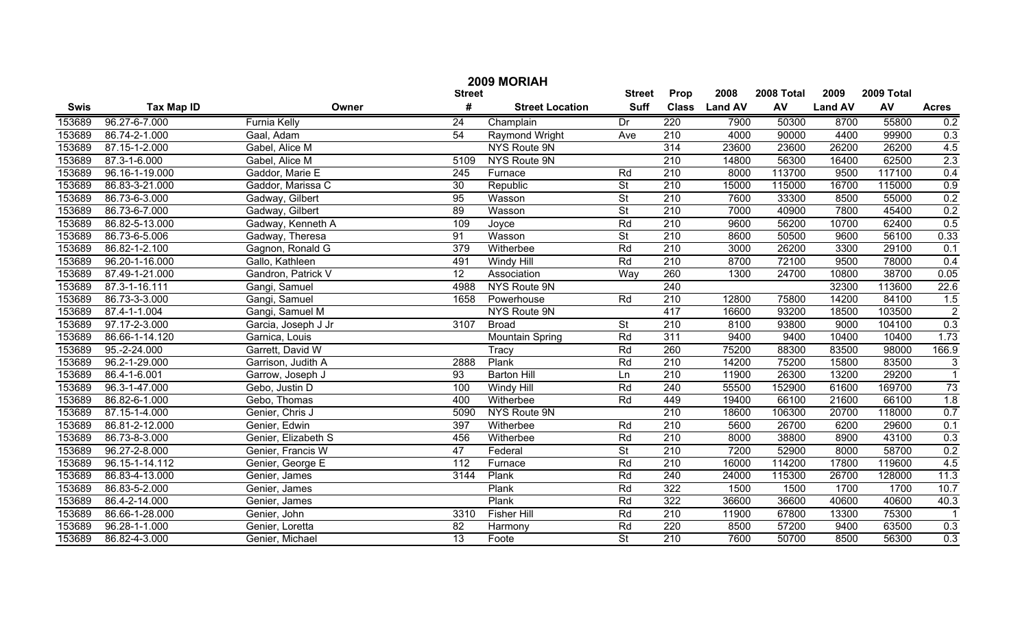# 2009 MORIAH

| Swis | Tax Map ID | Owner | Street # | Street Location | Street Suff | Prop Class | 2008 Land AV | 2008 Total AV | 2009 Land AV | 2009 Total AV | Acres |
|---|---|---|---|---|---|---|---|---|---|---|---|
| 153689 | 96.27-6-7.000 | Furnia Kelly | 24 | Champlain | Dr | 220 | 7900 | 50300 | 8700 | 55800 | 0.2 |
| 153689 | 86.74-2-1.000 | Gaal, Adam | 54 | Raymond Wright | Ave | 210 | 4000 | 90000 | 4400 | 99900 | 0.3 |
| 153689 | 87.15-1-2.000 | Gabel, Alice M | | NYS Route 9N | | 314 | 23600 | 23600 | 26200 | 26200 | 4.5 |
| 153689 | 87.3-1-6.000 | Gabel, Alice M | 5109 | NYS Route 9N | | 210 | 14800 | 56300 | 16400 | 62500 | 2.3 |
| 153689 | 96.16-1-19.000 | Gaddor, Marie E | 245 | Furnace | Rd | 210 | 8000 | 113700 | 9500 | 117100 | 0.4 |
| 153689 | 86.83-3-21.000 | Gaddor, Marissa C | 30 | Republic | St | 210 | 15000 | 115000 | 16700 | 115000 | 0.9 |
| 153689 | 86.73-6-3.000 | Gadway, Gilbert | 95 | Wasson | St | 210 | 7600 | 33300 | 8500 | 55000 | 0.2 |
| 153689 | 86.73-6-7.000 | Gadway, Gilbert | 89 | Wasson | St | 210 | 7000 | 40900 | 7800 | 45400 | 0.2 |
| 153689 | 86.82-5-13.000 | Gadway, Kenneth A | 109 | Joyce | Rd | 210 | 9600 | 56200 | 10700 | 62400 | 0.5 |
| 153689 | 86.73-6-5.006 | Gadway, Theresa | 91 | Wasson | St | 210 | 8600 | 50500 | 9600 | 56100 | 0.33 |
| 153689 | 86.82-1-2.100 | Gagnon, Ronald G | 379 | Witherbee | Rd | 210 | 3000 | 26200 | 3300 | 29100 | 0.1 |
| 153689 | 96.20-1-16.000 | Gallo, Kathleen | 491 | Windy Hill | Rd | 210 | 8700 | 72100 | 9500 | 78000 | 0.4 |
| 153689 | 87.49-1-21.000 | Gandron, Patrick V | 12 | Association | Way | 260 | 1300 | 24700 | 10800 | 38700 | 0.05 |
| 153689 | 87.3-1-16.111 | Gangi, Samuel | 4988 | NYS Route 9N | | 240 | | | 32300 | 113600 | 22.6 |
| 153689 | 86.73-3-3.000 | Gangi, Samuel | 1658 | Powerhouse | Rd | 210 | 12800 | 75800 | 14200 | 84100 | 1.5 |
| 153689 | 87.4-1-1.004 | Gangi, Samuel M | | NYS Route 9N | | 417 | 16600 | 93200 | 18500 | 103500 | 2 |
| 153689 | 97.17-2-3.000 | Garcia, Joseph J Jr | 3107 | Broad | St | 210 | 8100 | 93800 | 9000 | 104100 | 0.3 |
| 153689 | 86.66-1-14.120 | Garnica, Louis | | Mountain Spring | Rd | 311 | 9400 | 9400 | 10400 | 10400 | 1.73 |
| 153689 | 95.-2-24.000 | Garrett, David W | | Tracy | Rd | 260 | 75200 | 88300 | 83500 | 98000 | 166.9 |
| 153689 | 96.2-1-29.000 | Garrison, Judith A | 2888 | Plank | Rd | 210 | 14200 | 75200 | 15800 | 83500 | 3 |
| 153689 | 86.4-1-6.001 | Garrow, Joseph J | 93 | Barton Hill | Ln | 210 | 11900 | 26300 | 13200 | 29200 | 1 |
| 153689 | 96.3-1-47.000 | Gebo, Justin D | 100 | Windy Hill | Rd | 240 | 55500 | 152900 | 61600 | 169700 | 73 |
| 153689 | 86.82-6-1.000 | Gebo, Thomas | 400 | Witherbee | Rd | 449 | 19400 | 66100 | 21600 | 66100 | 1.8 |
| 153689 | 87.15-1-4.000 | Genier, Chris J | 5090 | NYS Route 9N | | 210 | 18600 | 106300 | 20700 | 118000 | 0.7 |
| 153689 | 86.81-2-12.000 | Genier, Edwin | 397 | Witherbee | Rd | 210 | 5600 | 26700 | 6200 | 29600 | 0.1 |
| 153689 | 86.73-8-3.000 | Genier, Elizabeth S | 456 | Witherbee | Rd | 210 | 8000 | 38800 | 8900 | 43100 | 0.3 |
| 153689 | 96.27-2-8.000 | Genier, Francis W | 47 | Federal | St | 210 | 7200 | 52900 | 8000 | 58700 | 0.2 |
| 153689 | 96.15-1-14.112 | Genier, George E | 112 | Furnace | Rd | 210 | 16000 | 114200 | 17800 | 119600 | 4.5 |
| 153689 | 86.83-4-13.000 | Genier, James | 3144 | Plank | Rd | 240 | 24000 | 115300 | 26700 | 128000 | 11.3 |
| 153689 | 86.83-5-2.000 | Genier, James | | Plank | Rd | 322 | 1500 | 1500 | 1700 | 1700 | 10.7 |
| 153689 | 86.4-2-14.000 | Genier, James | | Plank | Rd | 322 | 36600 | 36600 | 40600 | 40600 | 40.3 |
| 153689 | 86.66-1-28.000 | Genier, John | 3310 | Fisher Hill | Rd | 210 | 11900 | 67800 | 13300 | 75300 | 1 |
| 153689 | 96.28-1-1.000 | Genier, Loretta | 82 | Harmony | Rd | 220 | 8500 | 57200 | 9400 | 63500 | 0.3 |
| 153689 | 86.82-4-3.000 | Genier, Michael | 13 | Foote | St | 210 | 7600 | 50700 | 8500 | 56300 | 0.3 |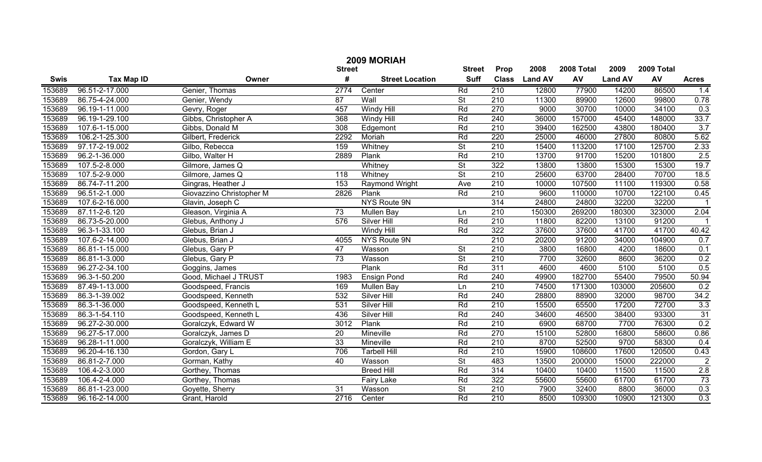# 2009 MORIAH

| Swis | Tax Map ID | Owner | Street # | Street Location | Street Suff | Prop Class | 2008 Land AV | 2008 Total AV | 2009 Land AV | 2009 Total AV | Acres |
|---|---|---|---|---|---|---|---|---|---|---|---|
| 153689 | 96.51-2-17.000 | Genier, Thomas | 2774 | Center | Rd | 210 | 12800 | 77900 | 14200 | 86500 | 1.4 |
| 153689 | 86.75-4-24.000 | Genier, Wendy | 87 | Wall | St | 210 | 11300 | 89900 | 12600 | 99800 | 0.78 |
| 153689 | 96.19-1-11.000 | Gevry, Roger | 457 | Windy Hill | Rd | 270 | 9000 | 30700 | 10000 | 34100 | 0.3 |
| 153689 | 96.19-1-29.100 | Gibbs, Christopher A | 368 | Windy Hill | Rd | 240 | 36000 | 157000 | 45400 | 148000 | 33.7 |
| 153689 | 107.6-1-15.000 | Gibbs, Donald M | 308 | Edgemont | Rd | 210 | 39400 | 162500 | 43800 | 180400 | 3.7 |
| 153689 | 106.2-1-25.300 | Gilbert, Frederick | 2292 | Moriah | Rd | 220 | 25000 | 46000 | 27800 | 80800 | 5.62 |
| 153689 | 97.17-2-19.002 | Gilbo, Rebecca | 159 | Whitney | St | 210 | 15400 | 113200 | 17100 | 125700 | 2.33 |
| 153689 | 96.2-1-36.000 | Gilbo, Walter H | 2889 | Plank | Rd | 210 | 13700 | 91700 | 15200 | 101800 | 2.5 |
| 153689 | 107.5-2-8.000 | Gilmore, James Q | | Whitney | St | 322 | 13800 | 13800 | 15300 | 15300 | 19.7 |
| 153689 | 107.5-2-9.000 | Gilmore, James Q | 118 | Whitney | St | 210 | 25600 | 63700 | 28400 | 70700 | 18.5 |
| 153689 | 86.74-7-11.200 | Gingras, Heather J | 153 | Raymond Wright | Ave | 210 | 10000 | 107500 | 11100 | 119300 | 0.58 |
| 153689 | 96.51-2-1.000 | Giovazzino Christopher M | 2826 | Plank | Rd | 210 | 9600 | 110000 | 10700 | 122100 | 0.45 |
| 153689 | 107.6-2-16.000 | Glavin, Joseph C | | NYS Route 9N | | 314 | 24800 | 24800 | 32200 | 32200 | 1 |
| 153689 | 87.11-2-6.120 | Gleason, Virginia A | 73 | Mullen Bay | Ln | 210 | 150300 | 269200 | 180300 | 323000 | 2.04 |
| 153689 | 86.73-5-20.000 | Glebus, Anthony J | 576 | Silver Hill | Rd | 210 | 11800 | 82200 | 13100 | 91200 | 1 |
| 153689 | 96.3-1-33.100 | Glebus, Brian J | | Windy Hill | Rd | 322 | 37600 | 37600 | 41700 | 41700 | 40.42 |
| 153689 | 107.6-2-14.000 | Glebus, Brian J | 4055 | NYS Route 9N | | 210 | 20200 | 91200 | 34000 | 104900 | 0.7 |
| 153689 | 86.81-1-15.000 | Glebus, Gary P | 47 | Wasson | St | 210 | 3800 | 16800 | 4200 | 18600 | 0.1 |
| 153689 | 86.81-1-3.000 | Glebus, Gary P | 73 | Wasson | St | 210 | 7700 | 32600 | 8600 | 36200 | 0.2 |
| 153689 | 96.27-2-34.100 | Goggins, James | | Plank | Rd | 311 | 4600 | 4600 | 5100 | 5100 | 0.5 |
| 153689 | 96.3-1-50.200 | Good, Michael J TRUST | 1983 | Ensign Pond | Rd | 240 | 49900 | 182700 | 55400 | 79500 | 50.94 |
| 153689 | 87.49-1-13.000 | Goodspeed, Francis | 169 | Mullen Bay | Ln | 210 | 74500 | 171300 | 103000 | 205600 | 0.2 |
| 153689 | 86.3-1-39.002 | Goodspeed, Kenneth | 532 | Silver Hill | Rd | 240 | 28800 | 88900 | 32000 | 98700 | 34.2 |
| 153689 | 86.3-1-36.000 | Goodspeed, Kenneth L | 531 | Silver Hill | Rd | 210 | 15500 | 65500 | 17200 | 72700 | 3.3 |
| 153689 | 86.3-1-54.110 | Goodspeed, Kenneth L | 436 | Silver Hill | Rd | 240 | 34600 | 46500 | 38400 | 93300 | 31 |
| 153689 | 96.27-2-30.000 | Goralczyk, Edward W | 3012 | Plank | Rd | 210 | 6900 | 68700 | 7700 | 76300 | 0.2 |
| 153689 | 96.27-5-17.000 | Goralczyk, James D | 20 | Mineville | Rd | 270 | 15100 | 52800 | 16800 | 58600 | 0.86 |
| 153689 | 96.28-1-11.000 | Goralczyk, William E | 33 | Mineville | Rd | 210 | 8700 | 52500 | 9700 | 58300 | 0.4 |
| 153689 | 96.20-4-16.130 | Gordon, Gary L | 706 | Tarbell Hill | Rd | 210 | 15900 | 108600 | 17600 | 120500 | 0.43 |
| 153689 | 86.81-2-7.000 | Gorman, Kathy | 40 | Wasson | St | 483 | 13500 | 200000 | 15000 | 222000 | 2 |
| 153689 | 106.4-2-3.000 | Gorthey, Thomas | | Breed Hill | Rd | 314 | 10400 | 10400 | 11500 | 11500 | 2.8 |
| 153689 | 106.4-2-4.000 | Gorthey, Thomas | | Fairy Lake | Rd | 322 | 55600 | 55600 | 61700 | 61700 | 73 |
| 153689 | 86.81-1-23.000 | Goyette, Sherry | 31 | Wasson | St | 210 | 7900 | 32400 | 8800 | 36000 | 0.3 |
| 153689 | 96.16-2-14.000 | Grant, Harold | 2716 | Center | Rd | 210 | 8500 | 109300 | 10900 | 121300 | 0.3 |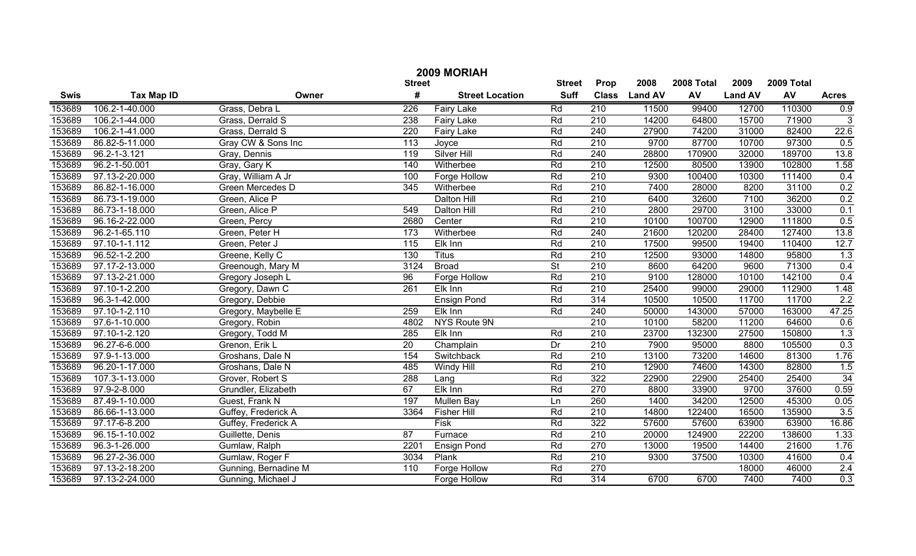# 2009 MORIAH

| Swis | Tax Map ID | Owner | Street # | Street Location | Street Suff | Prop Class | 2008 Land AV | 2008 Total AV | 2009 Land AV | 2009 Total AV | Acres |
|---|---|---|---|---|---|---|---|---|---|---|---|
| 153689 | 106.2-1-40.000 | Grass, Debra L | 226 | Fairy Lake | Rd | 210 | 11500 | 99400 | 12700 | 110300 | 0.9 |
| 153689 | 106.2-1-44.000 | Grass, Derrald S | 238 | Fairy Lake | Rd | 210 | 14200 | 64800 | 15700 | 71900 | 3 |
| 153689 | 106.2-1-41.000 | Grass, Derrald S | 220 | Fairy Lake | Rd | 240 | 27900 | 74200 | 31000 | 82400 | 22.6 |
| 153689 | 86.82-5-11.000 | Gray CW & Sons Inc | 113 | Joyce | Rd | 210 | 9700 | 87700 | 10700 | 97300 | 0.5 |
| 153689 | 96.2-1-3.121 | Gray, Dennis | 119 | Silver Hill | Rd | 240 | 28800 | 170900 | 32000 | 189700 | 13.8 |
| 153689 | 96.2-1-50.001 | Gray, Gary K | 140 | Witherbee | Rd | 210 | 12500 | 80500 | 13900 | 102800 | 1.58 |
| 153689 | 97.13-2-20.000 | Gray, William A Jr | 100 | Forge Hollow | Rd | 210 | 9300 | 100400 | 10300 | 111400 | 0.4 |
| 153689 | 86.82-1-16.000 | Green Mercedes D | 345 | Witherbee | Rd | 210 | 7400 | 28000 | 8200 | 31100 | 0.2 |
| 153689 | 86.73-1-19.000 | Green, Alice P | | Dalton Hill | Rd | 210 | 6400 | 32600 | 7100 | 36200 | 0.2 |
| 153689 | 86.73-1-18.000 | Green, Alice P | 549 | Dalton Hill | Rd | 210 | 2800 | 29700 | 3100 | 33000 | 0.1 |
| 153689 | 96.16-2-22.000 | Green, Percy | 2680 | Center | Rd | 210 | 10100 | 100700 | 12900 | 111800 | 0.5 |
| 153689 | 96.2-1-65.110 | Green, Peter H | 173 | Witherbee | Rd | 240 | 21600 | 120200 | 28400 | 127400 | 13.8 |
| 153689 | 97.10-1-1.112 | Green, Peter J | 115 | Elk Inn | Rd | 210 | 17500 | 99500 | 19400 | 110400 | 12.7 |
| 153689 | 96.52-1-2.200 | Greene, Kelly C | 130 | Titus | Rd | 210 | 12500 | 93000 | 14800 | 95800 | 1.3 |
| 153689 | 97.17-2-13.000 | Greenough, Mary M | 3124 | Broad | St | 210 | 8600 | 64200 | 9600 | 71300 | 0.4 |
| 153689 | 97.13-2-21.000 | Gregory Joseph L | 96 | Forge Hollow | Rd | 210 | 9100 | 128000 | 10100 | 142100 | 0.4 |
| 153689 | 97.10-1-2.200 | Gregory, Dawn C | 261 | Elk Inn | Rd | 210 | 25400 | 99000 | 29000 | 112900 | 1.48 |
| 153689 | 96.3-1-42.000 | Gregory, Debbie | | Ensign Pond | Rd | 314 | 10500 | 10500 | 11700 | 11700 | 2.2 |
| 153689 | 97.10-1-2.110 | Gregory, Maybelle E | 259 | Elk Inn | Rd | 240 | 50000 | 143000 | 57000 | 163000 | 47.25 |
| 153689 | 97.6-1-10.000 | Gregory, Robin | 4802 | NYS Route 9N | | 210 | 10100 | 58200 | 11200 | 64600 | 0.6 |
| 153689 | 97.10-1-2.120 | Gregory, Todd M | 285 | Elk Inn | Rd | 210 | 23700 | 132300 | 27500 | 150800 | 1.3 |
| 153689 | 96.27-6-6.000 | Grenon, Erik L | 20 | Champlain | Dr | 210 | 7900 | 95000 | 8800 | 105500 | 0.3 |
| 153689 | 97.9-1-13.000 | Groshans, Dale N | 154 | Switchback | Rd | 210 | 13100 | 73200 | 14600 | 81300 | 1.76 |
| 153689 | 96.20-1-17.000 | Groshans, Dale N | 485 | Windy Hill | Rd | 210 | 12900 | 74600 | 14300 | 82800 | 1.5 |
| 153689 | 107.3-1-13.000 | Grover, Robert S | 288 | Lang | Rd | 322 | 22900 | 22900 | 25400 | 25400 | 34 |
| 153689 | 97.9-2-8.000 | Grundler, Elizabeth | 67 | Elk Inn | Rd | 270 | 8800 | 33900 | 9700 | 37600 | 0.59 |
| 153689 | 87.49-1-10.000 | Guest, Frank N | 197 | Mullen Bay | Ln | 260 | 1400 | 34200 | 12500 | 45300 | 0.05 |
| 153689 | 86.66-1-13.000 | Guffey, Frederick A | 3364 | Fisher Hill | Rd | 210 | 14800 | 122400 | 16500 | 135900 | 3.5 |
| 153689 | 97.17-6-8.200 | Guffey, Frederick A | | Fisk | Rd | 322 | 57600 | 57600 | 63900 | 63900 | 16.86 |
| 153689 | 96.15-1-10.002 | Guillette, Denis | 87 | Furnace | Rd | 210 | 20000 | 124900 | 22200 | 138600 | 1.33 |
| 153689 | 96.3-1-26.000 | Gumlaw, Ralph | 2201 | Ensign Pond | Rd | 270 | 13000 | 19500 | 14400 | 21600 | 1.76 |
| 153689 | 96.27-2-36.000 | Gumlaw, Roger F | 3034 | Plank | Rd | 210 | 9300 | 37500 | 10300 | 41600 | 0.4 |
| 153689 | 97.13-2-18.200 | Gunning, Bernadine M | 110 | Forge Hollow | Rd | 270 | | | 18000 | 46000 | 2.4 |
| 153689 | 97.13-2-24.000 | Gunning, Michael J | | Forge Hollow | Rd | 314 | 6700 | 6700 | 7400 | 7400 | 0.3 |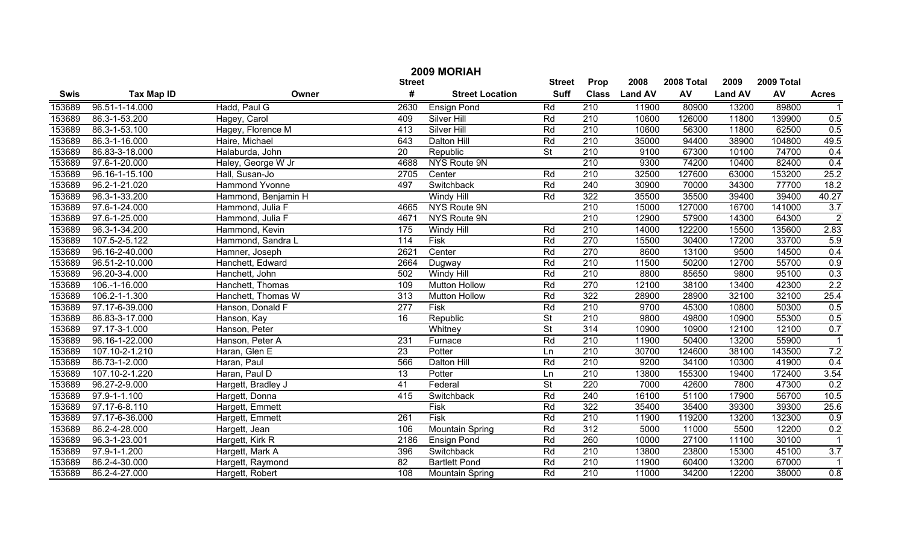# 2009 MORIAH

| Swis | Tax Map ID | Owner | Street # | Street Location | Street Suff | Prop Class | 2008 Land AV | 2008 Total AV | 2009 Land AV | 2009 Total AV | Acres |
|---|---|---|---|---|---|---|---|---|---|---|---|
| 153689 | 96.51-1-14.000 | Hadd, Paul G | 2630 | Ensign Pond | Rd | 210 | 11900 | 80900 | 13200 | 89800 | 1 |
| 153689 | 86.3-1-53.200 | Hagey, Carol | 409 | Silver Hill | Rd | 210 | 10600 | 126000 | 11800 | 139900 | 0.5 |
| 153689 | 86.3-1-53.100 | Hagey, Florence M | 413 | Silver Hill | Rd | 210 | 10600 | 56300 | 11800 | 62500 | 0.5 |
| 153689 | 86.3-1-16.000 | Haire, Michael | 643 | Dalton Hill | Rd | 210 | 35000 | 94400 | 38900 | 104800 | 49.5 |
| 153689 | 86.83-3-18.000 | Halaburda, John | 20 | Republic | St | 210 | 9100 | 67300 | 10100 | 74700 | 0.4 |
| 153689 | 97.6-1-20.000 | Haley, George W Jr | 4688 | NYS Route 9N | | 210 | 9300 | 74200 | 10400 | 82400 | 0.4 |
| 153689 | 96.16-1-15.100 | Hall, Susan-Jo | 2705 | Center | Rd | 210 | 32500 | 127600 | 63000 | 153200 | 25.2 |
| 153689 | 96.2-1-21.020 | Hammond Yvonne | 497 | Switchback | Rd | 240 | 30900 | 70000 | 34300 | 77700 | 18.2 |
| 153689 | 96.3-1-33.200 | Hammond, Benjamin H | | Windy Hill | Rd | 322 | 35500 | 35500 | 39400 | 39400 | 40.27 |
| 153689 | 97.6-1-24.000 | Hammond, Julia F | 4665 | NYS Route 9N | | 210 | 15000 | 127000 | 16700 | 141000 | 3.7 |
| 153689 | 97.6-1-25.000 | Hammond, Julia F | 4671 | NYS Route 9N | | 210 | 12900 | 57900 | 14300 | 64300 | 2 |
| 153689 | 96.3-1-34.200 | Hammond, Kevin | 175 | Windy Hill | Rd | 210 | 14000 | 122200 | 15500 | 135600 | 2.83 |
| 153689 | 107.5-2-5.122 | Hammond, Sandra L | 114 | Fisk | Rd | 270 | 15500 | 30400 | 17200 | 33700 | 5.9 |
| 153689 | 96.16-2-40.000 | Hamner, Joseph | 2621 | Center | Rd | 270 | 8600 | 13100 | 9500 | 14500 | 0.4 |
| 153689 | 96.51-2-10.000 | Hanchett, Edward | 2664 | Dugway | Rd | 210 | 11500 | 50200 | 12700 | 55700 | 0.9 |
| 153689 | 96.20-3-4.000 | Hanchett, John | 502 | Windy Hill | Rd | 210 | 8800 | 85650 | 9800 | 95100 | 0.3 |
| 153689 | 106.-1-16.000 | Hanchett, Thomas | 109 | Mutton Hollow | Rd | 270 | 12100 | 38100 | 13400 | 42300 | 2.2 |
| 153689 | 106.2-1-1.300 | Hanchett, Thomas W | 313 | Mutton Hollow | Rd | 322 | 28900 | 28900 | 32100 | 32100 | 25.4 |
| 153689 | 97.17-6-39.000 | Hanson, Donald F | 277 | Fisk | Rd | 210 | 9700 | 45300 | 10800 | 50300 | 0.5 |
| 153689 | 86.83-3-17.000 | Hanson, Kay | 16 | Republic | St | 210 | 9800 | 49800 | 10900 | 55300 | 0.5 |
| 153689 | 97.17-3-1.000 | Hanson, Peter | | Whitney | St | 314 | 10900 | 10900 | 12100 | 12100 | 0.7 |
| 153689 | 96.16-1-22.000 | Hanson, Peter A | 231 | Furnace | Rd | 210 | 11900 | 50400 | 13200 | 55900 | 1 |
| 153689 | 107.10-2-1.210 | Haran, Glen E | 23 | Potter | Ln | 210 | 30700 | 124600 | 38100 | 143500 | 7.2 |
| 153689 | 86.73-1-2.000 | Haran, Paul | 566 | Dalton Hill | Rd | 210 | 9200 | 34100 | 10300 | 41900 | 0.4 |
| 153689 | 107.10-2-1.220 | Haran, Paul D | 13 | Potter | Ln | 210 | 13800 | 155300 | 19400 | 172400 | 3.54 |
| 153689 | 96.27-2-9.000 | Hargett, Bradley J | 41 | Federal | St | 220 | 7000 | 42600 | 7800 | 47300 | 0.2 |
| 153689 | 97.9-1-1.100 | Hargett, Donna | 415 | Switchback | Rd | 240 | 16100 | 51100 | 17900 | 56700 | 10.5 |
| 153689 | 97.17-6-8.110 | Hargett, Emmett | | Fisk | Rd | 322 | 35400 | 35400 | 39300 | 39300 | 25.6 |
| 153689 | 97.17-6-36.000 | Hargett, Emmett | 261 | Fisk | Rd | 210 | 11900 | 119200 | 13200 | 132300 | 0.9 |
| 153689 | 86.2-4-28.000 | Hargett, Jean | 106 | Mountain Spring | Rd | 312 | 5000 | 11000 | 5500 | 12200 | 0.2 |
| 153689 | 96.3-1-23.001 | Hargett, Kirk R | 2186 | Ensign Pond | Rd | 260 | 10000 | 27100 | 11100 | 30100 | 1 |
| 153689 | 97.9-1-1.200 | Hargett, Mark A | 396 | Switchback | Rd | 210 | 13800 | 23800 | 15300 | 45100 | 3.7 |
| 153689 | 86.2-4-30.000 | Hargett, Raymond | 82 | Bartlett Pond | Rd | 210 | 11900 | 60400 | 13200 | 67000 | 1 |
| 153689 | 86.2-4-27.000 | Hargett, Robert | 108 | Mountain Spring | Rd | 210 | 11000 | 34200 | 12200 | 38000 | 0.8 |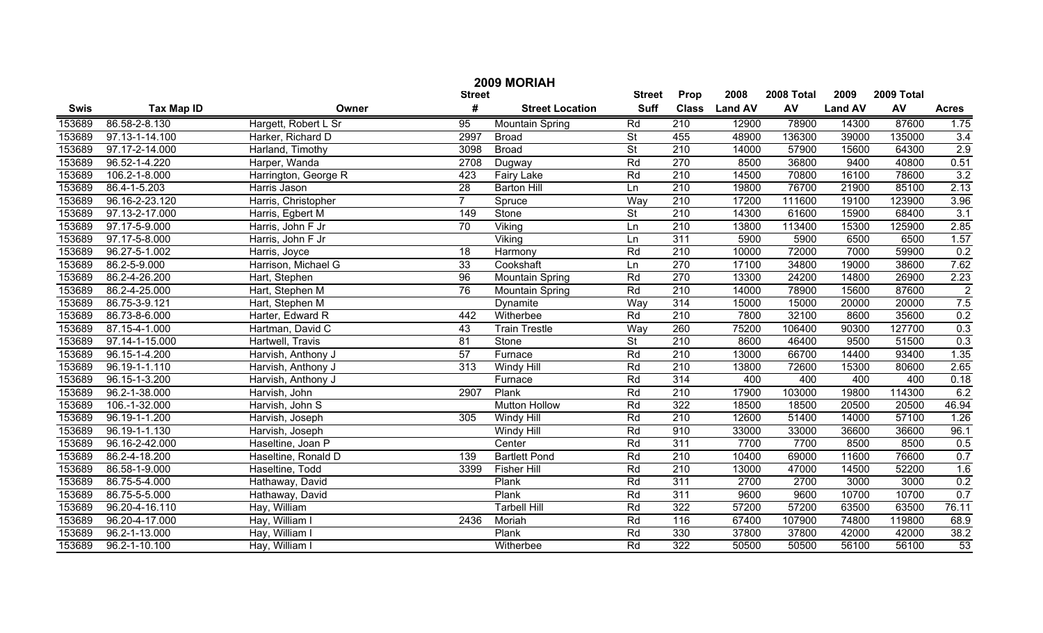# 2009 MORIAH

| Swis | Tax Map ID | Owner | Street # | Street Location | Street Suff | Prop Class | 2008 Land AV | 2008 Total AV | 2009 Land AV | 2009 Total AV | Acres |
|---|---|---|---|---|---|---|---|---|---|---|---|
| 153689 | 86.58-2-8.130 | Hargett, Robert L Sr | 95 | Mountain Spring | Rd | 210 | 12900 | 78900 | 14300 | 87600 | 1.75 |
| 153689 | 97.13-1-14.100 | Harker, Richard D | 2997 | Broad | St | 455 | 48900 | 136300 | 39000 | 135000 | 3.4 |
| 153689 | 97.17-2-14.000 | Harland, Timothy | 3098 | Broad | St | 210 | 14000 | 57900 | 15600 | 64300 | 2.9 |
| 153689 | 96.52-1-4.220 | Harper, Wanda | 2708 | Dugway | Rd | 270 | 8500 | 36800 | 9400 | 40800 | 0.51 |
| 153689 | 106.2-1-8.000 | Harrington, George R | 423 | Fairy Lake | Rd | 210 | 14500 | 70800 | 16100 | 78600 | 3.2 |
| 153689 | 86.4-1-5.203 | Harris Jason | 28 | Barton Hill | Ln | 210 | 19800 | 76700 | 21900 | 85100 | 2.13 |
| 153689 | 96.16-2-23.120 | Harris, Christopher | 7 | Spruce | Way | 210 | 17200 | 111600 | 19100 | 123900 | 3.96 |
| 153689 | 97.13-2-17.000 | Harris, Egbert M | 149 | Stone | St | 210 | 14300 | 61600 | 15900 | 68400 | 3.1 |
| 153689 | 97.17-5-9.000 | Harris, John F Jr | 70 | Viking | Ln | 210 | 13800 | 113400 | 15300 | 125900 | 2.85 |
| 153689 | 97.17-5-8.000 | Harris, John F Jr | | Viking | Ln | 311 | 5900 | 5900 | 6500 | 6500 | 1.57 |
| 153689 | 96.27-5-1.002 | Harris, Joyce | 18 | Harmony | Rd | 210 | 10000 | 72000 | 7000 | 59900 | 0.2 |
| 153689 | 86.2-5-9.000 | Harrison, Michael G | 33 | Cookshaft | Ln | 270 | 17100 | 34800 | 19000 | 38600 | 7.62 |
| 153689 | 86.2-4-26.200 | Hart, Stephen | 96 | Mountain Spring | Rd | 270 | 13300 | 24200 | 14800 | 26900 | 2.23 |
| 153689 | 86.2-4-25.000 | Hart, Stephen M | 76 | Mountain Spring | Rd | 210 | 14000 | 78900 | 15600 | 87600 | 2 |
| 153689 | 86.75-3-9.121 | Hart, Stephen M | | Dynamite | Way | 314 | 15000 | 15000 | 20000 | 20000 | 7.5 |
| 153689 | 86.73-8-6.000 | Harter, Edward R | 442 | Witherbee | Rd | 210 | 7800 | 32100 | 8600 | 35600 | 0.2 |
| 153689 | 87.15-4-1.000 | Hartman, David C | 43 | Train Trestle | Way | 260 | 75200 | 106400 | 90300 | 127700 | 0.3 |
| 153689 | 97.14-1-15.000 | Hartwell, Travis | 81 | Stone | St | 210 | 8600 | 46400 | 9500 | 51500 | 0.3 |
| 153689 | 96.15-1-4.200 | Harvish, Anthony J | 57 | Furnace | Rd | 210 | 13000 | 66700 | 14400 | 93400 | 1.35 |
| 153689 | 96.19-1-1.110 | Harvish, Anthony J | 313 | Windy Hill | Rd | 210 | 13800 | 72600 | 15300 | 80600 | 2.65 |
| 153689 | 96.15-1-3.200 | Harvish, Anthony J | | Furnace | Rd | 314 | 400 | 400 | 400 | 400 | 0.18 |
| 153689 | 96.2-1-38.000 | Harvish, John | 2907 | Plank | Rd | 210 | 17900 | 103000 | 19800 | 114300 | 6.2 |
| 153689 | 106.-1-32.000 | Harvish, John S | | Mutton Hollow | Rd | 322 | 18500 | 18500 | 20500 | 20500 | 46.94 |
| 153689 | 96.19-1-1.200 | Harvish, Joseph | 305 | Windy Hill | Rd | 210 | 12600 | 51400 | 14000 | 57100 | 1.26 |
| 153689 | 96.19-1-1.130 | Harvish, Joseph | | Windy Hill | Rd | 910 | 33000 | 33000 | 36600 | 36600 | 96.1 |
| 153689 | 96.16-2-42.000 | Haseltine, Joan P | | Center | Rd | 311 | 7700 | 7700 | 8500 | 8500 | 0.5 |
| 153689 | 86.2-4-18.200 | Haseltine, Ronald D | 139 | Bartlett Pond | Rd | 210 | 10400 | 69000 | 11600 | 76600 | 0.7 |
| 153689 | 86.58-1-9.000 | Haseltine, Todd | 3399 | Fisher Hill | Rd | 210 | 13000 | 47000 | 14500 | 52200 | 1.6 |
| 153689 | 86.75-5-4.000 | Hathaway, David | | Plank | Rd | 311 | 2700 | 2700 | 3000 | 3000 | 0.2 |
| 153689 | 86.75-5-5.000 | Hathaway, David | | Plank | Rd | 311 | 9600 | 9600 | 10700 | 10700 | 0.7 |
| 153689 | 96.20-4-16.110 | Hay, William | | Tarbell Hill | Rd | 322 | 57200 | 57200 | 63500 | 63500 | 76.11 |
| 153689 | 96.20-4-17.000 | Hay, William I | 2436 | Moriah | Rd | 116 | 67400 | 107900 | 74800 | 119800 | 68.9 |
| 153689 | 96.2-1-13.000 | Hay, William I | | Plank | Rd | 330 | 37800 | 37800 | 42000 | 42000 | 38.2 |
| 153689 | 96.2-1-10.100 | Hay, William I | | Witherbee | Rd | 322 | 50500 | 50500 | 56100 | 56100 | 53 |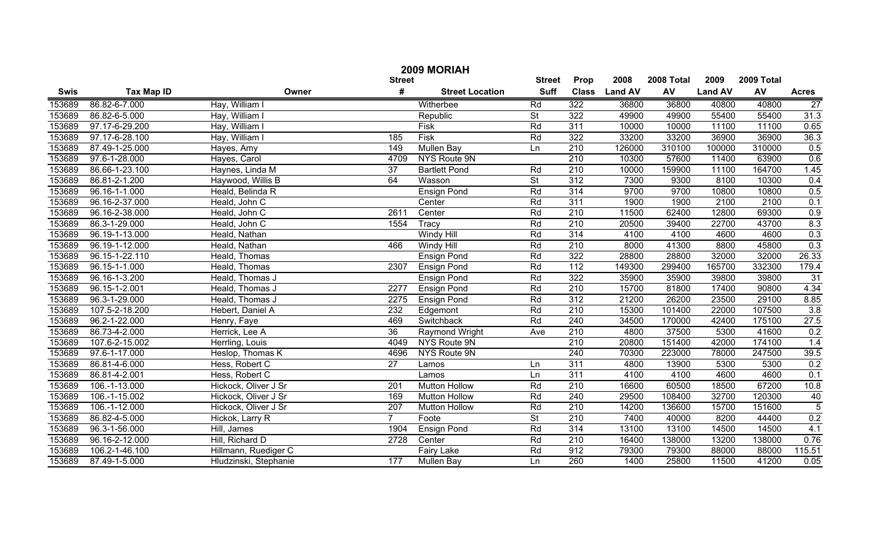# 2009 MORIAH

| Swis | Tax Map ID | Owner | Street # | Street Location | Street Suff | Prop Class | 2008 Land AV | 2008 Total AV | 2009 Land AV | 2009 Total AV | Acres |
|---|---|---|---|---|---|---|---|---|---|---|---|
| 153689 | 86.82-6-7.000 | Hay, William I | | Witherbee | Rd | 322 | 36800 | 36800 | 40800 | 40800 | 27 |
| 153689 | 86.82-6-5.000 | Hay, William I | | Republic | St | 322 | 49900 | 49900 | 55400 | 55400 | 31.3 |
| 153689 | 97.17-6-29.200 | Hay, William I | | Fisk | Rd | 311 | 10000 | 10000 | 11100 | 11100 | 0.65 |
| 153689 | 97.17-6-28.100 | Hay, William I | 185 | Fisk | Rd | 322 | 33200 | 33200 | 36900 | 36900 | 36.3 |
| 153689 | 87.49-1-25.000 | Hayes, Amy | 149 | Mullen Bay | Ln | 210 | 126000 | 310100 | 100000 | 310000 | 0.5 |
| 153689 | 97.6-1-28.000 | Hayes, Carol | 4709 | NYS Route 9N | | 210 | 10300 | 57600 | 11400 | 63900 | 0.6 |
| 153689 | 86.66-1-23.100 | Haynes, Linda M | 37 | Bartlett Pond | Rd | 210 | 10000 | 159900 | 11100 | 164700 | 1.45 |
| 153689 | 86.81-2-1.200 | Haywood, Willis B | 64 | Wasson | St | 312 | 7300 | 9300 | 8100 | 10300 | 0.4 |
| 153689 | 96.16-1-1.000 | Heald, Belinda R | | Ensign Pond | Rd | 314 | 9700 | 9700 | 10800 | 10800 | 0.5 |
| 153689 | 96.16-2-37.000 | Heald, John C | | Center | Rd | 311 | 1900 | 1900 | 2100 | 2100 | 0.1 |
| 153689 | 96.16-2-38.000 | Heald, John C | 2611 | Center | Rd | 210 | 11500 | 62400 | 12800 | 69300 | 0.9 |
| 153689 | 86.3-1-29.000 | Heald, John C | 1554 | Tracy | Rd | 210 | 20500 | 39400 | 22700 | 43700 | 8.3 |
| 153689 | 96.19-1-13.000 | Heald, Nathan | | Windy Hill | Rd | 314 | 4100 | 4100 | 4600 | 4600 | 0.3 |
| 153689 | 96.19-1-12.000 | Heald, Nathan | 466 | Windy Hill | Rd | 210 | 8000 | 41300 | 8800 | 45800 | 0.3 |
| 153689 | 96.15-1-22.110 | Heald, Thomas | | Ensign Pond | Rd | 322 | 28800 | 28800 | 32000 | 32000 | 26.33 |
| 153689 | 96.15-1-1.000 | Heald, Thomas | 2307 | Ensign Pond | Rd | 112 | 149300 | 299400 | 165700 | 332300 | 179.4 |
| 153689 | 96.16-1-3.200 | Heald, Thomas J | | Ensign Pond | Rd | 322 | 35900 | 35900 | 39800 | 39800 | 31 |
| 153689 | 96.15-1-2.001 | Heald, Thomas J | 2277 | Ensign Pond | Rd | 210 | 15700 | 81800 | 17400 | 90800 | 4.34 |
| 153689 | 96.3-1-29.000 | Heald, Thomas J | 2275 | Ensign Pond | Rd | 312 | 21200 | 26200 | 23500 | 29100 | 8.85 |
| 153689 | 107.5-2-18.200 | Hebert, Daniel A | 232 | Edgemont | Rd | 210 | 15300 | 101400 | 22000 | 107500 | 3.8 |
| 153689 | 96.2-1-22.000 | Henry, Faye | 469 | Switchback | Rd | 240 | 34500 | 170000 | 42400 | 175100 | 27.5 |
| 153689 | 86.73-4-2.000 | Herrick, Lee A | 36 | Raymond Wright | Ave | 210 | 4800 | 37500 | 5300 | 41600 | 0.2 |
| 153689 | 107.6-2-15.002 | Herrling, Louis | 4049 | NYS Route 9N | | 210 | 20800 | 151400 | 42000 | 174100 | 1.4 |
| 153689 | 97.6-1-17.000 | Heslop, Thomas K | 4696 | NYS Route 9N | | 240 | 70300 | 223000 | 78000 | 247500 | 39.5 |
| 153689 | 86.81-4-6.000 | Hess, Robert C | 27 | Lamos | Ln | 311 | 4800 | 13900 | 5300 | 5300 | 0.2 |
| 153689 | 86.81-4-2.001 | Hess, Robert C | | Lamos | Ln | 311 | 4100 | 4100 | 4600 | 4600 | 0.1 |
| 153689 | 106.-1-13.000 | Hickock, Oliver J Sr | 201 | Mutton Hollow | Rd | 210 | 16600 | 60500 | 18500 | 67200 | 10.8 |
| 153689 | 106.-1-15.002 | Hickock, Oliver J Sr | 169 | Mutton Hollow | Rd | 240 | 29500 | 108400 | 32700 | 120300 | 40 |
| 153689 | 106.-1-12.000 | Hickock, Oliver J Sr | 207 | Mutton Hollow | Rd | 210 | 14200 | 136600 | 15700 | 151600 | 5 |
| 153689 | 86.82-4-5.000 | Hickok, Larry R | 7 | Foote | St | 210 | 7400 | 40000 | 8200 | 44400 | 0.2 |
| 153689 | 96.3-1-56.000 | Hill, James | 1904 | Ensign Pond | Rd | 314 | 13100 | 13100 | 14500 | 14500 | 4.1 |
| 153689 | 96.16-2-12.000 | Hill, Richard D | 2728 | Center | Rd | 210 | 16400 | 138000 | 13200 | 138000 | 0.76 |
| 153689 | 106.2-1-46.100 | Hillmann, Ruediger C | | Fairy Lake | Rd | 912 | 79300 | 79300 | 88000 | 88000 | 115.51 |
| 153689 | 87.49-1-5.000 | Hludzinski, Stephanie | 177 | Mullen Bay | Ln | 260 | 1400 | 25800 | 11500 | 41200 | 0.05 |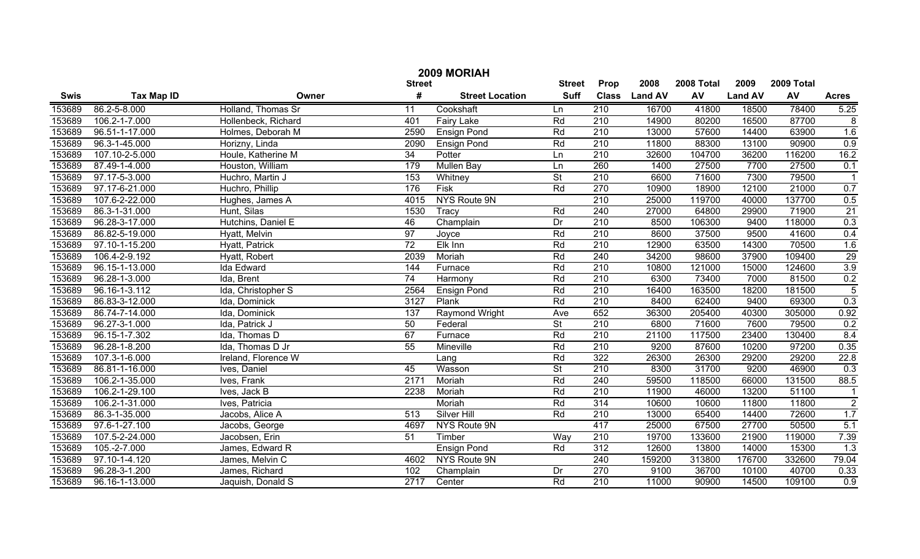# 2009 MORIAH

| Swis | Tax Map ID | Owner | Street # | Street Location | Street Suff | Prop Class | 2008 Land AV | 2008 Total AV | 2009 Land AV | 2009 Total AV | Acres |
|---|---|---|---|---|---|---|---|---|---|---|---|
| 153689 | 86.2-5-8.000 | Holland, Thomas Sr | 11 | Cookshaft | Ln | 210 | 16700 | 41800 | 18500 | 78400 | 5.25 |
| 153689 | 106.2-1-7.000 | Hollenbeck, Richard | 401 | Fairy Lake | Rd | 210 | 14900 | 80200 | 16500 | 87700 | 8 |
| 153689 | 96.51-1-17.000 | Holmes, Deborah M | 2590 | Ensign Pond | Rd | 210 | 13000 | 57600 | 14400 | 63900 | 1.6 |
| 153689 | 96.3-1-45.000 | Horizny, Linda | 2090 | Ensign Pond | Rd | 210 | 11800 | 88300 | 13100 | 90900 | 0.9 |
| 153689 | 107.10-2-5.000 | Houle, Katherine M | 34 | Potter | Ln | 210 | 32600 | 104700 | 36200 | 116200 | 16.2 |
| 153689 | 87.49-1-4.000 | Houston, William | 179 | Mullen Bay | Ln | 260 | 1400 | 27500 | 7700 | 27500 | 0.1 |
| 153689 | 97.17-5-3.000 | Huchro, Martin J | 153 | Whitney | St | 210 | 6600 | 71600 | 7300 | 79500 | 1 |
| 153689 | 97.17-6-21.000 | Huchro, Phillip | 176 | Fisk | Rd | 270 | 10900 | 18900 | 12100 | 21000 | 0.7 |
| 153689 | 107.6-2-22.000 | Hughes, James A | 4015 | NYS Route 9N | | 210 | 25000 | 119700 | 40000 | 137700 | 0.5 |
| 153689 | 86.3-1-31.000 | Hunt, Silas | 1530 | Tracy | Rd | 240 | 27000 | 64800 | 29900 | 71900 | 21 |
| 153689 | 96.28-3-17.000 | Hutchins, Daniel E | 46 | Champlain | Dr | 210 | 8500 | 106300 | 9400 | 118000 | 0.3 |
| 153689 | 86.82-5-19.000 | Hyatt, Melvin | 97 | Joyce | Rd | 210 | 8600 | 37500 | 9500 | 41600 | 0.4 |
| 153689 | 97.10-1-15.200 | Hyatt, Patrick | 72 | Elk Inn | Rd | 210 | 12900 | 63500 | 14300 | 70500 | 1.6 |
| 153689 | 106.4-2-9.192 | Hyatt, Robert | 2039 | Moriah | Rd | 240 | 34200 | 98600 | 37900 | 109400 | 29 |
| 153689 | 96.15-1-13.000 | Ida Edward | 144 | Furnace | Rd | 210 | 10800 | 121000 | 15000 | 124600 | 3.9 |
| 153689 | 96.28-1-3.000 | Ida, Brent | 74 | Harmony | Rd | 210 | 6300 | 73400 | 7000 | 81500 | 0.2 |
| 153689 | 96.16-1-3.112 | Ida, Christopher S | 2564 | Ensign Pond | Rd | 210 | 16400 | 163500 | 18200 | 181500 | 5 |
| 153689 | 86.83-3-12.000 | Ida, Dominick | 3127 | Plank | Rd | 210 | 8400 | 62400 | 9400 | 69300 | 0.3 |
| 153689 | 86.74-7-14.000 | Ida, Dominick | 137 | Raymond Wright | Ave | 652 | 36300 | 205400 | 40300 | 305000 | 0.92 |
| 153689 | 96.27-3-1.000 | Ida, Patrick J | 50 | Federal | St | 210 | 6800 | 71600 | 7600 | 79500 | 0.2 |
| 153689 | 96.15-1-7.302 | Ida, Thomas D | 67 | Furnace | Rd | 210 | 21100 | 117500 | 23400 | 130400 | 8.4 |
| 153689 | 96.28-1-8.200 | Ida, Thomas D Jr | 55 | Mineville | Rd | 210 | 9200 | 87600 | 10200 | 97200 | 0.35 |
| 153689 | 107.3-1-6.000 | Ireland, Florence W | | Lang | Rd | 322 | 26300 | 26300 | 29200 | 29200 | 22.8 |
| 153689 | 86.81-1-16.000 | Ives, Daniel | 45 | Wasson | St | 210 | 8300 | 31700 | 9200 | 46900 | 0.3 |
| 153689 | 106.2-1-35.000 | Ives, Frank | 2171 | Moriah | Rd | 240 | 59500 | 118500 | 66000 | 131500 | 88.5 |
| 153689 | 106.2-1-29.100 | Ives, Jack B | 2238 | Moriah | Rd | 210 | 11900 | 46000 | 13200 | 51100 | 1 |
| 153689 | 106.2-1-31.000 | Ives, Patricia | | Moriah | Rd | 314 | 10600 | 10600 | 11800 | 11800 | 2 |
| 153689 | 86.3-1-35.000 | Jacobs, Alice A | 513 | Silver Hill | Rd | 210 | 13000 | 65400 | 14400 | 72600 | 1.7 |
| 153689 | 97.6-1-27.100 | Jacobs, George | 4697 | NYS Route 9N | | 417 | 25000 | 67500 | 27700 | 50500 | 5.1 |
| 153689 | 107.5-2-24.000 | Jacobsen, Erin | 51 | Timber | Way | 210 | 19700 | 133600 | 21900 | 119000 | 7.39 |
| 153689 | 105.-2-7.000 | James, Edward R | | Ensign Pond | Rd | 312 | 12600 | 13800 | 14000 | 15300 | 1.3 |
| 153689 | 97.10-1-4.120 | James, Melvin C | 4602 | NYS Route 9N | | 240 | 159200 | 313800 | 176700 | 332600 | 79.04 |
| 153689 | 96.28-3-1.200 | James, Richard | 102 | Champlain | Dr | 270 | 9100 | 36700 | 10100 | 40700 | 0.33 |
| 153689 | 96.16-1-13.000 | Jaquish, Donald S | 2717 | Center | Rd | 210 | 11000 | 90900 | 14500 | 109100 | 0.9 |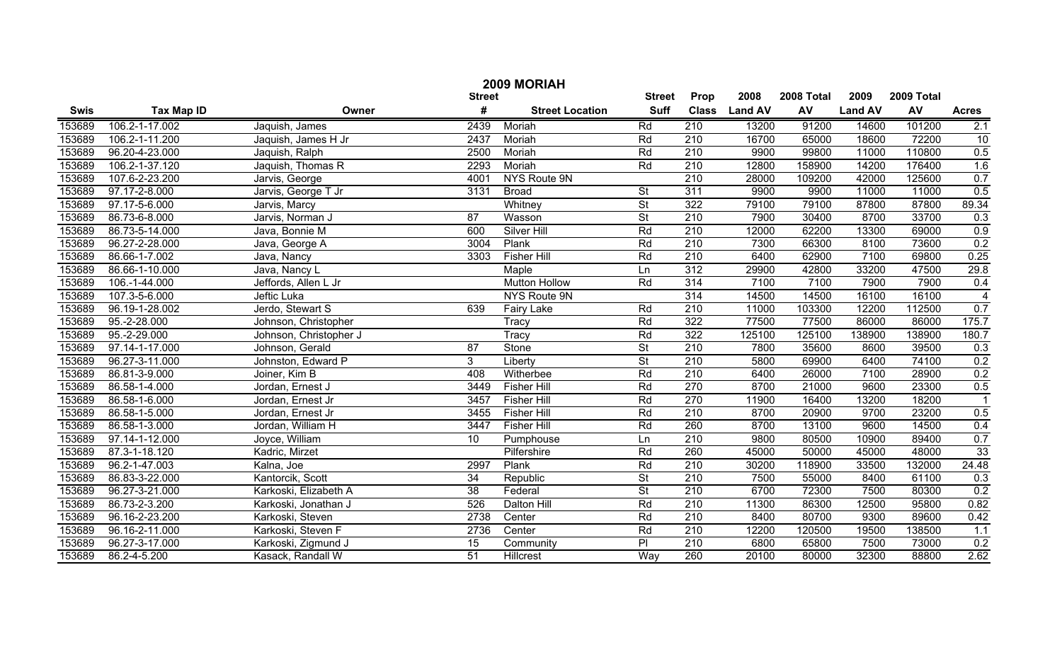# 2009 MORIAH

| Swis | Tax Map ID | Owner | Street # | Street Location | Street Suff | Prop Class | 2008 Land AV | 2008 Total AV | 2009 Land AV | 2009 Total AV | Acres |
|---|---|---|---|---|---|---|---|---|---|---|---|
| 153689 | 106.2-1-17.002 | Jaquish, James | 2439 | Moriah | Rd | 210 | 13200 | 91200 | 14600 | 101200 | 2.1 |
| 153689 | 106.2-1-11.200 | Jaquish, James H Jr | 2437 | Moriah | Rd | 210 | 16700 | 65000 | 18600 | 72200 | 10 |
| 153689 | 96.20-4-23.000 | Jaquish, Ralph | 2500 | Moriah | Rd | 210 | 9900 | 99800 | 11000 | 110800 | 0.5 |
| 153689 | 106.2-1-37.120 | Jaquish, Thomas R | 2293 | Moriah | Rd | 210 | 12800 | 158900 | 14200 | 176400 | 1.6 |
| 153689 | 107.6-2-23.200 | Jarvis, George | 4001 | NYS Route 9N | | 210 | 28000 | 109200 | 42000 | 125600 | 0.7 |
| 153689 | 97.17-2-8.000 | Jarvis, George T Jr | 3131 | Broad | St | 311 | 9900 | 9900 | 11000 | 11000 | 0.5 |
| 153689 | 97.17-5-6.000 | Jarvis, Marcy | | Whitney | St | 322 | 79100 | 79100 | 87800 | 87800 | 89.34 |
| 153689 | 86.73-6-8.000 | Jarvis, Norman J | 87 | Wasson | St | 210 | 7900 | 30400 | 8700 | 33700 | 0.3 |
| 153689 | 86.73-5-14.000 | Java, Bonnie M | 600 | Silver Hill | Rd | 210 | 12000 | 62200 | 13300 | 69000 | 0.9 |
| 153689 | 96.27-2-28.000 | Java, George A | 3004 | Plank | Rd | 210 | 7300 | 66300 | 8100 | 73600 | 0.2 |
| 153689 | 86.66-1-7.002 | Java, Nancy | 3303 | Fisher Hill | Rd | 210 | 6400 | 62900 | 7100 | 69800 | 0.25 |
| 153689 | 86.66-1-10.000 | Java, Nancy L | | Maple | Ln | 312 | 29900 | 42800 | 33200 | 47500 | 29.8 |
| 153689 | 106.-1-44.000 | Jeffords, Allen L Jr | | Mutton Hollow | Rd | 314 | 7100 | 7100 | 7900 | 7900 | 0.4 |
| 153689 | 107.3-5-6.000 | Jeftic Luka | | NYS Route 9N | | 314 | 14500 | 14500 | 16100 | 16100 | 4 |
| 153689 | 96.19-1-28.002 | Jerdo, Stewart S | 639 | Fairy Lake | Rd | 210 | 11000 | 103300 | 12200 | 112500 | 0.7 |
| 153689 | 95.-2-28.000 | Johnson, Christopher | | Tracy | Rd | 322 | 77500 | 77500 | 86000 | 86000 | 175.7 |
| 153689 | 95.-2-29.000 | Johnson, Christopher J | | Tracy | Rd | 322 | 125100 | 125100 | 138900 | 138900 | 180.7 |
| 153689 | 97.14-1-17.000 | Johnson, Gerald | 87 | Stone | St | 210 | 7800 | 35600 | 8600 | 39500 | 0.3 |
| 153689 | 96.27-3-11.000 | Johnston, Edward P | 3 | Liberty | St | 210 | 5800 | 69900 | 6400 | 74100 | 0.2 |
| 153689 | 86.81-3-9.000 | Joiner, Kim B | 408 | Witherbee | Rd | 210 | 6400 | 26000 | 7100 | 28900 | 0.2 |
| 153689 | 86.58-1-4.000 | Jordan, Ernest J | 3449 | Fisher Hill | Rd | 270 | 8700 | 21000 | 9600 | 23300 | 0.5 |
| 153689 | 86.58-1-6.000 | Jordan, Ernest Jr | 3457 | Fisher Hill | Rd | 270 | 11900 | 16400 | 13200 | 18200 | 1 |
| 153689 | 86.58-1-5.000 | Jordan, Ernest Jr | 3455 | Fisher Hill | Rd | 210 | 8700 | 20900 | 9700 | 23200 | 0.5 |
| 153689 | 86.58-1-3.000 | Jordan, William H | 3447 | Fisher Hill | Rd | 260 | 8700 | 13100 | 9600 | 14500 | 0.4 |
| 153689 | 97.14-1-12.000 | Joyce, William | 10 | Pumphouse | Ln | 210 | 9800 | 80500 | 10900 | 89400 | 0.7 |
| 153689 | 87.3-1-18.120 | Kadric, Mirzet | | Pilfershire | Rd | 260 | 45000 | 50000 | 45000 | 48000 | 33 |
| 153689 | 96.2-1-47.003 | Kalna, Joe | 2997 | Plank | Rd | 210 | 30200 | 118900 | 33500 | 132000 | 24.48 |
| 153689 | 86.83-3-22.000 | Kantorcik, Scott | 34 | Republic | St | 210 | 7500 | 55000 | 8400 | 61100 | 0.3 |
| 153689 | 96.27-3-21.000 | Karkoski, Elizabeth A | 38 | Federal | St | 210 | 6700 | 72300 | 7500 | 80300 | 0.2 |
| 153689 | 86.73-2-3.200 | Karkoski, Jonathan J | 526 | Dalton Hill | Rd | 210 | 11300 | 86300 | 12500 | 95800 | 0.82 |
| 153689 | 96.16-2-23.200 | Karkoski, Steven | 2738 | Center | Rd | 210 | 8400 | 80700 | 9300 | 89600 | 0.42 |
| 153689 | 96.16-2-11.000 | Karkoski, Steven F | 2736 | Center | Rd | 210 | 12200 | 120500 | 19500 | 138500 | 1.1 |
| 153689 | 96.27-3-17.000 | Karkoski, Zigmund J | 15 | Community | Pl | 210 | 6800 | 65800 | 7500 | 73000 | 0.2 |
| 153689 | 86.2-4-5.200 | Kasack, Randall W | 51 | Hillcrest | Way | 260 | 20100 | 80000 | 32300 | 88800 | 2.62 |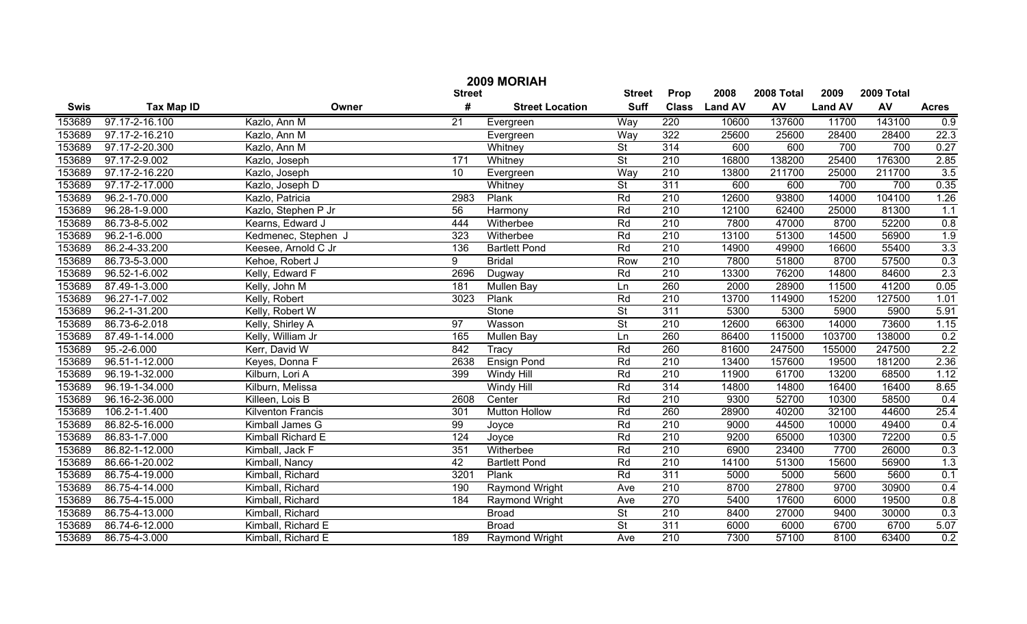# 2009 MORIAH

| Swis | Tax Map ID | Owner | Street # | Street Location | Street Suff | Prop Class | 2008 Land AV | 2008 Total AV | 2009 Land AV | 2009 Total AV | Acres |
|---|---|---|---|---|---|---|---|---|---|---|---|
| 153689 | 97.17-2-16.100 | Kazlo, Ann M | 21 | Evergreen | Way | 220 | 10600 | 137600 | 11700 | 143100 | 0.9 |
| 153689 | 97.17-2-16.210 | Kazlo, Ann M | | Evergreen | Way | 322 | 25600 | 25600 | 28400 | 28400 | 22.3 |
| 153689 | 97.17-2-20.300 | Kazlo, Ann M | | Whitney | St | 314 | 600 | 600 | 700 | 700 | 0.27 |
| 153689 | 97.17-2-9.002 | Kazlo, Joseph | 171 | Whitney | St | 210 | 16800 | 138200 | 25400 | 176300 | 2.85 |
| 153689 | 97.17-2-16.220 | Kazlo, Joseph | 10 | Evergreen | Way | 210 | 13800 | 211700 | 25000 | 211700 | 3.5 |
| 153689 | 97.17-2-17.000 | Kazlo, Joseph D | | Whitney | St | 311 | 600 | 600 | 700 | 700 | 0.35 |
| 153689 | 96.2-1-70.000 | Kazlo, Patricia | 2983 | Plank | Rd | 210 | 12600 | 93800 | 14000 | 104100 | 1.26 |
| 153689 | 96.28-1-9.000 | Kazlo, Stephen P Jr | 56 | Harmony | Rd | 210 | 12100 | 62400 | 25000 | 81300 | 1.1 |
| 153689 | 86.73-8-5.002 | Kearns, Edward J | 444 | Witherbee | Rd | 210 | 7800 | 47000 | 8700 | 52200 | 0.8 |
| 153689 | 96.2-1-6.000 | Kedmenec, Stephen J | 323 | Witherbee | Rd | 210 | 13100 | 51300 | 14500 | 56900 | 1.9 |
| 153689 | 86.2-4-33.200 | Keesee, Arnold C Jr | 136 | Bartlett Pond | Rd | 210 | 14900 | 49900 | 16600 | 55400 | 3.3 |
| 153689 | 86.73-5-3.000 | Kehoe, Robert J | 9 | Bridal | Row | 210 | 7800 | 51800 | 8700 | 57500 | 0.3 |
| 153689 | 96.52-1-6.002 | Kelly, Edward F | 2696 | Dugway | Rd | 210 | 13300 | 76200 | 14800 | 84600 | 2.3 |
| 153689 | 87.49-1-3.000 | Kelly, John M | 181 | Mullen Bay | Ln | 260 | 2000 | 28900 | 11500 | 41200 | 0.05 |
| 153689 | 96.27-1-7.002 | Kelly, Robert | 3023 | Plank | Rd | 210 | 13700 | 114900 | 15200 | 127500 | 1.01 |
| 153689 | 96.2-1-31.200 | Kelly, Robert W | | Stone | St | 311 | 5300 | 5300 | 5900 | 5900 | 5.91 |
| 153689 | 86.73-6-2.018 | Kelly, Shirley A | 97 | Wasson | St | 210 | 12600 | 66300 | 14000 | 73600 | 1.15 |
| 153689 | 87.49-1-14.000 | Kelly, William Jr | 165 | Mullen Bay | Ln | 260 | 86400 | 115000 | 103700 | 138000 | 0.2 |
| 153689 | 95.-2-6.000 | Kerr, David W | 842 | Tracy | Rd | 260 | 81600 | 247500 | 155000 | 247500 | 2.2 |
| 153689 | 96.51-1-12.000 | Keyes, Donna F | 2638 | Ensign Pond | Rd | 210 | 13400 | 157600 | 19500 | 181200 | 2.36 |
| 153689 | 96.19-1-32.000 | Kilburn, Lori A | 399 | Windy Hill | Rd | 210 | 11900 | 61700 | 13200 | 68500 | 1.12 |
| 153689 | 96.19-1-34.000 | Kilburn, Melissa | | Windy Hill | Rd | 314 | 14800 | 14800 | 16400 | 16400 | 8.65 |
| 153689 | 96.16-2-36.000 | Killeen, Lois B | 2608 | Center | Rd | 210 | 9300 | 52700 | 10300 | 58500 | 0.4 |
| 153689 | 106.2-1-1.400 | Kilventon Francis | 301 | Mutton Hollow | Rd | 260 | 28900 | 40200 | 32100 | 44600 | 25.4 |
| 153689 | 86.82-5-16.000 | Kimball James G | 99 | Joyce | Rd | 210 | 9000 | 44500 | 10000 | 49400 | 0.4 |
| 153689 | 86.83-1-7.000 | Kimball Richard E | 124 | Joyce | Rd | 210 | 9200 | 65000 | 10300 | 72200 | 0.5 |
| 153689 | 86.82-1-12.000 | Kimball, Jack F | 351 | Witherbee | Rd | 210 | 6900 | 23400 | 7700 | 26000 | 0.3 |
| 153689 | 86.66-1-20.002 | Kimball, Nancy | 42 | Bartlett Pond | Rd | 210 | 14100 | 51300 | 15600 | 56900 | 1.3 |
| 153689 | 86.75-4-19.000 | Kimball, Richard | 3201 | Plank | Rd | 311 | 5000 | 5000 | 5600 | 5600 | 0.1 |
| 153689 | 86.75-4-14.000 | Kimball, Richard | 190 | Raymond Wright | Ave | 210 | 8700 | 27800 | 9700 | 30900 | 0.4 |
| 153689 | 86.75-4-15.000 | Kimball, Richard | 184 | Raymond Wright | Ave | 270 | 5400 | 17600 | 6000 | 19500 | 0.8 |
| 153689 | 86.75-4-13.000 | Kimball, Richard | | Broad | St | 210 | 8400 | 27000 | 9400 | 30000 | 0.3 |
| 153689 | 86.74-6-12.000 | Kimball, Richard E | | Broad | St | 311 | 6000 | 6000 | 6700 | 6700 | 5.07 |
| 153689 | 86.75-4-3.000 | Kimball, Richard E | 189 | Raymond Wright | Ave | 210 | 7300 | 57100 | 8100 | 63400 | 0.2 |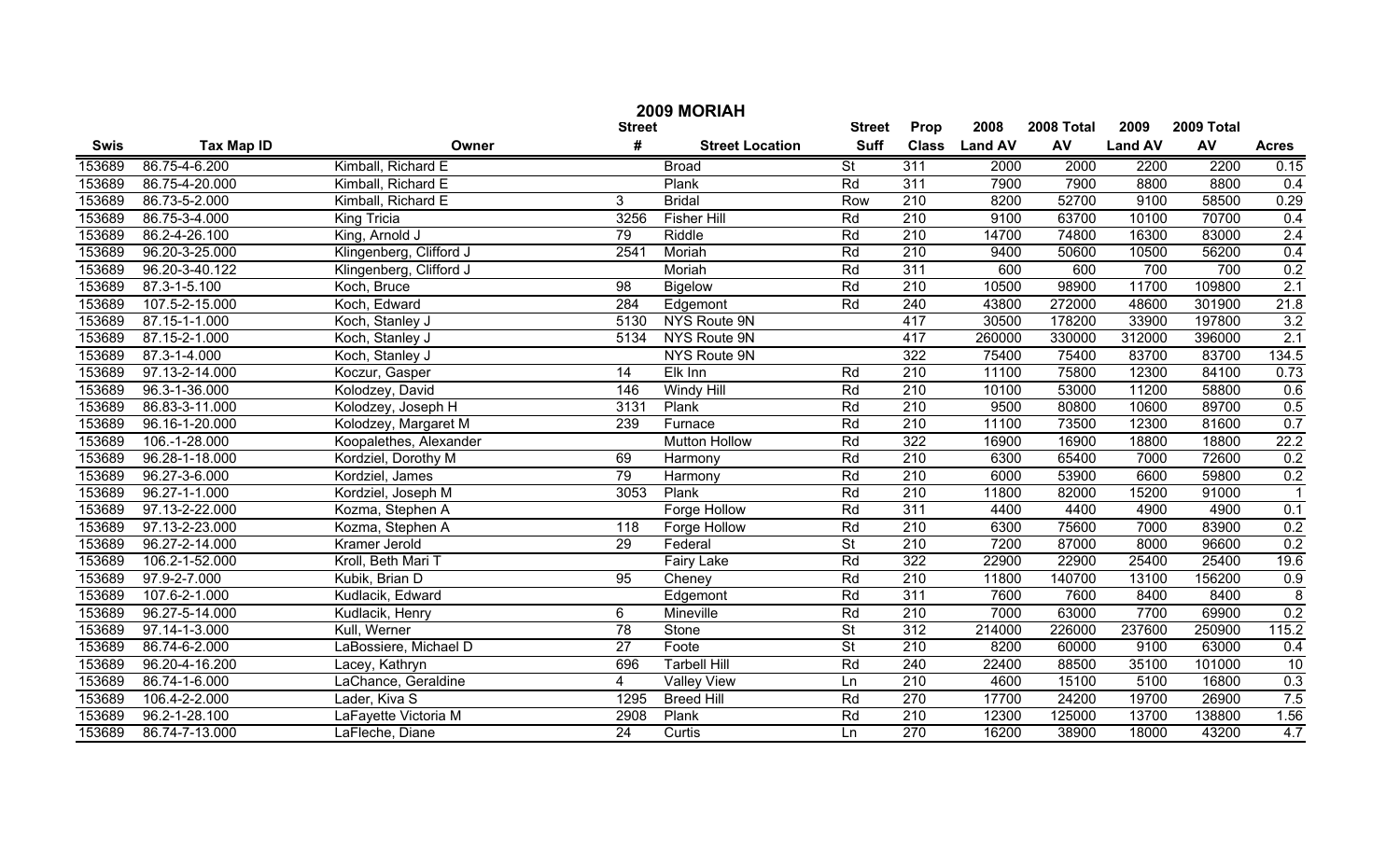# 2009 MORIAH

| Swis | Tax Map ID | Owner | Street # | Street Location | Street Suff | Prop Class | 2008 Land AV | 2008 Total AV | 2009 Land AV | 2009 Total AV | Acres |
|---|---|---|---|---|---|---|---|---|---|---|---|
| 153689 | 86.75-4-6.200 | Kimball, Richard E | | Broad | St | 311 | 2000 | 2000 | 2200 | 2200 | 0.15 |
| 153689 | 86.75-4-20.000 | Kimball, Richard E | | Plank | Rd | 311 | 7900 | 7900 | 8800 | 8800 | 0.4 |
| 153689 | 86.73-5-2.000 | Kimball, Richard E | 3 | Bridal | Row | 210 | 8200 | 52700 | 9100 | 58500 | 0.29 |
| 153689 | 86.75-3-4.000 | King Tricia | 3256 | Fisher Hill | Rd | 210 | 9100 | 63700 | 10100 | 70700 | 0.4 |
| 153689 | 86.2-4-26.100 | King, Arnold J | 79 | Riddle | Rd | 210 | 14700 | 74800 | 16300 | 83000 | 2.4 |
| 153689 | 96.20-3-25.000 | Klingenberg, Clifford J | 2541 | Moriah | Rd | 210 | 9400 | 50600 | 10500 | 56200 | 0.4 |
| 153689 | 96.20-3-40.122 | Klingenberg, Clifford J | | Moriah | Rd | 311 | 600 | 600 | 700 | 700 | 0.2 |
| 153689 | 87.3-1-5.100 | Koch, Bruce | 98 | Bigelow | Rd | 210 | 10500 | 98900 | 11700 | 109800 | 2.1 |
| 153689 | 107.5-2-15.000 | Koch, Edward | 284 | Edgemont | Rd | 240 | 43800 | 272000 | 48600 | 301900 | 21.8 |
| 153689 | 87.15-1-1.000 | Koch, Stanley J | 5130 | NYS Route 9N | | 417 | 30500 | 178200 | 33900 | 197800 | 3.2 |
| 153689 | 87.15-2-1.000 | Koch, Stanley J | 5134 | NYS Route 9N | | 417 | 260000 | 330000 | 312000 | 396000 | 2.1 |
| 153689 | 87.3-1-4.000 | Koch, Stanley J | | NYS Route 9N | | 322 | 75400 | 75400 | 83700 | 83700 | 134.5 |
| 153689 | 97.13-2-14.000 | Koczur, Gasper | 14 | Elk Inn | Rd | 210 | 11100 | 75800 | 12300 | 84100 | 0.73 |
| 153689 | 96.3-1-36.000 | Kolodzey, David | 146 | Windy Hill | Rd | 210 | 10100 | 53000 | 11200 | 58800 | 0.6 |
| 153689 | 86.83-3-11.000 | Kolodzey, Joseph H | 3131 | Plank | Rd | 210 | 9500 | 80800 | 10600 | 89700 | 0.5 |
| 153689 | 96.16-1-20.000 | Kolodzey, Margaret M | 239 | Furnace | Rd | 210 | 11100 | 73500 | 12300 | 81600 | 0.7 |
| 153689 | 106.-1-28.000 | Koopalethes, Alexander | | Mutton Hollow | Rd | 322 | 16900 | 16900 | 18800 | 18800 | 22.2 |
| 153689 | 96.28-1-18.000 | Kordziel, Dorothy M | 69 | Harmony | Rd | 210 | 6300 | 65400 | 7000 | 72600 | 0.2 |
| 153689 | 96.27-3-6.000 | Kordziel, James | 79 | Harmony | Rd | 210 | 6000 | 53900 | 6600 | 59800 | 0.2 |
| 153689 | 96.27-1-1.000 | Kordziel, Joseph M | 3053 | Plank | Rd | 210 | 11800 | 82000 | 15200 | 91000 | 1 |
| 153689 | 97.13-2-22.000 | Kozma, Stephen A | | Forge Hollow | Rd | 311 | 4400 | 4400 | 4900 | 4900 | 0.1 |
| 153689 | 97.13-2-23.000 | Kozma, Stephen A | 118 | Forge Hollow | Rd | 210 | 6300 | 75600 | 7000 | 83900 | 0.2 |
| 153689 | 96.27-2-14.000 | Kramer Jerold | 29 | Federal | St | 210 | 7200 | 87000 | 8000 | 96600 | 0.2 |
| 153689 | 106.2-1-52.000 | Kroll, Beth Mari T | | Fairy Lake | Rd | 322 | 22900 | 22900 | 25400 | 25400 | 19.6 |
| 153689 | 97.9-2-7.000 | Kubik, Brian D | 95 | Cheney | Rd | 210 | 11800 | 140700 | 13100 | 156200 | 0.9 |
| 153689 | 107.6-2-1.000 | Kudlacik, Edward | | Edgemont | Rd | 311 | 7600 | 7600 | 8400 | 8400 | 8 |
| 153689 | 96.27-5-14.000 | Kudlacik, Henry | 6 | Mineville | Rd | 210 | 7000 | 63000 | 7700 | 69900 | 0.2 |
| 153689 | 97.14-1-3.000 | Kull, Werner | 78 | Stone | St | 312 | 214000 | 226000 | 237600 | 250900 | 115.2 |
| 153689 | 86.74-6-2.000 | LaBossiere, Michael D | 27 | Foote | St | 210 | 8200 | 60000 | 9100 | 63000 | 0.4 |
| 153689 | 96.20-4-16.200 | Lacey, Kathryn | 696 | Tarbell Hill | Rd | 240 | 22400 | 88500 | 35100 | 101000 | 10 |
| 153689 | 86.74-1-6.000 | LaChance, Geraldine | 4 | Valley View | Ln | 210 | 4600 | 15100 | 5100 | 16800 | 0.3 |
| 153689 | 106.4-2-2.000 | Lader, Kiva S | 1295 | Breed Hill | Rd | 270 | 17700 | 24200 | 19700 | 26900 | 7.5 |
| 153689 | 96.2-1-28.100 | LaFayette Victoria M | 2908 | Plank | Rd | 210 | 12300 | 125000 | 13700 | 138800 | 1.56 |
| 153689 | 86.74-7-13.000 | LaFleche, Diane | 24 | Curtis | Ln | 270 | 16200 | 38900 | 18000 | 43200 | 4.7 |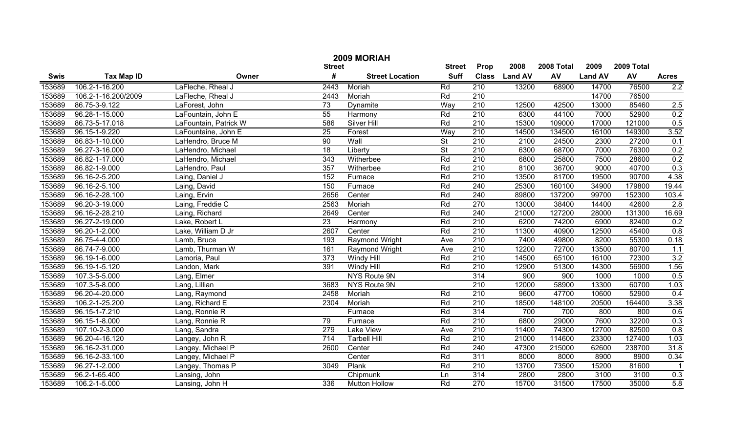# 2009 MORIAH

| Swis | Tax Map ID | Owner | Street # | Street Location | Street Suff | Prop Class | 2008 Land AV | 2008 Total AV | 2009 Land AV | 2009 Total AV | Acres |
|---|---|---|---|---|---|---|---|---|---|---|---|
| 153689 | 106.2-1-16.200 | LaFleche, Rheal J | 2443 | Moriah | Rd | 210 | 13200 | 68900 | 14700 | 76500 | 2.2 |
| 153689 | 106.2-1-16.200/2009 | LaFleche, Rheal J | 2443 | Moriah | Rd | 210 | | | 14700 | 76500 | |
| 153689 | 86.75-3-9.122 | LaForest, John | 73 | Dynamite | Way | 210 | 12500 | 42500 | 13000 | 85460 | 2.5 |
| 153689 | 96.28-1-15.000 | LaFountain, John E | 55 | Harmony | Rd | 210 | 6300 | 44100 | 7000 | 52900 | 0.2 |
| 153689 | 86.73-5-17.018 | LaFountain, Patrick W | 586 | Silver Hill | Rd | 210 | 15300 | 109000 | 17000 | 121000 | 0.5 |
| 153689 | 96.15-1-9.220 | LaFountaine, John E | 25 | Forest | Way | 210 | 14500 | 134500 | 16100 | 149300 | 3.52 |
| 153689 | 86.83-1-10.000 | LaHendro, Bruce M | 90 | Wall | St | 210 | 2100 | 24500 | 2300 | 27200 | 0.1 |
| 153689 | 96.27-3-16.000 | LaHendro, Michael | 18 | Liberty | St | 210 | 6300 | 68700 | 7000 | 76300 | 0.2 |
| 153689 | 86.82-1-17.000 | LaHendro, Michael | 343 | Witherbee | Rd | 210 | 6800 | 25800 | 7500 | 28600 | 0.2 |
| 153689 | 86.82-1-9.000 | LaHendro, Paul | 357 | Witherbee | Rd | 210 | 8100 | 36700 | 9000 | 40700 | 0.3 |
| 153689 | 96.16-2-5.200 | Laing, Daniel J | 152 | Furnace | Rd | 210 | 13500 | 81700 | 19500 | 90700 | 4.38 |
| 153689 | 96.16-2-5.100 | Laing, David | 150 | Furnace | Rd | 240 | 25300 | 160100 | 34900 | 179800 | 19.44 |
| 153689 | 96.16-2-28.100 | Laing, Ervin | 2656 | Center | Rd | 240 | 89800 | 137200 | 99700 | 152300 | 103.4 |
| 153689 | 96.20-3-19.000 | Laing, Freddie C | 2563 | Moriah | Rd | 270 | 13000 | 38400 | 14400 | 42600 | 2.8 |
| 153689 | 96.16-2-28.210 | Laing, Richard | 2649 | Center | Rd | 240 | 21000 | 127200 | 28000 | 131300 | 16.69 |
| 153689 | 96.27-2-19.000 | Lake, Robert L | 23 | Harmony | Rd | 210 | 6200 | 74200 | 6900 | 82400 | 0.2 |
| 153689 | 96.20-1-2.000 | Lake, William D Jr | 2607 | Center | Rd | 210 | 11300 | 40900 | 12500 | 45400 | 0.8 |
| 153689 | 86.75-4-4.000 | Lamb, Bruce | 193 | Raymond Wright | Ave | 210 | 7400 | 49800 | 8200 | 55300 | 0.18 |
| 153689 | 86.74-7-9.000 | Lamb, Thurman W | 161 | Raymond Wright | Ave | 210 | 12200 | 72700 | 13500 | 80700 | 1.1 |
| 153689 | 96.19-1-6.000 | Lamoria, Paul | 373 | Windy Hill | Rd | 210 | 14500 | 65100 | 16100 | 72300 | 3.2 |
| 153689 | 96.19-1-5.120 | Landon, Mark | 391 | Windy Hill | Rd | 210 | 12900 | 51300 | 14300 | 56900 | 1.56 |
| 153689 | 107.3-5-5.000 | Lang, Elmer | | NYS Route 9N | | 314 | 900 | 900 | 1000 | 1000 | 0.5 |
| 153689 | 107.3-5-8.000 | Lang, Lillian | 3683 | NYS Route 9N | | 210 | 12000 | 58900 | 13300 | 60700 | 1.03 |
| 153689 | 96.20-4-20.000 | Lang, Raymond | 2458 | Moriah | Rd | 210 | 9600 | 47700 | 10600 | 52900 | 0.4 |
| 153689 | 106.2-1-25.200 | Lang, Richard E | 2304 | Moriah | Rd | 210 | 18500 | 148100 | 20500 | 164400 | 3.38 |
| 153689 | 96.15-1-7.210 | Lang, Ronnie R | | Furnace | Rd | 314 | 700 | 700 | 800 | 800 | 0.6 |
| 153689 | 96.15-1-8.000 | Lang, Ronnie R | 79 | Furnace | Rd | 210 | 6800 | 29000 | 7600 | 32200 | 0.3 |
| 153689 | 107.10-2-3.000 | Lang, Sandra | 279 | Lake View | Ave | 210 | 11400 | 74300 | 12700 | 82500 | 0.8 |
| 153689 | 96.20-4-16.120 | Langey, John R | 714 | Tarbell Hill | Rd | 210 | 21000 | 114600 | 23300 | 127400 | 1.03 |
| 153689 | 96.16-2-31.000 | Langey, Michael P | 2600 | Center | Rd | 240 | 47300 | 215000 | 62600 | 238700 | 31.8 |
| 153689 | 96.16-2-33.100 | Langey, Michael P | | Center | Rd | 311 | 8000 | 8000 | 8900 | 8900 | 0.34 |
| 153689 | 96.27-1-2.000 | Langey, Thomas P | 3049 | Plank | Rd | 210 | 13700 | 73500 | 15200 | 81600 | 1 |
| 153689 | 96.2-1-65.400 | Lansing, John | | Chipmunk | Ln | 314 | 2800 | 2800 | 3100 | 3100 | 0.3 |
| 153689 | 106.2-1-5.000 | Lansing, John H | 336 | Mutton Hollow | Rd | 270 | 15700 | 31500 | 17500 | 35000 | 5.8 |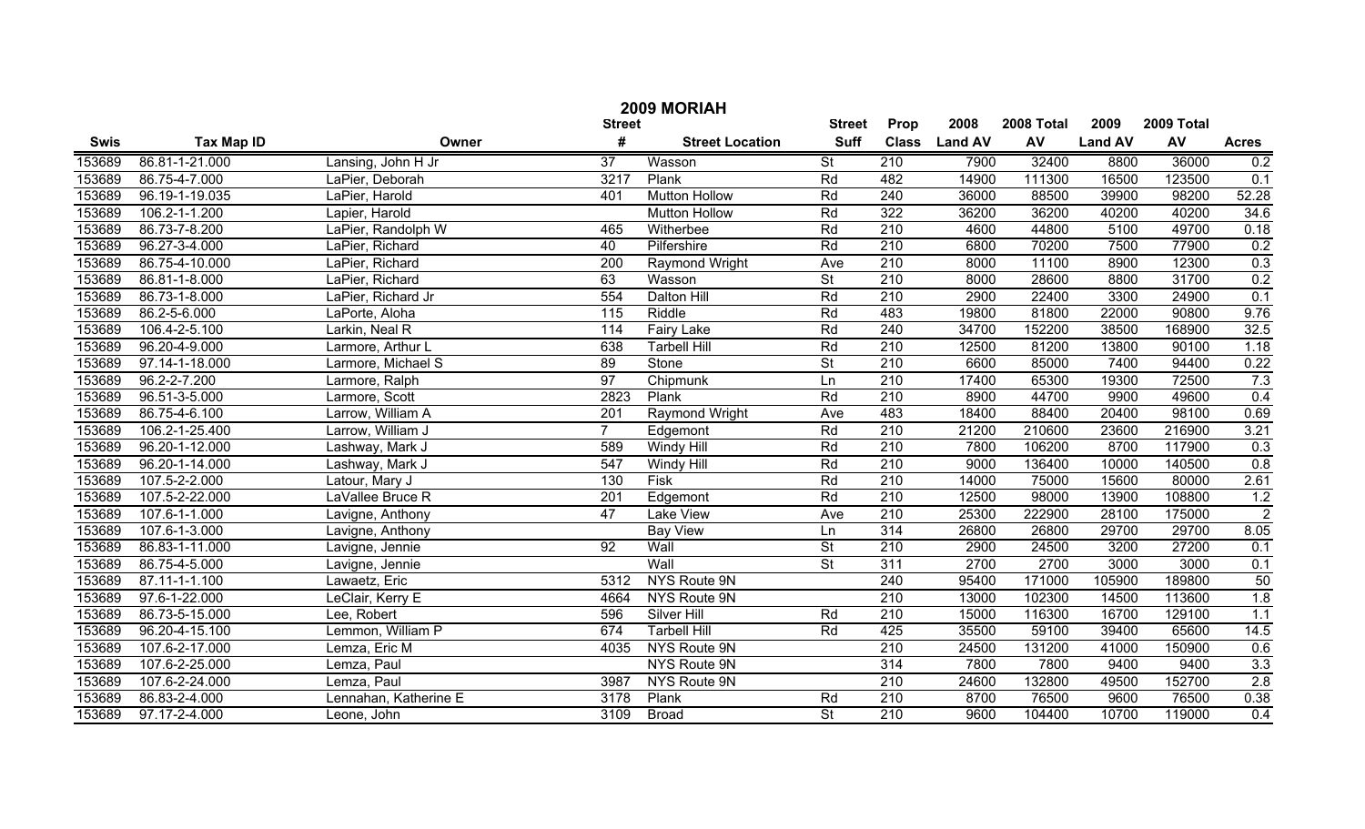# 2009 MORIAH

| Swis | Tax Map ID | Owner | Street # | Street Location | Street Suff | Prop Class | 2008 Land AV | 2008 Total AV | 2009 Land AV | 2009 Total AV | Acres |
|---|---|---|---|---|---|---|---|---|---|---|---|
| 153689 | 86.81-1-21.000 | Lansing, John H Jr | 37 | Wasson | St | 210 | 7900 | 32400 | 8800 | 36000 | 0.2 |
| 153689 | 86.75-4-7.000 | LaPier, Deborah | 3217 | Plank | Rd | 482 | 14900 | 111300 | 16500 | 123500 | 0.1 |
| 153689 | 96.19-1-19.035 | LaPier, Harold | 401 | Mutton Hollow | Rd | 240 | 36000 | 88500 | 39900 | 98200 | 52.28 |
| 153689 | 106.2-1-1.200 | Lapier, Harold | | Mutton Hollow | Rd | 322 | 36200 | 36200 | 40200 | 40200 | 34.6 |
| 153689 | 86.73-7-8.200 | LaPier, Randolph W | 465 | Witherbee | Rd | 210 | 4600 | 44800 | 5100 | 49700 | 0.18 |
| 153689 | 96.27-3-4.000 | LaPier, Richard | 40 | Pilfershire | Rd | 210 | 6800 | 70200 | 7500 | 77900 | 0.2 |
| 153689 | 86.75-4-10.000 | LaPier, Richard | 200 | Raymond Wright | Ave | 210 | 8000 | 11100 | 8900 | 12300 | 0.3 |
| 153689 | 86.81-1-8.000 | LaPier, Richard | 63 | Wasson | St | 210 | 8000 | 28600 | 8800 | 31700 | 0.2 |
| 153689 | 86.73-1-8.000 | LaPier, Richard Jr | 554 | Dalton Hill | Rd | 210 | 2900 | 22400 | 3300 | 24900 | 0.1 |
| 153689 | 86.2-5-6.000 | LaPorte, Aloha | 115 | Riddle | Rd | 483 | 19800 | 81800 | 22000 | 90800 | 9.76 |
| 153689 | 106.4-2-5.100 | Larkin, Neal R | 114 | Fairy Lake | Rd | 240 | 34700 | 152200 | 38500 | 168900 | 32.5 |
| 153689 | 96.20-4-9.000 | Larmore, Arthur L | 638 | Tarbell Hill | Rd | 210 | 12500 | 81200 | 13800 | 90100 | 1.18 |
| 153689 | 97.14-1-18.000 | Larmore, Michael S | 89 | Stone | St | 210 | 6600 | 85000 | 7400 | 94400 | 0.22 |
| 153689 | 96.2-2-7.200 | Larmore, Ralph | 97 | Chipmunk | Ln | 210 | 17400 | 65300 | 19300 | 72500 | 7.3 |
| 153689 | 96.51-3-5.000 | Larmore, Scott | 2823 | Plank | Rd | 210 | 8900 | 44700 | 9900 | 49600 | 0.4 |
| 153689 | 86.75-4-6.100 | Larrow, William A | 201 | Raymond Wright | Ave | 483 | 18400 | 88400 | 20400 | 98100 | 0.69 |
| 153689 | 106.2-1-25.400 | Larrow, William J | 7 | Edgemont | Rd | 210 | 21200 | 210600 | 23600 | 216900 | 3.21 |
| 153689 | 96.20-1-12.000 | Lashway, Mark J | 589 | Windy Hill | Rd | 210 | 7800 | 106200 | 8700 | 117900 | 0.3 |
| 153689 | 96.20-1-14.000 | Lashway, Mark J | 547 | Windy Hill | Rd | 210 | 9000 | 136400 | 10000 | 140500 | 0.8 |
| 153689 | 107.5-2-2.000 | Latour, Mary J | 130 | Fisk | Rd | 210 | 14000 | 75000 | 15600 | 80000 | 2.61 |
| 153689 | 107.5-2-22.000 | LaVallee Bruce R | 201 | Edgemont | Rd | 210 | 12500 | 98000 | 13900 | 108800 | 1.2 |
| 153689 | 107.6-1-1.000 | Lavigne, Anthony | 47 | Lake View | Ave | 210 | 25300 | 222900 | 28100 | 175000 | 2 |
| 153689 | 107.6-1-3.000 | Lavigne, Anthony | | Bay View | Ln | 314 | 26800 | 26800 | 29700 | 29700 | 8.05 |
| 153689 | 86.83-1-11.000 | Lavigne, Jennie | 92 | Wall | St | 210 | 2900 | 24500 | 3200 | 27200 | 0.1 |
| 153689 | 86.75-4-5.000 | Lavigne, Jennie | | Wall | St | 311 | 2700 | 2700 | 3000 | 3000 | 0.1 |
| 153689 | 87.11-1-1.100 | Lawaetz, Eric | 5312 | NYS Route 9N | | 240 | 95400 | 171000 | 105900 | 189800 | 50 |
| 153689 | 97.6-1-22.000 | LeClair, Kerry E | 4664 | NYS Route 9N | | 210 | 13000 | 102300 | 14500 | 113600 | 1.8 |
| 153689 | 86.73-5-15.000 | Lee, Robert | 596 | Silver Hill | Rd | 210 | 15000 | 116300 | 16700 | 129100 | 1.1 |
| 153689 | 96.20-4-15.100 | Lemmon, William P | 674 | Tarbell Hill | Rd | 425 | 35500 | 59100 | 39400 | 65600 | 14.5 |
| 153689 | 107.6-2-17.000 | Lemza, Eric M | 4035 | NYS Route 9N | | 210 | 24500 | 131200 | 41000 | 150900 | 0.6 |
| 153689 | 107.6-2-25.000 | Lemza, Paul | | NYS Route 9N | | 314 | 7800 | 7800 | 9400 | 9400 | 3.3 |
| 153689 | 107.6-2-24.000 | Lemza, Paul | 3987 | NYS Route 9N | | 210 | 24600 | 132800 | 49500 | 152700 | 2.8 |
| 153689 | 86.83-2-4.000 | Lennahan, Katherine E | 3178 | Plank | Rd | 210 | 8700 | 76500 | 9600 | 76500 | 0.38 |
| 153689 | 97.17-2-4.000 | Leone, John | 3109 | Broad | St | 210 | 9600 | 104400 | 10700 | 119000 | 0.4 |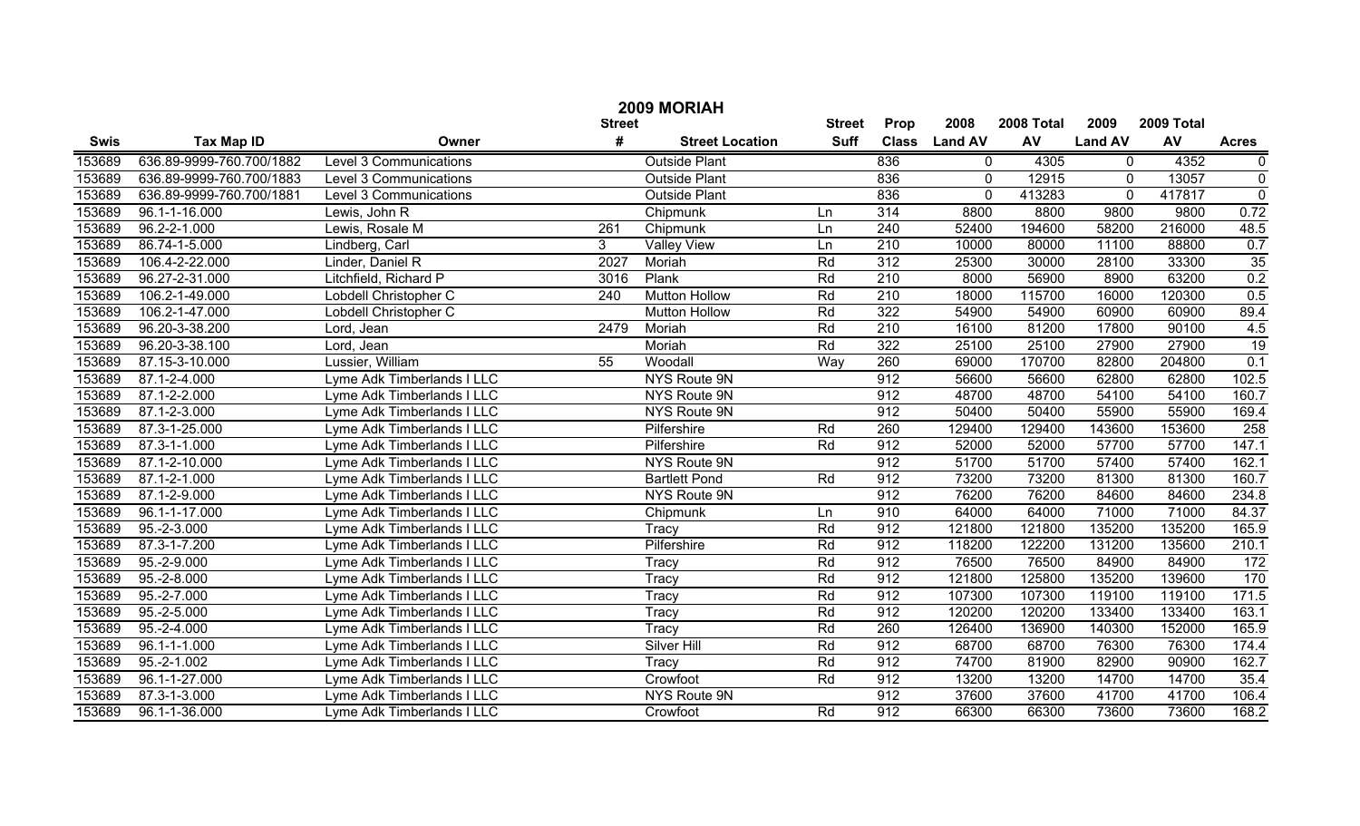# 2009 MORIAH

| Swis | Tax Map ID | Owner | Street # | Street Location | Street Suff | Prop Class | 2008 Land AV | 2008 Total AV | 2009 Land AV | 2009 Total AV | Acres |
|---|---|---|---|---|---|---|---|---|---|---|---|
| 153689 | 636.89-9999-760.700/1882 | Level 3 Communications | | Outside Plant | | 836 | 0 | 4305 | 0 | 4352 | 0 |
| 153689 | 636.89-9999-760.700/1883 | Level 3 Communications | | Outside Plant | | 836 | 0 | 12915 | 0 | 13057 | 0 |
| 153689 | 636.89-9999-760.700/1881 | Level 3 Communications | | Outside Plant | | 836 | 0 | 413283 | 0 | 417817 | 0 |
| 153689 | 96.1-1-16.000 | Lewis, John R | | Chipmunk | Ln | 314 | 8800 | 8800 | 9800 | 9800 | 0.72 |
| 153689 | 96.2-2-1.000 | Lewis, Rosale M | 261 | Chipmunk | Ln | 240 | 52400 | 194600 | 58200 | 216000 | 48.5 |
| 153689 | 86.74-1-5.000 | Lindberg, Carl | 3 | Valley View | Ln | 210 | 10000 | 80000 | 11100 | 88800 | 0.7 |
| 153689 | 106.4-2-22.000 | Linder, Daniel R | 2027 | Moriah | Rd | 312 | 25300 | 30000 | 28100 | 33300 | 35 |
| 153689 | 96.27-2-31.000 | Litchfield, Richard P | 3016 | Plank | Rd | 210 | 8000 | 56900 | 8900 | 63200 | 0.2 |
| 153689 | 106.2-1-49.000 | Lobdell Christopher C | 240 | Mutton Hollow | Rd | 210 | 18000 | 115700 | 16000 | 120300 | 0.5 |
| 153689 | 106.2-1-47.000 | Lobdell Christopher C | | Mutton Hollow | Rd | 322 | 54900 | 54900 | 60900 | 60900 | 89.4 |
| 153689 | 96.20-3-38.200 | Lord, Jean | 2479 | Moriah | Rd | 210 | 16100 | 81200 | 17800 | 90100 | 4.5 |
| 153689 | 96.20-3-38.100 | Lord, Jean | | Moriah | Rd | 322 | 25100 | 25100 | 27900 | 27900 | 19 |
| 153689 | 87.15-3-10.000 | Lussier, William | 55 | Woodall | Way | 260 | 69000 | 170700 | 82800 | 204800 | 0.1 |
| 153689 | 87.1-2-4.000 | Lyme Adk Timberlands I LLC | | NYS Route 9N | | 912 | 56600 | 56600 | 62800 | 62800 | 102.5 |
| 153689 | 87.1-2-2.000 | Lyme Adk Timberlands I LLC | | NYS Route 9N | | 912 | 48700 | 48700 | 54100 | 54100 | 160.7 |
| 153689 | 87.1-2-3.000 | Lyme Adk Timberlands I LLC | | NYS Route 9N | | 912 | 50400 | 50400 | 55900 | 55900 | 169.4 |
| 153689 | 87.3-1-25.000 | Lyme Adk Timberlands I LLC | | Pilfershire | Rd | 260 | 129400 | 129400 | 143600 | 153600 | 258 |
| 153689 | 87.3-1-1.000 | Lyme Adk Timberlands I LLC | | Pilfershire | Rd | 912 | 52000 | 52000 | 57700 | 57700 | 147.1 |
| 153689 | 87.1-2-10.000 | Lyme Adk Timberlands I LLC | | NYS Route 9N | | 912 | 51700 | 51700 | 57400 | 57400 | 162.1 |
| 153689 | 87.1-2-1.000 | Lyme Adk Timberlands I LLC | | Bartlett Pond | Rd | 912 | 73200 | 73200 | 81300 | 81300 | 160.7 |
| 153689 | 87.1-2-9.000 | Lyme Adk Timberlands I LLC | | NYS Route 9N | | 912 | 76200 | 76200 | 84600 | 84600 | 234.8 |
| 153689 | 96.1-1-17.000 | Lyme Adk Timberlands I LLC | | Chipmunk | Ln | 910 | 64000 | 64000 | 71000 | 71000 | 84.37 |
| 153689 | 95.-2-3.000 | Lyme Adk Timberlands I LLC | | Tracy | Rd | 912 | 121800 | 121800 | 135200 | 135200 | 165.9 |
| 153689 | 87.3-1-7.200 | Lyme Adk Timberlands I LLC | | Pilfershire | Rd | 912 | 118200 | 122200 | 131200 | 135600 | 210.1 |
| 153689 | 95.-2-9.000 | Lyme Adk Timberlands I LLC | | Tracy | Rd | 912 | 76500 | 76500 | 84900 | 84900 | 172 |
| 153689 | 95.-2-8.000 | Lyme Adk Timberlands I LLC | | Tracy | Rd | 912 | 121800 | 125800 | 135200 | 139600 | 170 |
| 153689 | 95.-2-7.000 | Lyme Adk Timberlands I LLC | | Tracy | Rd | 912 | 107300 | 107300 | 119100 | 119100 | 171.5 |
| 153689 | 95.-2-5.000 | Lyme Adk Timberlands I LLC | | Tracy | Rd | 912 | 120200 | 120200 | 133400 | 133400 | 163.1 |
| 153689 | 95.-2-4.000 | Lyme Adk Timberlands I LLC | | Tracy | Rd | 260 | 126400 | 136900 | 140300 | 152000 | 165.9 |
| 153689 | 96.1-1-1.000 | Lyme Adk Timberlands I LLC | | Silver Hill | Rd | 912 | 68700 | 68700 | 76300 | 76300 | 174.4 |
| 153689 | 95.-2-1.002 | Lyme Adk Timberlands I LLC | | Tracy | Rd | 912 | 74700 | 81900 | 82900 | 90900 | 162.7 |
| 153689 | 96.1-1-27.000 | Lyme Adk Timberlands I LLC | | Crowfoot | Rd | 912 | 13200 | 13200 | 14700 | 14700 | 35.4 |
| 153689 | 87.3-1-3.000 | Lyme Adk Timberlands I LLC | | NYS Route 9N | | 912 | 37600 | 37600 | 41700 | 41700 | 106.4 |
| 153689 | 96.1-1-36.000 | Lyme Adk Timberlands I LLC | | Crowfoot | Rd | 912 | 66300 | 66300 | 73600 | 73600 | 168.2 |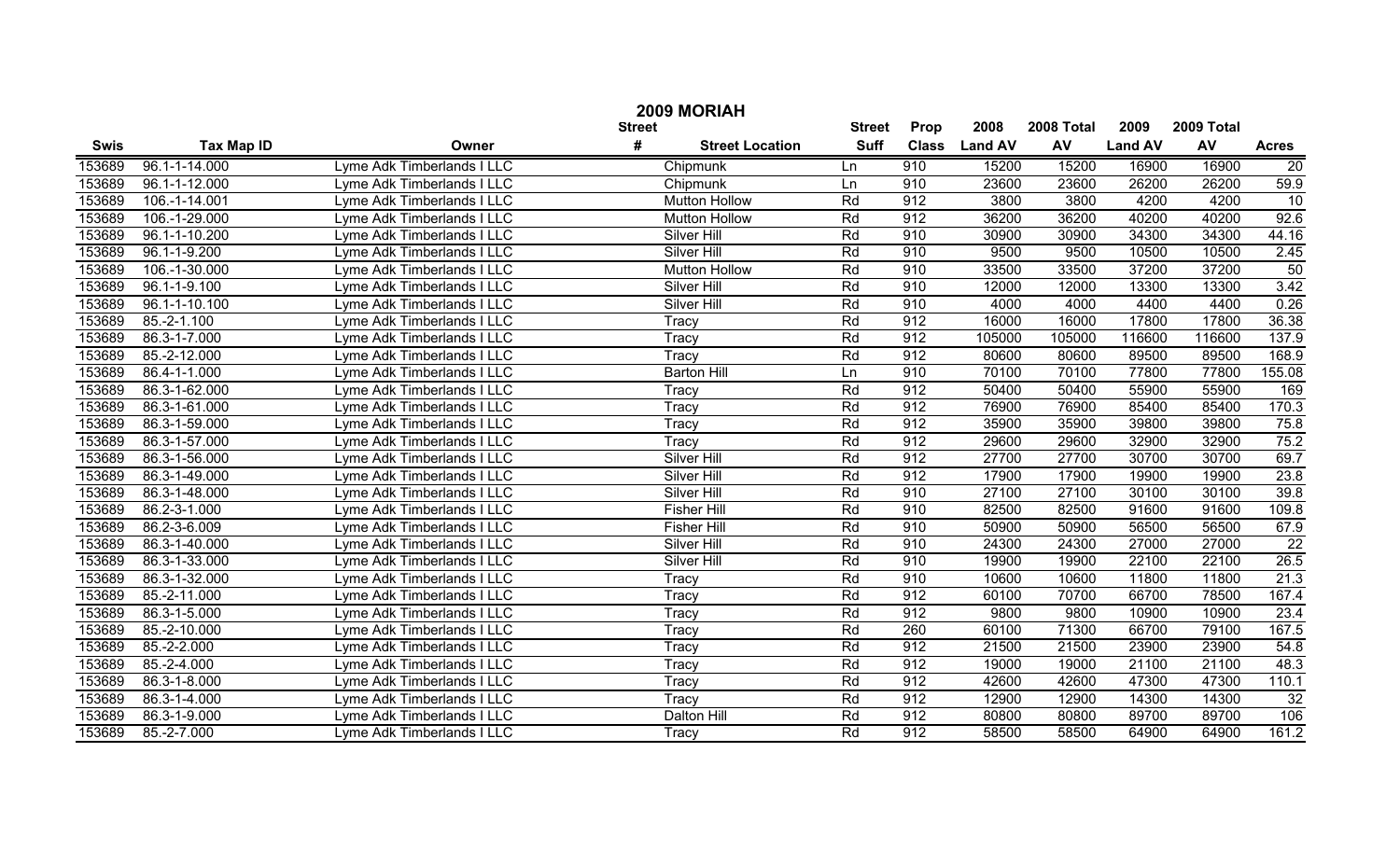# 2009 MORIAH

| Swis | Tax Map ID | Owner | Street # | Street Location | Street Suff | Prop Class | 2008 Land AV | 2008 Total AV | 2009 Land AV | 2009 Total AV | Acres |
|---|---|---|---|---|---|---|---|---|---|---|---|
| 153689 | 96.1-1-14.000 | Lyme Adk Timberlands I LLC | | Chipmunk | Ln | 910 | 15200 | 15200 | 16900 | 16900 | 20 |
| 153689 | 96.1-1-12.000 | Lyme Adk Timberlands I LLC | | Chipmunk | Ln | 910 | 23600 | 23600 | 26200 | 26200 | 59.9 |
| 153689 | 106.-1-14.001 | Lyme Adk Timberlands I LLC | | Mutton Hollow | Rd | 912 | 3800 | 3800 | 4200 | 4200 | 10 |
| 153689 | 106.-1-29.000 | Lyme Adk Timberlands I LLC | | Mutton Hollow | Rd | 912 | 36200 | 36200 | 40200 | 40200 | 92.6 |
| 153689 | 96.1-1-10.200 | Lyme Adk Timberlands I LLC | | Silver Hill | Rd | 910 | 30900 | 30900 | 34300 | 34300 | 44.16 |
| 153689 | 96.1-1-9.200 | Lyme Adk Timberlands I LLC | | Silver Hill | Rd | 910 | 9500 | 9500 | 10500 | 10500 | 2.45 |
| 153689 | 106.-1-30.000 | Lyme Adk Timberlands I LLC | | Mutton Hollow | Rd | 910 | 33500 | 33500 | 37200 | 37200 | 50 |
| 153689 | 96.1-1-9.100 | Lyme Adk Timberlands I LLC | | Silver Hill | Rd | 910 | 12000 | 12000 | 13300 | 13300 | 3.42 |
| 153689 | 96.1-1-10.100 | Lyme Adk Timberlands I LLC | | Silver Hill | Rd | 910 | 4000 | 4000 | 4400 | 4400 | 0.26 |
| 153689 | 85.-2-1.100 | Lyme Adk Timberlands I LLC | | Tracy | Rd | 912 | 16000 | 16000 | 17800 | 17800 | 36.38 |
| 153689 | 86.3-1-7.000 | Lyme Adk Timberlands I LLC | | Tracy | Rd | 912 | 105000 | 105000 | 116600 | 116600 | 137.9 |
| 153689 | 85.-2-12.000 | Lyme Adk Timberlands I LLC | | Tracy | Rd | 912 | 80600 | 80600 | 89500 | 89500 | 168.9 |
| 153689 | 86.4-1-1.000 | Lyme Adk Timberlands I LLC | | Barton Hill | Ln | 910 | 70100 | 70100 | 77800 | 77800 | 155.08 |
| 153689 | 86.3-1-62.000 | Lyme Adk Timberlands I LLC | | Tracy | Rd | 912 | 50400 | 50400 | 55900 | 55900 | 169 |
| 153689 | 86.3-1-61.000 | Lyme Adk Timberlands I LLC | | Tracy | Rd | 912 | 76900 | 76900 | 85400 | 85400 | 170.3 |
| 153689 | 86.3-1-59.000 | Lyme Adk Timberlands I LLC | | Tracy | Rd | 912 | 35900 | 35900 | 39800 | 39800 | 75.8 |
| 153689 | 86.3-1-57.000 | Lyme Adk Timberlands I LLC | | Tracy | Rd | 912 | 29600 | 29600 | 32900 | 32900 | 75.2 |
| 153689 | 86.3-1-56.000 | Lyme Adk Timberlands I LLC | | Silver Hill | Rd | 912 | 27700 | 27700 | 30700 | 30700 | 69.7 |
| 153689 | 86.3-1-49.000 | Lyme Adk Timberlands I LLC | | Silver Hill | Rd | 912 | 17900 | 17900 | 19900 | 19900 | 23.8 |
| 153689 | 86.3-1-48.000 | Lyme Adk Timberlands I LLC | | Silver Hill | Rd | 910 | 27100 | 27100 | 30100 | 30100 | 39.8 |
| 153689 | 86.2-3-1.000 | Lyme Adk Timberlands I LLC | | Fisher Hill | Rd | 910 | 82500 | 82500 | 91600 | 91600 | 109.8 |
| 153689 | 86.2-3-6.009 | Lyme Adk Timberlands I LLC | | Fisher Hill | Rd | 910 | 50900 | 50900 | 56500 | 56500 | 67.9 |
| 153689 | 86.3-1-40.000 | Lyme Adk Timberlands I LLC | | Silver Hill | Rd | 910 | 24300 | 24300 | 27000 | 27000 | 22 |
| 153689 | 86.3-1-33.000 | Lyme Adk Timberlands I LLC | | Silver Hill | Rd | 910 | 19900 | 19900 | 22100 | 22100 | 26.5 |
| 153689 | 86.3-1-32.000 | Lyme Adk Timberlands I LLC | | Tracy | Rd | 910 | 10600 | 10600 | 11800 | 11800 | 21.3 |
| 153689 | 85.-2-11.000 | Lyme Adk Timberlands I LLC | | Tracy | Rd | 912 | 60100 | 70700 | 66700 | 78500 | 167.4 |
| 153689 | 86.3-1-5.000 | Lyme Adk Timberlands I LLC | | Tracy | Rd | 912 | 9800 | 9800 | 10900 | 10900 | 23.4 |
| 153689 | 85.-2-10.000 | Lyme Adk Timberlands I LLC | | Tracy | Rd | 260 | 60100 | 71300 | 66700 | 79100 | 167.5 |
| 153689 | 85.-2-2.000 | Lyme Adk Timberlands I LLC | | Tracy | Rd | 912 | 21500 | 21500 | 23900 | 23900 | 54.8 |
| 153689 | 85.-2-4.000 | Lyme Adk Timberlands I LLC | | Tracy | Rd | 912 | 19000 | 19000 | 21100 | 21100 | 48.3 |
| 153689 | 86.3-1-8.000 | Lyme Adk Timberlands I LLC | | Tracy | Rd | 912 | 42600 | 42600 | 47300 | 47300 | 110.1 |
| 153689 | 86.3-1-4.000 | Lyme Adk Timberlands I LLC | | Tracy | Rd | 912 | 12900 | 12900 | 14300 | 14300 | 32 |
| 153689 | 86.3-1-9.000 | Lyme Adk Timberlands I LLC | | Dalton Hill | Rd | 912 | 80800 | 80800 | 89700 | 89700 | 106 |
| 153689 | 85.-2-7.000 | Lyme Adk Timberlands I LLC | | Tracy | Rd | 912 | 58500 | 58500 | 64900 | 64900 | 161.2 |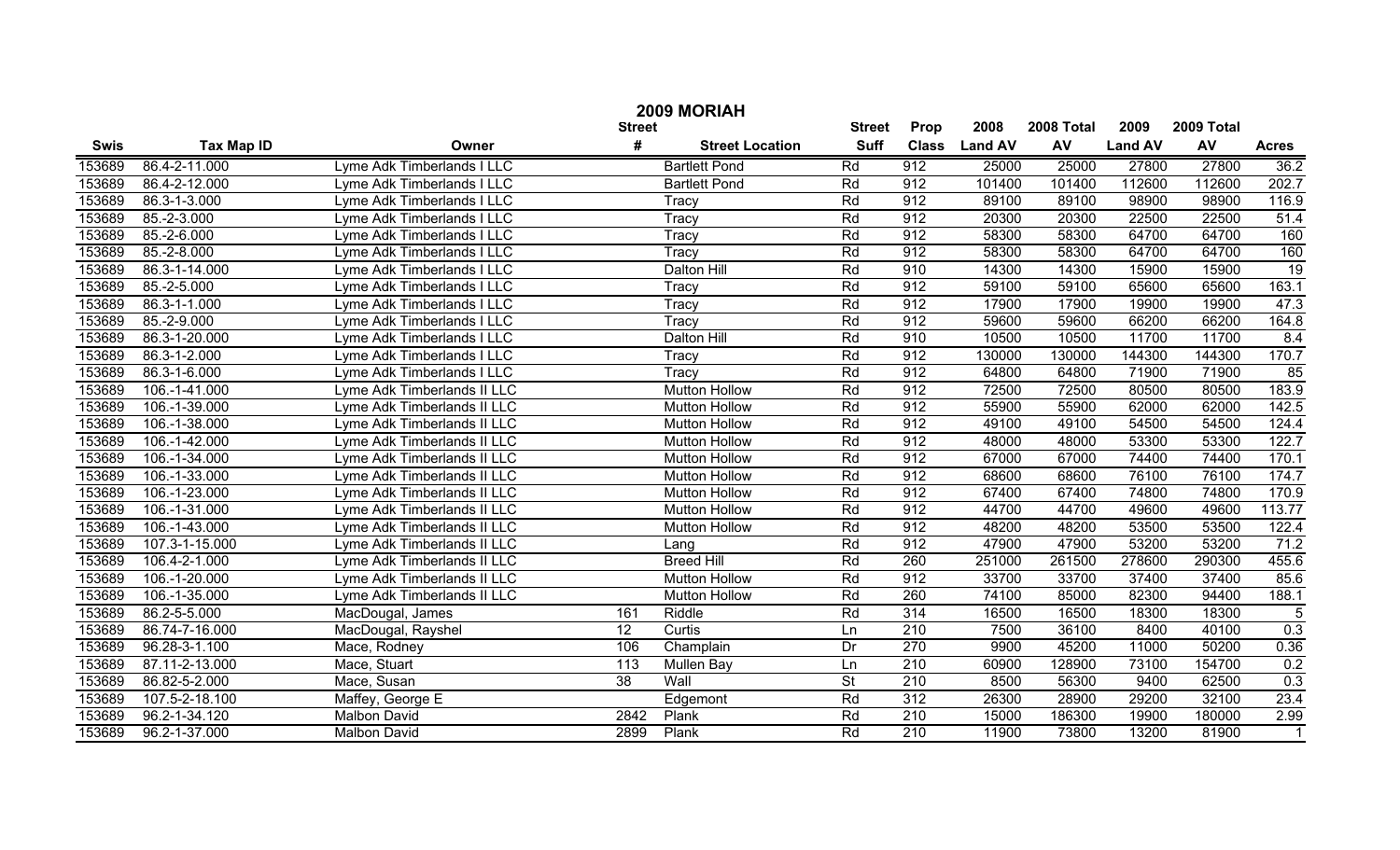# 2009 MORIAH

| Swis | Tax Map ID | Owner | Street # | Street Location | Street Suff | Prop Class | 2008 Land AV | 2008 Total AV | 2009 Land AV | 2009 Total AV | Acres |
|---|---|---|---|---|---|---|---|---|---|---|---|
| 153689 | 86.4-2-11.000 | Lyme Adk Timberlands I LLC | | Bartlett Pond | Rd | 912 | 25000 | 25000 | 27800 | 27800 | 36.2 |
| 153689 | 86.4-2-12.000 | Lyme Adk Timberlands I LLC | | Bartlett Pond | Rd | 912 | 101400 | 101400 | 112600 | 112600 | 202.7 |
| 153689 | 86.3-1-3.000 | Lyme Adk Timberlands I LLC | | Tracy | Rd | 912 | 89100 | 89100 | 98900 | 98900 | 116.9 |
| 153689 | 85.-2-3.000 | Lyme Adk Timberlands I LLC | | Tracy | Rd | 912 | 20300 | 20300 | 22500 | 22500 | 51.4 |
| 153689 | 85.-2-6.000 | Lyme Adk Timberlands I LLC | | Tracy | Rd | 912 | 58300 | 58300 | 64700 | 64700 | 160 |
| 153689 | 85.-2-8.000 | Lyme Adk Timberlands I LLC | | Tracy | Rd | 912 | 58300 | 58300 | 64700 | 64700 | 160 |
| 153689 | 86.3-1-14.000 | Lyme Adk Timberlands I LLC | | Dalton Hill | Rd | 910 | 14300 | 14300 | 15900 | 15900 | 19 |
| 153689 | 85.-2-5.000 | Lyme Adk Timberlands I LLC | | Tracy | Rd | 912 | 59100 | 59100 | 65600 | 65600 | 163.1 |
| 153689 | 86.3-1-1.000 | Lyme Adk Timberlands I LLC | | Tracy | Rd | 912 | 17900 | 17900 | 19900 | 19900 | 47.3 |
| 153689 | 85.-2-9.000 | Lyme Adk Timberlands I LLC | | Tracy | Rd | 912 | 59600 | 59600 | 66200 | 66200 | 164.8 |
| 153689 | 86.3-1-20.000 | Lyme Adk Timberlands I LLC | | Dalton Hill | Rd | 910 | 10500 | 10500 | 11700 | 11700 | 8.4 |
| 153689 | 86.3-1-2.000 | Lyme Adk Timberlands I LLC | | Tracy | Rd | 912 | 130000 | 130000 | 144300 | 144300 | 170.7 |
| 153689 | 86.3-1-6.000 | Lyme Adk Timberlands I LLC | | Tracy | Rd | 912 | 64800 | 64800 | 71900 | 71900 | 85 |
| 153689 | 106.-1-41.000 | Lyme Adk Timberlands II LLC | | Mutton Hollow | Rd | 912 | 72500 | 72500 | 80500 | 80500 | 183.9 |
| 153689 | 106.-1-39.000 | Lyme Adk Timberlands II LLC | | Mutton Hollow | Rd | 912 | 55900 | 55900 | 62000 | 62000 | 142.5 |
| 153689 | 106.-1-38.000 | Lyme Adk Timberlands II LLC | | Mutton Hollow | Rd | 912 | 49100 | 49100 | 54500 | 54500 | 124.4 |
| 153689 | 106.-1-42.000 | Lyme Adk Timberlands II LLC | | Mutton Hollow | Rd | 912 | 48000 | 48000 | 53300 | 53300 | 122.7 |
| 153689 | 106.-1-34.000 | Lyme Adk Timberlands II LLC | | Mutton Hollow | Rd | 912 | 67000 | 67000 | 74400 | 74400 | 170.1 |
| 153689 | 106.-1-33.000 | Lyme Adk Timberlands II LLC | | Mutton Hollow | Rd | 912 | 68600 | 68600 | 76100 | 76100 | 174.7 |
| 153689 | 106.-1-23.000 | Lyme Adk Timberlands II LLC | | Mutton Hollow | Rd | 912 | 67400 | 67400 | 74800 | 74800 | 170.9 |
| 153689 | 106.-1-31.000 | Lyme Adk Timberlands II LLC | | Mutton Hollow | Rd | 912 | 44700 | 44700 | 49600 | 49600 | 113.77 |
| 153689 | 106.-1-43.000 | Lyme Adk Timberlands II LLC | | Mutton Hollow | Rd | 912 | 48200 | 48200 | 53500 | 53500 | 122.4 |
| 153689 | 107.3-1-15.000 | Lyme Adk Timberlands II LLC | | Lang | Rd | 912 | 47900 | 47900 | 53200 | 53200 | 71.2 |
| 153689 | 106.4-2-1.000 | Lyme Adk Timberlands II LLC | | Breed Hill | Rd | 260 | 251000 | 261500 | 278600 | 290300 | 455.6 |
| 153689 | 106.-1-20.000 | Lyme Adk Timberlands II LLC | | Mutton Hollow | Rd | 912 | 33700 | 33700 | 37400 | 37400 | 85.6 |
| 153689 | 106.-1-35.000 | Lyme Adk Timberlands II LLC | | Mutton Hollow | Rd | 260 | 74100 | 85000 | 82300 | 94400 | 188.1 |
| 153689 | 86.2-5-5.000 | MacDougal, James | 161 | Riddle | Rd | 314 | 16500 | 16500 | 18300 | 18300 | 5 |
| 153689 | 86.74-7-16.000 | MacDougal, Rayshel | 12 | Curtis | Ln | 210 | 7500 | 36100 | 8400 | 40100 | 0.3 |
| 153689 | 96.28-3-1.100 | Mace, Rodney | 106 | Champlain | Dr | 270 | 9900 | 45200 | 11000 | 50200 | 0.36 |
| 153689 | 87.11-2-13.000 | Mace, Stuart | 113 | Mullen Bay | Ln | 210 | 60900 | 128900 | 73100 | 154700 | 0.2 |
| 153689 | 86.82-5-2.000 | Mace, Susan | 38 | Wall | St | 210 | 8500 | 56300 | 9400 | 62500 | 0.3 |
| 153689 | 107.5-2-18.100 | Maffey, George E | | Edgemont | Rd | 312 | 26300 | 28900 | 29200 | 32100 | 23.4 |
| 153689 | 96.2-1-34.120 | Malbon David | 2842 | Plank | Rd | 210 | 15000 | 186300 | 19900 | 180000 | 2.99 |
| 153689 | 96.2-1-37.000 | Malbon David | 2899 | Plank | Rd | 210 | 11900 | 73800 | 13200 | 81900 | 1 |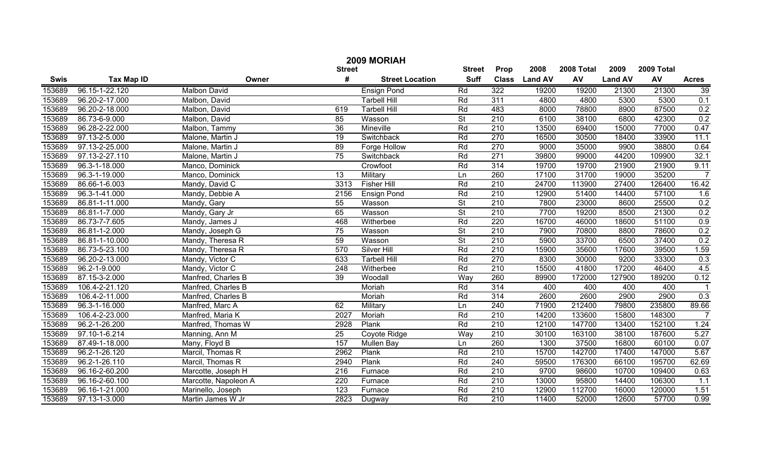# 2009 MORIAH

| Swis | Tax Map ID | Owner | Street # | Street Location | Street Suff | Prop Class | 2008 Land AV | 2008 Total AV | 2009 Land AV | 2009 Total AV | Acres |
|---|---|---|---|---|---|---|---|---|---|---|---|
| 153689 | 96.15-1-22.120 | Malbon David | | Ensign Pond | Rd | 322 | 19200 | 19200 | 21300 | 21300 | 39 |
| 153689 | 96.20-2-17.000 | Malbon, David | | Tarbell Hill | Rd | 311 | 4800 | 4800 | 5300 | 5300 | 0.1 |
| 153689 | 96.20-2-18.000 | Malbon, David | 619 | Tarbell Hill | Rd | 483 | 8000 | 78800 | 8900 | 87500 | 0.2 |
| 153689 | 86.73-6-9.000 | Malbon, David | 85 | Wasson | St | 210 | 6100 | 38100 | 6800 | 42300 | 0.2 |
| 153689 | 96.28-2-22.000 | Malbon, Tammy | 36 | Mineville | Rd | 210 | 13500 | 69400 | 15000 | 77000 | 0.47 |
| 153689 | 97.13-2-5.000 | Malone, Martin J | 19 | Switchback | Rd | 270 | 16500 | 30500 | 18400 | 33900 | 11.1 |
| 153689 | 97.13-2-25.000 | Malone, Martin J | 89 | Forge Hollow | Rd | 270 | 9000 | 35000 | 9900 | 38800 | 0.64 |
| 153689 | 97.13-2-27.110 | Malone, Martin J | 75 | Switchback | Rd | 271 | 39800 | 99000 | 44200 | 109900 | 32.1 |
| 153689 | 96.3-1-18.000 | Manco, Dominick | | Crowfoot | Rd | 314 | 19700 | 19700 | 21900 | 21900 | 9.11 |
| 153689 | 96.3-1-19.000 | Manco, Dominick | 13 | Military | Ln | 260 | 17100 | 31700 | 19000 | 35200 | 7 |
| 153689 | 86.66-1-6.003 | Mandy, David C | 3313 | Fisher Hill | Rd | 210 | 24700 | 113900 | 27400 | 126400 | 16.42 |
| 153689 | 96.3-1-41.000 | Mandy, Debbie A | 2156 | Ensign Pond | Rd | 210 | 12900 | 51400 | 14400 | 57100 | 1.6 |
| 153689 | 86.81-1-11.000 | Mandy, Gary | 55 | Wasson | St | 210 | 7800 | 23000 | 8600 | 25500 | 0.2 |
| 153689 | 86.81-1-7.000 | Mandy, Gary Jr | 65 | Wasson | St | 210 | 7700 | 19200 | 8500 | 21300 | 0.2 |
| 153689 | 86.73-7-7.605 | Mandy, James J | 468 | Witherbee | Rd | 220 | 16700 | 46000 | 18600 | 51100 | 0.9 |
| 153689 | 86.81-1-2.000 | Mandy, Joseph G | 75 | Wasson | St | 210 | 7900 | 70800 | 8800 | 78600 | 0.2 |
| 153689 | 86.81-1-10.000 | Mandy, Theresa R | 59 | Wasson | St | 210 | 5900 | 33700 | 6500 | 37400 | 0.2 |
| 153689 | 86.73-5-23.100 | Mandy, Theresa R | 570 | Silver Hill | Rd | 210 | 15900 | 35600 | 17600 | 39500 | 1.59 |
| 153689 | 96.20-2-13.000 | Mandy, Victor C | 633 | Tarbell Hill | Rd | 270 | 8300 | 30000 | 9200 | 33300 | 0.3 |
| 153689 | 96.2-1-9.000 | Mandy, Victor C | 248 | Witherbee | Rd | 210 | 15500 | 41800 | 17200 | 46400 | 4.5 |
| 153689 | 87.15-3-2.000 | Manfred, Charles B | 39 | Woodall | Way | 260 | 89900 | 172000 | 127900 | 189200 | 0.12 |
| 153689 | 106.4-2-21.120 | Manfred, Charles B | | Moriah | Rd | 314 | 400 | 400 | 400 | 400 | 1 |
| 153689 | 106.4-2-11.000 | Manfred, Charles B | | Moriah | Rd | 314 | 2600 | 2600 | 2900 | 2900 | 0.3 |
| 153689 | 96.3-1-16.000 | Manfred, Marc A | 62 | Military | Ln | 240 | 71900 | 212400 | 79800 | 235800 | 89.66 |
| 153689 | 106.4-2-23.000 | Manfred, Maria K | 2027 | Moriah | Rd | 210 | 14200 | 133600 | 15800 | 148300 | 7 |
| 153689 | 96.2-1-26.200 | Manfred, Thomas W | 2928 | Plank | Rd | 210 | 12100 | 147700 | 13400 | 152100 | 1.24 |
| 153689 | 97.10-1-6.214 | Manning, Ann M | 25 | Coyote Ridge | Way | 210 | 30100 | 163100 | 38100 | 187600 | 5.27 |
| 153689 | 87.49-1-18.000 | Many, Floyd B | 157 | Mullen Bay | Ln | 260 | 1300 | 37500 | 16800 | 60100 | 0.07 |
| 153689 | 96.2-1-26.120 | Marcil, Thomas R | 2962 | Plank | Rd | 210 | 15700 | 142700 | 17400 | 147000 | 5.67 |
| 153689 | 96.2-1-26.110 | Marcil, Thomas R | 2940 | Plank | Rd | 240 | 59500 | 176300 | 66100 | 195700 | 62.69 |
| 153689 | 96.16-2-60.200 | Marcotte, Joseph H | 216 | Furnace | Rd | 210 | 9700 | 98600 | 10700 | 109400 | 0.63 |
| 153689 | 96.16-2-60.100 | Marcotte, Napoleon A | 220 | Furnace | Rd | 210 | 13000 | 95800 | 14400 | 106300 | 1.1 |
| 153689 | 96.16-1-21.000 | Marinello, Joseph | 123 | Furnace | Rd | 210 | 12900 | 112700 | 16000 | 120000 | 1.51 |
| 153689 | 97.13-1-3.000 | Martin James W Jr | 2823 | Dugway | Rd | 210 | 11400 | 52000 | 12600 | 57700 | 0.99 |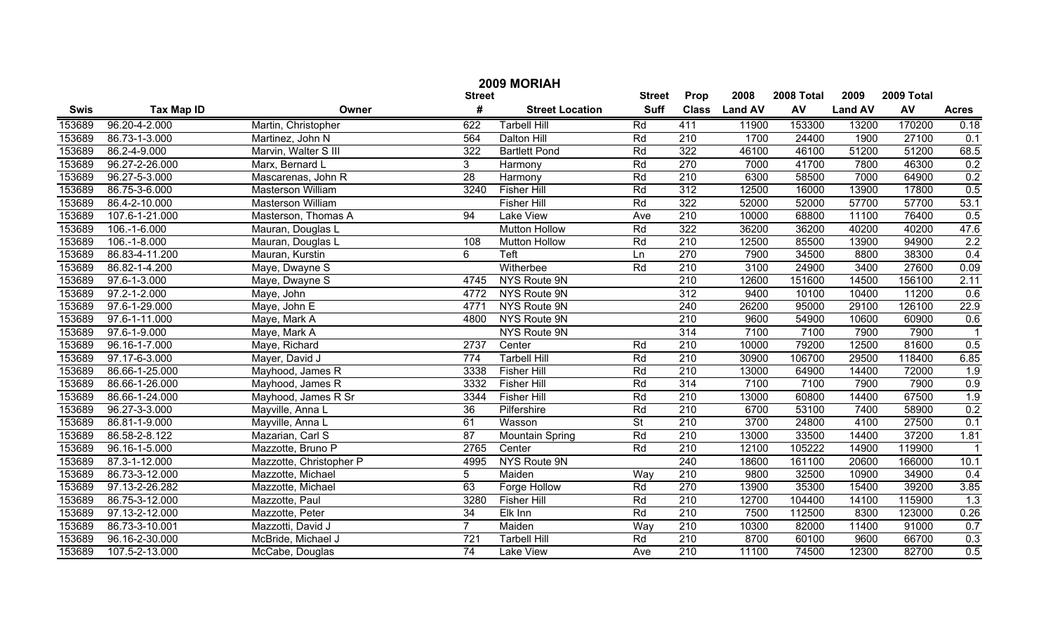# 2009 MORIAH

| Swis | Tax Map ID | Owner | Street # | Street Location | Street Suff | Prop Class | 2008 Land AV | 2008 Total AV | 2009 Land AV | 2009 Total AV | Acres |
|---|---|---|---|---|---|---|---|---|---|---|---|
| 153689 | 96.20-4-2.000 | Martin, Christopher | 622 | Tarbell Hill | Rd | 411 | 11900 | 153300 | 13200 | 170200 | 0.18 |
| 153689 | 86.73-1-3.000 | Martinez, John N | 564 | Dalton Hill | Rd | 210 | 1700 | 24400 | 1900 | 27100 | 0.1 |
| 153689 | 86.2-4-9.000 | Marvin, Walter S III | 322 | Bartlett Pond | Rd | 322 | 46100 | 46100 | 51200 | 51200 | 68.5 |
| 153689 | 96.27-2-26.000 | Marx, Bernard L | 3 | Harmony | Rd | 270 | 7000 | 41700 | 7800 | 46300 | 0.2 |
| 153689 | 96.27-5-3.000 | Mascarenas, John R | 28 | Harmony | Rd | 210 | 6300 | 58500 | 7000 | 64900 | 0.2 |
| 153689 | 86.75-3-6.000 | Masterson William | 3240 | Fisher Hill | Rd | 312 | 12500 | 16000 | 13900 | 17800 | 0.5 |
| 153689 | 86.4-2-10.000 | Masterson William | | Fisher Hill | Rd | 322 | 52000 | 52000 | 57700 | 57700 | 53.1 |
| 153689 | 107.6-1-21.000 | Masterson, Thomas A | 94 | Lake View | Ave | 210 | 10000 | 68800 | 11100 | 76400 | 0.5 |
| 153689 | 106.-1-6.000 | Mauran, Douglas L | | Mutton Hollow | Rd | 322 | 36200 | 36200 | 40200 | 40200 | 47.6 |
| 153689 | 106.-1-8.000 | Mauran, Douglas L | 108 | Mutton Hollow | Rd | 210 | 12500 | 85500 | 13900 | 94900 | 2.2 |
| 153689 | 86.83-4-11.200 | Mauran, Kurstin | 6 | Teft | Ln | 270 | 7900 | 34500 | 8800 | 38300 | 0.4 |
| 153689 | 86.82-1-4.200 | Maye, Dwayne S | | Witherbee | Rd | 210 | 3100 | 24900 | 3400 | 27600 | 0.09 |
| 153689 | 97.6-1-3.000 | Maye, Dwayne S | 4745 | NYS Route 9N | | 210 | 12600 | 151600 | 14500 | 156100 | 2.11 |
| 153689 | 97.2-1-2.000 | Maye, John | 4772 | NYS Route 9N | | 312 | 9400 | 10100 | 10400 | 11200 | 0.6 |
| 153689 | 97.6-1-29.000 | Maye, John E | 4771 | NYS Route 9N | | 240 | 26200 | 95000 | 29100 | 126100 | 22.9 |
| 153689 | 97.6-1-11.000 | Maye, Mark A | 4800 | NYS Route 9N | | 210 | 9600 | 54900 | 10600 | 60900 | 0.6 |
| 153689 | 97.6-1-9.000 | Maye, Mark A | | NYS Route 9N | | 314 | 7100 | 7100 | 7900 | 7900 | 1 |
| 153689 | 96.16-1-7.000 | Maye, Richard | 2737 | Center | Rd | 210 | 10000 | 79200 | 12500 | 81600 | 0.5 |
| 153689 | 97.17-6-3.000 | Mayer, David J | 774 | Tarbell Hill | Rd | 210 | 30900 | 106700 | 29500 | 118400 | 6.85 |
| 153689 | 86.66-1-25.000 | Mayhood, James R | 3338 | Fisher Hill | Rd | 210 | 13000 | 64900 | 14400 | 72000 | 1.9 |
| 153689 | 86.66-1-26.000 | Mayhood, James R | 3332 | Fisher Hill | Rd | 314 | 7100 | 7100 | 7900 | 7900 | 0.9 |
| 153689 | 86.66-1-24.000 | Mayhood, James R Sr | 3344 | Fisher Hill | Rd | 210 | 13000 | 60800 | 14400 | 67500 | 1.9 |
| 153689 | 96.27-3-3.000 | Mayville, Anna L | 36 | Pilfershire | Rd | 210 | 6700 | 53100 | 7400 | 58900 | 0.2 |
| 153689 | 86.81-1-9.000 | Mayville, Anna L | 61 | Wasson | St | 210 | 3700 | 24800 | 4100 | 27500 | 0.1 |
| 153689 | 86.58-2-8.122 | Mazarian, Carl S | 87 | Mountain Spring | Rd | 210 | 13000 | 33500 | 14400 | 37200 | 1.81 |
| 153689 | 96.16-1-5.000 | Mazzotte, Bruno P | 2765 | Center | Rd | 210 | 12100 | 105222 | 14900 | 119900 | 1 |
| 153689 | 87.3-1-12.000 | Mazzotte, Christopher P | 4995 | NYS Route 9N | | 240 | 18600 | 161100 | 20600 | 166000 | 10.1 |
| 153689 | 86.73-3-12.000 | Mazzotte, Michael | 5 | Maiden | Way | 210 | 9800 | 32500 | 10900 | 34900 | 0.4 |
| 153689 | 97.13-2-26.282 | Mazzotte, Michael | 63 | Forge Hollow | Rd | 270 | 13900 | 35300 | 15400 | 39200 | 3.85 |
| 153689 | 86.75-3-12.000 | Mazzotte, Paul | 3280 | Fisher Hill | Rd | 210 | 12700 | 104400 | 14100 | 115900 | 1.3 |
| 153689 | 97.13-2-12.000 | Mazzotte, Peter | 34 | Elk Inn | Rd | 210 | 7500 | 112500 | 8300 | 123000 | 0.26 |
| 153689 | 86.73-3-10.001 | Mazzotti, David J | 7 | Maiden | Way | 210 | 10300 | 82000 | 11400 | 91000 | 0.7 |
| 153689 | 96.16-2-30.000 | McBride, Michael J | 721 | Tarbell Hill | Rd | 210 | 8700 | 60100 | 9600 | 66700 | 0.3 |
| 153689 | 107.5-2-13.000 | McCabe, Douglas | 74 | Lake View | Ave | 210 | 11100 | 74500 | 12300 | 82700 | 0.5 |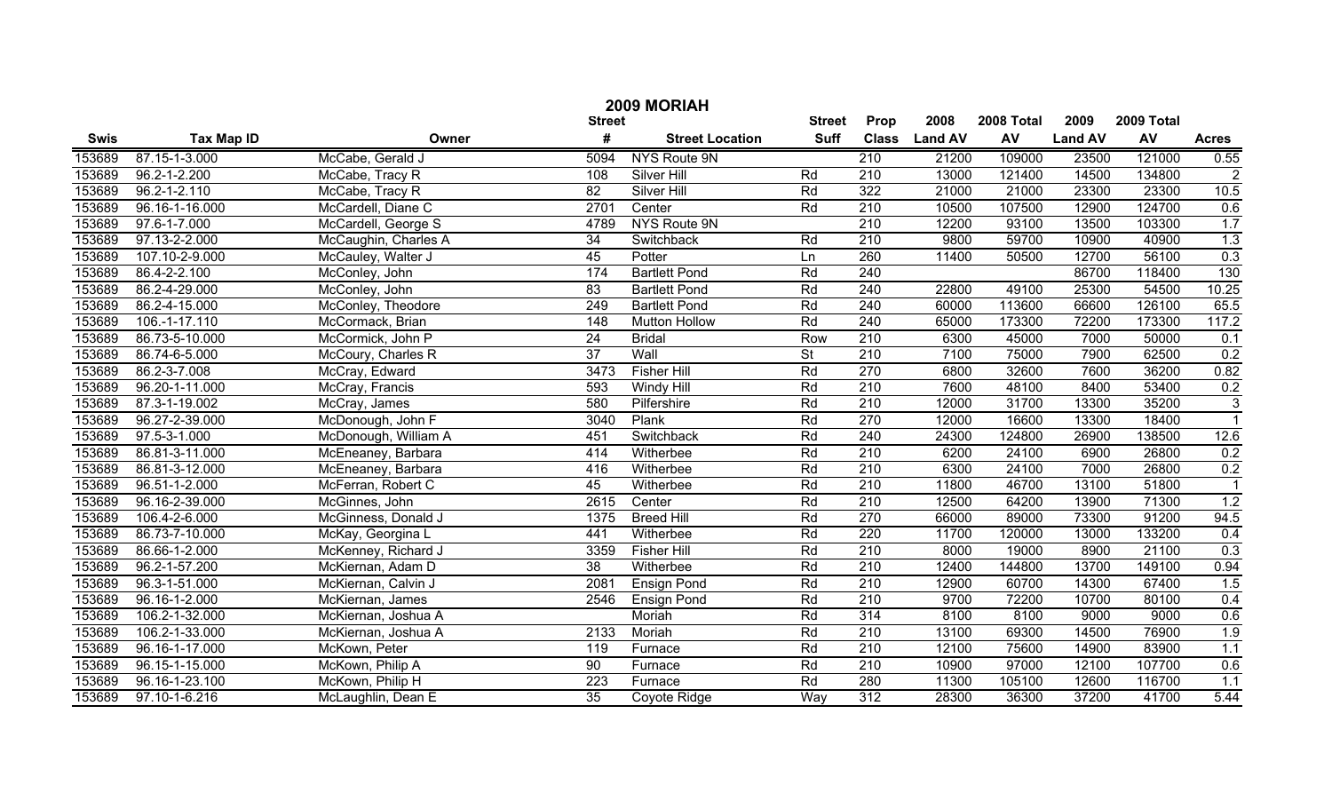# 2009 MORIAH

| Swis | Tax Map ID | Owner | Street # | Street Location | Street Suff | Prop Class | 2008 Land AV | 2008 Total AV | 2009 Land AV | 2009 Total AV | Acres |
|---|---|---|---|---|---|---|---|---|---|---|---|
| 153689 | 87.15-1-3.000 | McCabe, Gerald J | 5094 | NYS Route 9N | | 210 | 21200 | 109000 | 23500 | 121000 | 0.55 |
| 153689 | 96.2-1-2.200 | McCabe, Tracy R | 108 | Silver Hill | Rd | 210 | 13000 | 121400 | 14500 | 134800 | 2 |
| 153689 | 96.2-1-2.110 | McCabe, Tracy R | 82 | Silver Hill | Rd | 322 | 21000 | 21000 | 23300 | 23300 | 10.5 |
| 153689 | 96.16-1-16.000 | McCardell, Diane C | 2701 | Center | Rd | 210 | 10500 | 107500 | 12900 | 124700 | 0.6 |
| 153689 | 97.6-1-7.000 | McCardell, George S | 4789 | NYS Route 9N | | 210 | 12200 | 93100 | 13500 | 103300 | 1.7 |
| 153689 | 97.13-2-2.000 | McCaughin, Charles A | 34 | Switchback | Rd | 210 | 9800 | 59700 | 10900 | 40900 | 1.3 |
| 153689 | 107.10-2-9.000 | McCauley, Walter J | 45 | Potter | Ln | 260 | 11400 | 50500 | 12700 | 56100 | 0.3 |
| 153689 | 86.4-2-2.100 | McConley, John | 174 | Bartlett Pond | Rd | 240 | | | 86700 | 118400 | 130 |
| 153689 | 86.2-4-29.000 | McConley, John | 83 | Bartlett Pond | Rd | 240 | 22800 | 49100 | 25300 | 54500 | 10.25 |
| 153689 | 86.2-4-15.000 | McConley, Theodore | 249 | Bartlett Pond | Rd | 240 | 60000 | 113600 | 66600 | 126100 | 65.5 |
| 153689 | 106.-1-17.110 | McCormack, Brian | 148 | Mutton Hollow | Rd | 240 | 65000 | 173300 | 72200 | 173300 | 117.2 |
| 153689 | 86.73-5-10.000 | McCormick, John P | 24 | Bridal | Row | 210 | 6300 | 45000 | 7000 | 50000 | 0.1 |
| 153689 | 86.74-6-5.000 | McCoury, Charles R | 37 | Wall | St | 210 | 7100 | 75000 | 7900 | 62500 | 0.2 |
| 153689 | 86.2-3-7.008 | McCray, Edward | 3473 | Fisher Hill | Rd | 270 | 6800 | 32600 | 7600 | 36200 | 0.82 |
| 153689 | 96.20-1-11.000 | McCray, Francis | 593 | Windy Hill | Rd | 210 | 7600 | 48100 | 8400 | 53400 | 0.2 |
| 153689 | 87.3-1-19.002 | McCray, James | 580 | Pilfershire | Rd | 210 | 12000 | 31700 | 13300 | 35200 | 3 |
| 153689 | 96.27-2-39.000 | McDonough, John F | 3040 | Plank | Rd | 270 | 12000 | 16600 | 13300 | 18400 | 1 |
| 153689 | 97.5-3-1.000 | McDonough, William A | 451 | Switchback | Rd | 240 | 24300 | 124800 | 26900 | 138500 | 12.6 |
| 153689 | 86.81-3-11.000 | McEneaney, Barbara | 414 | Witherbee | Rd | 210 | 6200 | 24100 | 6900 | 26800 | 0.2 |
| 153689 | 86.81-3-12.000 | McEneaney, Barbara | 416 | Witherbee | Rd | 210 | 6300 | 24100 | 7000 | 26800 | 0.2 |
| 153689 | 96.51-1-2.000 | McFerran, Robert C | 45 | Witherbee | Rd | 210 | 11800 | 46700 | 13100 | 51800 | 1 |
| 153689 | 96.16-2-39.000 | McGinnes, John | 2615 | Center | Rd | 210 | 12500 | 64200 | 13900 | 71300 | 1.2 |
| 153689 | 106.4-2-6.000 | McGinness, Donald J | 1375 | Breed Hill | Rd | 270 | 66000 | 89000 | 73300 | 91200 | 94.5 |
| 153689 | 86.73-7-10.000 | McKay, Georgina L | 441 | Witherbee | Rd | 220 | 11700 | 120000 | 13000 | 133200 | 0.4 |
| 153689 | 86.66-1-2.000 | McKenney, Richard J | 3359 | Fisher Hill | Rd | 210 | 8000 | 19000 | 8900 | 21100 | 0.3 |
| 153689 | 96.2-1-57.200 | McKiernan, Adam D | 38 | Witherbee | Rd | 210 | 12400 | 144800 | 13700 | 149100 | 0.94 |
| 153689 | 96.3-1-51.000 | McKiernan, Calvin J | 2081 | Ensign Pond | Rd | 210 | 12900 | 60700 | 14300 | 67400 | 1.5 |
| 153689 | 96.16-1-2.000 | McKiernan, James | 2546 | Ensign Pond | Rd | 210 | 9700 | 72200 | 10700 | 80100 | 0.4 |
| 153689 | 106.2-1-32.000 | McKiernan, Joshua A | | Moriah | Rd | 314 | 8100 | 8100 | 9000 | 9000 | 0.6 |
| 153689 | 106.2-1-33.000 | McKiernan, Joshua A | 2133 | Moriah | Rd | 210 | 13100 | 69300 | 14500 | 76900 | 1.9 |
| 153689 | 96.16-1-17.000 | McKown, Peter | 119 | Furnace | Rd | 210 | 12100 | 75600 | 14900 | 83900 | 1.1 |
| 153689 | 96.15-1-15.000 | McKown, Philip A | 90 | Furnace | Rd | 210 | 10900 | 97000 | 12100 | 107700 | 0.6 |
| 153689 | 96.16-1-23.100 | McKown, Philip H | 223 | Furnace | Rd | 280 | 11300 | 105100 | 12600 | 116700 | 1.1 |
| 153689 | 97.10-1-6.216 | McLaughlin, Dean E | 35 | Coyote Ridge | Way | 312 | 28300 | 36300 | 37200 | 41700 | 5.44 |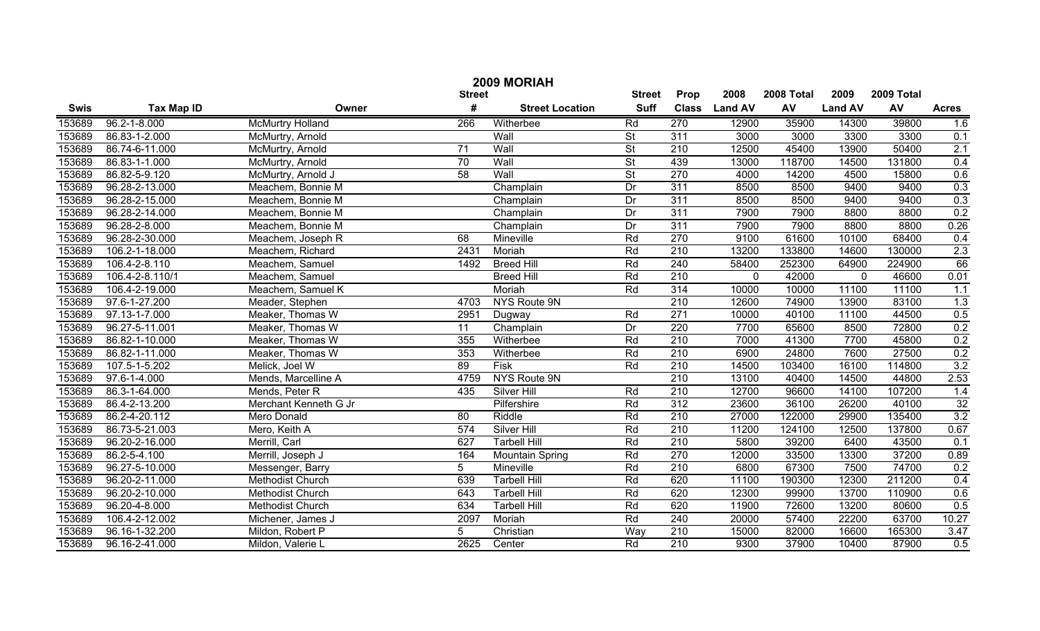# 2009 MORIAH

| Swis | Tax Map ID | Owner | Street # | Street Location | Street Suff | Prop Class | 2008 Land AV | 2008 Total AV | 2009 Land AV | 2009 Total AV | Acres |
|---|---|---|---|---|---|---|---|---|---|---|---|
| 153689 | 96.2-1-8.000 | McMurtry Holland | 266 | Witherbee | Rd | 270 | 12900 | 35900 | 14300 | 39800 | 1.6 |
| 153689 | 86.83-1-2.000 | McMurtry, Arnold | | Wall | St | 311 | 3000 | 3000 | 3300 | 3300 | 0.1 |
| 153689 | 86.74-6-11.000 | McMurtry, Arnold | 71 | Wall | St | 210 | 12500 | 45400 | 13900 | 50400 | 2.1 |
| 153689 | 86.83-1-1.000 | McMurtry, Arnold | 70 | Wall | St | 439 | 13000 | 118700 | 14500 | 131800 | 0.4 |
| 153689 | 86.82-5-9.120 | McMurtry, Arnold J | 58 | Wall | St | 270 | 4000 | 14200 | 4500 | 15800 | 0.6 |
| 153689 | 96.28-2-13.000 | Meachem, Bonnie M | | Champlain | Dr | 311 | 8500 | 8500 | 9400 | 9400 | 0.3 |
| 153689 | 96.28-2-15.000 | Meachem, Bonnie M | | Champlain | Dr | 311 | 8500 | 8500 | 9400 | 9400 | 0.3 |
| 153689 | 96.28-2-14.000 | Meachem, Bonnie M | | Champlain | Dr | 311 | 7900 | 7900 | 8800 | 8800 | 0.2 |
| 153689 | 96.28-2-8.000 | Meachem, Bonnie M | | Champlain | Dr | 311 | 7900 | 7900 | 8800 | 8800 | 0.26 |
| 153689 | 96.28-2-30.000 | Meachem, Joseph R | 68 | Mineville | Rd | 270 | 9100 | 61600 | 10100 | 68400 | 0.4 |
| 153689 | 106.2-1-18.000 | Meachem, Richard | 2431 | Moriah | Rd | 210 | 13200 | 133800 | 14600 | 130000 | 2.3 |
| 153689 | 106.4-2-8.110 | Meachem, Samuel | 1492 | Breed Hill | Rd | 240 | 58400 | 252300 | 64900 | 224900 | 66 |
| 153689 | 106.4-2-8.110/1 | Meachem, Samuel | | Breed Hill | Rd | 210 | 0 | 42000 | 0 | 46600 | 0.01 |
| 153689 | 106.4-2-19.000 | Meachem, Samuel K | | Moriah | Rd | 314 | 10000 | 10000 | 11100 | 11100 | 1.1 |
| 153689 | 97.6-1-27.200 | Meader, Stephen | 4703 | NYS Route 9N | | 210 | 12600 | 74900 | 13900 | 83100 | 1.3 |
| 153689 | 97.13-1-7.000 | Meaker, Thomas W | 2951 | Dugway | Rd | 271 | 10000 | 40100 | 11100 | 44500 | 0.5 |
| 153689 | 96.27-5-11.001 | Meaker, Thomas W | 11 | Champlain | Dr | 220 | 7700 | 65600 | 8500 | 72800 | 0.2 |
| 153689 | 86.82-1-10.000 | Meaker, Thomas W | 355 | Witherbee | Rd | 210 | 7000 | 41300 | 7700 | 45800 | 0.2 |
| 153689 | 86.82-1-11.000 | Meaker, Thomas W | 353 | Witherbee | Rd | 210 | 6900 | 24800 | 7600 | 27500 | 0.2 |
| 153689 | 107.5-1-5.202 | Melick, Joel W | 89 | Fisk | Rd | 210 | 14500 | 103400 | 16100 | 114800 | 3.2 |
| 153689 | 97.6-1-4.000 | Mends, Marcelline A | 4759 | NYS Route 9N | | 210 | 13100 | 40400 | 14500 | 44800 | 2.53 |
| 153689 | 86.3-1-64.000 | Mends, Peter R | 435 | Silver Hill | Rd | 210 | 12700 | 96600 | 14100 | 107200 | 1.4 |
| 153689 | 86.4-2-13.200 | Merchant Kenneth G Jr | | Pilfershire | Rd | 312 | 23600 | 36100 | 26200 | 40100 | 32 |
| 153689 | 86.2-4-20.112 | Mero Donald | 80 | Riddle | Rd | 210 | 27000 | 122000 | 29900 | 135400 | 3.2 |
| 153689 | 86.73-5-21.003 | Mero, Keith A | 574 | Silver Hill | Rd | 210 | 11200 | 124100 | 12500 | 137800 | 0.67 |
| 153689 | 96.20-2-16.000 | Merrill, Carl | 627 | Tarbell Hill | Rd | 210 | 5800 | 39200 | 6400 | 43500 | 0.1 |
| 153689 | 86.2-5-4.100 | Merrill, Joseph J | 164 | Mountain Spring | Rd | 270 | 12000 | 33500 | 13300 | 37200 | 0.89 |
| 153689 | 96.27-5-10.000 | Messenger, Barry | 5 | Mineville | Rd | 210 | 6800 | 67300 | 7500 | 74700 | 0.2 |
| 153689 | 96.20-2-11.000 | Methodist Church | 639 | Tarbell Hill | Rd | 620 | 11100 | 190300 | 12300 | 211200 | 0.4 |
| 153689 | 96.20-2-10.000 | Methodist Church | 643 | Tarbell Hill | Rd | 620 | 12300 | 99900 | 13700 | 110900 | 0.6 |
| 153689 | 96.20-4-8.000 | Methodist Church | 634 | Tarbell Hill | Rd | 620 | 11900 | 72600 | 13200 | 80600 | 0.5 |
| 153689 | 106.4-2-12.002 | Michener, James J | 2097 | Moriah | Rd | 240 | 20000 | 57400 | 22200 | 63700 | 10.27 |
| 153689 | 96.16-1-32.200 | Mildon, Robert P | 5 | Christian | Way | 210 | 15000 | 82000 | 16600 | 165300 | 3.47 |
| 153689 | 96.16-2-41.000 | Mildon, Valerie L | 2625 | Center | Rd | 210 | 9300 | 37900 | 10400 | 87900 | 0.5 |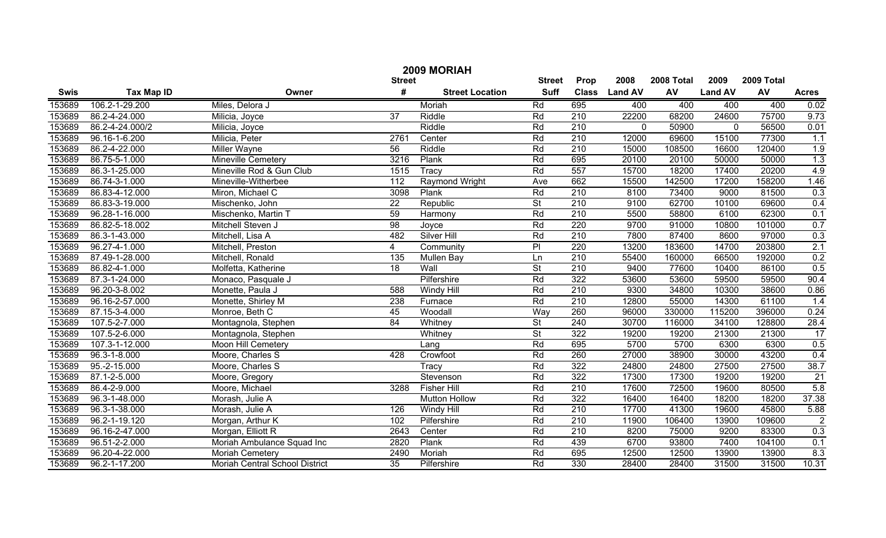# 2009 MORIAH

| Swis | Tax Map ID | Owner | Street # | Street Location | Street Suff | Prop Class | 2008 Land AV | 2008 Total AV | 2009 Land AV | 2009 Total AV | Acres |
|---|---|---|---|---|---|---|---|---|---|---|---|
| 153689 | 106.2-1-29.200 | Miles, Delora J | | Moriah | Rd | 695 | 400 | 400 | 400 | 400 | 0.02 |
| 153689 | 86.2-4-24.000 | Milicia, Joyce | 37 | Riddle | Rd | 210 | 22200 | 68200 | 24600 | 75700 | 9.73 |
| 153689 | 86.2-4-24.000/2 | Milicia, Joyce | | Riddle | Rd | 210 | 0 | 50900 | 0 | 56500 | 0.01 |
| 153689 | 96.16-1-6.200 | Milicia, Peter | 2761 | Center | Rd | 210 | 12000 | 69600 | 15100 | 77300 | 1.1 |
| 153689 | 86.2-4-22.000 | Miller Wayne | 56 | Riddle | Rd | 210 | 15000 | 108500 | 16600 | 120400 | 1.9 |
| 153689 | 86.75-5-1.000 | Mineville Cemetery | 3216 | Plank | Rd | 695 | 20100 | 20100 | 50000 | 50000 | 1.3 |
| 153689 | 86.3-1-25.000 | Mineville Rod & Gun Club | 1515 | Tracy | Rd | 557 | 15700 | 18200 | 17400 | 20200 | 4.9 |
| 153689 | 86.74-3-1.000 | Mineville-Witherbee | 112 | Raymond Wright | Ave | 662 | 15500 | 142500 | 17200 | 158200 | 1.46 |
| 153689 | 86.83-4-12.000 | Miron, Michael C | 3098 | Plank | Rd | 210 | 8100 | 73400 | 9000 | 81500 | 0.3 |
| 153689 | 86.83-3-19.000 | Mischenko, John | 22 | Republic | St | 210 | 9100 | 62700 | 10100 | 69600 | 0.4 |
| 153689 | 96.28-1-16.000 | Mischenko, Martin T | 59 | Harmony | Rd | 210 | 5500 | 58800 | 6100 | 62300 | 0.1 |
| 153689 | 86.82-5-18.002 | Mitchell Steven J | 98 | Joyce | Rd | 220 | 9700 | 91000 | 10800 | 101000 | 0.7 |
| 153689 | 86.3-1-43.000 | Mitchell, Lisa A | 482 | Silver Hill | Rd | 210 | 7800 | 87400 | 8600 | 97000 | 0.3 |
| 153689 | 96.27-4-1.000 | Mitchell, Preston | 4 | Community | Pl | 220 | 13200 | 183600 | 14700 | 203800 | 2.1 |
| 153689 | 87.49-1-28.000 | Mitchell, Ronald | 135 | Mullen Bay | Ln | 210 | 55400 | 160000 | 66500 | 192000 | 0.2 |
| 153689 | 86.82-4-1.000 | Molfetta, Katherine | 18 | Wall | St | 210 | 9400 | 77600 | 10400 | 86100 | 0.5 |
| 153689 | 87.3-1-24.000 | Monaco, Pasquale J | | Pilfershire | Rd | 322 | 53600 | 53600 | 59500 | 59500 | 90.4 |
| 153689 | 96.20-3-8.002 | Monette, Paula J | 588 | Windy Hill | Rd | 210 | 9300 | 34800 | 10300 | 38600 | 0.86 |
| 153689 | 96.16-2-57.000 | Monette, Shirley M | 238 | Furnace | Rd | 210 | 12800 | 55000 | 14300 | 61100 | 1.4 |
| 153689 | 87.15-3-4.000 | Monroe, Beth C | 45 | Woodall | Way | 260 | 96000 | 330000 | 115200 | 396000 | 0.24 |
| 153689 | 107.5-2-7.000 | Montagnola, Stephen | 84 | Whitney | St | 240 | 30700 | 116000 | 34100 | 128800 | 28.4 |
| 153689 | 107.5-2-6.000 | Montagnola, Stephen | | Whitney | St | 322 | 19200 | 19200 | 21300 | 21300 | 17 |
| 153689 | 107.3-1-12.000 | Moon Hill Cemetery | | Lang | Rd | 695 | 5700 | 5700 | 6300 | 6300 | 0.5 |
| 153689 | 96.3-1-8.000 | Moore, Charles S | 428 | Crowfoot | Rd | 260 | 27000 | 38900 | 30000 | 43200 | 0.4 |
| 153689 | 95.-2-15.000 | Moore, Charles S | | Tracy | Rd | 322 | 24800 | 24800 | 27500 | 27500 | 38.7 |
| 153689 | 87.1-2-5.000 | Moore, Gregory | | Stevenson | Rd | 322 | 17300 | 17300 | 19200 | 19200 | 21 |
| 153689 | 86.4-2-9.000 | Moore, Michael | 3288 | Fisher Hill | Rd | 210 | 17600 | 72500 | 19600 | 80500 | 5.8 |
| 153689 | 96.3-1-48.000 | Morash, Julie A | | Mutton Hollow | Rd | 322 | 16400 | 16400 | 18200 | 18200 | 37.38 |
| 153689 | 96.3-1-38.000 | Morash, Julie A | 126 | Windy Hill | Rd | 210 | 17700 | 41300 | 19600 | 45800 | 5.88 |
| 153689 | 96.2-1-19.120 | Morgan, Arthur K | 102 | Pilfershire | Rd | 210 | 11900 | 106400 | 13900 | 109600 | 2 |
| 153689 | 96.16-2-47.000 | Morgan, Elliott R | 2643 | Center | Rd | 210 | 8200 | 75000 | 9200 | 83300 | 0.3 |
| 153689 | 96.51-2-2.000 | Moriah Ambulance Squad Inc | 2820 | Plank | Rd | 439 | 6700 | 93800 | 7400 | 104100 | 0.1 |
| 153689 | 96.20-4-22.000 | Moriah Cemetery | 2490 | Moriah | Rd | 695 | 12500 | 12500 | 13900 | 13900 | 8.3 |
| 153689 | 96.2-1-17.200 | Moriah Central School District | 35 | Pilfershire | Rd | 330 | 28400 | 28400 | 31500 | 31500 | 10.31 |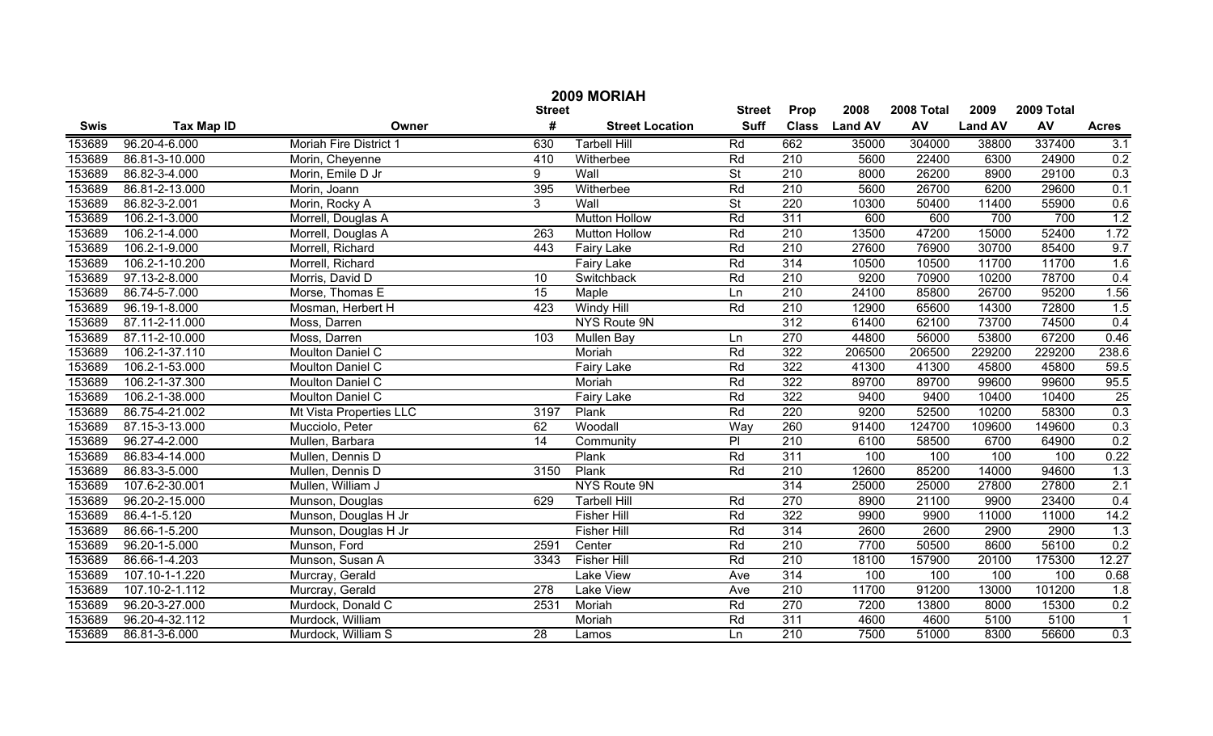# 2009 MORIAH

| Swis | Tax Map ID | Owner | Street # | Street Location | Street Suff | Prop Class | 2008 Land AV | 2008 Total AV | 2009 Land AV | 2009 Total AV | Acres |
|---|---|---|---|---|---|---|---|---|---|---|---|
| 153689 | 96.20-4-6.000 | Moriah Fire District 1 | 630 | Tarbell Hill | Rd | 662 | 35000 | 304000 | 38800 | 337400 | 3.1 |
| 153689 | 86.81-3-10.000 | Morin, Cheyenne | 410 | Witherbee | Rd | 210 | 5600 | 22400 | 6300 | 24900 | 0.2 |
| 153689 | 86.82-3-4.000 | Morin, Emile D Jr | 9 | Wall | St | 210 | 8000 | 26200 | 8900 | 29100 | 0.3 |
| 153689 | 86.81-2-13.000 | Morin, Joann | 395 | Witherbee | Rd | 210 | 5600 | 26700 | 6200 | 29600 | 0.1 |
| 153689 | 86.82-3-2.001 | Morin, Rocky A | 3 | Wall | St | 220 | 10300 | 50400 | 11400 | 55900 | 0.6 |
| 153689 | 106.2-1-3.000 | Morrell, Douglas A | | Mutton Hollow | Rd | 311 | 600 | 600 | 700 | 700 | 1.2 |
| 153689 | 106.2-1-4.000 | Morrell, Douglas A | 263 | Mutton Hollow | Rd | 210 | 13500 | 47200 | 15000 | 52400 | 1.72 |
| 153689 | 106.2-1-9.000 | Morrell, Richard | 443 | Fairy Lake | Rd | 210 | 27600 | 76900 | 30700 | 85400 | 9.7 |
| 153689 | 106.2-1-10.200 | Morrell, Richard | | Fairy Lake | Rd | 314 | 10500 | 10500 | 11700 | 11700 | 1.6 |
| 153689 | 97.13-2-8.000 | Morris, David D | 10 | Switchback | Rd | 210 | 9200 | 70900 | 10200 | 78700 | 0.4 |
| 153689 | 86.74-5-7.000 | Morse, Thomas E | 15 | Maple | Ln | 210 | 24100 | 85800 | 26700 | 95200 | 1.56 |
| 153689 | 96.19-1-8.000 | Mosman, Herbert H | 423 | Windy Hill | Rd | 210 | 12900 | 65600 | 14300 | 72800 | 1.5 |
| 153689 | 87.11-2-11.000 | Moss, Darren | | NYS Route 9N | | 312 | 61400 | 62100 | 73700 | 74500 | 0.4 |
| 153689 | 87.11-2-10.000 | Moss, Darren | 103 | Mullen Bay | Ln | 270 | 44800 | 56000 | 53800 | 67200 | 0.46 |
| 153689 | 106.2-1-37.110 | Moulton Daniel C | | Moriah | Rd | 322 | 206500 | 206500 | 229200 | 229200 | 238.6 |
| 153689 | 106.2-1-53.000 | Moulton Daniel C | | Fairy Lake | Rd | 322 | 41300 | 41300 | 45800 | 45800 | 59.5 |
| 153689 | 106.2-1-37.300 | Moulton Daniel C | | Moriah | Rd | 322 | 89700 | 89700 | 99600 | 99600 | 95.5 |
| 153689 | 106.2-1-38.000 | Moulton Daniel C | | Fairy Lake | Rd | 322 | 9400 | 9400 | 10400 | 10400 | 25 |
| 153689 | 86.75-4-21.002 | Mt Vista Properties LLC | 3197 | Plank | Rd | 220 | 9200 | 52500 | 10200 | 58300 | 0.3 |
| 153689 | 87.15-3-13.000 | Mucciolo, Peter | 62 | Woodall | Way | 260 | 91400 | 124700 | 109600 | 149600 | 0.3 |
| 153689 | 96.27-4-2.000 | Mullen, Barbara | 14 | Community | Pl | 210 | 6100 | 58500 | 6700 | 64900 | 0.2 |
| 153689 | 86.83-4-14.000 | Mullen, Dennis D | | Plank | Rd | 311 | 100 | 100 | 100 | 100 | 0.22 |
| 153689 | 86.83-3-5.000 | Mullen, Dennis D | 3150 | Plank | Rd | 210 | 12600 | 85200 | 14000 | 94600 | 1.3 |
| 153689 | 107.6-2-30.001 | Mullen, William J | | NYS Route 9N | | 314 | 25000 | 25000 | 27800 | 27800 | 2.1 |
| 153689 | 96.20-2-15.000 | Munson, Douglas | 629 | Tarbell Hill | Rd | 270 | 8900 | 21100 | 9900 | 23400 | 0.4 |
| 153689 | 86.4-1-5.120 | Munson, Douglas H Jr | | Fisher Hill | Rd | 322 | 9900 | 9900 | 11000 | 11000 | 14.2 |
| 153689 | 86.66-1-5.200 | Munson, Douglas H Jr | | Fisher Hill | Rd | 314 | 2600 | 2600 | 2900 | 2900 | 1.3 |
| 153689 | 96.20-1-5.000 | Munson, Ford | 2591 | Center | Rd | 210 | 7700 | 50500 | 8600 | 56100 | 0.2 |
| 153689 | 86.66-1-4.203 | Munson, Susan A | 3343 | Fisher Hill | Rd | 210 | 18100 | 157900 | 20100 | 175300 | 12.27 |
| 153689 | 107.10-1-1.220 | Murcray, Gerald | | Lake View | Ave | 314 | 100 | 100 | 100 | 100 | 0.68 |
| 153689 | 107.10-2-1.112 | Murcray, Gerald | 278 | Lake View | Ave | 210 | 11700 | 91200 | 13000 | 101200 | 1.8 |
| 153689 | 96.20-3-27.000 | Murdock, Donald C | 2531 | Moriah | Rd | 270 | 7200 | 13800 | 8000 | 15300 | 0.2 |
| 153689 | 96.20-4-32.112 | Murdock, William | | Moriah | Rd | 311 | 4600 | 4600 | 5100 | 5100 | 1 |
| 153689 | 86.81-3-6.000 | Murdock, William S | 28 | Lamos | Ln | 210 | 7500 | 51000 | 8300 | 56600 | 0.3 |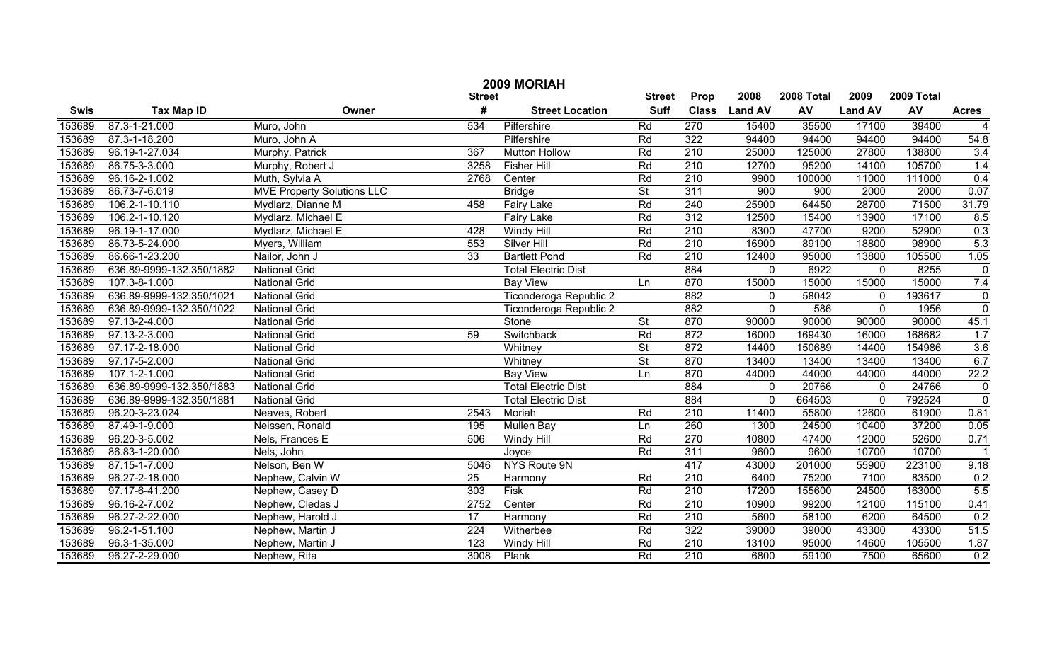# 2009 MORIAH

| Swis | Tax Map ID | Owner | Street # | Street Location | Street Suff | Prop Class | 2008 Land AV | 2008 Total AV | 2009 Land AV | 2009 Total AV | Acres |
|---|---|---|---|---|---|---|---|---|---|---|---|
| 153689 | 87.3-1-21.000 | Muro, John | 534 | Pilfershire | Rd | 270 | 15400 | 35500 | 17100 | 39400 | 4 |
| 153689 | 87.3-1-18.200 | Muro, John A | | Pilfershire | Rd | 322 | 94400 | 94400 | 94400 | 94400 | 54.8 |
| 153689 | 96.19-1-27.034 | Murphy, Patrick | 367 | Mutton Hollow | Rd | 210 | 25000 | 125000 | 27800 | 138800 | 3.4 |
| 153689 | 86.75-3-3.000 | Murphy, Robert J | 3258 | Fisher Hill | Rd | 210 | 12700 | 95200 | 14100 | 105700 | 1.4 |
| 153689 | 96.16-2-1.002 | Muth, Sylvia A | 2768 | Center | Rd | 210 | 9900 | 100000 | 11000 | 111000 | 0.4 |
| 153689 | 86.73-7-6.019 | MVE Property Solutions LLC | | Bridge | St | 311 | 900 | 900 | 2000 | 2000 | 0.07 |
| 153689 | 106.2-1-10.110 | Mydlarz, Dianne M | 458 | Fairy Lake | Rd | 240 | 25900 | 64450 | 28700 | 71500 | 31.79 |
| 153689 | 106.2-1-10.120 | Mydlarz, Michael E | | Fairy Lake | Rd | 312 | 12500 | 15400 | 13900 | 17100 | 8.5 |
| 153689 | 96.19-1-17.000 | Mydlarz, Michael E | 428 | Windy Hill | Rd | 210 | 8300 | 47700 | 9200 | 52900 | 0.3 |
| 153689 | 86.73-5-24.000 | Myers, William | 553 | Silver Hill | Rd | 210 | 16900 | 89100 | 18800 | 98900 | 5.3 |
| 153689 | 86.66-1-23.200 | Nailor, John J | 33 | Bartlett Pond | Rd | 210 | 12400 | 95000 | 13800 | 105500 | 1.05 |
| 153689 | 636.89-9999-132.350/1882 | National Grid | | Total Electric Dist | | 884 | 0 | 6922 | 0 | 8255 | 0 |
| 153689 | 107.3-8-1.000 | National Grid | | Bay View | Ln | 870 | 15000 | 15000 | 15000 | 15000 | 7.4 |
| 153689 | 636.89-9999-132.350/1021 | National Grid | | Ticonderoga Republic 2 | | 882 | 0 | 58042 | 0 | 193617 | 0 |
| 153689 | 636.89-9999-132.350/1022 | National Grid | | Ticonderoga Republic 2 | | 882 | 0 | 586 | 0 | 1956 | 0 |
| 153689 | 97.13-2-4.000 | National Grid | | Stone | St | 870 | 90000 | 90000 | 90000 | 90000 | 45.1 |
| 153689 | 97.13-2-3.000 | National Grid | 59 | Switchback | Rd | 872 | 16000 | 169430 | 16000 | 168682 | 1.7 |
| 153689 | 97.17-2-18.000 | National Grid | | Whitney | St | 872 | 14400 | 150689 | 14400 | 154986 | 3.6 |
| 153689 | 97.17-5-2.000 | National Grid | | Whitney | St | 870 | 13400 | 13400 | 13400 | 13400 | 6.7 |
| 153689 | 107.1-2-1.000 | National Grid | | Bay View | Ln | 870 | 44000 | 44000 | 44000 | 44000 | 22.2 |
| 153689 | 636.89-9999-132.350/1883 | National Grid | | Total Electric Dist | | 884 | 0 | 20766 | 0 | 24766 | 0 |
| 153689 | 636.89-9999-132.350/1881 | National Grid | | Total Electric Dist | | 884 | 0 | 664503 | 0 | 792524 | 0 |
| 153689 | 96.20-3-23.024 | Neaves, Robert | 2543 | Moriah | Rd | 210 | 11400 | 55800 | 12600 | 61900 | 0.81 |
| 153689 | 87.49-1-9.000 | Neissen, Ronald | 195 | Mullen Bay | Ln | 260 | 1300 | 24500 | 10400 | 37200 | 0.05 |
| 153689 | 96.20-3-5.002 | Nels, Frances E | 506 | Windy Hill | Rd | 270 | 10800 | 47400 | 12000 | 52600 | 0.71 |
| 153689 | 86.83-1-20.000 | Nels, John | | Joyce | Rd | 311 | 9600 | 9600 | 10700 | 10700 | 1 |
| 153689 | 87.15-1-7.000 | Nelson, Ben W | 5046 | NYS Route 9N | | 417 | 43000 | 201000 | 55900 | 223100 | 9.18 |
| 153689 | 96.27-2-18.000 | Nephew, Calvin W | 25 | Harmony | Rd | 210 | 6400 | 75200 | 7100 | 83500 | 0.2 |
| 153689 | 97.17-6-41.200 | Nephew, Casey D | 303 | Fisk | Rd | 210 | 17200 | 155600 | 24500 | 163000 | 5.5 |
| 153689 | 96.16-2-7.002 | Nephew, Cledas J | 2752 | Center | Rd | 210 | 10900 | 99200 | 12100 | 115100 | 0.41 |
| 153689 | 96.27-2-22.000 | Nephew, Harold J | 17 | Harmony | Rd | 210 | 5600 | 58100 | 6200 | 64500 | 0.2 |
| 153689 | 96.2-1-51.100 | Nephew, Martin J | 224 | Witherbee | Rd | 322 | 39000 | 39000 | 43300 | 43300 | 51.5 |
| 153689 | 96.3-1-35.000 | Nephew, Martin J | 123 | Windy Hill | Rd | 210 | 13100 | 95000 | 14600 | 105500 | 1.87 |
| 153689 | 96.27-2-29.000 | Nephew, Rita | 3008 | Plank | Rd | 210 | 6800 | 59100 | 7500 | 65600 | 0.2 |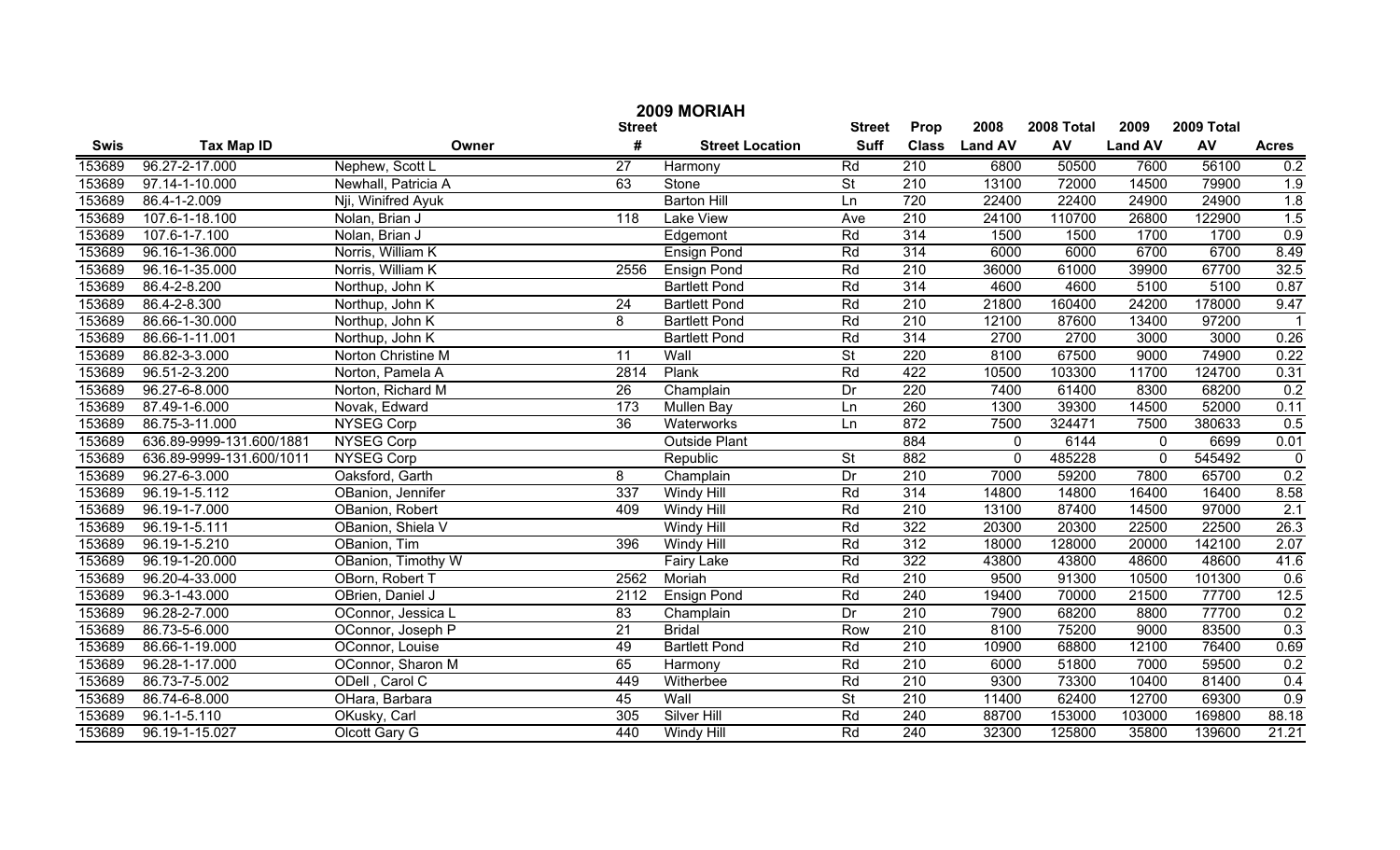# 2009 MORIAH

| Swis | Tax Map ID | Owner | Street # | Street Location | Street Suff | Prop Class | 2008 Land AV | 2008 Total AV | 2009 Land AV | 2009 Total AV | Acres |
|---|---|---|---|---|---|---|---|---|---|---|---|
| 153689 | 96.27-2-17.000 | Nephew, Scott L | 27 | Harmony | Rd | 210 | 6800 | 50500 | 7600 | 56100 | 0.2 |
| 153689 | 97.14-1-10.000 | Newhall, Patricia A | 63 | Stone | St | 210 | 13100 | 72000 | 14500 | 79900 | 1.9 |
| 153689 | 86.4-1-2.009 | Nji, Winifred Ayuk | | Barton Hill | Ln | 720 | 22400 | 22400 | 24900 | 24900 | 1.8 |
| 153689 | 107.6-1-18.100 | Nolan, Brian J | 118 | Lake View | Ave | 210 | 24100 | 110700 | 26800 | 122900 | 1.5 |
| 153689 | 107.6-1-7.100 | Nolan, Brian J | | Edgemont | Rd | 314 | 1500 | 1500 | 1700 | 1700 | 0.9 |
| 153689 | 96.16-1-36.000 | Norris, William K | | Ensign Pond | Rd | 314 | 6000 | 6000 | 6700 | 6700 | 8.49 |
| 153689 | 96.16-1-35.000 | Norris, William K | 2556 | Ensign Pond | Rd | 210 | 36000 | 61000 | 39900 | 67700 | 32.5 |
| 153689 | 86.4-2-8.200 | Northup, John K | | Bartlett Pond | Rd | 314 | 4600 | 4600 | 5100 | 5100 | 0.87 |
| 153689 | 86.4-2-8.300 | Northup, John K | 24 | Bartlett Pond | Rd | 210 | 21800 | 160400 | 24200 | 178000 | 9.47 |
| 153689 | 86.66-1-30.000 | Northup, John K | 8 | Bartlett Pond | Rd | 210 | 12100 | 87600 | 13400 | 97200 | 1 |
| 153689 | 86.66-1-11.001 | Northup, John K | | Bartlett Pond | Rd | 314 | 2700 | 2700 | 3000 | 3000 | 0.26 |
| 153689 | 86.82-3-3.000 | Norton Christine M | 11 | Wall | St | 220 | 8100 | 67500 | 9000 | 74900 | 0.22 |
| 153689 | 96.51-2-3.200 | Norton, Pamela A | 2814 | Plank | Rd | 422 | 10500 | 103300 | 11700 | 124700 | 0.31 |
| 153689 | 96.27-6-8.000 | Norton, Richard M | 26 | Champlain | Dr | 220 | 7400 | 61400 | 8300 | 68200 | 0.2 |
| 153689 | 87.49-1-6.000 | Novak, Edward | 173 | Mullen Bay | Ln | 260 | 1300 | 39300 | 14500 | 52000 | 0.11 |
| 153689 | 86.75-3-11.000 | NYSEG Corp | 36 | Waterworks | Ln | 872 | 7500 | 324471 | 7500 | 380633 | 0.5 |
| 153689 | 636.89-9999-131.600/1881 | NYSEG Corp | | Outside Plant | | 884 | 0 | 6144 | 0 | 6699 | 0.01 |
| 153689 | 636.89-9999-131.600/1011 | NYSEG Corp | | Republic | St | 882 | 0 | 485228 | 0 | 545492 | 0 |
| 153689 | 96.27-6-3.000 | Oaksford, Garth | 8 | Champlain | Dr | 210 | 7000 | 59200 | 7800 | 65700 | 0.2 |
| 153689 | 96.19-1-5.112 | OBanion, Jennifer | 337 | Windy Hill | Rd | 314 | 14800 | 14800 | 16400 | 16400 | 8.58 |
| 153689 | 96.19-1-7.000 | OBanion, Robert | 409 | Windy Hill | Rd | 210 | 13100 | 87400 | 14500 | 97000 | 2.1 |
| 153689 | 96.19-1-5.111 | OBanion, Shiela V | | Windy Hill | Rd | 322 | 20300 | 20300 | 22500 | 22500 | 26.3 |
| 153689 | 96.19-1-5.210 | OBanion, Tim | 396 | Windy Hill | Rd | 312 | 18000 | 128000 | 20000 | 142100 | 2.07 |
| 153689 | 96.19-1-20.000 | OBanion, Timothy W | | Fairy Lake | Rd | 322 | 43800 | 43800 | 48600 | 48600 | 41.6 |
| 153689 | 96.20-4-33.000 | OBorn, Robert T | 2562 | Moriah | Rd | 210 | 9500 | 91300 | 10500 | 101300 | 0.6 |
| 153689 | 96.3-1-43.000 | OBrien, Daniel J | 2112 | Ensign Pond | Rd | 240 | 19400 | 70000 | 21500 | 77700 | 12.5 |
| 153689 | 96.28-2-7.000 | OConnor, Jessica L | 83 | Champlain | Dr | 210 | 7900 | 68200 | 8800 | 77700 | 0.2 |
| 153689 | 86.73-5-6.000 | OConnor, Joseph P | 21 | Bridal | Row | 210 | 8100 | 75200 | 9000 | 83500 | 0.3 |
| 153689 | 86.66-1-19.000 | OConnor, Louise | 49 | Bartlett Pond | Rd | 210 | 10900 | 68800 | 12100 | 76400 | 0.69 |
| 153689 | 96.28-1-17.000 | OConnor, Sharon M | 65 | Harmony | Rd | 210 | 6000 | 51800 | 7000 | 59500 | 0.2 |
| 153689 | 86.73-7-5.002 | ODell , Carol C | 449 | Witherbee | Rd | 210 | 9300 | 73300 | 10400 | 81400 | 0.4 |
| 153689 | 86.74-6-8.000 | OHara, Barbara | 45 | Wall | St | 210 | 11400 | 62400 | 12700 | 69300 | 0.9 |
| 153689 | 96.1-1-5.110 | OKusky, Carl | 305 | Silver Hill | Rd | 240 | 88700 | 153000 | 103000 | 169800 | 88.18 |
| 153689 | 96.19-1-15.027 | Olcott Gary G | 440 | Windy Hill | Rd | 240 | 32300 | 125800 | 35800 | 139600 | 21.21 |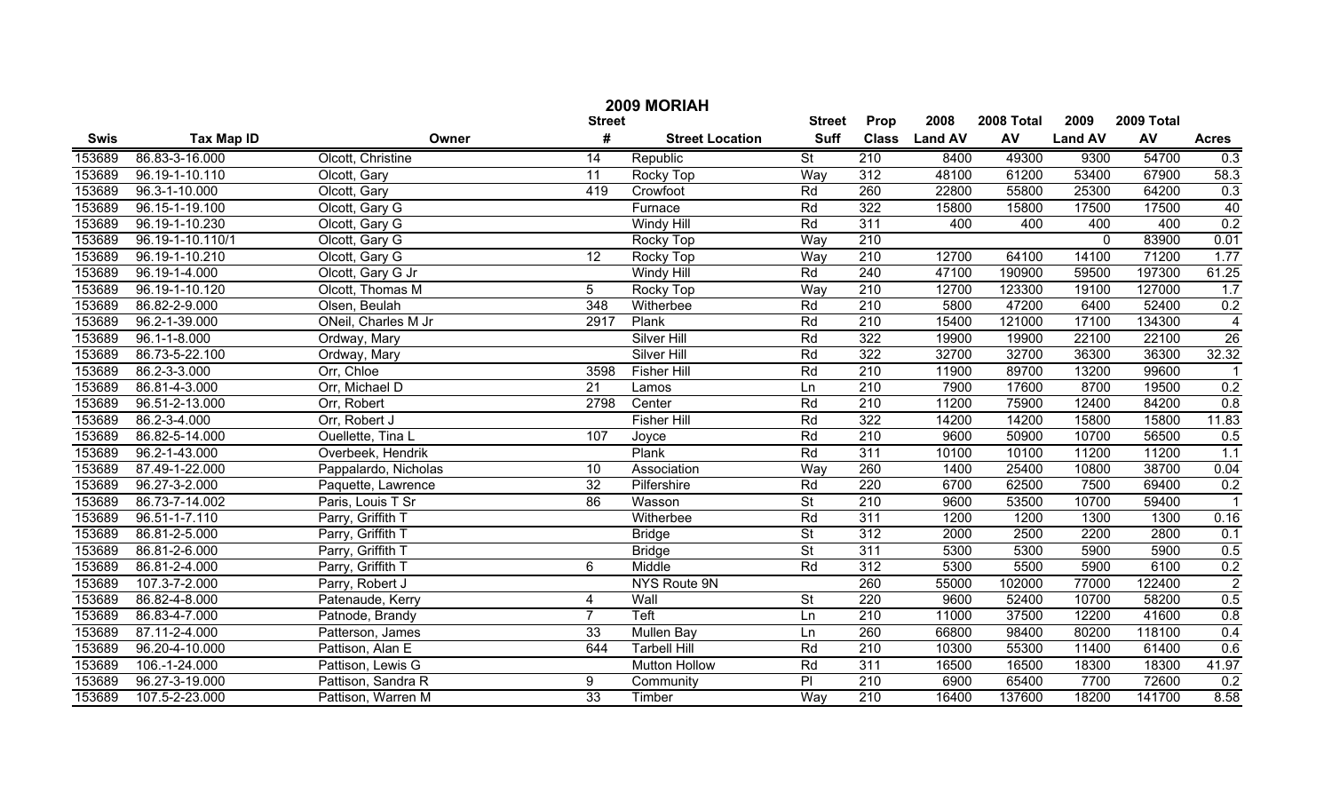# 2009 MORIAH

| Swis | Tax Map ID | Owner | Street # | Street Location | Street Suff | Prop Class | 2008 Land AV | 2008 Total AV | 2009 Land AV | 2009 Total AV | Acres |
|---|---|---|---|---|---|---|---|---|---|---|---|
| 153689 | 86.83-3-16.000 | Olcott, Christine | 14 | Republic | St | 210 | 8400 | 49300 | 9300 | 54700 | 0.3 |
| 153689 | 96.19-1-10.110 | Olcott, Gary | 11 | Rocky Top | Way | 312 | 48100 | 61200 | 53400 | 67900 | 58.3 |
| 153689 | 96.3-1-10.000 | Olcott, Gary | 419 | Crowfoot | Rd | 260 | 22800 | 55800 | 25300 | 64200 | 0.3 |
| 153689 | 96.15-1-19.100 | Olcott, Gary G | | Furnace | Rd | 322 | 15800 | 15800 | 17500 | 17500 | 40 |
| 153689 | 96.19-1-10.230 | Olcott, Gary G | | Windy Hill | Rd | 311 | 400 | 400 | 400 | 400 | 0.2 |
| 153689 | 96.19-1-10.110/1 | Olcott, Gary G | | Rocky Top | Way | 210 | | | 0 | 83900 | 0.01 |
| 153689 | 96.19-1-10.210 | Olcott, Gary G | 12 | Rocky Top | Way | 210 | 12700 | 64100 | 14100 | 71200 | 1.77 |
| 153689 | 96.19-1-4.000 | Olcott, Gary G Jr | | Windy Hill | Rd | 240 | 47100 | 190900 | 59500 | 197300 | 61.25 |
| 153689 | 96.19-1-10.120 | Olcott, Thomas M | 5 | Rocky Top | Way | 210 | 12700 | 123300 | 19100 | 127000 | 1.7 |
| 153689 | 86.82-2-9.000 | Olsen, Beulah | 348 | Witherbee | Rd | 210 | 5800 | 47200 | 6400 | 52400 | 0.2 |
| 153689 | 96.2-1-39.000 | ONeil, Charles M Jr | 2917 | Plank | Rd | 210 | 15400 | 121000 | 17100 | 134300 | 4 |
| 153689 | 96.1-1-8.000 | Ordway, Mary | | Silver Hill | Rd | 322 | 19900 | 19900 | 22100 | 22100 | 26 |
| 153689 | 86.73-5-22.100 | Ordway, Mary | | Silver Hill | Rd | 322 | 32700 | 32700 | 36300 | 36300 | 32.32 |
| 153689 | 86.2-3-3.000 | Orr, Chloe | 3598 | Fisher Hill | Rd | 210 | 11900 | 89700 | 13200 | 99600 | 1 |
| 153689 | 86.81-4-3.000 | Orr, Michael D | 21 | Lamos | Ln | 210 | 7900 | 17600 | 8700 | 19500 | 0.2 |
| 153689 | 96.51-2-13.000 | Orr, Robert | 2798 | Center | Rd | 210 | 11200 | 75900 | 12400 | 84200 | 0.8 |
| 153689 | 86.2-3-4.000 | Orr, Robert J | | Fisher Hill | Rd | 322 | 14200 | 14200 | 15800 | 15800 | 11.83 |
| 153689 | 86.82-5-14.000 | Ouellette, Tina L | 107 | Joyce | Rd | 210 | 9600 | 50900 | 10700 | 56500 | 0.5 |
| 153689 | 96.2-1-43.000 | Overbeek, Hendrik | | Plank | Rd | 311 | 10100 | 10100 | 11200 | 11200 | 1.1 |
| 153689 | 87.49-1-22.000 | Pappalardo, Nicholas | 10 | Association | Way | 260 | 1400 | 25400 | 10800 | 38700 | 0.04 |
| 153689 | 96.27-3-2.000 | Paquette, Lawrence | 32 | Pilfershire | Rd | 220 | 6700 | 62500 | 7500 | 69400 | 0.2 |
| 153689 | 86.73-7-14.002 | Paris, Louis T Sr | 86 | Wasson | St | 210 | 9600 | 53500 | 10700 | 59400 | 1 |
| 153689 | 96.51-1-7.110 | Parry, Griffith T | | Witherbee | Rd | 311 | 1200 | 1200 | 1300 | 1300 | 0.16 |
| 153689 | 86.81-2-5.000 | Parry, Griffith T | | Bridge | St | 312 | 2000 | 2500 | 2200 | 2800 | 0.1 |
| 153689 | 86.81-2-6.000 | Parry, Griffith T | | Bridge | St | 311 | 5300 | 5300 | 5900 | 5900 | 0.5 |
| 153689 | 86.81-2-4.000 | Parry, Griffith T | 6 | Middle | Rd | 312 | 5300 | 5500 | 5900 | 6100 | 0.2 |
| 153689 | 107.3-7-2.000 | Parry, Robert J | | NYS Route 9N | | 260 | 55000 | 102000 | 77000 | 122400 | 2 |
| 153689 | 86.82-4-8.000 | Patenaude, Kerry | 4 | Wall | St | 220 | 9600 | 52400 | 10700 | 58200 | 0.5 |
| 153689 | 86.83-4-7.000 | Patnode, Brandy | 7 | Teft | Ln | 210 | 11000 | 37500 | 12200 | 41600 | 0.8 |
| 153689 | 87.11-2-4.000 | Patterson, James | 33 | Mullen Bay | Ln | 260 | 66800 | 98400 | 80200 | 118100 | 0.4 |
| 153689 | 96.20-4-10.000 | Pattison, Alan E | 644 | Tarbell Hill | Rd | 210 | 10300 | 55300 | 11400 | 61400 | 0.6 |
| 153689 | 106.-1-24.000 | Pattison, Lewis G | | Mutton Hollow | Rd | 311 | 16500 | 16500 | 18300 | 18300 | 41.97 |
| 153689 | 96.27-3-19.000 | Pattison, Sandra R | 9 | Community | Pl | 210 | 6900 | 65400 | 7700 | 72600 | 0.2 |
| 153689 | 107.5-2-23.000 | Pattison, Warren M | 33 | Timber | Way | 210 | 16400 | 137600 | 18200 | 141700 | 8.58 |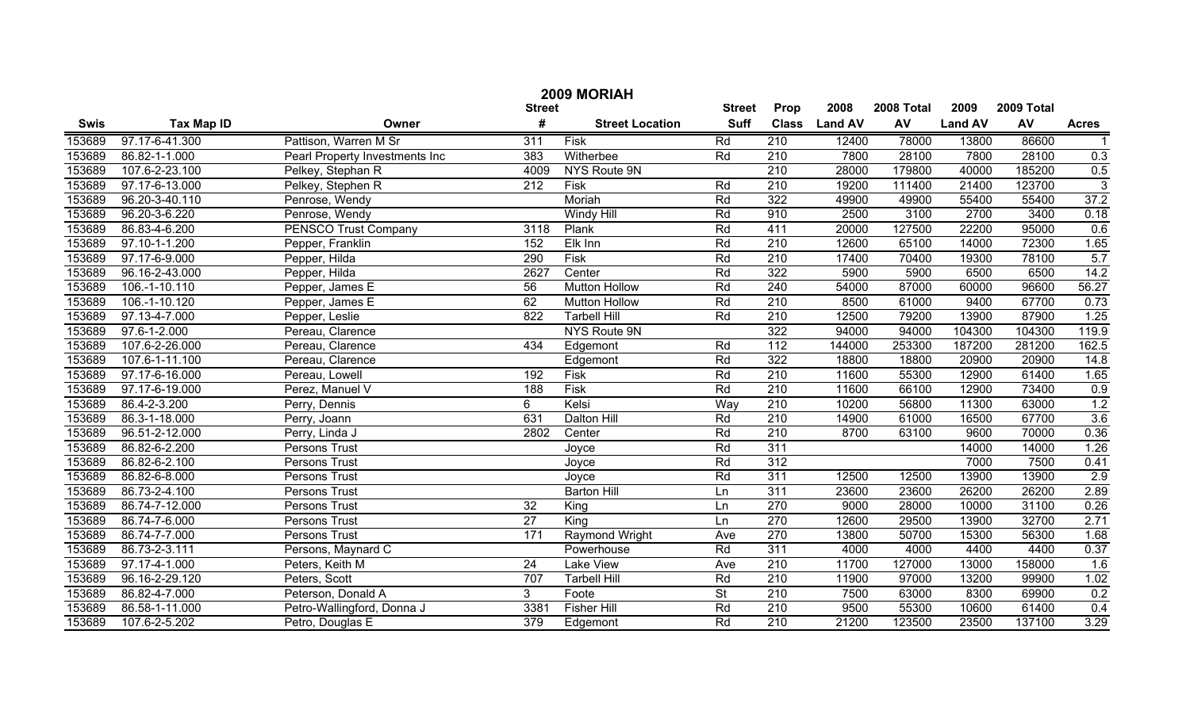# 2009 MORIAH

| Swis | Tax Map ID | Owner | Street # | Street Location | Street Suff | Prop Class | 2008 Land AV | 2008 Total AV | 2009 Land AV | 2009 Total AV | Acres |
|---|---|---|---|---|---|---|---|---|---|---|---|
| 153689 | 97.17-6-41.300 | Pattison, Warren M Sr | 311 | Fisk | Rd | 210 | 12400 | 78000 | 13800 | 86600 | 1 |
| 153689 | 86.82-1-1.000 | Pearl Property Investments Inc | 383 | Witherbee | Rd | 210 | 7800 | 28100 | 7800 | 28100 | 0.3 |
| 153689 | 107.6-2-23.100 | Pelkey, Stephan R | 4009 | NYS Route 9N | | 210 | 28000 | 179800 | 40000 | 185200 | 0.5 |
| 153689 | 97.17-6-13.000 | Pelkey, Stephen R | 212 | Fisk | Rd | 210 | 19200 | 111400 | 21400 | 123700 | 3 |
| 153689 | 96.20-3-40.110 | Penrose, Wendy | | Moriah | Rd | 322 | 49900 | 49900 | 55400 | 55400 | 37.2 |
| 153689 | 96.20-3-6.220 | Penrose, Wendy | | Windy Hill | Rd | 910 | 2500 | 3100 | 2700 | 3400 | 0.18 |
| 153689 | 86.83-4-6.200 | PENSCO Trust Company | 3118 | Plank | Rd | 411 | 20000 | 127500 | 22200 | 95000 | 0.6 |
| 153689 | 97.10-1-1.200 | Pepper, Franklin | 152 | Elk Inn | Rd | 210 | 12600 | 65100 | 14000 | 72300 | 1.65 |
| 153689 | 97.17-6-9.000 | Pepper, Hilda | 290 | Fisk | Rd | 210 | 17400 | 70400 | 19300 | 78100 | 5.7 |
| 153689 | 96.16-2-43.000 | Pepper, Hilda | 2627 | Center | Rd | 322 | 5900 | 5900 | 6500 | 6500 | 14.2 |
| 153689 | 106.-1-10.110 | Pepper, James E | 56 | Mutton Hollow | Rd | 240 | 54000 | 87000 | 60000 | 96600 | 56.27 |
| 153689 | 106.-1-10.120 | Pepper, James E | 62 | Mutton Hollow | Rd | 210 | 8500 | 61000 | 9400 | 67700 | 0.73 |
| 153689 | 97.13-4-7.000 | Pepper, Leslie | 822 | Tarbell Hill | Rd | 210 | 12500 | 79200 | 13900 | 87900 | 1.25 |
| 153689 | 97.6-1-2.000 | Pereau, Clarence | | NYS Route 9N | | 322 | 94000 | 94000 | 104300 | 104300 | 119.9 |
| 153689 | 107.6-2-26.000 | Pereau, Clarence | 434 | Edgemont | Rd | 112 | 144000 | 253300 | 187200 | 281200 | 162.5 |
| 153689 | 107.6-1-11.100 | Pereau, Clarence | | Edgemont | Rd | 322 | 18800 | 18800 | 20900 | 20900 | 14.8 |
| 153689 | 97.17-6-16.000 | Pereau, Lowell | 192 | Fisk | Rd | 210 | 11600 | 55300 | 12900 | 61400 | 1.65 |
| 153689 | 97.17-6-19.000 | Perez, Manuel V | 188 | Fisk | Rd | 210 | 11600 | 66100 | 12900 | 73400 | 0.9 |
| 153689 | 86.4-2-3.200 | Perry, Dennis | 6 | Kelsi | Way | 210 | 10200 | 56800 | 11300 | 63000 | 1.2 |
| 153689 | 86.3-1-18.000 | Perry, Joann | 631 | Dalton Hill | Rd | 210 | 14900 | 61000 | 16500 | 67700 | 3.6 |
| 153689 | 96.51-2-12.000 | Perry, Linda J | 2802 | Center | Rd | 210 | 8700 | 63100 | 9600 | 70000 | 0.36 |
| 153689 | 86.82-6-2.200 | Persons Trust | | Joyce | Rd | 311 | | | 14000 | 14000 | 1.26 |
| 153689 | 86.82-6-2.100 | Persons Trust | | Joyce | Rd | 312 | | | 7000 | 7500 | 0.41 |
| 153689 | 86.82-6-8.000 | Persons Trust | | Joyce | Rd | 311 | 12500 | 12500 | 13900 | 13900 | 2.9 |
| 153689 | 86.73-2-4.100 | Persons Trust | | Barton Hill | Ln | 311 | 23600 | 23600 | 26200 | 26200 | 2.89 |
| 153689 | 86.74-7-12.000 | Persons Trust | 32 | King | Ln | 270 | 9000 | 28000 | 10000 | 31100 | 0.26 |
| 153689 | 86.74-7-6.000 | Persons Trust | 27 | King | Ln | 270 | 12600 | 29500 | 13900 | 32700 | 2.71 |
| 153689 | 86.74-7-7.000 | Persons Trust | 171 | Raymond Wright | Ave | 270 | 13800 | 50700 | 15300 | 56300 | 1.68 |
| 153689 | 86.73-2-3.111 | Persons, Maynard C | | Powerhouse | Rd | 311 | 4000 | 4000 | 4400 | 4400 | 0.37 |
| 153689 | 97.17-4-1.000 | Peters, Keith M | 24 | Lake View | Ave | 210 | 11700 | 127000 | 13000 | 158000 | 1.6 |
| 153689 | 96.16-2-29.120 | Peters, Scott | 707 | Tarbell Hill | Rd | 210 | 11900 | 97000 | 13200 | 99900 | 1.02 |
| 153689 | 86.82-4-7.000 | Peterson, Donald A | 3 | Foote | St | 210 | 7500 | 63000 | 8300 | 69900 | 0.2 |
| 153689 | 86.58-1-11.000 | Petro-Wallingford, Donna J | 3381 | Fisher Hill | Rd | 210 | 9500 | 55300 | 10600 | 61400 | 0.4 |
| 153689 | 107.6-2-5.202 | Petro, Douglas E | 379 | Edgemont | Rd | 210 | 21200 | 123500 | 23500 | 137100 | 3.29 |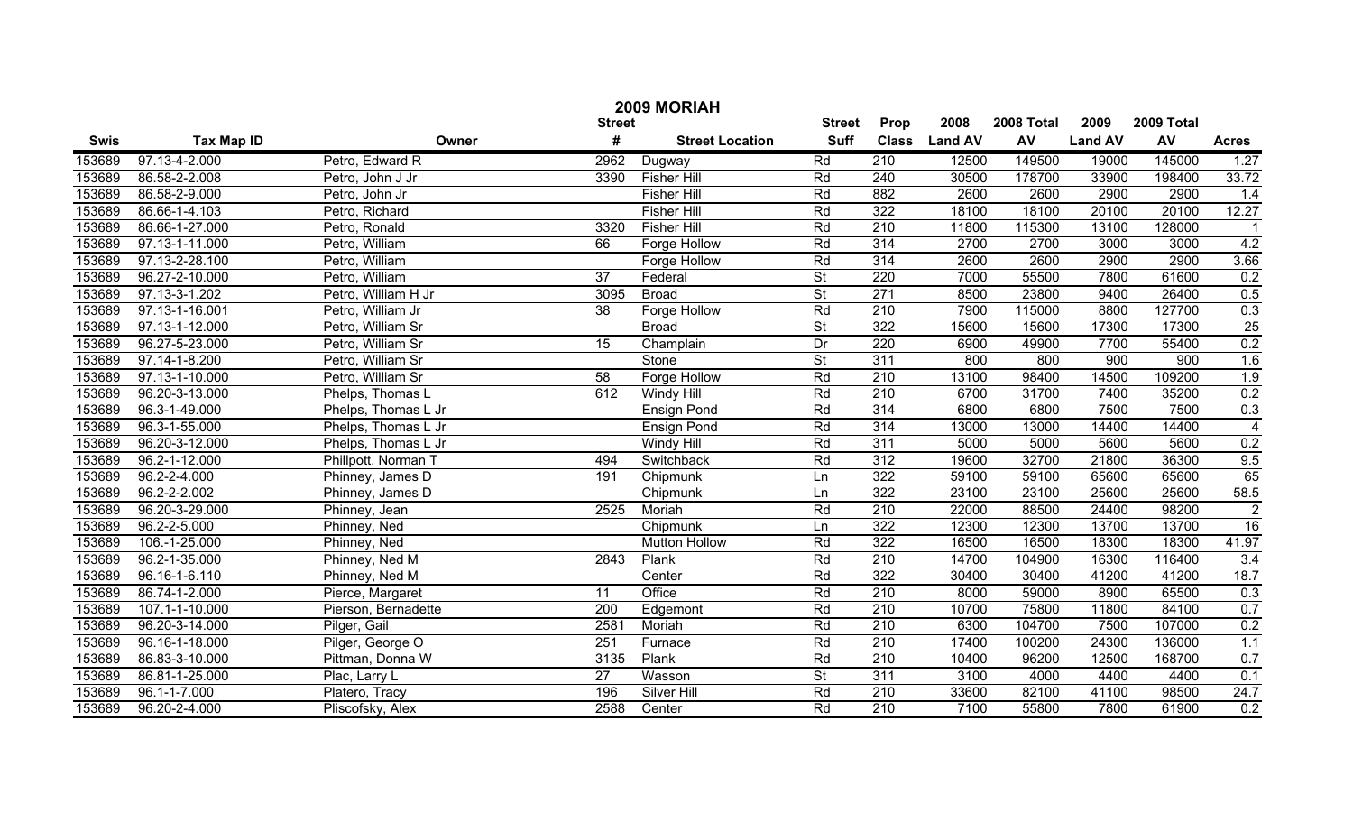# 2009 MORIAH

| Swis | Tax Map ID | Owner | Street # | Street Location | Street Suff | Prop Class | 2008 Land AV | 2008 Total AV | 2009 Land AV | 2009 Total AV | Acres |
|---|---|---|---|---|---|---|---|---|---|---|---|
| 153689 | 97.13-4-2.000 | Petro, Edward R | 2962 | Dugway | Rd | 210 | 12500 | 149500 | 19000 | 145000 | 1.27 |
| 153689 | 86.58-2-2.008 | Petro, John J Jr | 3390 | Fisher Hill | Rd | 240 | 30500 | 178700 | 33900 | 198400 | 33.72 |
| 153689 | 86.58-2-9.000 | Petro, John Jr | | Fisher Hill | Rd | 882 | 2600 | 2600 | 2900 | 2900 | 1.4 |
| 153689 | 86.66-1-4.103 | Petro, Richard | | Fisher Hill | Rd | 322 | 18100 | 18100 | 20100 | 20100 | 12.27 |
| 153689 | 86.66-1-27.000 | Petro, Ronald | 3320 | Fisher Hill | Rd | 210 | 11800 | 115300 | 13100 | 128000 | 1 |
| 153689 | 97.13-1-11.000 | Petro, William | 66 | Forge Hollow | Rd | 314 | 2700 | 2700 | 3000 | 3000 | 4.2 |
| 153689 | 97.13-2-28.100 | Petro, William | | Forge Hollow | Rd | 314 | 2600 | 2600 | 2900 | 2900 | 3.66 |
| 153689 | 96.27-2-10.000 | Petro, William | 37 | Federal | St | 220 | 7000 | 55500 | 7800 | 61600 | 0.2 |
| 153689 | 97.13-3-1.202 | Petro, William H Jr | 3095 | Broad | St | 271 | 8500 | 23800 | 9400 | 26400 | 0.5 |
| 153689 | 97.13-1-16.001 | Petro, William Jr | 38 | Forge Hollow | Rd | 210 | 7900 | 115000 | 8800 | 127700 | 0.3 |
| 153689 | 97.13-1-12.000 | Petro, William Sr | | Broad | St | 322 | 15600 | 15600 | 17300 | 17300 | 25 |
| 153689 | 96.27-5-23.000 | Petro, William Sr | 15 | Champlain | Dr | 220 | 6900 | 49900 | 7700 | 55400 | 0.2 |
| 153689 | 97.14-1-8.200 | Petro, William Sr | | Stone | St | 311 | 800 | 800 | 900 | 900 | 1.6 |
| 153689 | 97.13-1-10.000 | Petro, William Sr | 58 | Forge Hollow | Rd | 210 | 13100 | 98400 | 14500 | 109200 | 1.9 |
| 153689 | 96.20-3-13.000 | Phelps, Thomas L | 612 | Windy Hill | Rd | 210 | 6700 | 31700 | 7400 | 35200 | 0.2 |
| 153689 | 96.3-1-49.000 | Phelps, Thomas L Jr | | Ensign Pond | Rd | 314 | 6800 | 6800 | 7500 | 7500 | 0.3 |
| 153689 | 96.3-1-55.000 | Phelps, Thomas L Jr | | Ensign Pond | Rd | 314 | 13000 | 13000 | 14400 | 14400 | 4 |
| 153689 | 96.20-3-12.000 | Phelps, Thomas L Jr | | Windy Hill | Rd | 311 | 5000 | 5000 | 5600 | 5600 | 0.2 |
| 153689 | 96.2-1-12.000 | Phillpott, Norman T | 494 | Switchback | Rd | 312 | 19600 | 32700 | 21800 | 36300 | 9.5 |
| 153689 | 96.2-2-4.000 | Phinney, James D | 191 | Chipmunk | Ln | 322 | 59100 | 59100 | 65600 | 65600 | 65 |
| 153689 | 96.2-2-2.002 | Phinney, James D | | Chipmunk | Ln | 322 | 23100 | 23100 | 25600 | 25600 | 58.5 |
| 153689 | 96.20-3-29.000 | Phinney, Jean | 2525 | Moriah | Rd | 210 | 22000 | 88500 | 24400 | 98200 | 2 |
| 153689 | 96.2-2-5.000 | Phinney, Ned | | Chipmunk | Ln | 322 | 12300 | 12300 | 13700 | 13700 | 16 |
| 153689 | 106.-1-25.000 | Phinney, Ned | | Mutton Hollow | Rd | 322 | 16500 | 16500 | 18300 | 18300 | 41.97 |
| 153689 | 96.2-1-35.000 | Phinney, Ned M | 2843 | Plank | Rd | 210 | 14700 | 104900 | 16300 | 116400 | 3.4 |
| 153689 | 96.16-1-6.110 | Phinney, Ned M | | Center | Rd | 322 | 30400 | 30400 | 41200 | 41200 | 18.7 |
| 153689 | 86.74-1-2.000 | Pierce, Margaret | 11 | Office | Rd | 210 | 8000 | 59000 | 8900 | 65500 | 0.3 |
| 153689 | 107.1-1-10.000 | Pierson, Bernadette | 200 | Edgemont | Rd | 210 | 10700 | 75800 | 11800 | 84100 | 0.7 |
| 153689 | 96.20-3-14.000 | Pilger, Gail | 2581 | Moriah | Rd | 210 | 6300 | 104700 | 7500 | 107000 | 0.2 |
| 153689 | 96.16-1-18.000 | Pilger, George O | 251 | Furnace | Rd | 210 | 17400 | 100200 | 24300 | 136000 | 1.1 |
| 153689 | 86.83-3-10.000 | Pittman, Donna W | 3135 | Plank | Rd | 210 | 10400 | 96200 | 12500 | 168700 | 0.7 |
| 153689 | 86.81-1-25.000 | Plac, Larry L | 27 | Wasson | St | 311 | 3100 | 4000 | 4400 | 4400 | 0.1 |
| 153689 | 96.1-1-7.000 | Platero, Tracy | 196 | Silver Hill | Rd | 210 | 33600 | 82100 | 41100 | 98500 | 24.7 |
| 153689 | 96.20-2-4.000 | Pliscofsky, Alex | 2588 | Center | Rd | 210 | 7100 | 55800 | 7800 | 61900 | 0.2 |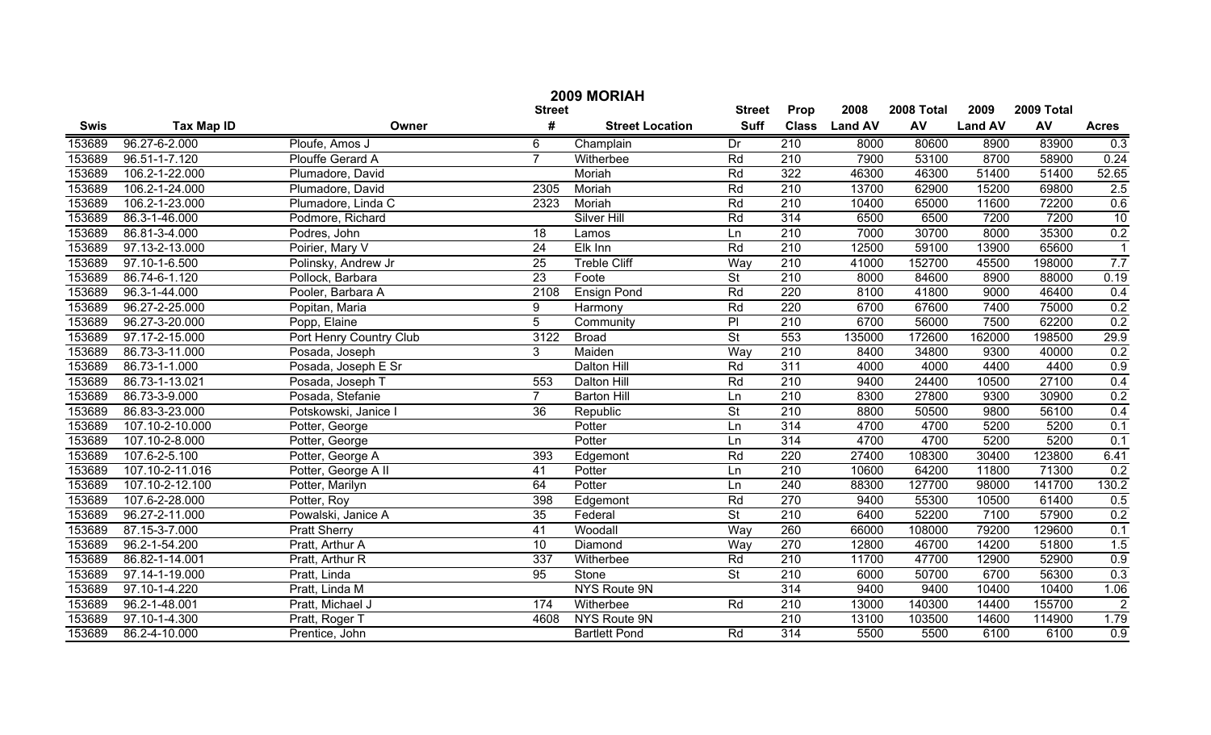# 2009 MORIAH

| Swis | Tax Map ID | Owner | Street # | Street Location | Street Suff | Prop Class | 2008 Land AV | 2008 Total AV | 2009 Land AV | 2009 Total AV | Acres |
|---|---|---|---|---|---|---|---|---|---|---|---|
| 153689 | 96.27-6-2.000 | Ploufe, Amos J | 6 | Champlain | Dr | 210 | 8000 | 80600 | 8900 | 83900 | 0.3 |
| 153689 | 96.51-1-7.120 | Plouffe Gerard A | 7 | Witherbee | Rd | 210 | 7900 | 53100 | 8700 | 58900 | 0.24 |
| 153689 | 106.2-1-22.000 | Plumadore, David | | Moriah | Rd | 322 | 46300 | 46300 | 51400 | 51400 | 52.65 |
| 153689 | 106.2-1-24.000 | Plumadore, David | 2305 | Moriah | Rd | 210 | 13700 | 62900 | 15200 | 69800 | 2.5 |
| 153689 | 106.2-1-23.000 | Plumadore, Linda C | 2323 | Moriah | Rd | 210 | 10400 | 65000 | 11600 | 72200 | 0.6 |
| 153689 | 86.3-1-46.000 | Podmore, Richard | | Silver Hill | Rd | 314 | 6500 | 6500 | 7200 | 7200 | 10 |
| 153689 | 86.81-3-4.000 | Podres, John | 18 | Lamos | Ln | 210 | 7000 | 30700 | 8000 | 35300 | 0.2 |
| 153689 | 97.13-2-13.000 | Poirier, Mary V | 24 | Elk Inn | Rd | 210 | 12500 | 59100 | 13900 | 65600 | 1 |
| 153689 | 97.10-1-6.500 | Polinsky, Andrew Jr | 25 | Treble Cliff | Way | 210 | 41000 | 152700 | 45500 | 198000 | 7.7 |
| 153689 | 86.74-6-1.120 | Pollock, Barbara | 23 | Foote | St | 210 | 8000 | 84600 | 8900 | 88000 | 0.19 |
| 153689 | 96.3-1-44.000 | Pooler, Barbara A | 2108 | Ensign Pond | Rd | 220 | 8100 | 41800 | 9000 | 46400 | 0.4 |
| 153689 | 96.27-2-25.000 | Popitan, Maria | 9 | Harmony | Rd | 220 | 6700 | 67600 | 7400 | 75000 | 0.2 |
| 153689 | 96.27-3-20.000 | Popp, Elaine | 5 | Community | Pl | 210 | 6700 | 56000 | 7500 | 62200 | 0.2 |
| 153689 | 97.17-2-15.000 | Port Henry Country Club | 3122 | Broad | St | 553 | 135000 | 172600 | 162000 | 198500 | 29.9 |
| 153689 | 86.73-3-11.000 | Posada, Joseph | 3 | Maiden | Way | 210 | 8400 | 34800 | 9300 | 40000 | 0.2 |
| 153689 | 86.73-1-1.000 | Posada, Joseph E Sr | | Dalton Hill | Rd | 311 | 4000 | 4000 | 4400 | 4400 | 0.9 |
| 153689 | 86.73-1-13.021 | Posada, Joseph T | 553 | Dalton Hill | Rd | 210 | 9400 | 24400 | 10500 | 27100 | 0.4 |
| 153689 | 86.73-3-9.000 | Posada, Stefanie | 7 | Barton Hill | Ln | 210 | 8300 | 27800 | 9300 | 30900 | 0.2 |
| 153689 | 86.83-3-23.000 | Potskowski, Janice I | 36 | Republic | St | 210 | 8800 | 50500 | 9800 | 56100 | 0.4 |
| 153689 | 107.10-2-10.000 | Potter, George | | Potter | Ln | 314 | 4700 | 4700 | 5200 | 5200 | 0.1 |
| 153689 | 107.10-2-8.000 | Potter, George | | Potter | Ln | 314 | 4700 | 4700 | 5200 | 5200 | 0.1 |
| 153689 | 107.6-2-5.100 | Potter, George A | 393 | Edgemont | Rd | 220 | 27400 | 108300 | 30400 | 123800 | 6.41 |
| 153689 | 107.10-2-11.016 | Potter, George A II | 41 | Potter | Ln | 210 | 10600 | 64200 | 11800 | 71300 | 0.2 |
| 153689 | 107.10-2-12.100 | Potter, Marilyn | 64 | Potter | Ln | 240 | 88300 | 127700 | 98000 | 141700 | 130.2 |
| 153689 | 107.6-2-28.000 | Potter, Roy | 398 | Edgemont | Rd | 270 | 9400 | 55300 | 10500 | 61400 | 0.5 |
| 153689 | 96.27-2-11.000 | Powalski, Janice A | 35 | Federal | St | 210 | 6400 | 52200 | 7100 | 57900 | 0.2 |
| 153689 | 87.15-3-7.000 | Pratt Sherry | 41 | Woodall | Way | 260 | 66000 | 108000 | 79200 | 129600 | 0.1 |
| 153689 | 96.2-1-54.200 | Pratt, Arthur A | 10 | Diamond | Way | 270 | 12800 | 46700 | 14200 | 51800 | 1.5 |
| 153689 | 86.82-1-14.001 | Pratt, Arthur R | 337 | Witherbee | Rd | 210 | 11700 | 47700 | 12900 | 52900 | 0.9 |
| 153689 | 97.14-1-19.000 | Pratt, Linda | 95 | Stone | St | 210 | 6000 | 50700 | 6700 | 56300 | 0.3 |
| 153689 | 97.10-1-4.220 | Pratt, Linda M | | NYS Route 9N | | 314 | 9400 | 9400 | 10400 | 10400 | 1.06 |
| 153689 | 96.2-1-48.001 | Pratt, Michael J | 174 | Witherbee | Rd | 210 | 13000 | 140300 | 14400 | 155700 | 2 |
| 153689 | 97.10-1-4.300 | Pratt, Roger T | 4608 | NYS Route 9N | | 210 | 13100 | 103500 | 14600 | 114900 | 1.79 |
| 153689 | 86.2-4-10.000 | Prentice, John | | Bartlett Pond | Rd | 314 | 5500 | 5500 | 6100 | 6100 | 0.9 |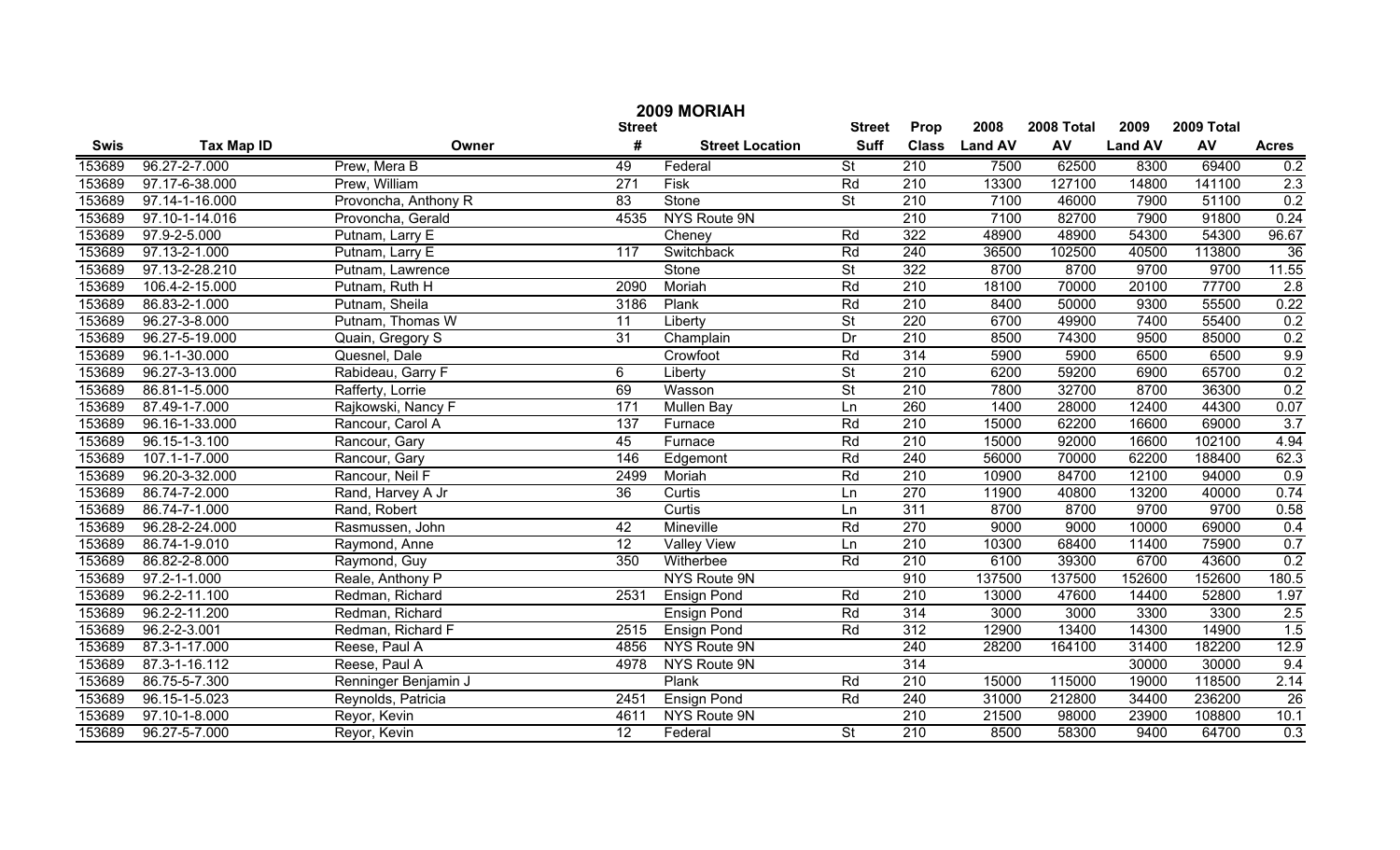# 2009 MORIAH

| Swis | Tax Map ID | Owner | Street # | Street Location | Street Suff | Prop Class | 2008 Land AV | 2008 Total AV | 2009 Land AV | 2009 Total AV | Acres |
|---|---|---|---|---|---|---|---|---|---|---|---|
| 153689 | 96.27-2-7.000 | Prew, Mera B | 49 | Federal | St | 210 | 7500 | 62500 | 8300 | 69400 | 0.2 |
| 153689 | 97.17-6-38.000 | Prew, William | 271 | Fisk | Rd | 210 | 13300 | 127100 | 14800 | 141100 | 2.3 |
| 153689 | 97.14-1-16.000 | Provoncha, Anthony R | 83 | Stone | St | 210 | 7100 | 46000 | 7900 | 51100 | 0.2 |
| 153689 | 97.10-1-14.016 | Provoncha, Gerald | 4535 | NYS Route 9N | | 210 | 7100 | 82700 | 7900 | 91800 | 0.24 |
| 153689 | 97.9-2-5.000 | Putnam, Larry E | | Cheney | Rd | 322 | 48900 | 48900 | 54300 | 54300 | 96.67 |
| 153689 | 97.13-2-1.000 | Putnam, Larry E | 117 | Switchback | Rd | 240 | 36500 | 102500 | 40500 | 113800 | 36 |
| 153689 | 97.13-2-28.210 | Putnam, Lawrence | | Stone | St | 322 | 8700 | 8700 | 9700 | 9700 | 11.55 |
| 153689 | 106.4-2-15.000 | Putnam, Ruth H | 2090 | Moriah | Rd | 210 | 18100 | 70000 | 20100 | 77700 | 2.8 |
| 153689 | 86.83-2-1.000 | Putnam, Sheila | 3186 | Plank | Rd | 210 | 8400 | 50000 | 9300 | 55500 | 0.22 |
| 153689 | 96.27-3-8.000 | Putnam, Thomas W | 11 | Liberty | St | 220 | 6700 | 49900 | 7400 | 55400 | 0.2 |
| 153689 | 96.27-5-19.000 | Quain, Gregory S | 31 | Champlain | Dr | 210 | 8500 | 74300 | 9500 | 85000 | 0.2 |
| 153689 | 96.1-1-30.000 | Quesnel, Dale | | Crowfoot | Rd | 314 | 5900 | 5900 | 6500 | 6500 | 9.9 |
| 153689 | 96.27-3-13.000 | Rabideau, Garry F | 6 | Liberty | St | 210 | 6200 | 59200 | 6900 | 65700 | 0.2 |
| 153689 | 86.81-1-5.000 | Rafferty, Lorrie | 69 | Wasson | St | 210 | 7800 | 32700 | 8700 | 36300 | 0.2 |
| 153689 | 87.49-1-7.000 | Rajkowski, Nancy F | 171 | Mullen Bay | Ln | 260 | 1400 | 28000 | 12400 | 44300 | 0.07 |
| 153689 | 96.16-1-33.000 | Rancour, Carol A | 137 | Furnace | Rd | 210 | 15000 | 62200 | 16600 | 69000 | 3.7 |
| 153689 | 96.15-1-3.100 | Rancour, Gary | 45 | Furnace | Rd | 210 | 15000 | 92000 | 16600 | 102100 | 4.94 |
| 153689 | 107.1-1-7.000 | Rancour, Gary | 146 | Edgemont | Rd | 240 | 56000 | 70000 | 62200 | 188400 | 62.3 |
| 153689 | 96.20-3-32.000 | Rancour, Neil F | 2499 | Moriah | Rd | 210 | 10900 | 84700 | 12100 | 94000 | 0.9 |
| 153689 | 86.74-7-2.000 | Rand, Harvey A Jr | 36 | Curtis | Ln | 270 | 11900 | 40800 | 13200 | 40000 | 0.74 |
| 153689 | 86.74-7-1.000 | Rand, Robert | | Curtis | Ln | 311 | 8700 | 8700 | 9700 | 9700 | 0.58 |
| 153689 | 96.28-2-24.000 | Rasmussen, John | 42 | Mineville | Rd | 270 | 9000 | 9000 | 10000 | 69000 | 0.4 |
| 153689 | 86.74-1-9.010 | Raymond, Anne | 12 | Valley View | Ln | 210 | 10300 | 68400 | 11400 | 75900 | 0.7 |
| 153689 | 86.82-2-8.000 | Raymond, Guy | 350 | Witherbee | Rd | 210 | 6100 | 39300 | 6700 | 43600 | 0.2 |
| 153689 | 97.2-1-1.000 | Reale, Anthony P | | NYS Route 9N | | 910 | 137500 | 137500 | 152600 | 152600 | 180.5 |
| 153689 | 96.2-2-11.100 | Redman, Richard | 2531 | Ensign Pond | Rd | 210 | 13000 | 47600 | 14400 | 52800 | 1.97 |
| 153689 | 96.2-2-11.200 | Redman, Richard | | Ensign Pond | Rd | 314 | 3000 | 3000 | 3300 | 3300 | 2.5 |
| 153689 | 96.2-2-3.001 | Redman, Richard F | 2515 | Ensign Pond | Rd | 312 | 12900 | 13400 | 14300 | 14900 | 1.5 |
| 153689 | 87.3-1-17.000 | Reese, Paul A | 4856 | NYS Route 9N | | 240 | 28200 | 164100 | 31400 | 182200 | 12.9 |
| 153689 | 87.3-1-16.112 | Reese, Paul A | 4978 | NYS Route 9N | | 314 | | | 30000 | 30000 | 9.4 |
| 153689 | 86.75-5-7.300 | Renninger Benjamin J | | Plank | Rd | 210 | 15000 | 115000 | 19000 | 118500 | 2.14 |
| 153689 | 96.15-1-5.023 | Reynolds, Patricia | 2451 | Ensign Pond | Rd | 240 | 31000 | 212800 | 34400 | 236200 | 26 |
| 153689 | 97.10-1-8.000 | Reyor, Kevin | 4611 | NYS Route 9N | | 210 | 21500 | 98000 | 23900 | 108800 | 10.1 |
| 153689 | 96.27-5-7.000 | Reyor, Kevin | 12 | Federal | St | 210 | 8500 | 58300 | 9400 | 64700 | 0.3 |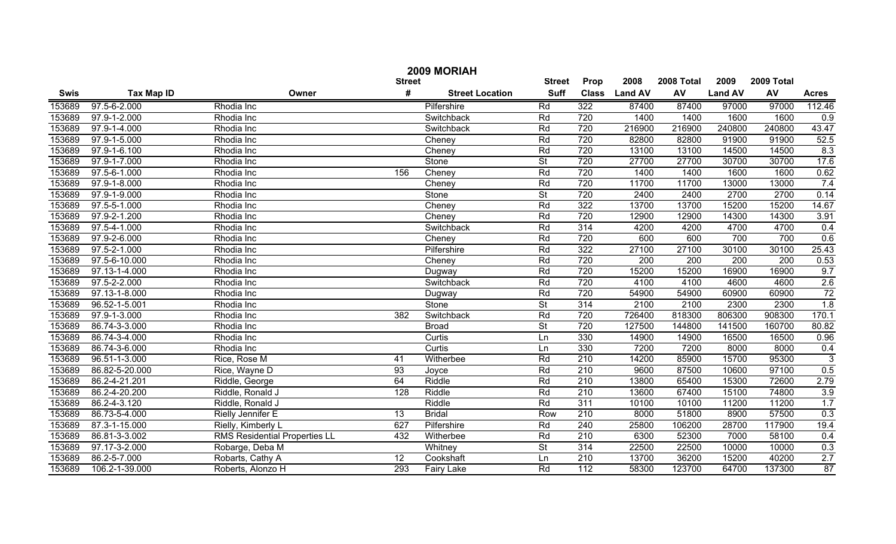# 2009 MORIAH

| Swis | Tax Map ID | Owner | Street # | Street Location | Street Suff | Prop Class | 2008 Land AV | 2008 Total AV | 2009 Land AV | 2009 Total AV | Acres |
|---|---|---|---|---|---|---|---|---|---|---|---|
| 153689 | 97.5-6-2.000 | Rhodia Inc | | Pilfershire | Rd | 322 | 87400 | 87400 | 97000 | 97000 | 112.46 |
| 153689 | 97.9-1-2.000 | Rhodia Inc | | Switchback | Rd | 720 | 1400 | 1400 | 1600 | 1600 | 0.9 |
| 153689 | 97.9-1-4.000 | Rhodia Inc | | Switchback | Rd | 720 | 216900 | 216900 | 240800 | 240800 | 43.47 |
| 153689 | 97.9-1-5.000 | Rhodia Inc | | Cheney | Rd | 720 | 82800 | 82800 | 91900 | 91900 | 52.5 |
| 153689 | 97.9-1-6.100 | Rhodia Inc | | Cheney | Rd | 720 | 13100 | 13100 | 14500 | 14500 | 8.3 |
| 153689 | 97.9-1-7.000 | Rhodia Inc | | Stone | St | 720 | 27700 | 27700 | 30700 | 30700 | 17.6 |
| 153689 | 97.5-6-1.000 | Rhodia Inc | 156 | Cheney | Rd | 720 | 1400 | 1400 | 1600 | 1600 | 0.62 |
| 153689 | 97.9-1-8.000 | Rhodia Inc | | Cheney | Rd | 720 | 11700 | 11700 | 13000 | 13000 | 7.4 |
| 153689 | 97.9-1-9.000 | Rhodia Inc | | Stone | St | 720 | 2400 | 2400 | 2700 | 2700 | 0.14 |
| 153689 | 97.5-5-1.000 | Rhodia Inc | | Cheney | Rd | 322 | 13700 | 13700 | 15200 | 15200 | 14.67 |
| 153689 | 97.9-2-1.200 | Rhodia Inc | | Cheney | Rd | 720 | 12900 | 12900 | 14300 | 14300 | 3.91 |
| 153689 | 97.5-4-1.000 | Rhodia Inc | | Switchback | Rd | 314 | 4200 | 4200 | 4700 | 4700 | 0.4 |
| 153689 | 97.9-2-6.000 | Rhodia Inc | | Cheney | Rd | 720 | 600 | 600 | 700 | 700 | 0.6 |
| 153689 | 97.5-2-1.000 | Rhodia Inc | | Pilfershire | Rd | 322 | 27100 | 27100 | 30100 | 30100 | 25.43 |
| 153689 | 97.5-6-10.000 | Rhodia Inc | | Cheney | Rd | 720 | 200 | 200 | 200 | 200 | 0.53 |
| 153689 | 97.13-1-4.000 | Rhodia Inc | | Dugway | Rd | 720 | 15200 | 15200 | 16900 | 16900 | 9.7 |
| 153689 | 97.5-2-2.000 | Rhodia Inc | | Switchback | Rd | 720 | 4100 | 4100 | 4600 | 4600 | 2.6 |
| 153689 | 97.13-1-8.000 | Rhodia Inc | | Dugway | Rd | 720 | 54900 | 54900 | 60900 | 60900 | 72 |
| 153689 | 96.52-1-5.001 | Rhodia Inc | | Stone | St | 314 | 2100 | 2100 | 2300 | 2300 | 1.8 |
| 153689 | 97.9-1-3.000 | Rhodia Inc | 382 | Switchback | Rd | 720 | 726400 | 818300 | 806300 | 908300 | 170.1 |
| 153689 | 86.74-3-3.000 | Rhodia Inc | | Broad | St | 720 | 127500 | 144800 | 141500 | 160700 | 80.82 |
| 153689 | 86.74-3-4.000 | Rhodia Inc | | Curtis | Ln | 330 | 14900 | 14900 | 16500 | 16500 | 0.96 |
| 153689 | 86.74-3-6.000 | Rhodia Inc | | Curtis | Ln | 330 | 7200 | 7200 | 8000 | 8000 | 0.4 |
| 153689 | 96.51-1-3.000 | Rice, Rose M | 41 | Witherbee | Rd | 210 | 14200 | 85900 | 15700 | 95300 | 3 |
| 153689 | 86.82-5-20.000 | Rice, Wayne D | 93 | Joyce | Rd | 210 | 9600 | 87500 | 10600 | 97100 | 0.5 |
| 153689 | 86.2-4-21.201 | Riddle, George | 64 | Riddle | Rd | 210 | 13800 | 65400 | 15300 | 72600 | 2.79 |
| 153689 | 86.2-4-20.200 | Riddle, Ronald J | 128 | Riddle | Rd | 210 | 13600 | 67400 | 15100 | 74800 | 3.9 |
| 153689 | 86.2-4-3.120 | Riddle, Ronald J | | Riddle | Rd | 311 | 10100 | 10100 | 11200 | 11200 | 1.7 |
| 153689 | 86.73-5-4.000 | Rielly Jennifer E | 13 | Bridal | Row | 210 | 8000 | 51800 | 8900 | 57500 | 0.3 |
| 153689 | 87.3-1-15.000 | Rielly, Kimberly L | 627 | Pilfershire | Rd | 240 | 25800 | 106200 | 28700 | 117900 | 19.4 |
| 153689 | 86.81-3-3.002 | RMS Residential Properties LL | 432 | Witherbee | Rd | 210 | 6300 | 52300 | 7000 | 58100 | 0.4 |
| 153689 | 97.17-3-2.000 | Robarge, Deba M | | Whitney | St | 314 | 22500 | 22500 | 10000 | 10000 | 0.3 |
| 153689 | 86.2-5-7.000 | Robarts, Cathy A | 12 | Cookshaft | Ln | 210 | 13700 | 36200 | 15200 | 40200 | 2.7 |
| 153689 | 106.2-1-39.000 | Roberts, Alonzo H | 293 | Fairy Lake | Rd | 112 | 58300 | 123700 | 64700 | 137300 | 87 |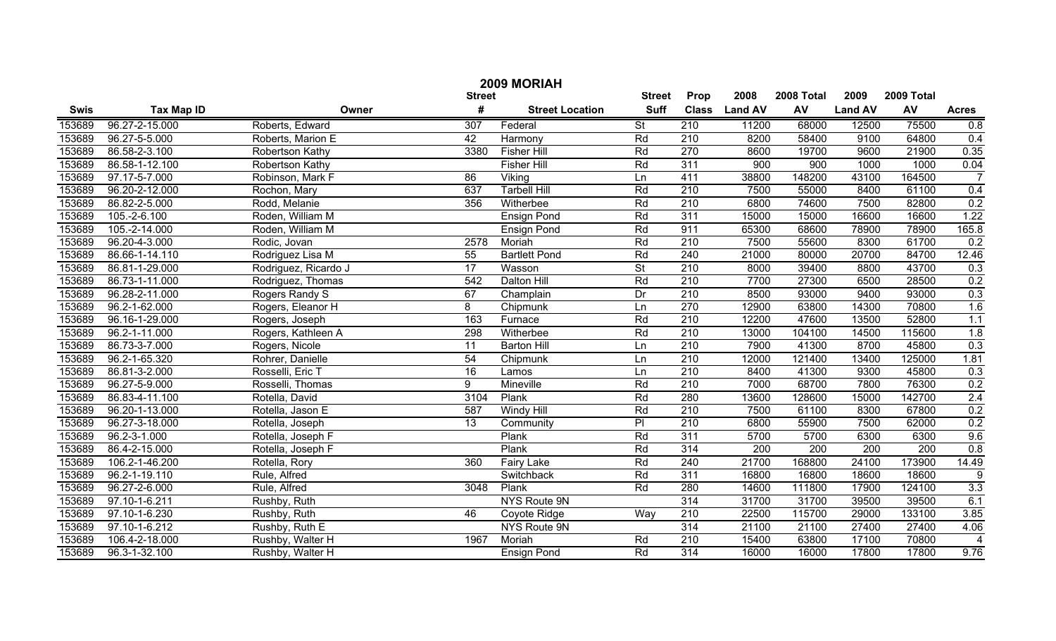# 2009 MORIAH

| Swis | Tax Map ID | Owner | Street # | Street Location | Street Suff | Prop Class | 2008 Land AV | 2008 Total AV | 2009 Land AV | 2009 Total AV | Acres |
|---|---|---|---|---|---|---|---|---|---|---|---|
| 153689 | 96.27-2-15.000 | Roberts, Edward | 307 | Federal | St | 210 | 11200 | 68000 | 12500 | 75500 | 0.8 |
| 153689 | 96.27-5-5.000 | Roberts, Marion E | 42 | Harmony | Rd | 210 | 8200 | 58400 | 9100 | 64800 | 0.4 |
| 153689 | 86.58-2-3.100 | Robertson Kathy | 3380 | Fisher Hill | Rd | 270 | 8600 | 19700 | 9600 | 21900 | 0.35 |
| 153689 | 86.58-1-12.100 | Robertson Kathy | | Fisher Hill | Rd | 311 | 900 | 900 | 1000 | 1000 | 0.04 |
| 153689 | 97.17-5-7.000 | Robinson, Mark F | 86 | Viking | Ln | 411 | 38800 | 148200 | 43100 | 164500 | 7 |
| 153689 | 96.20-2-12.000 | Rochon, Mary | 637 | Tarbell Hill | Rd | 210 | 7500 | 55000 | 8400 | 61100 | 0.4 |
| 153689 | 86.82-2-5.000 | Rodd, Melanie | 356 | Witherbee | Rd | 210 | 6800 | 74600 | 7500 | 82800 | 0.2 |
| 153689 | 105.-2-6.100 | Roden, William M | | Ensign Pond | Rd | 311 | 15000 | 15000 | 16600 | 16600 | 1.22 |
| 153689 | 105.-2-14.000 | Roden, William M | | Ensign Pond | Rd | 911 | 65300 | 68600 | 78900 | 78900 | 165.8 |
| 153689 | 96.20-4-3.000 | Rodic, Jovan | 2578 | Moriah | Rd | 210 | 7500 | 55600 | 8300 | 61700 | 0.2 |
| 153689 | 86.66-1-14.110 | Rodriguez Lisa M | 55 | Bartlett Pond | Rd | 240 | 21000 | 80000 | 20700 | 84700 | 12.46 |
| 153689 | 86.81-1-29.000 | Rodriguez, Ricardo J | 17 | Wasson | St | 210 | 8000 | 39400 | 8800 | 43700 | 0.3 |
| 153689 | 86.73-1-11.000 | Rodriguez, Thomas | 542 | Dalton Hill | Rd | 210 | 7700 | 27300 | 6500 | 28500 | 0.2 |
| 153689 | 96.28-2-11.000 | Rogers Randy S | 67 | Champlain | Dr | 210 | 8500 | 93000 | 9400 | 93000 | 0.3 |
| 153689 | 96.2-1-62.000 | Rogers, Eleanor H | 8 | Chipmunk | Ln | 270 | 12900 | 63800 | 14300 | 70800 | 1.6 |
| 153689 | 96.16-1-29.000 | Rogers, Joseph | 163 | Furnace | Rd | 210 | 12200 | 47600 | 13500 | 52800 | 1.1 |
| 153689 | 96.2-1-11.000 | Rogers, Kathleen A | 298 | Witherbee | Rd | 210 | 13000 | 104100 | 14500 | 115600 | 1.8 |
| 153689 | 86.73-3-7.000 | Rogers, Nicole | 11 | Barton Hill | Ln | 210 | 7900 | 41300 | 8700 | 45800 | 0.3 |
| 153689 | 96.2-1-65.320 | Rohrer, Danielle | 54 | Chipmunk | Ln | 210 | 12000 | 121400 | 13400 | 125000 | 1.81 |
| 153689 | 86.81-3-2.000 | Rosselli, Eric T | 16 | Lamos | Ln | 210 | 8400 | 41300 | 9300 | 45800 | 0.3 |
| 153689 | 96.27-5-9.000 | Rosselli, Thomas | 9 | Mineville | Rd | 210 | 7000 | 68700 | 7800 | 76300 | 0.2 |
| 153689 | 86.83-4-11.100 | Rotella, David | 3104 | Plank | Rd | 280 | 13600 | 128600 | 15000 | 142700 | 2.4 |
| 153689 | 96.20-1-13.000 | Rotella, Jason E | 587 | Windy Hill | Rd | 210 | 7500 | 61100 | 8300 | 67800 | 0.2 |
| 153689 | 96.27-3-18.000 | Rotella, Joseph | 13 | Community | Pl | 210 | 6800 | 55900 | 7500 | 62000 | 0.2 |
| 153689 | 96.2-3-1.000 | Rotella, Joseph F | | Plank | Rd | 311 | 5700 | 5700 | 6300 | 6300 | 9.6 |
| 153689 | 86.4-2-15.000 | Rotella, Joseph F | | Plank | Rd | 314 | 200 | 200 | 200 | 200 | 0.8 |
| 153689 | 106.2-1-46.200 | Rotella, Rory | 360 | Fairy Lake | Rd | 240 | 21700 | 168800 | 24100 | 173900 | 14.49 |
| 153689 | 96.2-1-19.110 | Rule, Alfred | | Switchback | Rd | 311 | 16800 | 16800 | 18600 | 18600 | 9 |
| 153689 | 96.27-2-6.000 | Rule, Alfred | 3048 | Plank | Rd | 280 | 14600 | 111800 | 17900 | 124100 | 3.3 |
| 153689 | 97.10-1-6.211 | Rushby, Ruth | | NYS Route 9N | | 314 | 31700 | 31700 | 39500 | 39500 | 6.1 |
| 153689 | 97.10-1-6.230 | Rushby, Ruth | 46 | Coyote Ridge | Way | 210 | 22500 | 115700 | 29000 | 133100 | 3.85 |
| 153689 | 97.10-1-6.212 | Rushby, Ruth E | | NYS Route 9N | | 314 | 21100 | 21100 | 27400 | 27400 | 4.06 |
| 153689 | 106.4-2-18.000 | Rushby, Walter H | 1967 | Moriah | Rd | 210 | 15400 | 63800 | 17100 | 70800 | 4 |
| 153689 | 96.3-1-32.100 | Rushby, Walter H | | Ensign Pond | Rd | 314 | 16000 | 16000 | 17800 | 17800 | 9.76 |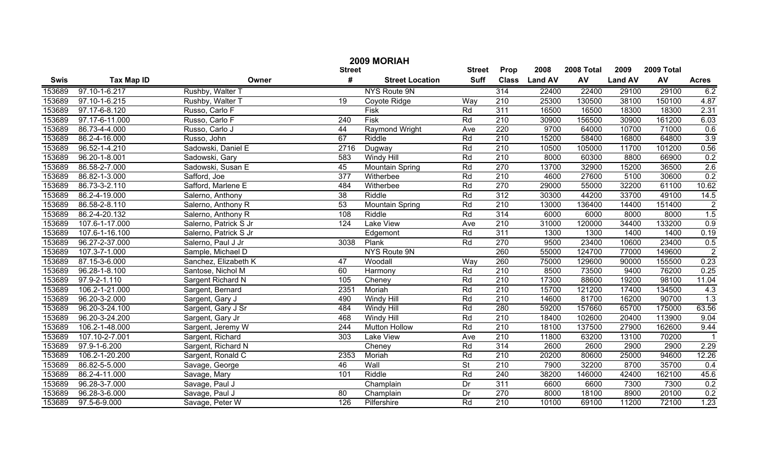# 2009 MORIAH

| Swis | Tax Map ID | Owner | Street # | Street Location | Street Suff | Prop Class | 2008 Land AV | 2008 Total AV | 2009 Land AV | 2009 Total AV | Acres |
|---|---|---|---|---|---|---|---|---|---|---|---|
| 153689 | 97.10-1-6.217 | Rushby, Walter T | | NYS Route 9N | | 314 | 22400 | 22400 | 29100 | 29100 | 6.2 |
| 153689 | 97.10-1-6.215 | Rushby, Walter T | 19 | Coyote Ridge | Way | 210 | 25300 | 130500 | 38100 | 150100 | 4.87 |
| 153689 | 97.17-6-8.120 | Russo, Carlo F | | Fisk | Rd | 311 | 16500 | 16500 | 18300 | 18300 | 2.31 |
| 153689 | 97.17-6-11.000 | Russo, Carlo F | 240 | Fisk | Rd | 210 | 30900 | 156500 | 30900 | 161200 | 6.03 |
| 153689 | 86.73-4-4.000 | Russo, Carlo J | 44 | Raymond Wright | Ave | 220 | 9700 | 64000 | 10700 | 71000 | 0.6 |
| 153689 | 86.2-4-16.000 | Russo, John | 67 | Riddle | Rd | 210 | 15200 | 58400 | 16800 | 64800 | 3.9 |
| 153689 | 96.52-1-4.210 | Sadowski, Daniel E | 2716 | Dugway | Rd | 210 | 10500 | 105000 | 11700 | 101200 | 0.56 |
| 153689 | 96.20-1-8.001 | Sadowski, Gary | 583 | Windy Hill | Rd | 210 | 8000 | 60300 | 8800 | 66900 | 0.2 |
| 153689 | 86.58-2-7.000 | Sadowski, Susan E | 45 | Mountain Spring | Rd | 270 | 13700 | 32900 | 15200 | 36500 | 2.6 |
| 153689 | 86.82-1-3.000 | Safford, Joe | 377 | Witherbee | Rd | 210 | 4600 | 27600 | 5100 | 30600 | 0.2 |
| 153689 | 86.73-3-2.110 | Safford, Marlene E | 484 | Witherbee | Rd | 270 | 29000 | 55000 | 32200 | 61100 | 10.62 |
| 153689 | 86.2-4-19.000 | Salerno, Anthony | 38 | Riddle | Rd | 312 | 30300 | 44200 | 33700 | 49100 | 14.5 |
| 153689 | 86.58-2-8.110 | Salerno, Anthony R | 53 | Mountain Spring | Rd | 210 | 13000 | 136400 | 14400 | 151400 | 2 |
| 153689 | 86.2-4-20.132 | Salerno, Anthony R | 108 | Riddle | Rd | 314 | 6000 | 6000 | 8000 | 8000 | 1.5 |
| 153689 | 107.6-1-17.000 | Salerno, Patrick S Jr | 124 | Lake View | Ave | 210 | 31000 | 120000 | 34400 | 133200 | 0.9 |
| 153689 | 107.6-1-16.100 | Salerno, Patrick S Jr | | Edgemont | Rd | 311 | 1300 | 1300 | 1400 | 1400 | 0.19 |
| 153689 | 96.27-2-37.000 | Salerno, Paul J Jr | 3038 | Plank | Rd | 270 | 9500 | 23400 | 10600 | 23400 | 0.5 |
| 153689 | 107.3-7-1.000 | Sample, Michael D | | NYS Route 9N | | 260 | 55000 | 124700 | 77000 | 149600 | 2 |
| 153689 | 87.15-3-6.000 | Sanchez, Elizabeth K | 47 | Woodall | Way | 260 | 75000 | 129600 | 90000 | 155500 | 0.23 |
| 153689 | 96.28-1-8.100 | Santose, Nichol M | 60 | Harmony | Rd | 210 | 8500 | 73500 | 9400 | 76200 | 0.25 |
| 153689 | 97.9-2-1.110 | Sargent Richard N | 105 | Cheney | Rd | 210 | 17300 | 88600 | 19200 | 98100 | 11.04 |
| 153689 | 106.2-1-21.000 | Sargent, Bernard | 2351 | Moriah | Rd | 210 | 15700 | 121200 | 17400 | 134500 | 4.3 |
| 153689 | 96.20-3-2.000 | Sargent, Gary J | 490 | Windy Hill | Rd | 210 | 14600 | 81700 | 16200 | 90700 | 1.3 |
| 153689 | 96.20-3-24.100 | Sargent, Gary J Sr | 484 | Windy Hill | Rd | 280 | 59200 | 157660 | 65700 | 175000 | 63.56 |
| 153689 | 96.20-3-24.200 | Sargent, Gary Jr | 468 | Windy Hill | Rd | 210 | 18400 | 102600 | 20400 | 113900 | 9.04 |
| 153689 | 106.2-1-48.000 | Sargent, Jeremy W | 244 | Mutton Hollow | Rd | 210 | 18100 | 137500 | 27900 | 162600 | 9.44 |
| 153689 | 107.10-2-7.001 | Sargent, Richard | 303 | Lake View | Ave | 210 | 11800 | 63200 | 13100 | 70200 | 1 |
| 153689 | 97.9-1-6.200 | Sargent, Richard N | | Cheney | Rd | 314 | 2600 | 2600 | 2900 | 2900 | 2.29 |
| 153689 | 106.2-1-20.200 | Sargent, Ronald C | 2353 | Moriah | Rd | 210 | 20200 | 80600 | 25000 | 94600 | 12.26 |
| 153689 | 86.82-5-5.000 | Savage, George | 46 | Wall | St | 210 | 7900 | 32200 | 8700 | 35700 | 0.4 |
| 153689 | 86.2-4-11.000 | Savage, Mary | 101 | Riddle | Rd | 240 | 38200 | 146000 | 42400 | 162100 | 45.6 |
| 153689 | 96.28-3-7.000 | Savage, Paul J | | Champlain | Dr | 311 | 6600 | 6600 | 7300 | 7300 | 0.2 |
| 153689 | 96.28-3-6.000 | Savage, Paul J | 80 | Champlain | Dr | 270 | 8000 | 18100 | 8900 | 20100 | 0.2 |
| 153689 | 97.5-6-9.000 | Savage, Peter W | 126 | Pilfershire | Rd | 210 | 10100 | 69100 | 11200 | 72100 | 1.23 |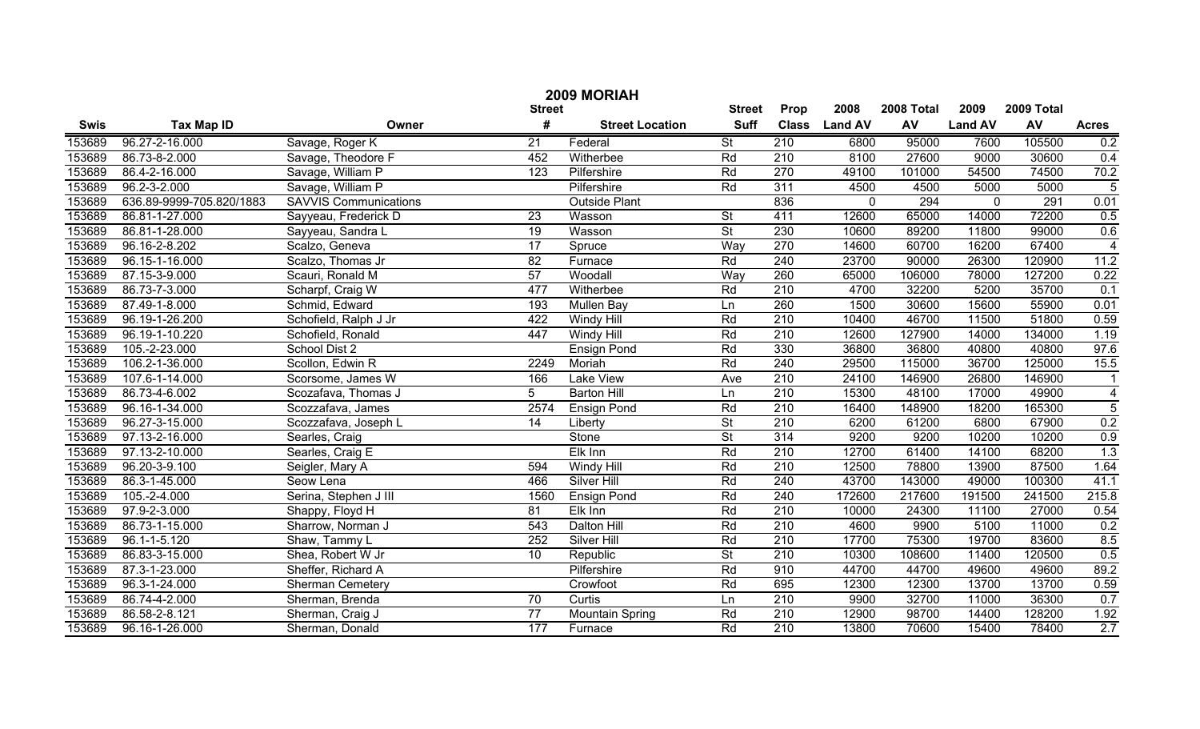# 2009 MORIAH

| Swis | Tax Map ID | Owner | Street # | Street Location | Street Suff | Prop Class | 2008 Land AV | 2008 Total AV | 2009 Land AV | 2009 Total AV | Acres |
|---|---|---|---|---|---|---|---|---|---|---|---|
| 153689 | 96.27-2-16.000 | Savage, Roger K | 21 | Federal | St | 210 | 6800 | 95000 | 7600 | 105500 | 0.2 |
| 153689 | 86.73-8-2.000 | Savage, Theodore F | 452 | Witherbee | Rd | 210 | 8100 | 27600 | 9000 | 30600 | 0.4 |
| 153689 | 86.4-2-16.000 | Savage, William P | 123 | Pilfershire | Rd | 270 | 49100 | 101000 | 54500 | 74500 | 70.2 |
| 153689 | 96.2-3-2.000 | Savage, William P | | Pilfershire | Rd | 311 | 4500 | 4500 | 5000 | 5000 | 5 |
| 153689 | 636.89-9999-705.820/1883 | SAVVIS Communications | | Outside Plant | | 836 | 0 | 294 | 0 | 291 | 0.01 |
| 153689 | 86.81-1-27.000 | Sayyeau, Frederick D | 23 | Wasson | St | 411 | 12600 | 65000 | 14000 | 72200 | 0.5 |
| 153689 | 86.81-1-28.000 | Sayyeau, Sandra L | 19 | Wasson | St | 230 | 10600 | 89200 | 11800 | 99000 | 0.6 |
| 153689 | 96.16-2-8.202 | Scalzo, Geneva | 17 | Spruce | Way | 270 | 14600 | 60700 | 16200 | 67400 | 4 |
| 153689 | 96.15-1-16.000 | Scalzo, Thomas Jr | 82 | Furnace | Rd | 240 | 23700 | 90000 | 26300 | 120900 | 11.2 |
| 153689 | 87.15-3-9.000 | Scauri, Ronald M | 57 | Woodall | Way | 260 | 65000 | 106000 | 78000 | 127200 | 0.22 |
| 153689 | 86.73-7-3.000 | Scharpf, Craig W | 477 | Witherbee | Rd | 210 | 4700 | 32200 | 5200 | 35700 | 0.1 |
| 153689 | 87.49-1-8.000 | Schmid, Edward | 193 | Mullen Bay | Ln | 260 | 1500 | 30600 | 15600 | 55900 | 0.01 |
| 153689 | 96.19-1-26.200 | Schofield, Ralph J Jr | 422 | Windy Hill | Rd | 210 | 10400 | 46700 | 11500 | 51800 | 0.59 |
| 153689 | 96.19-1-10.220 | Schofield, Ronald | 447 | Windy Hill | Rd | 210 | 12600 | 127900 | 14000 | 134000 | 1.19 |
| 153689 | 105.-2-23.000 | School Dist 2 | | Ensign Pond | Rd | 330 | 36800 | 36800 | 40800 | 40800 | 97.6 |
| 153689 | 106.2-1-36.000 | Scollon, Edwin R | 2249 | Moriah | Rd | 240 | 29500 | 115000 | 36700 | 125000 | 15.5 |
| 153689 | 107.6-1-14.000 | Scorsome, James W | 166 | Lake View | Ave | 210 | 24100 | 146900 | 26800 | 146900 | 1 |
| 153689 | 86.73-4-6.002 | Scozafava, Thomas J | 5 | Barton Hill | Ln | 210 | 15300 | 48100 | 17000 | 49900 | 4 |
| 153689 | 96.16-1-34.000 | Scozzafava, James | 2574 | Ensign Pond | Rd | 210 | 16400 | 148900 | 18200 | 165300 | 5 |
| 153689 | 96.27-3-15.000 | Scozzafava, Joseph L | 14 | Liberty | St | 210 | 6200 | 61200 | 6800 | 67900 | 0.2 |
| 153689 | 97.13-2-16.000 | Searles, Craig | | Stone | St | 314 | 9200 | 9200 | 10200 | 10200 | 0.9 |
| 153689 | 97.13-2-10.000 | Searles, Craig E | | Elk Inn | Rd | 210 | 12700 | 61400 | 14100 | 68200 | 1.3 |
| 153689 | 96.20-3-9.100 | Seigler, Mary A | 594 | Windy Hill | Rd | 210 | 12500 | 78800 | 13900 | 87500 | 1.64 |
| 153689 | 86.3-1-45.000 | Seow Lena | 466 | Silver Hill | Rd | 240 | 43700 | 143000 | 49000 | 100300 | 41.1 |
| 153689 | 105.-2-4.000 | Serina, Stephen J III | 1560 | Ensign Pond | Rd | 240 | 172600 | 217600 | 191500 | 241500 | 215.8 |
| 153689 | 97.9-2-3.000 | Shappy, Floyd H | 81 | Elk Inn | Rd | 210 | 10000 | 24300 | 11100 | 27000 | 0.54 |
| 153689 | 86.73-1-15.000 | Sharrow, Norman J | 543 | Dalton Hill | Rd | 210 | 4600 | 9900 | 5100 | 11000 | 0.2 |
| 153689 | 96.1-1-5.120 | Shaw, Tammy L | 252 | Silver Hill | Rd | 210 | 17700 | 75300 | 19700 | 83600 | 8.5 |
| 153689 | 86.83-3-15.000 | Shea, Robert W Jr | 10 | Republic | St | 210 | 10300 | 108600 | 11400 | 120500 | 0.5 |
| 153689 | 87.3-1-23.000 | Sheffer, Richard A | | Pilfershire | Rd | 910 | 44700 | 44700 | 49600 | 49600 | 89.2 |
| 153689 | 96.3-1-24.000 | Sherman Cemetery | | Crowfoot | Rd | 695 | 12300 | 12300 | 13700 | 13700 | 0.59 |
| 153689 | 86.74-4-2.000 | Sherman, Brenda | 70 | Curtis | Ln | 210 | 9900 | 32700 | 11000 | 36300 | 0.7 |
| 153689 | 86.58-2-8.121 | Sherman, Craig J | 77 | Mountain Spring | Rd | 210 | 12900 | 98700 | 14400 | 128200 | 1.92 |
| 153689 | 96.16-1-26.000 | Sherman, Donald | 177 | Furnace | Rd | 210 | 13800 | 70600 | 15400 | 78400 | 2.7 |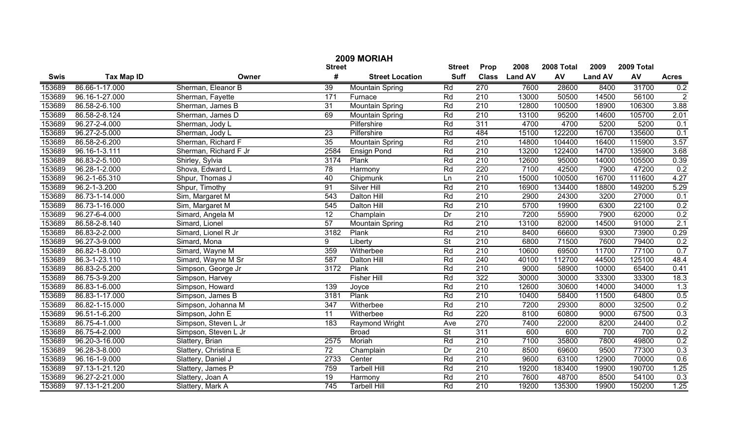# 2009 MORIAH

| Swis | Tax Map ID | Owner | Street # | Street Location | Street Suff | Prop Class | 2008 Land AV | 2008 Total AV | 2009 Land AV | 2009 Total AV | Acres |
|---|---|---|---|---|---|---|---|---|---|---|---|
| 153689 | 86.66-1-17.000 | Sherman, Eleanor B | 39 | Mountain Spring | Rd | 270 | 7600 | 28600 | 8400 | 31700 | 0.2 |
| 153689 | 96.16-1-27.000 | Sherman, Fayette | 171 | Furnace | Rd | 210 | 13000 | 50500 | 14500 | 56100 | 2 |
| 153689 | 86.58-2-6.100 | Sherman, James B | 31 | Mountain Spring | Rd | 210 | 12800 | 100500 | 18900 | 106300 | 3.88 |
| 153689 | 86.58-2-8.124 | Sherman, James D | 69 | Mountain Spring | Rd | 210 | 13100 | 95200 | 14600 | 105700 | 2.01 |
| 153689 | 96.27-2-4.000 | Sherman, Jody L | | Pilfershire | Rd | 311 | 4700 | 4700 | 5200 | 5200 | 0.1 |
| 153689 | 96.27-2-5.000 | Sherman, Jody L | 23 | Pilfershire | Rd | 484 | 15100 | 122200 | 16700 | 135600 | 0.1 |
| 153689 | 86.58-2-6.200 | Sherman, Richard F | 35 | Mountain Spring | Rd | 210 | 14800 | 104400 | 16400 | 115900 | 3.57 |
| 153689 | 96.16-1-3.111 | Sherman, Richard F Jr | 2584 | Ensign Pond | Rd | 210 | 13200 | 122400 | 14700 | 135900 | 3.68 |
| 153689 | 86.83-2-5.100 | Shirley, Sylvia | 3174 | Plank | Rd | 210 | 12600 | 95000 | 14000 | 105500 | 0.39 |
| 153689 | 96.28-1-2.000 | Shova, Edward L | 78 | Harmony | Rd | 220 | 7100 | 42500 | 7900 | 47200 | 0.2 |
| 153689 | 96.2-1-65.310 | Shpur, Thomas J | 40 | Chipmunk | Ln | 210 | 15000 | 100500 | 16700 | 111600 | 4.27 |
| 153689 | 96.2-1-3.200 | Shpur, Timothy | 91 | Silver Hill | Rd | 210 | 16900 | 134400 | 18800 | 149200 | 5.29 |
| 153689 | 86.73-1-14.000 | Sim, Margaret M | 543 | Dalton Hill | Rd | 210 | 2900 | 24300 | 3200 | 27000 | 0.1 |
| 153689 | 86.73-1-16.000 | Sim, Margaret M | 545 | Dalton Hill | Rd | 210 | 5700 | 19900 | 6300 | 22100 | 0.2 |
| 153689 | 96.27-6-4.000 | Simard, Angela M | 12 | Champlain | Dr | 210 | 7200 | 55900 | 7900 | 62000 | 0.2 |
| 153689 | 86.58-2-8.140 | Simard, Lionel | 57 | Mountain Spring | Rd | 210 | 13100 | 82000 | 14500 | 91000 | 2.1 |
| 153689 | 86.83-2-2.000 | Simard, Lionel R Jr | 3182 | Plank | Rd | 210 | 8400 | 66600 | 9300 | 73900 | 0.29 |
| 153689 | 96.27-3-9.000 | Simard, Mona | 9 | Liberty | St | 210 | 6800 | 71500 | 7600 | 79400 | 0.2 |
| 153689 | 86.82-1-8.000 | Simard, Wayne M | 359 | Witherbee | Rd | 210 | 10600 | 69500 | 11700 | 77100 | 0.7 |
| 153689 | 86.3-1-23.110 | Simard, Wayne M Sr | 587 | Dalton Hill | Rd | 240 | 40100 | 112700 | 44500 | 125100 | 48.4 |
| 153689 | 86.83-2-5.200 | Simpson, George Jr | 3172 | Plank | Rd | 210 | 9000 | 58900 | 10000 | 65400 | 0.41 |
| 153689 | 86.75-3-9.200 | Simpson, Harvey | | Fisher Hill | Rd | 322 | 30000 | 30000 | 33300 | 33300 | 18.3 |
| 153689 | 86.83-1-6.000 | Simpson, Howard | 139 | Joyce | Rd | 210 | 12600 | 30600 | 14000 | 34000 | 1.3 |
| 153689 | 86.83-1-17.000 | Simpson, James B | 3181 | Plank | Rd | 210 | 10400 | 58400 | 11500 | 64800 | 0.5 |
| 153689 | 86.82-1-15.000 | Simpson, Johanna M | 347 | Witherbee | Rd | 210 | 7200 | 29300 | 8000 | 32500 | 0.2 |
| 153689 | 96.51-1-6.200 | Simpson, John E | 11 | Witherbee | Rd | 220 | 8100 | 60800 | 9000 | 67500 | 0.3 |
| 153689 | 86.75-4-1.000 | Simpson, Steven L Jr | 183 | Raymond Wright | Ave | 270 | 7400 | 22000 | 8200 | 24400 | 0.2 |
| 153689 | 86.75-4-2.000 | Simpson, Steven L Jr | | Broad | St | 311 | 600 | 600 | 700 | 700 | 0.2 |
| 153689 | 96.20-3-16.000 | Slattery, Brian | 2575 | Moriah | Rd | 210 | 7100 | 35800 | 7800 | 49800 | 0.2 |
| 153689 | 96.28-3-8.000 | Slattery, Christina E | 72 | Champlain | Dr | 210 | 8500 | 69600 | 9500 | 77300 | 0.3 |
| 153689 | 96.16-1-9.000 | Slattery, Daniel J | 2733 | Center | Rd | 210 | 9600 | 63100 | 12900 | 70000 | 0.6 |
| 153689 | 97.13-1-21.120 | Slattery, James P | 759 | Tarbell Hill | Rd | 210 | 19200 | 183400 | 19900 | 190700 | 1.25 |
| 153689 | 96.27-2-21.000 | Slattery, Joan A | 19 | Harmony | Rd | 210 | 7600 | 48700 | 8500 | 54100 | 0.3 |
| 153689 | 97.13-1-21.200 | Slattery, Mark A | 745 | Tarbell Hill | Rd | 210 | 19200 | 135300 | 19900 | 150200 | 1.25 |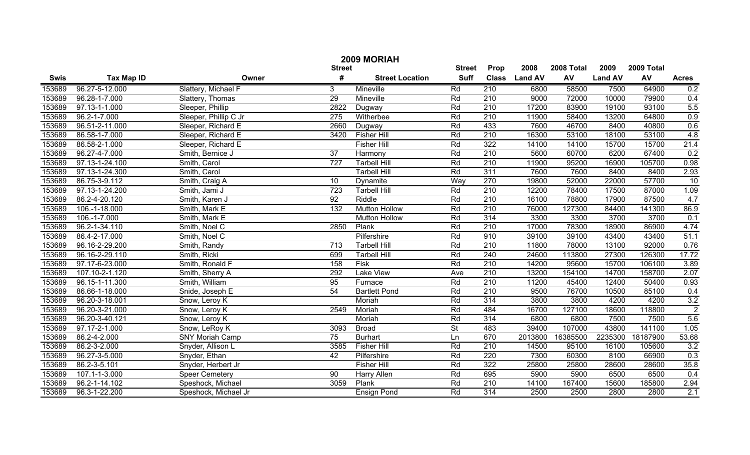# 2009 MORIAH

| Swis | Tax Map ID | Owner | Street # | Street Location | Street Suff | Prop Class | 2008 Land AV | 2008 Total AV | 2009 Land AV | 2009 Total AV | Acres |
|---|---|---|---|---|---|---|---|---|---|---|---|
| 153689 | 96.27-5-12.000 | Slattery, Michael F | 3 | Mineville | Rd | 210 | 6800 | 58500 | 7500 | 64900 | 0.2 |
| 153689 | 96.28-1-7.000 | Slattery, Thomas | 29 | Mineville | Rd | 210 | 9000 | 72000 | 10000 | 79900 | 0.4 |
| 153689 | 97.13-1-1.000 | Sleeper, Phillip | 2822 | Dugway | Rd | 210 | 17200 | 83900 | 19100 | 93100 | 5.5 |
| 153689 | 96.2-1-7.000 | Sleeper, Phillip C Jr | 275 | Witherbee | Rd | 210 | 11900 | 58400 | 13200 | 64800 | 0.9 |
| 153689 | 96.51-2-11.000 | Sleeper, Richard E | 2660 | Dugway | Rd | 433 | 7600 | 46700 | 8400 | 40800 | 0.6 |
| 153689 | 86.58-1-7.000 | Sleeper, Richard E | 3420 | Fisher Hill | Rd | 210 | 16300 | 53100 | 18100 | 53100 | 4.8 |
| 153689 | 86.58-2-1.000 | Sleeper, Richard E | | Fisher Hill | Rd | 322 | 14100 | 14100 | 15700 | 15700 | 21.4 |
| 153689 | 96.27-4-7.000 | Smith, Bernice J | 37 | Harmony | Rd | 210 | 5600 | 60700 | 6200 | 67400 | 0.2 |
| 153689 | 97.13-1-24.100 | Smith, Carol | 727 | Tarbell Hill | Rd | 210 | 11900 | 95200 | 16900 | 105700 | 0.98 |
| 153689 | 97.13-1-24.300 | Smith, Carol | | Tarbell Hill | Rd | 311 | 7600 | 7600 | 8400 | 8400 | 2.93 |
| 153689 | 86.75-3-9.112 | Smith, Craig A | 10 | Dynamite | Way | 270 | 19800 | 52000 | 22000 | 57700 | 10 |
| 153689 | 97.13-1-24.200 | Smith, Jami J | 723 | Tarbell Hill | Rd | 210 | 12200 | 78400 | 17500 | 87000 | 1.09 |
| 153689 | 86.2-4-20.120 | Smith, Karen J | 92 | Riddle | Rd | 210 | 16100 | 78800 | 17900 | 87500 | 4.7 |
| 153689 | 106.-1-18.000 | Smith, Mark E | 132 | Mutton Hollow | Rd | 210 | 76000 | 127300 | 84400 | 141300 | 86.9 |
| 153689 | 106.-1-7.000 | Smith, Mark E | | Mutton Hollow | Rd | 314 | 3300 | 3300 | 3700 | 3700 | 0.1 |
| 153689 | 96.2-1-34.110 | Smith, Noel C | 2850 | Plank | Rd | 210 | 17000 | 78300 | 18900 | 86900 | 4.74 |
| 153689 | 86.4-2-17.000 | Smith, Noel C | | Pilfershire | Rd | 910 | 39100 | 39100 | 43400 | 43400 | 51.1 |
| 153689 | 96.16-2-29.200 | Smith, Randy | 713 | Tarbell Hill | Rd | 210 | 11800 | 78000 | 13100 | 92000 | 0.76 |
| 153689 | 96.16-2-29.110 | Smith, Ricki | 699 | Tarbell Hill | Rd | 240 | 24600 | 113800 | 27300 | 126300 | 17.72 |
| 153689 | 97.17-6-23.000 | Smith, Ronald F | 158 | Fisk | Rd | 210 | 14200 | 95600 | 15700 | 106100 | 3.89 |
| 153689 | 107.10-2-1.120 | Smith, Sherry A | 292 | Lake View | Ave | 210 | 13200 | 154100 | 14700 | 158700 | 2.07 |
| 153689 | 96.15-1-11.300 | Smith, William | 95 | Furnace | Rd | 210 | 11200 | 45400 | 12400 | 50400 | 0.93 |
| 153689 | 86.66-1-18.000 | Snide, Joseph E | 54 | Bartlett Pond | Rd | 210 | 9500 | 76700 | 10500 | 85100 | 0.4 |
| 153689 | 96.20-3-18.001 | Snow, Leroy K | | Moriah | Rd | 314 | 3800 | 3800 | 4200 | 4200 | 3.2 |
| 153689 | 96.20-3-21.000 | Snow, Leroy K | 2549 | Moriah | Rd | 484 | 16700 | 127100 | 18600 | 118800 | 2 |
| 153689 | 96.20-3-40.121 | Snow, Leroy K | | Moriah | Rd | 314 | 6800 | 6800 | 7500 | 7500 | 5.6 |
| 153689 | 97.17-2-1.000 | Snow, LeRoy K | 3093 | Broad | St | 483 | 39400 | 107000 | 43800 | 141100 | 1.05 |
| 153689 | 86.2-4-2.000 | SNY Moriah Camp | 75 | Burhart | Ln | 670 | 2013800 | 16385500 | 2235300 | 18187900 | 53.68 |
| 153689 | 86.2-3-2.000 | Snyder, Allison L | 3585 | Fisher Hill | Rd | 210 | 14500 | 95100 | 16100 | 105600 | 3.2 |
| 153689 | 96.27-3-5.000 | Snyder, Ethan | 42 | Pilfershire | Rd | 220 | 7300 | 60300 | 8100 | 66900 | 0.3 |
| 153689 | 86.2-3-5.101 | Snyder, Herbert Jr | | Fisher Hill | Rd | 322 | 25800 | 25800 | 28600 | 28600 | 35.8 |
| 153689 | 107.1-1-3.000 | Speer Cemetery | 90 | Harry Allen | Rd | 695 | 5900 | 5900 | 6500 | 6500 | 0.4 |
| 153689 | 96.2-1-14.102 | Speshock, Michael | 3059 | Plank | Rd | 210 | 14100 | 167400 | 15600 | 185800 | 2.94 |
| 153689 | 96.3-1-22.200 | Speshock, Michael Jr | | Ensign Pond | Rd | 314 | 2500 | 2500 | 2800 | 2800 | 2.1 |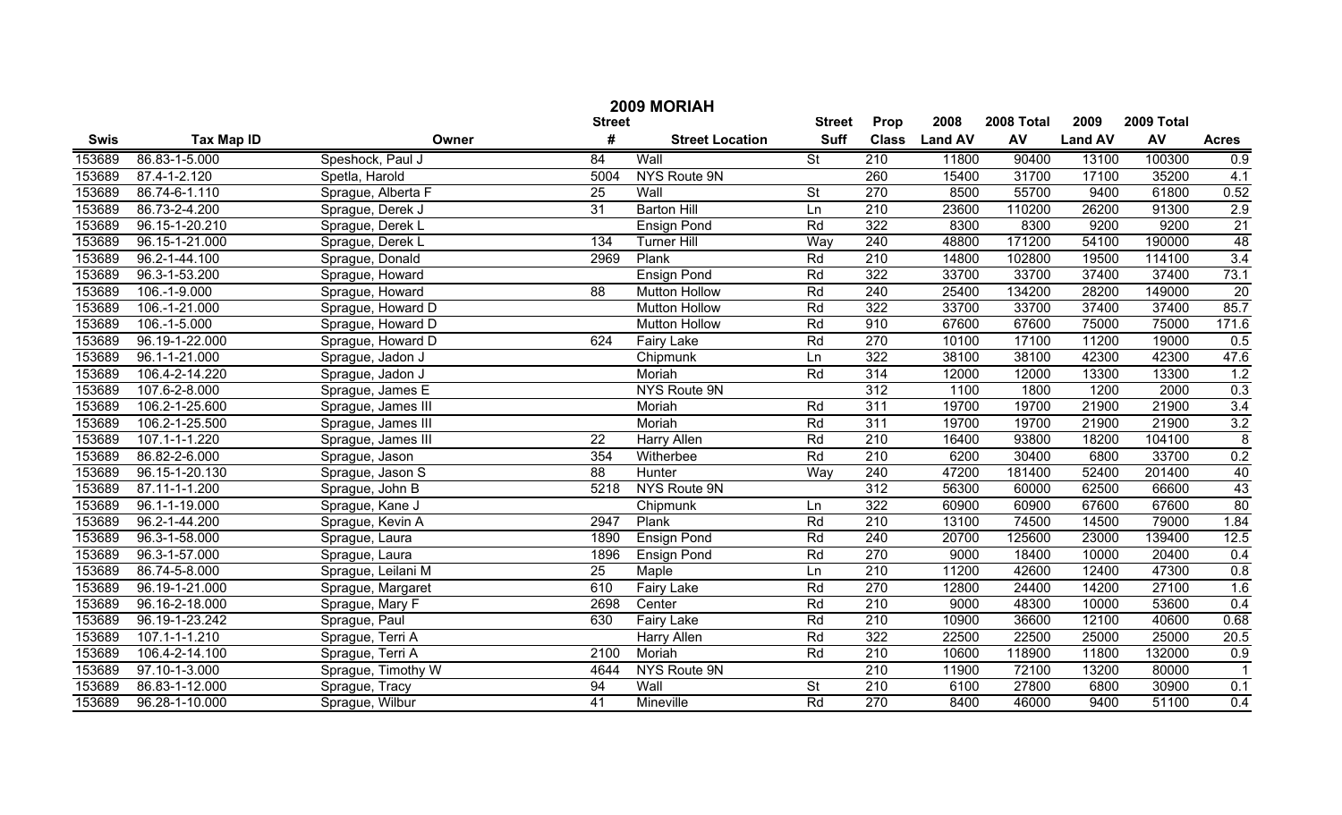# 2009 MORIAH

| Swis | Tax Map ID | Owner | Street # | Street Location | Street Suff | Prop Class | 2008 Land AV | 2008 Total AV | 2009 Land AV | 2009 Total AV | Acres |
|---|---|---|---|---|---|---|---|---|---|---|---|
| 153689 | 86.83-1-5.000 | Speshock, Paul J | 84 | Wall | St | 210 | 11800 | 90400 | 13100 | 100300 | 0.9 |
| 153689 | 87.4-1-2.120 | Spetla, Harold | 5004 | NYS Route 9N | | 260 | 15400 | 31700 | 17100 | 35200 | 4.1 |
| 153689 | 86.74-6-1.110 | Sprague, Alberta F | 25 | Wall | St | 270 | 8500 | 55700 | 9400 | 61800 | 0.52 |
| 153689 | 86.73-2-4.200 | Sprague, Derek J | 31 | Barton Hill | Ln | 210 | 23600 | 110200 | 26200 | 91300 | 2.9 |
| 153689 | 96.15-1-20.210 | Sprague, Derek L | | Ensign Pond | Rd | 322 | 8300 | 8300 | 9200 | 9200 | 21 |
| 153689 | 96.15-1-21.000 | Sprague, Derek L | 134 | Turner Hill | Way | 240 | 48800 | 171200 | 54100 | 190000 | 48 |
| 153689 | 96.2-1-44.100 | Sprague, Donald | 2969 | Plank | Rd | 210 | 14800 | 102800 | 19500 | 114100 | 3.4 |
| 153689 | 96.3-1-53.200 | Sprague, Howard | | Ensign Pond | Rd | 322 | 33700 | 33700 | 37400 | 37400 | 73.1 |
| 153689 | 106.-1-9.000 | Sprague, Howard | 88 | Mutton Hollow | Rd | 240 | 25400 | 134200 | 28200 | 149000 | 20 |
| 153689 | 106.-1-21.000 | Sprague, Howard D | | Mutton Hollow | Rd | 322 | 33700 | 33700 | 37400 | 37400 | 85.7 |
| 153689 | 106.-1-5.000 | Sprague, Howard D | | Mutton Hollow | Rd | 910 | 67600 | 67600 | 75000 | 75000 | 171.6 |
| 153689 | 96.19-1-22.000 | Sprague, Howard D | 624 | Fairy Lake | Rd | 270 | 10100 | 17100 | 11200 | 19000 | 0.5 |
| 153689 | 96.1-1-21.000 | Sprague, Jadon J | | Chipmunk | Ln | 322 | 38100 | 38100 | 42300 | 42300 | 47.6 |
| 153689 | 106.4-2-14.220 | Sprague, Jadon J | | Moriah | Rd | 314 | 12000 | 12000 | 13300 | 13300 | 1.2 |
| 153689 | 107.6-2-8.000 | Sprague, James E | | NYS Route 9N | | 312 | 1100 | 1800 | 1200 | 2000 | 0.3 |
| 153689 | 106.2-1-25.600 | Sprague, James III | | Moriah | Rd | 311 | 19700 | 19700 | 21900 | 21900 | 3.4 |
| 153689 | 106.2-1-25.500 | Sprague, James III | | Moriah | Rd | 311 | 19700 | 19700 | 21900 | 21900 | 3.2 |
| 153689 | 107.1-1-1.220 | Sprague, James III | 22 | Harry Allen | Rd | 210 | 16400 | 93800 | 18200 | 104100 | 8 |
| 153689 | 86.82-2-6.000 | Sprague, Jason | 354 | Witherbee | Rd | 210 | 6200 | 30400 | 6800 | 33700 | 0.2 |
| 153689 | 96.15-1-20.130 | Sprague, Jason S | 88 | Hunter | Way | 240 | 47200 | 181400 | 52400 | 201400 | 40 |
| 153689 | 87.11-1-1.200 | Sprague, John B | 5218 | NYS Route 9N | | 312 | 56300 | 60000 | 62500 | 66600 | 43 |
| 153689 | 96.1-1-19.000 | Sprague, Kane J | | Chipmunk | Ln | 322 | 60900 | 60900 | 67600 | 67600 | 80 |
| 153689 | 96.2-1-44.200 | Sprague, Kevin A | 2947 | Plank | Rd | 210 | 13100 | 74500 | 14500 | 79000 | 1.84 |
| 153689 | 96.3-1-58.000 | Sprague, Laura | 1890 | Ensign Pond | Rd | 240 | 20700 | 125600 | 23000 | 139400 | 12.5 |
| 153689 | 96.3-1-57.000 | Sprague, Laura | 1896 | Ensign Pond | Rd | 270 | 9000 | 18400 | 10000 | 20400 | 0.4 |
| 153689 | 86.74-5-8.000 | Sprague, Leilani M | 25 | Maple | Ln | 210 | 11200 | 42600 | 12400 | 47300 | 0.8 |
| 153689 | 96.19-1-21.000 | Sprague, Margaret | 610 | Fairy Lake | Rd | 270 | 12800 | 24400 | 14200 | 27100 | 1.6 |
| 153689 | 96.16-2-18.000 | Sprague, Mary F | 2698 | Center | Rd | 210 | 9000 | 48300 | 10000 | 53600 | 0.4 |
| 153689 | 96.19-1-23.242 | Sprague, Paul | 630 | Fairy Lake | Rd | 210 | 10900 | 36600 | 12100 | 40600 | 0.68 |
| 153689 | 107.1-1-1.210 | Sprague, Terri A | | Harry Allen | Rd | 322 | 22500 | 22500 | 25000 | 25000 | 20.5 |
| 153689 | 106.4-2-14.100 | Sprague, Terri A | 2100 | Moriah | Rd | 210 | 10600 | 118900 | 11800 | 132000 | 0.9 |
| 153689 | 97.10-1-3.000 | Sprague, Timothy W | 4644 | NYS Route 9N | | 210 | 11900 | 72100 | 13200 | 80000 | 1 |
| 153689 | 86.83-1-12.000 | Sprague, Tracy | 94 | Wall | St | 210 | 6100 | 27800 | 6800 | 30900 | 0.1 |
| 153689 | 96.28-1-10.000 | Sprague, Wilbur | 41 | Mineville | Rd | 270 | 8400 | 46000 | 9400 | 51100 | 0.4 |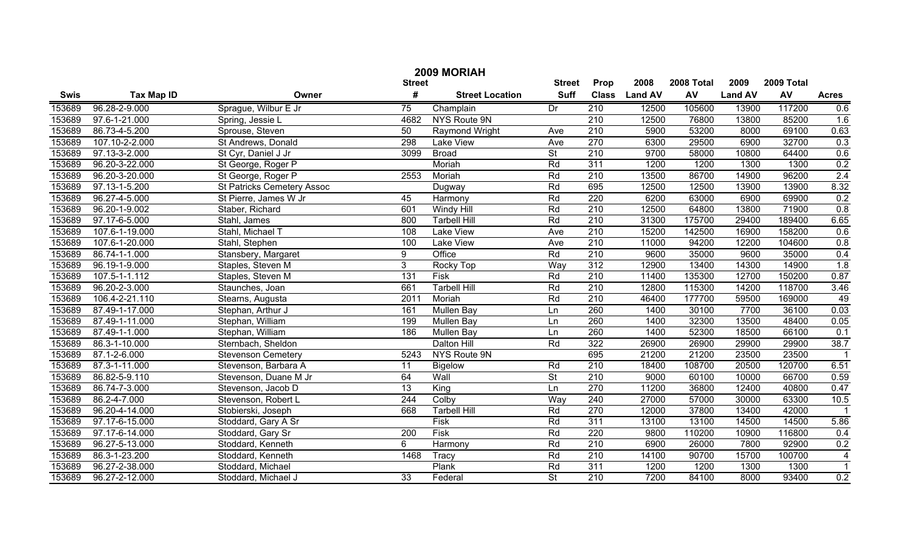# 2009 MORIAH

| Swis | Tax Map ID | Owner | Street # | Street Location | Street Suff | Prop Class | 2008 Land AV | 2008 Total AV | 2009 Land AV | 2009 Total AV | Acres |
|---|---|---|---|---|---|---|---|---|---|---|---|
| 153689 | 96.28-2-9.000 | Sprague, Wilbur E Jr | 75 | Champlain | Dr | 210 | 12500 | 105600 | 13900 | 117200 | 0.6 |
| 153689 | 97.6-1-21.000 | Spring, Jessie L | 4682 | NYS Route 9N | | 210 | 12500 | 76800 | 13800 | 85200 | 1.6 |
| 153689 | 86.73-4-5.200 | Sprouse, Steven | 50 | Raymond Wright | Ave | 210 | 5900 | 53200 | 8000 | 69100 | 0.63 |
| 153689 | 107.10-2-2.000 | St Andrews, Donald | 298 | Lake View | Ave | 270 | 6300 | 29500 | 6900 | 32700 | 0.3 |
| 153689 | 97.13-3-2.000 | St Cyr, Daniel J Jr | 3099 | Broad | St | 210 | 9700 | 58000 | 10800 | 64400 | 0.6 |
| 153689 | 96.20-3-22.000 | St George, Roger P | | Moriah | Rd | 311 | 1200 | 1200 | 1300 | 1300 | 0.2 |
| 153689 | 96.20-3-20.000 | St George, Roger P | 2553 | Moriah | Rd | 210 | 13500 | 86700 | 14900 | 96200 | 2.4 |
| 153689 | 97.13-1-5.200 | St Patricks Cemetery Assoc | | Dugway | Rd | 695 | 12500 | 12500 | 13900 | 13900 | 8.32 |
| 153689 | 96.27-4-5.000 | St Pierre, James W Jr | 45 | Harmony | Rd | 220 | 6200 | 63000 | 6900 | 69900 | 0.2 |
| 153689 | 96.20-1-9.002 | Staber, Richard | 601 | Windy Hill | Rd | 210 | 12500 | 64800 | 13800 | 71900 | 0.8 |
| 153689 | 97.17-6-5.000 | Stahl, James | 800 | Tarbell Hill | Rd | 210 | 31300 | 175700 | 29400 | 189400 | 6.65 |
| 153689 | 107.6-1-19.000 | Stahl, Michael T | 108 | Lake View | Ave | 210 | 15200 | 142500 | 16900 | 158200 | 0.6 |
| 153689 | 107.6-1-20.000 | Stahl, Stephen | 100 | Lake View | Ave | 210 | 11000 | 94200 | 12200 | 104600 | 0.8 |
| 153689 | 86.74-1-1.000 | Stansbery, Margaret | 9 | Office | Rd | 210 | 9600 | 35000 | 9600 | 35000 | 0.4 |
| 153689 | 96.19-1-9.000 | Staples, Steven M | 3 | Rocky Top | Way | 312 | 12900 | 13400 | 14300 | 14900 | 1.8 |
| 153689 | 107.5-1-1.112 | Staples, Steven M | 131 | Fisk | Rd | 210 | 11400 | 135300 | 12700 | 150200 | 0.87 |
| 153689 | 96.20-2-3.000 | Staunches, Joan | 661 | Tarbell Hill | Rd | 210 | 12800 | 115300 | 14200 | 118700 | 3.46 |
| 153689 | 106.4-2-21.110 | Stearns, Augusta | 2011 | Moriah | Rd | 210 | 46400 | 177700 | 59500 | 169000 | 49 |
| 153689 | 87.49-1-17.000 | Stephan, Arthur J | 161 | Mullen Bay | Ln | 260 | 1400 | 30100 | 7700 | 36100 | 0.03 |
| 153689 | 87.49-1-11.000 | Stephan, William | 199 | Mullen Bay | Ln | 260 | 1400 | 32300 | 13500 | 48400 | 0.05 |
| 153689 | 87.49-1-1.000 | Stephan, William | 186 | Mullen Bay | Ln | 260 | 1400 | 52300 | 18500 | 66100 | 0.1 |
| 153689 | 86.3-1-10.000 | Sternbach, Sheldon | | Dalton Hill | Rd | 322 | 26900 | 26900 | 29900 | 29900 | 38.7 |
| 153689 | 87.1-2-6.000 | Stevenson Cemetery | 5243 | NYS Route 9N | | 695 | 21200 | 21200 | 23500 | 23500 | 1 |
| 153689 | 87.3-1-11.000 | Stevenson, Barbara A | 11 | Bigelow | Rd | 210 | 18400 | 108700 | 20500 | 120700 | 6.51 |
| 153689 | 86.82-5-9.110 | Stevenson, Duane M Jr | 64 | Wall | St | 210 | 9000 | 60100 | 10000 | 66700 | 0.59 |
| 153689 | 86.74-7-3.000 | Stevenson, Jacob D | 13 | King | Ln | 270 | 11200 | 36800 | 12400 | 40800 | 0.47 |
| 153689 | 86.2-4-7.000 | Stevenson, Robert L | 244 | Colby | Way | 240 | 27000 | 57000 | 30000 | 63300 | 10.5 |
| 153689 | 96.20-4-14.000 | Stobierski, Joseph | 668 | Tarbell Hill | Rd | 270 | 12000 | 37800 | 13400 | 42000 | 1 |
| 153689 | 97.17-6-15.000 | Stoddard, Gary A Sr | | Fisk | Rd | 311 | 13100 | 13100 | 14500 | 14500 | 5.86 |
| 153689 | 97.17-6-14.000 | Stoddard, Gary Sr | 200 | Fisk | Rd | 220 | 9800 | 110200 | 10900 | 116800 | 0.4 |
| 153689 | 96.27-5-13.000 | Stoddard, Kenneth | 6 | Harmony | Rd | 210 | 6900 | 26000 | 7800 | 92900 | 0.2 |
| 153689 | 86.3-1-23.200 | Stoddard, Kenneth | 1468 | Tracy | Rd | 210 | 14100 | 90700 | 15700 | 100700 | 4 |
| 153689 | 96.27-2-38.000 | Stoddard, Michael | | Plank | Rd | 311 | 1200 | 1200 | 1300 | 1300 | 1 |
| 153689 | 96.27-2-12.000 | Stoddard, Michael J | 33 | Federal | St | 210 | 7200 | 84100 | 8000 | 93400 | 0.2 |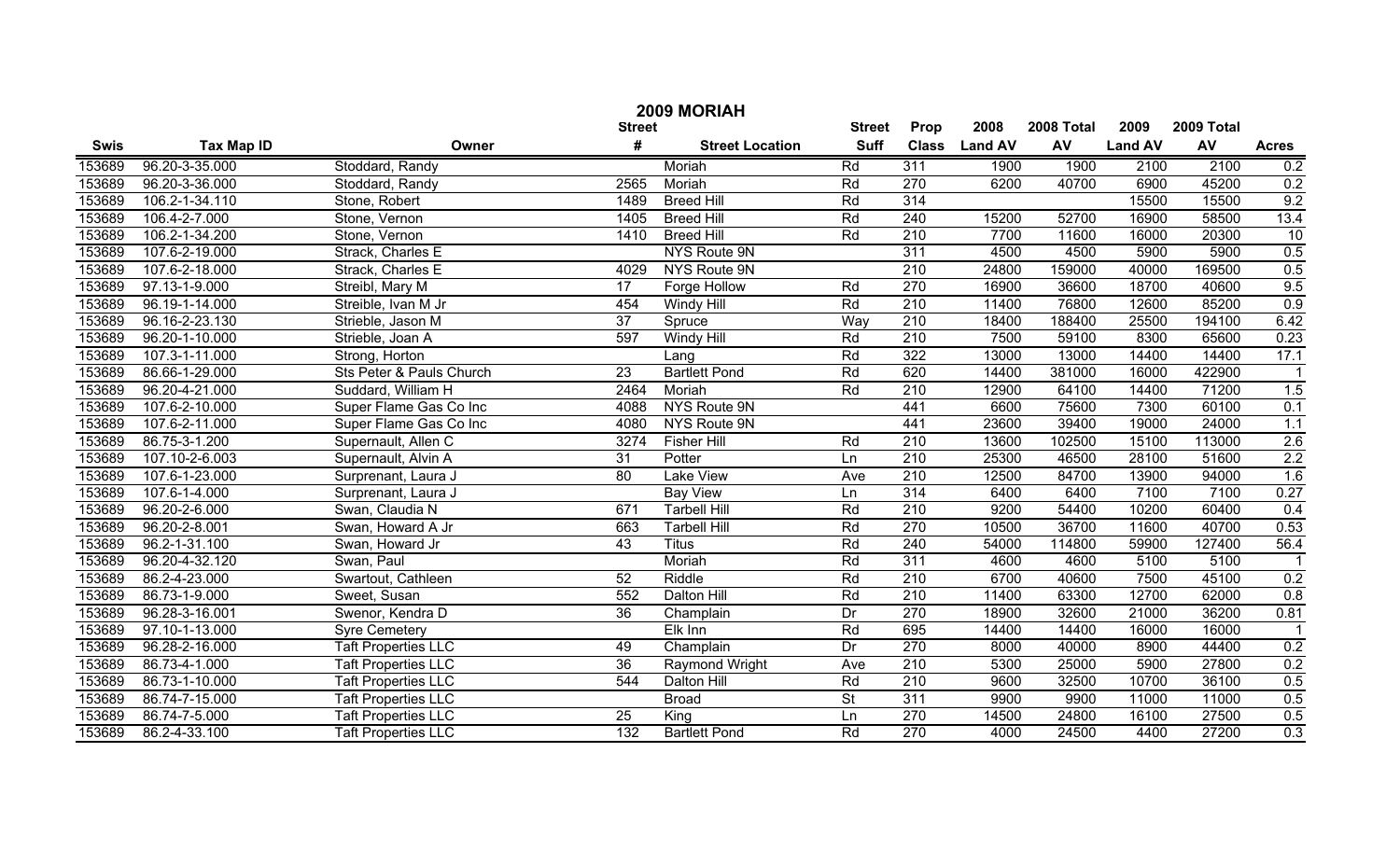# 2009 MORIAH

| Swis | Tax Map ID | Owner | Street # | Street Location | Street Suff | Prop Class | 2008 Land AV | 2008 Total AV | 2009 Land AV | 2009 Total AV | Acres |
|---|---|---|---|---|---|---|---|---|---|---|---|
| 153689 | 96.20-3-35.000 | Stoddard, Randy | | Moriah | Rd | 311 | 1900 | 1900 | 2100 | 2100 | 0.2 |
| 153689 | 96.20-3-36.000 | Stoddard, Randy | 2565 | Moriah | Rd | 270 | 6200 | 40700 | 6900 | 45200 | 0.2 |
| 153689 | 106.2-1-34.110 | Stone, Robert | 1489 | Breed Hill | Rd | 314 | | | 15500 | 15500 | 9.2 |
| 153689 | 106.4-2-7.000 | Stone, Vernon | 1405 | Breed Hill | Rd | 240 | 15200 | 52700 | 16900 | 58500 | 13.4 |
| 153689 | 106.2-1-34.200 | Stone, Vernon | 1410 | Breed Hill | Rd | 210 | 7700 | 11600 | 16000 | 20300 | 10 |
| 153689 | 107.6-2-19.000 | Strack, Charles E | | NYS Route 9N | | 311 | 4500 | 4500 | 5900 | 5900 | 0.5 |
| 153689 | 107.6-2-18.000 | Strack, Charles E | 4029 | NYS Route 9N | | 210 | 24800 | 159000 | 40000 | 169500 | 0.5 |
| 153689 | 97.13-1-9.000 | Streibl, Mary M | 17 | Forge Hollow | Rd | 270 | 16900 | 36600 | 18700 | 40600 | 9.5 |
| 153689 | 96.19-1-14.000 | Streible, Ivan M Jr | 454 | Windy Hill | Rd | 210 | 11400 | 76800 | 12600 | 85200 | 0.9 |
| 153689 | 96.16-2-23.130 | Strieble, Jason M | 37 | Spruce | Way | 210 | 18400 | 188400 | 25500 | 194100 | 6.42 |
| 153689 | 96.20-1-10.000 | Strieble, Joan A | 597 | Windy Hill | Rd | 210 | 7500 | 59100 | 8300 | 65600 | 0.23 |
| 153689 | 107.3-1-11.000 | Strong, Horton | | Lang | Rd | 322 | 13000 | 13000 | 14400 | 14400 | 17.1 |
| 153689 | 86.66-1-29.000 | Sts Peter & Pauls Church | 23 | Bartlett Pond | Rd | 620 | 14400 | 381000 | 16000 | 422900 | 1 |
| 153689 | 96.20-4-21.000 | Suddard, William H | 2464 | Moriah | Rd | 210 | 12900 | 64100 | 14400 | 71200 | 1.5 |
| 153689 | 107.6-2-10.000 | Super Flame Gas Co Inc | 4088 | NYS Route 9N | | 441 | 6600 | 75600 | 7300 | 60100 | 0.1 |
| 153689 | 107.6-2-11.000 | Super Flame Gas Co Inc | 4080 | NYS Route 9N | | 441 | 23600 | 39400 | 19000 | 24000 | 1.1 |
| 153689 | 86.75-3-1.200 | Supernault, Allen C | 3274 | Fisher Hill | Rd | 210 | 13600 | 102500 | 15100 | 113000 | 2.6 |
| 153689 | 107.10-2-6.003 | Supernault, Alvin A | 31 | Potter | Ln | 210 | 25300 | 46500 | 28100 | 51600 | 2.2 |
| 153689 | 107.6-1-23.000 | Surprenant, Laura J | 80 | Lake View | Ave | 210 | 12500 | 84700 | 13900 | 94000 | 1.6 |
| 153689 | 107.6-1-4.000 | Surprenant, Laura J | | Bay View | Ln | 314 | 6400 | 6400 | 7100 | 7100 | 0.27 |
| 153689 | 96.20-2-6.000 | Swan, Claudia N | 671 | Tarbell Hill | Rd | 210 | 9200 | 54400 | 10200 | 60400 | 0.4 |
| 153689 | 96.20-2-8.001 | Swan, Howard A Jr | 663 | Tarbell Hill | Rd | 270 | 10500 | 36700 | 11600 | 40700 | 0.53 |
| 153689 | 96.2-1-31.100 | Swan, Howard Jr | 43 | Titus | Rd | 240 | 54000 | 114800 | 59900 | 127400 | 56.4 |
| 153689 | 96.20-4-32.120 | Swan, Paul | | Moriah | Rd | 311 | 4600 | 4600 | 5100 | 5100 | 1 |
| 153689 | 86.2-4-23.000 | Swartout, Cathleen | 52 | Riddle | Rd | 210 | 6700 | 40600 | 7500 | 45100 | 0.2 |
| 153689 | 86.73-1-9.000 | Sweet, Susan | 552 | Dalton Hill | Rd | 210 | 11400 | 63300 | 12700 | 62000 | 0.8 |
| 153689 | 96.28-3-16.001 | Swenor, Kendra D | 36 | Champlain | Dr | 270 | 18900 | 32600 | 21000 | 36200 | 0.81 |
| 153689 | 97.10-1-13.000 | Syre Cemetery | | Elk Inn | Rd | 695 | 14400 | 14400 | 16000 | 16000 | 1 |
| 153689 | 96.28-2-16.000 | Taft Properties LLC | 49 | Champlain | Dr | 270 | 8000 | 40000 | 8900 | 44400 | 0.2 |
| 153689 | 86.73-4-1.000 | Taft Properties LLC | 36 | Raymond Wright | Ave | 210 | 5300 | 25000 | 5900 | 27800 | 0.2 |
| 153689 | 86.73-1-10.000 | Taft Properties LLC | 544 | Dalton Hill | Rd | 210 | 9600 | 32500 | 10700 | 36100 | 0.5 |
| 153689 | 86.74-7-15.000 | Taft Properties LLC | | Broad | St | 311 | 9900 | 9900 | 11000 | 11000 | 0.5 |
| 153689 | 86.74-7-5.000 | Taft Properties LLC | 25 | King | Ln | 270 | 14500 | 24800 | 16100 | 27500 | 0.5 |
| 153689 | 86.2-4-33.100 | Taft Properties LLC | 132 | Bartlett Pond | Rd | 270 | 4000 | 24500 | 4400 | 27200 | 0.3 |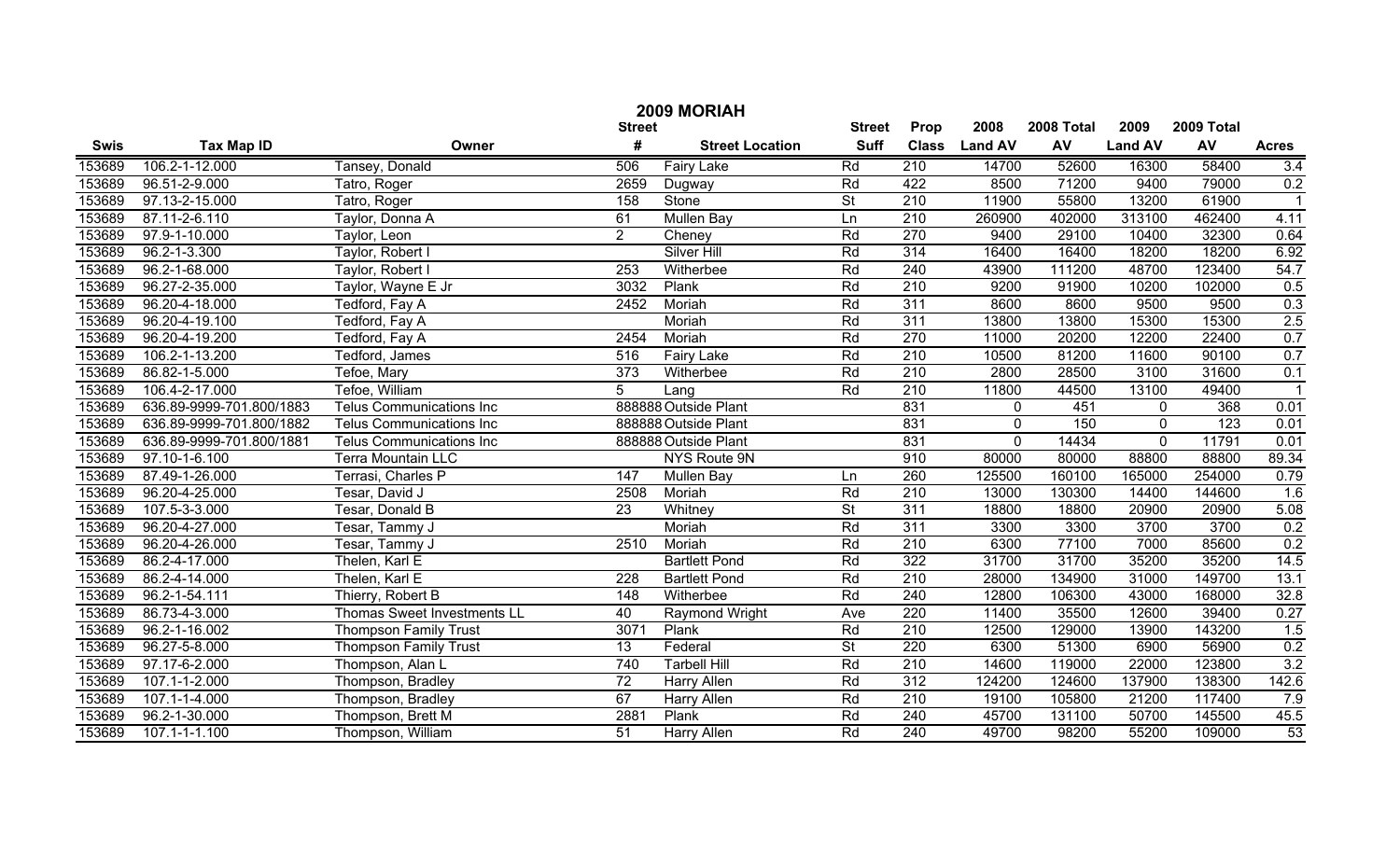# 2009 MORIAH

| Swis | Tax Map ID | Owner | Street # | Street Location | Street Suff | Prop Class | 2008 Land AV | 2008 Total AV | 2009 Land AV | 2009 Total AV | Acres |
|---|---|---|---|---|---|---|---|---|---|---|---|
| 153689 | 106.2-1-12.000 | Tansey, Donald | 506 | Fairy Lake | Rd | 210 | 14700 | 52600 | 16300 | 58400 | 3.4 |
| 153689 | 96.51-2-9.000 | Tatro, Roger | 2659 | Dugway | Rd | 422 | 8500 | 71200 | 9400 | 79000 | 0.2 |
| 153689 | 97.13-2-15.000 | Tatro, Roger | 158 | Stone | St | 210 | 11900 | 55800 | 13200 | 61900 | 1 |
| 153689 | 87.11-2-6.110 | Taylor, Donna A | 61 | Mullen Bay | Ln | 210 | 260900 | 402000 | 313100 | 462400 | 4.11 |
| 153689 | 97.9-1-10.000 | Taylor, Leon | 2 | Cheney | Rd | 270 | 9400 | 29100 | 10400 | 32300 | 0.64 |
| 153689 | 96.2-1-3.300 | Taylor, Robert I | | Silver Hill | Rd | 314 | 16400 | 16400 | 18200 | 18200 | 6.92 |
| 153689 | 96.2-1-68.000 | Taylor, Robert I | 253 | Witherbee | Rd | 240 | 43900 | 111200 | 48700 | 123400 | 54.7 |
| 153689 | 96.27-2-35.000 | Taylor, Wayne E Jr | 3032 | Plank | Rd | 210 | 9200 | 91900 | 10200 | 102000 | 0.5 |
| 153689 | 96.20-4-18.000 | Tedford, Fay A | 2452 | Moriah | Rd | 311 | 8600 | 8600 | 9500 | 9500 | 0.3 |
| 153689 | 96.20-4-19.100 | Tedford, Fay A | | Moriah | Rd | 311 | 13800 | 13800 | 15300 | 15300 | 2.5 |
| 153689 | 96.20-4-19.200 | Tedford, Fay A | 2454 | Moriah | Rd | 270 | 11000 | 20200 | 12200 | 22400 | 0.7 |
| 153689 | 106.2-1-13.200 | Tedford, James | 516 | Fairy Lake | Rd | 210 | 10500 | 81200 | 11600 | 90100 | 0.7 |
| 153689 | 86.82-1-5.000 | Tefoe, Mary | 373 | Witherbee | Rd | 210 | 2800 | 28500 | 3100 | 31600 | 0.1 |
| 153689 | 106.4-2-17.000 | Tefoe, William | 5 | Lang | Rd | 210 | 11800 | 44500 | 13100 | 49400 | 1 |
| 153689 | 636.89-9999-701.800/1883 | Telus Communications Inc | 888888 | Outside Plant | | 831 | 0 | 451 | 0 | 368 | 0.01 |
| 153689 | 636.89-9999-701.800/1882 | Telus Communications Inc | 888888 | Outside Plant | | 831 | 0 | 150 | 0 | 123 | 0.01 |
| 153689 | 636.89-9999-701.800/1881 | Telus Communications Inc | 888888 | Outside Plant | | 831 | 0 | 14434 | 0 | 11791 | 0.01 |
| 153689 | 97.10-1-6.100 | Terra Mountain LLC | | NYS Route 9N | | 910 | 80000 | 80000 | 88800 | 88800 | 89.34 |
| 153689 | 87.49-1-26.000 | Terrasi, Charles P | 147 | Mullen Bay | Ln | 260 | 125500 | 160100 | 165000 | 254000 | 0.79 |
| 153689 | 96.20-4-25.000 | Tesar, David J | 2508 | Moriah | Rd | 210 | 13000 | 130300 | 14400 | 144600 | 1.6 |
| 153689 | 107.5-3-3.000 | Tesar, Donald B | 23 | Whitney | St | 311 | 18800 | 18800 | 20900 | 20900 | 5.08 |
| 153689 | 96.20-4-27.000 | Tesar, Tammy J | | Moriah | Rd | 311 | 3300 | 3300 | 3700 | 3700 | 0.2 |
| 153689 | 96.20-4-26.000 | Tesar, Tammy J | 2510 | Moriah | Rd | 210 | 6300 | 77100 | 7000 | 85600 | 0.2 |
| 153689 | 86.2-4-17.000 | Thelen, Karl E | | Bartlett Pond | Rd | 322 | 31700 | 31700 | 35200 | 35200 | 14.5 |
| 153689 | 86.2-4-14.000 | Thelen, Karl E | 228 | Bartlett Pond | Rd | 210 | 28000 | 134900 | 31000 | 149700 | 13.1 |
| 153689 | 96.2-1-54.111 | Thierry, Robert B | 148 | Witherbee | Rd | 240 | 12800 | 106300 | 43000 | 168000 | 32.8 |
| 153689 | 86.73-4-3.000 | Thomas Sweet Investments LL | 40 | Raymond Wright | Ave | 220 | 11400 | 35500 | 12600 | 39400 | 0.27 |
| 153689 | 96.2-1-16.002 | Thompson Family Trust | 3071 | Plank | Rd | 210 | 12500 | 129000 | 13900 | 143200 | 1.5 |
| 153689 | 96.27-5-8.000 | Thompson Family Trust | 13 | Federal | St | 220 | 6300 | 51300 | 6900 | 56900 | 0.2 |
| 153689 | 97.17-6-2.000 | Thompson, Alan L | 740 | Tarbell Hill | Rd | 210 | 14600 | 119000 | 22000 | 123800 | 3.2 |
| 153689 | 107.1-1-2.000 | Thompson, Bradley | 72 | Harry Allen | Rd | 312 | 124200 | 124600 | 137900 | 138300 | 142.6 |
| 153689 | 107.1-1-4.000 | Thompson, Bradley | 67 | Harry Allen | Rd | 210 | 19100 | 105800 | 21200 | 117400 | 7.9 |
| 153689 | 96.2-1-30.000 | Thompson, Brett M | 2881 | Plank | Rd | 240 | 45700 | 131100 | 50700 | 145500 | 45.5 |
| 153689 | 107.1-1-1.100 | Thompson, William | 51 | Harry Allen | Rd | 240 | 49700 | 98200 | 55200 | 109000 | 53 |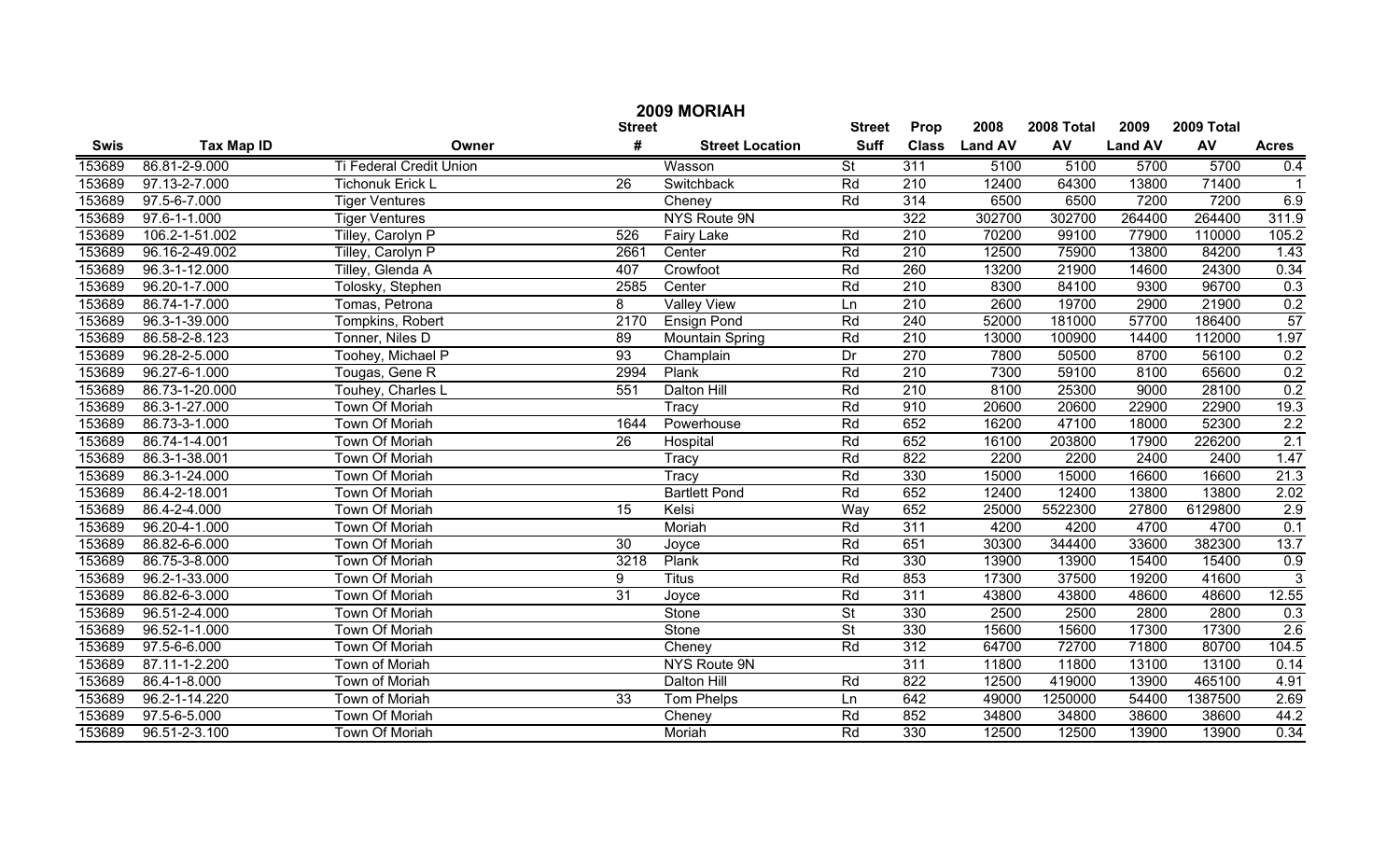# 2009 MORIAH

| Swis | Tax Map ID | Owner | Street # | Street Location | Street Suff | Prop Class | 2008 Land AV | 2008 Total AV | 2009 Land AV | 2009 Total AV | Acres |
|---|---|---|---|---|---|---|---|---|---|---|---|
| 153689 | 86.81-2-9.000 | Ti Federal Credit Union | | Wasson | St | 311 | 5100 | 5100 | 5700 | 5700 | 0.4 |
| 153689 | 97.13-2-7.000 | Tichonuk Erick L | 26 | Switchback | Rd | 210 | 12400 | 64300 | 13800 | 71400 | 1 |
| 153689 | 97.5-6-7.000 | Tiger Ventures | | Cheney | Rd | 314 | 6500 | 6500 | 7200 | 7200 | 6.9 |
| 153689 | 97.6-1-1.000 | Tiger Ventures | | NYS Route 9N | | 322 | 302700 | 302700 | 264400 | 264400 | 311.9 |
| 153689 | 106.2-1-51.002 | Tilley, Carolyn P | 526 | Fairy Lake | Rd | 210 | 70200 | 99100 | 77900 | 110000 | 105.2 |
| 153689 | 96.16-2-49.002 | Tilley, Carolyn P | 2661 | Center | Rd | 210 | 12500 | 75900 | 13800 | 84200 | 1.43 |
| 153689 | 96.3-1-12.000 | Tilley, Glenda A | 407 | Crowfoot | Rd | 260 | 13200 | 21900 | 14600 | 24300 | 0.34 |
| 153689 | 96.20-1-7.000 | Tolosky, Stephen | 2585 | Center | Rd | 210 | 8300 | 84100 | 9300 | 96700 | 0.3 |
| 153689 | 86.74-1-7.000 | Tomas, Petrona | 8 | Valley View | Ln | 210 | 2600 | 19700 | 2900 | 21900 | 0.2 |
| 153689 | 96.3-1-39.000 | Tompkins, Robert | 2170 | Ensign Pond | Rd | 240 | 52000 | 181000 | 57700 | 186400 | 57 |
| 153689 | 86.58-2-8.123 | Tonner, Niles D | 89 | Mountain Spring | Rd | 210 | 13000 | 100900 | 14400 | 112000 | 1.97 |
| 153689 | 96.28-2-5.000 | Toohey, Michael P | 93 | Champlain | Dr | 270 | 7800 | 50500 | 8700 | 56100 | 0.2 |
| 153689 | 96.27-6-1.000 | Tougas, Gene R | 2994 | Plank | Rd | 210 | 7300 | 59100 | 8100 | 65600 | 0.2 |
| 153689 | 86.73-1-20.000 | Touhey, Charles L | 551 | Dalton Hill | Rd | 210 | 8100 | 25300 | 9000 | 28100 | 0.2 |
| 153689 | 86.3-1-27.000 | Town Of Moriah | | Tracy | Rd | 910 | 20600 | 20600 | 22900 | 22900 | 19.3 |
| 153689 | 86.73-3-1.000 | Town Of Moriah | 1644 | Powerhouse | Rd | 652 | 16200 | 47100 | 18000 | 52300 | 2.2 |
| 153689 | 86.74-1-4.001 | Town Of Moriah | 26 | Hospital | Rd | 652 | 16100 | 203800 | 17900 | 226200 | 2.1 |
| 153689 | 86.3-1-38.001 | Town Of Moriah | | Tracy | Rd | 822 | 2200 | 2200 | 2400 | 2400 | 1.47 |
| 153689 | 86.3-1-24.000 | Town Of Moriah | | Tracy | Rd | 330 | 15000 | 15000 | 16600 | 16600 | 21.3 |
| 153689 | 86.4-2-18.001 | Town Of Moriah | | Bartlett Pond | Rd | 652 | 12400 | 12400 | 13800 | 13800 | 2.02 |
| 153689 | 86.4-2-4.000 | Town Of Moriah | 15 | Kelsi | Way | 652 | 25000 | 5522300 | 27800 | 6129800 | 2.9 |
| 153689 | 96.20-4-1.000 | Town Of Moriah | | Moriah | Rd | 311 | 4200 | 4200 | 4700 | 4700 | 0.1 |
| 153689 | 86.82-6-6.000 | Town Of Moriah | 30 | Joyce | Rd | 651 | 30300 | 344400 | 33600 | 382300 | 13.7 |
| 153689 | 86.75-3-8.000 | Town Of Moriah | 3218 | Plank | Rd | 330 | 13900 | 13900 | 15400 | 15400 | 0.9 |
| 153689 | 96.2-1-33.000 | Town Of Moriah | 9 | Titus | Rd | 853 | 17300 | 37500 | 19200 | 41600 | 3 |
| 153689 | 86.82-6-3.000 | Town Of Moriah | 31 | Joyce | Rd | 311 | 43800 | 43800 | 48600 | 48600 | 12.55 |
| 153689 | 96.51-2-4.000 | Town Of Moriah | | Stone | St | 330 | 2500 | 2500 | 2800 | 2800 | 0.3 |
| 153689 | 96.52-1-1.000 | Town Of Moriah | | Stone | St | 330 | 15600 | 15600 | 17300 | 17300 | 2.6 |
| 153689 | 97.5-6-6.000 | Town Of Moriah | | Cheney | Rd | 312 | 64700 | 72700 | 71800 | 80700 | 104.5 |
| 153689 | 87.11-1-2.200 | Town of Moriah | | NYS Route 9N | | 311 | 11800 | 11800 | 13100 | 13100 | 0.14 |
| 153689 | 86.4-1-8.000 | Town of Moriah | | Dalton Hill | Rd | 822 | 12500 | 419000 | 13900 | 465100 | 4.91 |
| 153689 | 96.2-1-14.220 | Town of Moriah | 33 | Tom Phelps | Ln | 642 | 49000 | 1250000 | 54400 | 1387500 | 2.69 |
| 153689 | 97.5-6-5.000 | Town Of Moriah | | Cheney | Rd | 852 | 34800 | 34800 | 38600 | 38600 | 44.2 |
| 153689 | 96.51-2-3.100 | Town Of Moriah | | Moriah | Rd | 330 | 12500 | 12500 | 13900 | 13900 | 0.34 |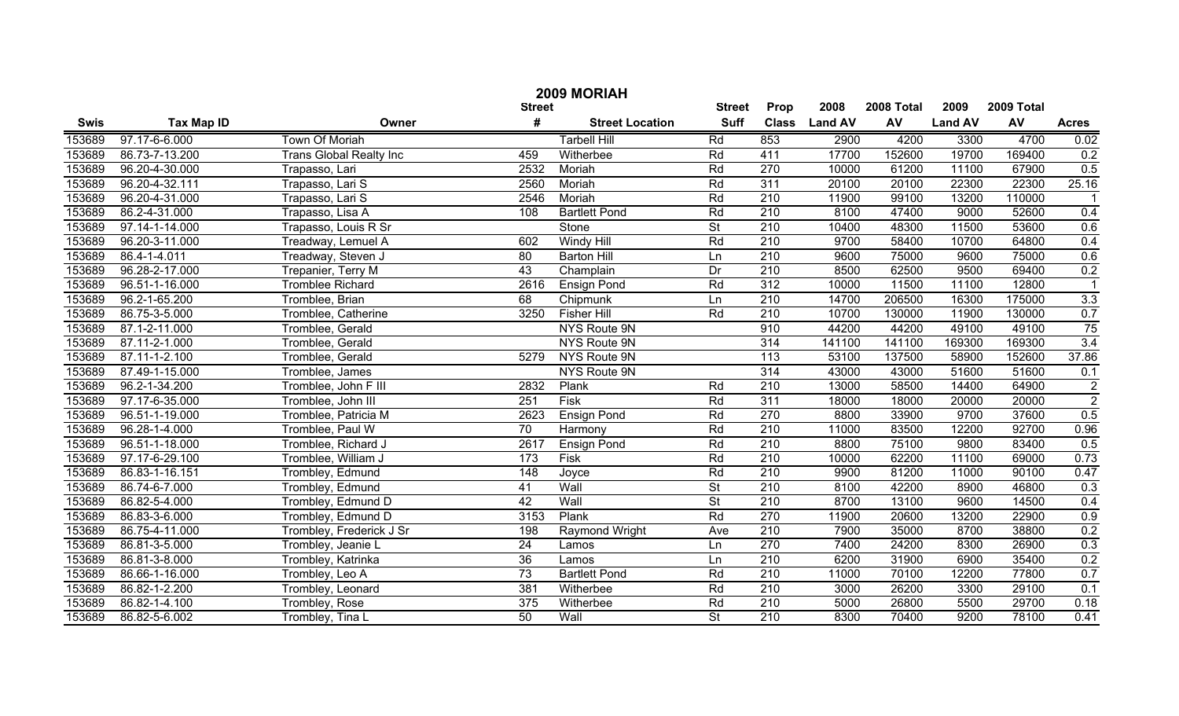# 2009 MORIAH

| Swis | Tax Map ID | Owner | Street # | Street Location | Street Suff | Prop Class | 2008 Land AV | 2008 Total AV | 2009 Land AV | 2009 Total AV | Acres |
|---|---|---|---|---|---|---|---|---|---|---|---|
| 153689 | 97.17-6-6.000 | Town Of Moriah | | Tarbell Hill | Rd | 853 | 2900 | 4200 | 3300 | 4700 | 0.02 |
| 153689 | 86.73-7-13.200 | Trans Global Realty Inc | 459 | Witherbee | Rd | 411 | 17700 | 152600 | 19700 | 169400 | 0.2 |
| 153689 | 96.20-4-30.000 | Trapasso, Lari | 2532 | Moriah | Rd | 270 | 10000 | 61200 | 11100 | 67900 | 0.5 |
| 153689 | 96.20-4-32.111 | Trapasso, Lari S | 2560 | Moriah | Rd | 311 | 20100 | 20100 | 22300 | 22300 | 25.16 |
| 153689 | 96.20-4-31.000 | Trapasso, Lari S | 2546 | Moriah | Rd | 210 | 11900 | 99100 | 13200 | 110000 | 1 |
| 153689 | 86.2-4-31.000 | Trapasso, Lisa A | 108 | Bartlett Pond | Rd | 210 | 8100 | 47400 | 9000 | 52600 | 0.4 |
| 153689 | 97.14-1-14.000 | Trapasso, Louis R Sr | | Stone | St | 210 | 10400 | 48300 | 11500 | 53600 | 0.6 |
| 153689 | 96.20-3-11.000 | Treadway, Lemuel A | 602 | Windy Hill | Rd | 210 | 9700 | 58400 | 10700 | 64800 | 0.4 |
| 153689 | 86.4-1-4.011 | Treadway, Steven J | 80 | Barton Hill | Ln | 210 | 9600 | 75000 | 9600 | 75000 | 0.6 |
| 153689 | 96.28-2-17.000 | Trepanier, Terry M | 43 | Champlain | Dr | 210 | 8500 | 62500 | 9500 | 69400 | 0.2 |
| 153689 | 96.51-1-16.000 | Tromblee Richard | 2616 | Ensign Pond | Rd | 312 | 10000 | 11500 | 11100 | 12800 | 1 |
| 153689 | 96.2-1-65.200 | Tromblee, Brian | 68 | Chipmunk | Ln | 210 | 14700 | 206500 | 16300 | 175000 | 3.3 |
| 153689 | 86.75-3-5.000 | Tromblee, Catherine | 3250 | Fisher Hill | Rd | 210 | 10700 | 130000 | 11900 | 130000 | 0.7 |
| 153689 | 87.1-2-11.000 | Tromblee, Gerald | | NYS Route 9N | | 910 | 44200 | 44200 | 49100 | 49100 | 75 |
| 153689 | 87.11-2-1.000 | Tromblee, Gerald | | NYS Route 9N | | 314 | 141100 | 141100 | 169300 | 169300 | 3.4 |
| 153689 | 87.11-1-2.100 | Tromblee, Gerald | 5279 | NYS Route 9N | | 113 | 53100 | 137500 | 58900 | 152600 | 37.86 |
| 153689 | 87.49-1-15.000 | Tromblee, James | | NYS Route 9N | | 314 | 43000 | 43000 | 51600 | 51600 | 0.1 |
| 153689 | 96.2-1-34.200 | Tromblee, John F III | 2832 | Plank | Rd | 210 | 13000 | 58500 | 14400 | 64900 | 2 |
| 153689 | 97.17-6-35.000 | Tromblee, John III | 251 | Fisk | Rd | 311 | 18000 | 18000 | 20000 | 20000 | 2 |
| 153689 | 96.51-1-19.000 | Tromblee, Patricia M | 2623 | Ensign Pond | Rd | 270 | 8800 | 33900 | 9700 | 37600 | 0.5 |
| 153689 | 96.28-1-4.000 | Tromblee, Paul W | 70 | Harmony | Rd | 210 | 11000 | 83500 | 12200 | 92700 | 0.96 |
| 153689 | 96.51-1-18.000 | Tromblee, Richard J | 2617 | Ensign Pond | Rd | 210 | 8800 | 75100 | 9800 | 83400 | 0.5 |
| 153689 | 97.17-6-29.100 | Tromblee, William J | 173 | Fisk | Rd | 210 | 10000 | 62200 | 11100 | 69000 | 0.73 |
| 153689 | 86.83-1-16.151 | Trombley, Edmund | 148 | Joyce | Rd | 210 | 9900 | 81200 | 11000 | 90100 | 0.47 |
| 153689 | 86.74-6-7.000 | Trombley, Edmund | 41 | Wall | St | 210 | 8100 | 42200 | 8900 | 46800 | 0.3 |
| 153689 | 86.82-5-4.000 | Trombley, Edmund D | 42 | Wall | St | 210 | 8700 | 13100 | 9600 | 14500 | 0.4 |
| 153689 | 86.83-3-6.000 | Trombley, Edmund D | 3153 | Plank | Rd | 270 | 11900 | 20600 | 13200 | 22900 | 0.9 |
| 153689 | 86.75-4-11.000 | Trombley, Frederick J Sr | 198 | Raymond Wright | Ave | 210 | 7900 | 35000 | 8700 | 38800 | 0.2 |
| 153689 | 86.81-3-5.000 | Trombley, Jeanie L | 24 | Lamos | Ln | 270 | 7400 | 24200 | 8300 | 26900 | 0.3 |
| 153689 | 86.81-3-8.000 | Trombley, Katrinka | 36 | Lamos | Ln | 210 | 6200 | 31900 | 6900 | 35400 | 0.2 |
| 153689 | 86.66-1-16.000 | Trombley, Leo A | 73 | Bartlett Pond | Rd | 210 | 11000 | 70100 | 12200 | 77800 | 0.7 |
| 153689 | 86.82-1-2.200 | Trombley, Leonard | 381 | Witherbee | Rd | 210 | 3000 | 26200 | 3300 | 29100 | 0.1 |
| 153689 | 86.82-1-4.100 | Trombley, Rose | 375 | Witherbee | Rd | 210 | 5000 | 26800 | 5500 | 29700 | 0.18 |
| 153689 | 86.82-5-6.002 | Trombley, Tina L | 50 | Wall | St | 210 | 8300 | 70400 | 9200 | 78100 | 0.41 |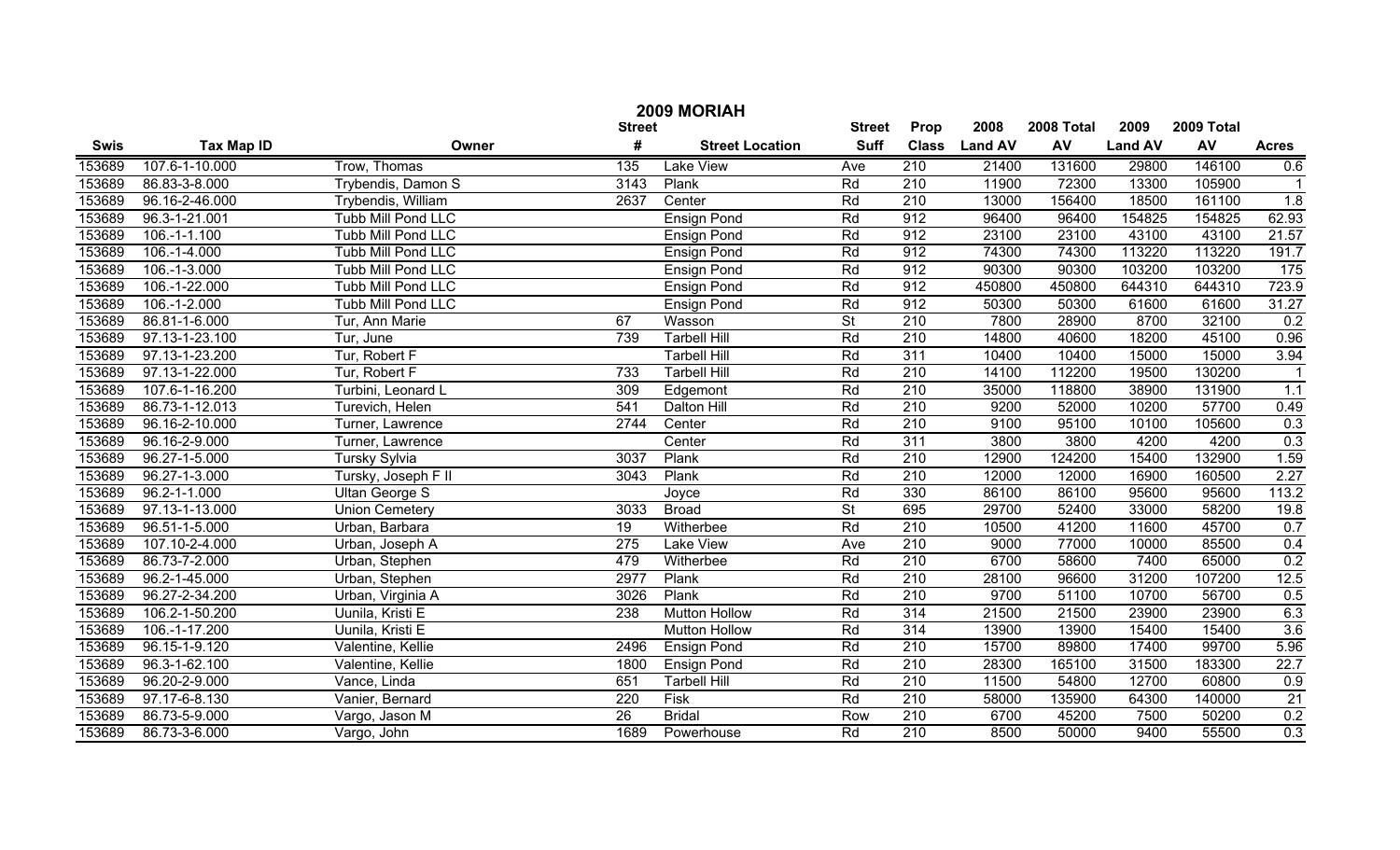# 2009 MORIAH

| Swis | Tax Map ID | Owner | Street # | Street Location | Street Suff | Prop Class | 2008 Land AV | 2008 Total AV | 2009 Land AV | 2009 Total AV | Acres |
|---|---|---|---|---|---|---|---|---|---|---|---|
| 153689 | 107.6-1-10.000 | Trow, Thomas | 135 | Lake View | Ave | 210 | 21400 | 131600 | 29800 | 146100 | 0.6 |
| 153689 | 86.83-3-8.000 | Trybendis, Damon S | 3143 | Plank | Rd | 210 | 11900 | 72300 | 13300 | 105900 | 1 |
| 153689 | 96.16-2-46.000 | Trybendis, William | 2637 | Center | Rd | 210 | 13000 | 156400 | 18500 | 161100 | 1.8 |
| 153689 | 96.3-1-21.001 | Tubb Mill Pond LLC | | Ensign Pond | Rd | 912 | 96400 | 96400 | 154825 | 154825 | 62.93 |
| 153689 | 106.-1-1.100 | Tubb Mill Pond LLC | | Ensign Pond | Rd | 912 | 23100 | 23100 | 43100 | 43100 | 21.57 |
| 153689 | 106.-1-4.000 | Tubb Mill Pond LLC | | Ensign Pond | Rd | 912 | 74300 | 74300 | 113220 | 113220 | 191.7 |
| 153689 | 106.-1-3.000 | Tubb Mill Pond LLC | | Ensign Pond | Rd | 912 | 90300 | 90300 | 103200 | 103200 | 175 |
| 153689 | 106.-1-22.000 | Tubb Mill Pond LLC | | Ensign Pond | Rd | 912 | 450800 | 450800 | 644310 | 644310 | 723.9 |
| 153689 | 106.-1-2.000 | Tubb Mill Pond LLC | | Ensign Pond | Rd | 912 | 50300 | 50300 | 61600 | 61600 | 31.27 |
| 153689 | 86.81-1-6.000 | Tur, Ann Marie | 67 | Wasson | St | 210 | 7800 | 28900 | 8700 | 32100 | 0.2 |
| 153689 | 97.13-1-23.100 | Tur, June | 739 | Tarbell Hill | Rd | 210 | 14800 | 40600 | 18200 | 45100 | 0.96 |
| 153689 | 97.13-1-23.200 | Tur, Robert F | | Tarbell Hill | Rd | 311 | 10400 | 10400 | 15000 | 15000 | 3.94 |
| 153689 | 97.13-1-22.000 | Tur, Robert F | 733 | Tarbell Hill | Rd | 210 | 14100 | 112200 | 19500 | 130200 | 1 |
| 153689 | 107.6-1-16.200 | Turbini, Leonard L | 309 | Edgemont | Rd | 210 | 35000 | 118800 | 38900 | 131900 | 1.1 |
| 153689 | 86.73-1-12.013 | Turevich, Helen | 541 | Dalton Hill | Rd | 210 | 9200 | 52000 | 10200 | 57700 | 0.49 |
| 153689 | 96.16-2-10.000 | Turner, Lawrence | 2744 | Center | Rd | 210 | 9100 | 95100 | 10100 | 105600 | 0.3 |
| 153689 | 96.16-2-9.000 | Turner, Lawrence | | Center | Rd | 311 | 3800 | 3800 | 4200 | 4200 | 0.3 |
| 153689 | 96.27-1-5.000 | Tursky Sylvia | 3037 | Plank | Rd | 210 | 12900 | 124200 | 15400 | 132900 | 1.59 |
| 153689 | 96.27-1-3.000 | Tursky, Joseph F II | 3043 | Plank | Rd | 210 | 12000 | 12000 | 16900 | 160500 | 2.27 |
| 153689 | 96.2-1-1.000 | Ultan George S | | Joyce | Rd | 330 | 86100 | 86100 | 95600 | 95600 | 113.2 |
| 153689 | 97.13-1-13.000 | Union Cemetery | 3033 | Broad | St | 695 | 29700 | 52400 | 33000 | 58200 | 19.8 |
| 153689 | 96.51-1-5.000 | Urban, Barbara | 19 | Witherbee | Rd | 210 | 10500 | 41200 | 11600 | 45700 | 0.7 |
| 153689 | 107.10-2-4.000 | Urban, Joseph A | 275 | Lake View | Ave | 210 | 9000 | 77000 | 10000 | 85500 | 0.4 |
| 153689 | 86.73-7-2.000 | Urban, Stephen | 479 | Witherbee | Rd | 210 | 6700 | 58600 | 7400 | 65000 | 0.2 |
| 153689 | 96.2-1-45.000 | Urban, Stephen | 2977 | Plank | Rd | 210 | 28100 | 96600 | 31200 | 107200 | 12.5 |
| 153689 | 96.27-2-34.200 | Urban, Virginia A | 3026 | Plank | Rd | 210 | 9700 | 51100 | 10700 | 56700 | 0.5 |
| 153689 | 106.2-1-50.200 | Uunila, Kristi E | 238 | Mutton Hollow | Rd | 314 | 21500 | 21500 | 23900 | 23900 | 6.3 |
| 153689 | 106.-1-17.200 | Uunila, Kristi E | | Mutton Hollow | Rd | 314 | 13900 | 13900 | 15400 | 15400 | 3.6 |
| 153689 | 96.15-1-9.120 | Valentine, Kellie | 2496 | Ensign Pond | Rd | 210 | 15700 | 89800 | 17400 | 99700 | 5.96 |
| 153689 | 96.3-1-62.100 | Valentine, Kellie | 1800 | Ensign Pond | Rd | 210 | 28300 | 165100 | 31500 | 183300 | 22.7 |
| 153689 | 96.20-2-9.000 | Vance, Linda | 651 | Tarbell Hill | Rd | 210 | 11500 | 54800 | 12700 | 60800 | 0.9 |
| 153689 | 97.17-6-8.130 | Vanier, Bernard | 220 | Fisk | Rd | 210 | 58000 | 135900 | 64300 | 140000 | 21 |
| 153689 | 86.73-5-9.000 | Vargo, Jason M | 26 | Bridal | Row | 210 | 6700 | 45200 | 7500 | 50200 | 0.2 |
| 153689 | 86.73-3-6.000 | Vargo, John | 1689 | Powerhouse | Rd | 210 | 8500 | 50000 | 9400 | 55500 | 0.3 |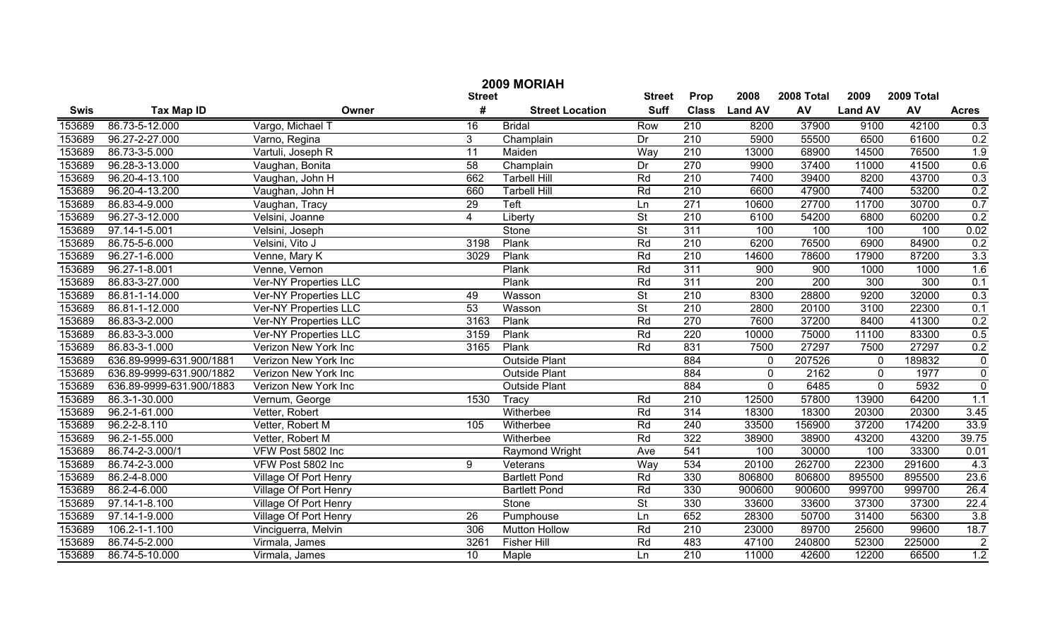# 2009 MORIAH

| Swis | Tax Map ID | Owner | Street # | Street Location | Street Suff | Prop Class | 2008 Land AV | 2008 Total AV | 2009 Land AV | 2009 Total AV | Acres |
|---|---|---|---|---|---|---|---|---|---|---|---|
| 153689 | 86.73-5-12.000 | Vargo, Michael T | 16 | Bridal | Row | 210 | 8200 | 37900 | 9100 | 42100 | 0.3 |
| 153689 | 96.27-2-27.000 | Varno, Regina | 3 | Champlain | Dr | 210 | 5900 | 55500 | 6500 | 61600 | 0.2 |
| 153689 | 86.73-3-5.000 | Vartuli, Joseph R | 11 | Maiden | Way | 210 | 13000 | 68900 | 14500 | 76500 | 1.9 |
| 153689 | 96.28-3-13.000 | Vaughan, Bonita | 58 | Champlain | Dr | 270 | 9900 | 37400 | 11000 | 41500 | 0.6 |
| 153689 | 96.20-4-13.100 | Vaughan, John H | 662 | Tarbell Hill | Rd | 210 | 7400 | 39400 | 8200 | 43700 | 0.3 |
| 153689 | 96.20-4-13.200 | Vaughan, John H | 660 | Tarbell Hill | Rd | 210 | 6600 | 47900 | 7400 | 53200 | 0.2 |
| 153689 | 86.83-4-9.000 | Vaughan, Tracy | 29 | Teft | Ln | 271 | 10600 | 27700 | 11700 | 30700 | 0.7 |
| 153689 | 96.27-3-12.000 | Velsini, Joanne | 4 | Liberty | St | 210 | 6100 | 54200 | 6800 | 60200 | 0.2 |
| 153689 | 97.14-1-5.001 | Velsini, Joseph | | Stone | St | 311 | 100 | 100 | 100 | 100 | 0.02 |
| 153689 | 86.75-5-6.000 | Velsini, Vito J | 3198 | Plank | Rd | 210 | 6200 | 76500 | 6900 | 84900 | 0.2 |
| 153689 | 96.27-1-6.000 | Venne, Mary K | 3029 | Plank | Rd | 210 | 14600 | 78600 | 17900 | 87200 | 3.3 |
| 153689 | 96.27-1-8.001 | Venne, Vernon | | Plank | Rd | 311 | 900 | 900 | 1000 | 1000 | 1.6 |
| 153689 | 86.83-3-27.000 | Ver-NY Properties LLC | | Plank | Rd | 311 | 200 | 200 | 300 | 300 | 0.1 |
| 153689 | 86.81-1-14.000 | Ver-NY Properties LLC | 49 | Wasson | St | 210 | 8300 | 28800 | 9200 | 32000 | 0.3 |
| 153689 | 86.81-1-12.000 | Ver-NY Properties LLC | 53 | Wasson | St | 210 | 2800 | 20100 | 3100 | 22300 | 0.1 |
| 153689 | 86.83-3-2.000 | Ver-NY Properties LLC | 3163 | Plank | Rd | 270 | 7600 | 37200 | 8400 | 41300 | 0.2 |
| 153689 | 86.83-3-3.000 | Ver-NY Properties LLC | 3159 | Plank | Rd | 220 | 10000 | 75000 | 11100 | 83300 | 0.5 |
| 153689 | 86.83-3-1.000 | Verizon New York Inc | 3165 | Plank | Rd | 831 | 7500 | 27297 | 7500 | 27297 | 0.2 |
| 153689 | 636.89-9999-631.900/1881 | Verizon New York Inc | | Outside Plant | | 884 | 0 | 207526 | 0 | 189832 | 0 |
| 153689 | 636.89-9999-631.900/1882 | Verizon New York Inc | | Outside Plant | | 884 | 0 | 2162 | 0 | 1977 | 0 |
| 153689 | 636.89-9999-631.900/1883 | Verizon New York Inc | | Outside Plant | | 884 | 0 | 6485 | 0 | 5932 | 0 |
| 153689 | 86.3-1-30.000 | Vernum, George | 1530 | Tracy | Rd | 210 | 12500 | 57800 | 13900 | 64200 | 1.1 |
| 153689 | 96.2-1-61.000 | Vetter, Robert | | Witherbee | Rd | 314 | 18300 | 18300 | 20300 | 20300 | 3.45 |
| 153689 | 96.2-2-8.110 | Vetter, Robert M | 105 | Witherbee | Rd | 240 | 33500 | 156900 | 37200 | 174200 | 33.9 |
| 153689 | 96.2-1-55.000 | Vetter, Robert M | | Witherbee | Rd | 322 | 38900 | 38900 | 43200 | 43200 | 39.75 |
| 153689 | 86.74-2-3.000/1 | VFW Post 5802 Inc | | Raymond Wright | Ave | 541 | 100 | 30000 | 100 | 33300 | 0.01 |
| 153689 | 86.74-2-3.000 | VFW Post 5802 Inc | 9 | Veterans | Way | 534 | 20100 | 262700 | 22300 | 291600 | 4.3 |
| 153689 | 86.2-4-8.000 | Village Of Port Henry | | Bartlett Pond | Rd | 330 | 806800 | 806800 | 895500 | 895500 | 23.6 |
| 153689 | 86.2-4-6.000 | Village Of Port Henry | | Bartlett Pond | Rd | 330 | 900600 | 900600 | 999700 | 999700 | 26.4 |
| 153689 | 97.14-1-8.100 | Village Of Port Henry | | Stone | St | 330 | 33600 | 33600 | 37300 | 37300 | 22.4 |
| 153689 | 97.14-1-9.000 | Village Of Port Henry | 26 | Pumphouse | Ln | 652 | 28300 | 50700 | 31400 | 56300 | 3.8 |
| 153689 | 106.2-1-1.100 | Vinciguerra, Melvin | 306 | Mutton Hollow | Rd | 210 | 23000 | 89700 | 25600 | 99600 | 18.7 |
| 153689 | 86.74-5-2.000 | Virmala, James | 3261 | Fisher Hill | Rd | 483 | 47100 | 240800 | 52300 | 225000 | 2 |
| 153689 | 86.74-5-10.000 | Virmala, James | 10 | Maple | Ln | 210 | 11000 | 42600 | 12200 | 66500 | 1.2 |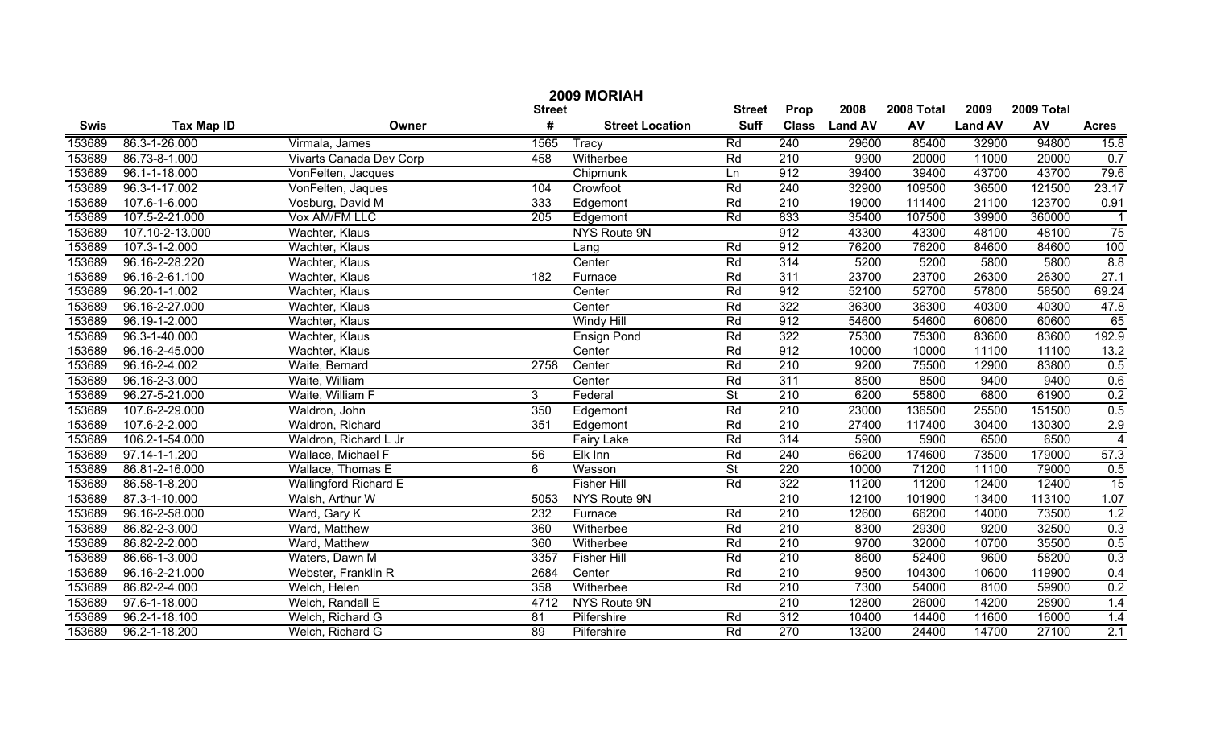# 2009 MORIAH

| Swis | Tax Map ID | Owner | Street # | Street Location | Street Suff | Prop Class | 2008 Land AV | 2008 Total AV | 2009 Land AV | 2009 Total AV | Acres |
|---|---|---|---|---|---|---|---|---|---|---|---|
| 153689 | 86.3-1-26.000 | Virmala, James | 1565 | Tracy | Rd | 240 | 29600 | 85400 | 32900 | 94800 | 15.8 |
| 153689 | 86.73-8-1.000 | Vivarts Canada Dev Corp | 458 | Witherbee | Rd | 210 | 9900 | 20000 | 11000 | 20000 | 0.7 |
| 153689 | 96.1-1-18.000 | VonFelten, Jacques | | Chipmunk | Ln | 912 | 39400 | 39400 | 43700 | 43700 | 79.6 |
| 153689 | 96.3-1-17.002 | VonFelten, Jaques | 104 | Crowfoot | Rd | 240 | 32900 | 109500 | 36500 | 121500 | 23.17 |
| 153689 | 107.6-1-6.000 | Vosburg, David M | 333 | Edgemont | Rd | 210 | 19000 | 111400 | 21100 | 123700 | 0.91 |
| 153689 | 107.5-2-21.000 | Vox AM/FM LLC | 205 | Edgemont | Rd | 833 | 35400 | 107500 | 39900 | 360000 | 1 |
| 153689 | 107.10-2-13.000 | Wachter, Klaus | | NYS Route 9N | | 912 | 43300 | 43300 | 48100 | 48100 | 75 |
| 153689 | 107.3-1-2.000 | Wachter, Klaus | | Lang | Rd | 912 | 76200 | 76200 | 84600 | 84600 | 100 |
| 153689 | 96.16-2-28.220 | Wachter, Klaus | | Center | Rd | 314 | 5200 | 5200 | 5800 | 5800 | 8.8 |
| 153689 | 96.16-2-61.100 | Wachter, Klaus | 182 | Furnace | Rd | 311 | 23700 | 23700 | 26300 | 26300 | 27.1 |
| 153689 | 96.20-1-1.002 | Wachter, Klaus | | Center | Rd | 912 | 52100 | 52700 | 57800 | 58500 | 69.24 |
| 153689 | 96.16-2-27.000 | Wachter, Klaus | | Center | Rd | 322 | 36300 | 36300 | 40300 | 40300 | 47.8 |
| 153689 | 96.19-1-2.000 | Wachter, Klaus | | Windy Hill | Rd | 912 | 54600 | 54600 | 60600 | 60600 | 65 |
| 153689 | 96.3-1-40.000 | Wachter, Klaus | | Ensign Pond | Rd | 322 | 75300 | 75300 | 83600 | 83600 | 192.9 |
| 153689 | 96.16-2-45.000 | Wachter, Klaus | | Center | Rd | 912 | 10000 | 10000 | 11100 | 11100 | 13.2 |
| 153689 | 96.16-2-4.002 | Waite, Bernard | 2758 | Center | Rd | 210 | 9200 | 75500 | 12900 | 83800 | 0.5 |
| 153689 | 96.16-2-3.000 | Waite, William | | Center | Rd | 311 | 8500 | 8500 | 9400 | 9400 | 0.6 |
| 153689 | 96.27-5-21.000 | Waite, William F | 3 | Federal | St | 210 | 6200 | 55800 | 6800 | 61900 | 0.2 |
| 153689 | 107.6-2-29.000 | Waldron, John | 350 | Edgemont | Rd | 210 | 23000 | 136500 | 25500 | 151500 | 0.5 |
| 153689 | 107.6-2-2.000 | Waldron, Richard | 351 | Edgemont | Rd | 210 | 27400 | 117400 | 30400 | 130300 | 2.9 |
| 153689 | 106.2-1-54.000 | Waldron, Richard L Jr | | Fairy Lake | Rd | 314 | 5900 | 5900 | 6500 | 6500 | 4 |
| 153689 | 97.14-1-1.200 | Wallace, Michael F | 56 | Elk Inn | Rd | 240 | 66200 | 174600 | 73500 | 179000 | 57.3 |
| 153689 | 86.81-2-16.000 | Wallace, Thomas E | 6 | Wasson | St | 220 | 10000 | 71200 | 11100 | 79000 | 0.5 |
| 153689 | 86.58-1-8.200 | Wallingford Richard E | | Fisher Hill | Rd | 322 | 11200 | 11200 | 12400 | 12400 | 15 |
| 153689 | 87.3-1-10.000 | Walsh, Arthur W | 5053 | NYS Route 9N | | 210 | 12100 | 101900 | 13400 | 113100 | 1.07 |
| 153689 | 96.16-2-58.000 | Ward, Gary K | 232 | Furnace | Rd | 210 | 12600 | 66200 | 14000 | 73500 | 1.2 |
| 153689 | 86.82-2-3.000 | Ward, Matthew | 360 | Witherbee | Rd | 210 | 8300 | 29300 | 9200 | 32500 | 0.3 |
| 153689 | 86.82-2-2.000 | Ward, Matthew | 360 | Witherbee | Rd | 210 | 9700 | 32000 | 10700 | 35500 | 0.5 |
| 153689 | 86.66-1-3.000 | Waters, Dawn M | 3357 | Fisher Hill | Rd | 210 | 8600 | 52400 | 9600 | 58200 | 0.3 |
| 153689 | 96.16-2-21.000 | Webster, Franklin R | 2684 | Center | Rd | 210 | 9500 | 104300 | 10600 | 119900 | 0.4 |
| 153689 | 86.82-2-4.000 | Welch, Helen | 358 | Witherbee | Rd | 210 | 7300 | 54000 | 8100 | 59900 | 0.2 |
| 153689 | 97.6-1-18.000 | Welch, Randall E | 4712 | NYS Route 9N | | 210 | 12800 | 26000 | 14200 | 28900 | 1.4 |
| 153689 | 96.2-1-18.100 | Welch, Richard G | 81 | Pilfershire | Rd | 312 | 10400 | 14400 | 11600 | 16000 | 1.4 |
| 153689 | 96.2-1-18.200 | Welch, Richard G | 89 | Pilfershire | Rd | 270 | 13200 | 24400 | 14700 | 27100 | 2.1 |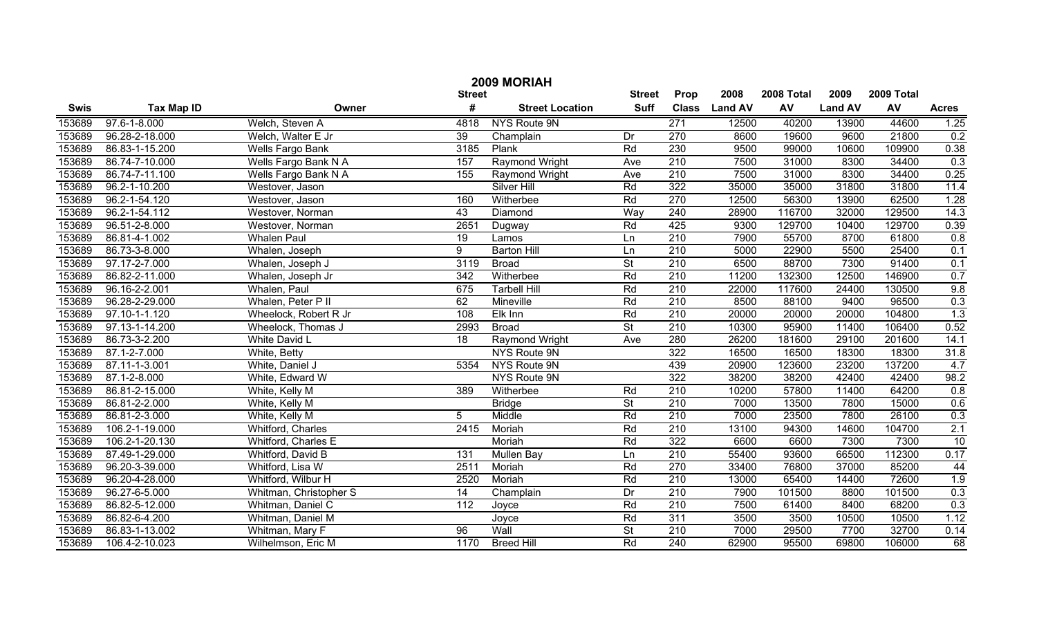# 2009 MORIAH

| Swis | Tax Map ID | Owner | Street # | Street Location | Street Suff | Prop Class | 2008 Land AV | 2008 Total AV | 2009 Land AV | 2009 Total AV | Acres |
|---|---|---|---|---|---|---|---|---|---|---|---|
| 153689 | 97.6-1-8.000 | Welch, Steven A | 4818 | NYS Route 9N | | 271 | 12500 | 40200 | 13900 | 44600 | 1.25 |
| 153689 | 96.28-2-18.000 | Welch, Walter E Jr | 39 | Champlain | Dr | 270 | 8600 | 19600 | 9600 | 21800 | 0.2 |
| 153689 | 86.83-1-15.200 | Wells Fargo Bank | 3185 | Plank | Rd | 230 | 9500 | 99000 | 10600 | 109900 | 0.38 |
| 153689 | 86.74-7-10.000 | Wells Fargo Bank N A | 157 | Raymond Wright | Ave | 210 | 7500 | 31000 | 8300 | 34400 | 0.3 |
| 153689 | 86.74-7-11.100 | Wells Fargo Bank N A | 155 | Raymond Wright | Ave | 210 | 7500 | 31000 | 8300 | 34400 | 0.25 |
| 153689 | 96.2-1-10.200 | Westover, Jason | | Silver Hill | Rd | 322 | 35000 | 35000 | 31800 | 31800 | 11.4 |
| 153689 | 96.2-1-54.120 | Westover, Jason | 160 | Witherbee | Rd | 270 | 12500 | 56300 | 13900 | 62500 | 1.28 |
| 153689 | 96.2-1-54.112 | Westover, Norman | 43 | Diamond | Way | 240 | 28900 | 116700 | 32000 | 129500 | 14.3 |
| 153689 | 96.51-2-8.000 | Westover, Norman | 2651 | Dugway | Rd | 425 | 9300 | 129700 | 10400 | 129700 | 0.39 |
| 153689 | 86.81-4-1.002 | Whalen Paul | 19 | Lamos | Ln | 210 | 7900 | 55700 | 8700 | 61800 | 0.8 |
| 153689 | 86.73-3-8.000 | Whalen, Joseph | 9 | Barton Hill | Ln | 210 | 5000 | 22900 | 5500 | 25400 | 0.1 |
| 153689 | 97.17-2-7.000 | Whalen, Joseph J | 3119 | Broad | St | 210 | 6500 | 88700 | 7300 | 91400 | 0.1 |
| 153689 | 86.82-2-11.000 | Whalen, Joseph Jr | 342 | Witherbee | Rd | 210 | 11200 | 132300 | 12500 | 146900 | 0.7 |
| 153689 | 96.16-2-2.001 | Whalen, Paul | 675 | Tarbell Hill | Rd | 210 | 22000 | 117600 | 24400 | 130500 | 9.8 |
| 153689 | 96.28-2-29.000 | Whalen, Peter P II | 62 | Mineville | Rd | 210 | 8500 | 88100 | 9400 | 96500 | 0.3 |
| 153689 | 97.10-1-1.120 | Wheelock, Robert R Jr | 108 | Elk Inn | Rd | 210 | 20000 | 20000 | 20000 | 104800 | 1.3 |
| 153689 | 97.13-1-14.200 | Wheelock, Thomas J | 2993 | Broad | St | 210 | 10300 | 95900 | 11400 | 106400 | 0.52 |
| 153689 | 86.73-3-2.200 | White David L | 18 | Raymond Wright | Ave | 280 | 26200 | 181600 | 29100 | 201600 | 14.1 |
| 153689 | 87.1-2-7.000 | White, Betty | | NYS Route 9N | | 322 | 16500 | 16500 | 18300 | 18300 | 31.8 |
| 153689 | 87.11-1-3.001 | White, Daniel J | 5354 | NYS Route 9N | | 439 | 20900 | 123600 | 23200 | 137200 | 4.7 |
| 153689 | 87.1-2-8.000 | White, Edward W | | NYS Route 9N | | 322 | 38200 | 38200 | 42400 | 42400 | 98.2 |
| 153689 | 86.81-2-15.000 | White, Kelly M | 389 | Witherbee | Rd | 210 | 10200 | 57800 | 11400 | 64200 | 0.8 |
| 153689 | 86.81-2-2.000 | White, Kelly M | | Bridge | St | 210 | 7000 | 13500 | 7800 | 15000 | 0.6 |
| 153689 | 86.81-2-3.000 | White, Kelly M | 5 | Middle | Rd | 210 | 7000 | 23500 | 7800 | 26100 | 0.3 |
| 153689 | 106.2-1-19.000 | Whitford, Charles | 2415 | Moriah | Rd | 210 | 13100 | 94300 | 14600 | 104700 | 2.1 |
| 153689 | 106.2-1-20.130 | Whitford, Charles E | | Moriah | Rd | 322 | 6600 | 6600 | 7300 | 7300 | 10 |
| 153689 | 87.49-1-29.000 | Whitford, David B | 131 | Mullen Bay | Ln | 210 | 55400 | 93600 | 66500 | 112300 | 0.17 |
| 153689 | 96.20-3-39.000 | Whitford, Lisa W | 2511 | Moriah | Rd | 270 | 33400 | 76800 | 37000 | 85200 | 44 |
| 153689 | 96.20-4-28.000 | Whitford, Wilbur H | 2520 | Moriah | Rd | 210 | 13000 | 65400 | 14400 | 72600 | 1.9 |
| 153689 | 96.27-6-5.000 | Whitman, Christopher S | 14 | Champlain | Dr | 210 | 7900 | 101500 | 8800 | 101500 | 0.3 |
| 153689 | 86.82-5-12.000 | Whitman, Daniel C | 112 | Joyce | Rd | 210 | 7500 | 61400 | 8400 | 68200 | 0.3 |
| 153689 | 86.82-6-4.200 | Whitman, Daniel M | | Joyce | Rd | 311 | 3500 | 3500 | 10500 | 10500 | 1.12 |
| 153689 | 86.83-1-13.002 | Whitman, Mary F | 96 | Wall | St | 210 | 7000 | 29500 | 7700 | 32700 | 0.14 |
| 153689 | 106.4-2-10.023 | Wilhelmson, Eric M | 1170 | Breed Hill | Rd | 240 | 62900 | 95500 | 69800 | 106000 | 68 |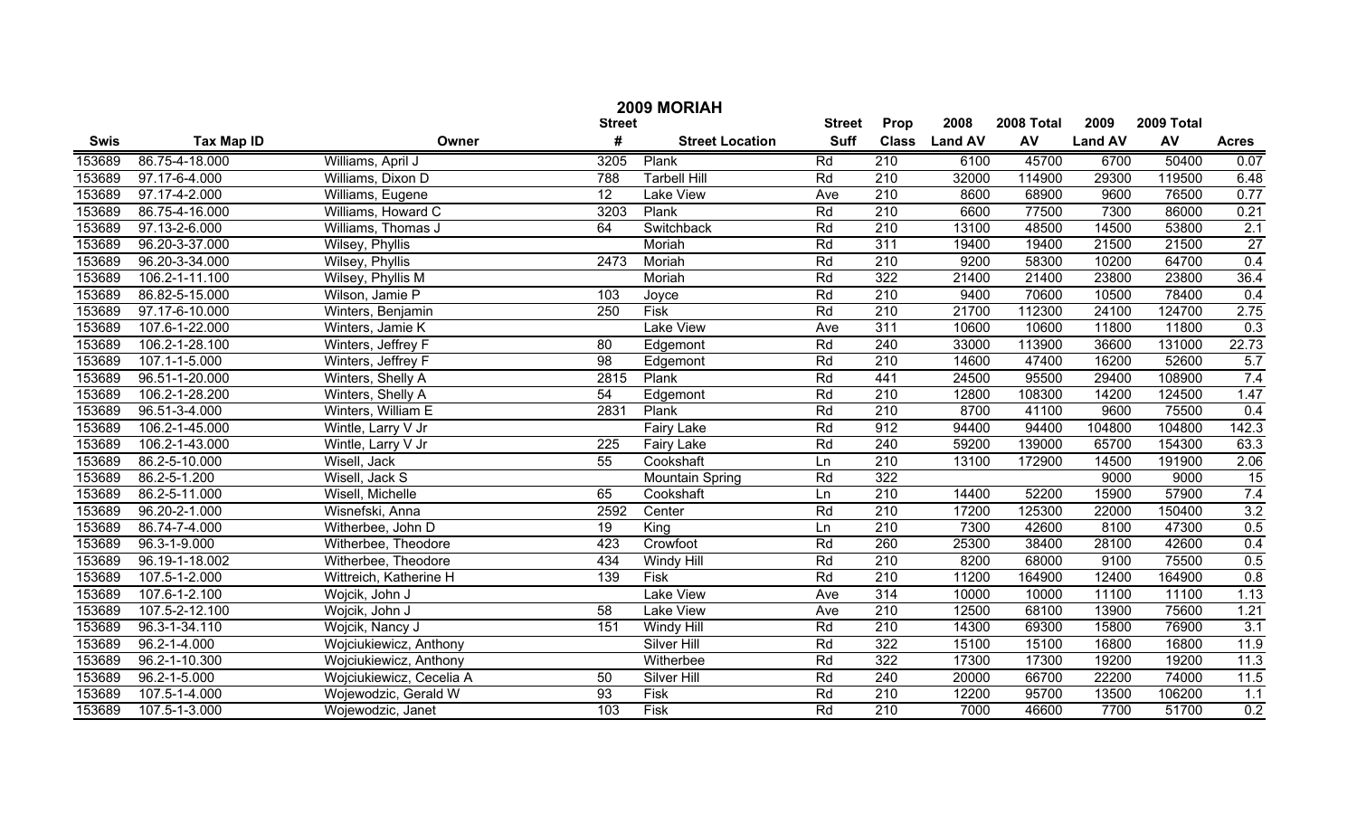# 2009 MORIAH

| Swis | Tax Map ID | Owner | Street # | Street Location | Street Suff | Prop Class | 2008 Land AV | 2008 Total AV | 2009 Land AV | 2009 Total AV | Acres |
|---|---|---|---|---|---|---|---|---|---|---|---|
| 153689 | 86.75-4-18.000 | Williams, April J | 3205 | Plank | Rd | 210 | 6100 | 45700 | 6700 | 50400 | 0.07 |
| 153689 | 97.17-6-4.000 | Williams, Dixon D | 788 | Tarbell Hill | Rd | 210 | 32000 | 114900 | 29300 | 119500 | 6.48 |
| 153689 | 97.17-4-2.000 | Williams, Eugene | 12 | Lake View | Ave | 210 | 8600 | 68900 | 9600 | 76500 | 0.77 |
| 153689 | 86.75-4-16.000 | Williams, Howard C | 3203 | Plank | Rd | 210 | 6600 | 77500 | 7300 | 86000 | 0.21 |
| 153689 | 97.13-2-6.000 | Williams, Thomas J | 64 | Switchback | Rd | 210 | 13100 | 48500 | 14500 | 53800 | 2.1 |
| 153689 | 96.20-3-37.000 | Wilsey, Phyllis | | Moriah | Rd | 311 | 19400 | 19400 | 21500 | 21500 | 27 |
| 153689 | 96.20-3-34.000 | Wilsey, Phyllis | 2473 | Moriah | Rd | 210 | 9200 | 58300 | 10200 | 64700 | 0.4 |
| 153689 | 106.2-1-11.100 | Wilsey, Phyllis M | | Moriah | Rd | 322 | 21400 | 21400 | 23800 | 23800 | 36.4 |
| 153689 | 86.82-5-15.000 | Wilson, Jamie P | 103 | Joyce | Rd | 210 | 9400 | 70600 | 10500 | 78400 | 0.4 |
| 153689 | 97.17-6-10.000 | Winters, Benjamin | 250 | Fisk | Rd | 210 | 21700 | 112300 | 24100 | 124700 | 2.75 |
| 153689 | 107.6-1-22.000 | Winters, Jamie K | | Lake View | Ave | 311 | 10600 | 10600 | 11800 | 11800 | 0.3 |
| 153689 | 106.2-1-28.100 | Winters, Jeffrey F | 80 | Edgemont | Rd | 240 | 33000 | 113900 | 36600 | 131000 | 22.73 |
| 153689 | 107.1-1-5.000 | Winters, Jeffrey F | 98 | Edgemont | Rd | 210 | 14600 | 47400 | 16200 | 52600 | 5.7 |
| 153689 | 96.51-1-20.000 | Winters, Shelly A | 2815 | Plank | Rd | 441 | 24500 | 95500 | 29400 | 108900 | 7.4 |
| 153689 | 106.2-1-28.200 | Winters, Shelly A | 54 | Edgemont | Rd | 210 | 12800 | 108300 | 14200 | 124500 | 1.47 |
| 153689 | 96.51-3-4.000 | Winters, William E | 2831 | Plank | Rd | 210 | 8700 | 41100 | 9600 | 75500 | 0.4 |
| 153689 | 106.2-1-45.000 | Wintle, Larry V Jr | | Fairy Lake | Rd | 912 | 94400 | 94400 | 104800 | 104800 | 142.3 |
| 153689 | 106.2-1-43.000 | Wintle, Larry V Jr | 225 | Fairy Lake | Rd | 240 | 59200 | 139000 | 65700 | 154300 | 63.3 |
| 153689 | 86.2-5-10.000 | Wisell, Jack | 55 | Cookshaft | Ln | 210 | 13100 | 172900 | 14500 | 191900 | 2.06 |
| 153689 | 86.2-5-1.200 | Wisell, Jack S | | Mountain Spring | Rd | 322 | | | 9000 | 9000 | 15 |
| 153689 | 86.2-5-11.000 | Wisell, Michelle | 65 | Cookshaft | Ln | 210 | 14400 | 52200 | 15900 | 57900 | 7.4 |
| 153689 | 96.20-2-1.000 | Wisnefski, Anna | 2592 | Center | Rd | 210 | 17200 | 125300 | 22000 | 150400 | 3.2 |
| 153689 | 86.74-7-4.000 | Witherbee, John D | 19 | King | Ln | 210 | 7300 | 42600 | 8100 | 47300 | 0.5 |
| 153689 | 96.3-1-9.000 | Witherbee, Theodore | 423 | Crowfoot | Rd | 260 | 25300 | 38400 | 28100 | 42600 | 0.4 |
| 153689 | 96.19-1-18.002 | Witherbee, Theodore | 434 | Windy Hill | Rd | 210 | 8200 | 68000 | 9100 | 75500 | 0.5 |
| 153689 | 107.5-1-2.000 | Wittreich, Katherine H | 139 | Fisk | Rd | 210 | 11200 | 164900 | 12400 | 164900 | 0.8 |
| 153689 | 107.6-1-2.100 | Wojcik, John J | | Lake View | Ave | 314 | 10000 | 10000 | 11100 | 11100 | 1.13 |
| 153689 | 107.5-2-12.100 | Wojcik, John J | 58 | Lake View | Ave | 210 | 12500 | 68100 | 13900 | 75600 | 1.21 |
| 153689 | 96.3-1-34.110 | Wojcik, Nancy J | 151 | Windy Hill | Rd | 210 | 14300 | 69300 | 15800 | 76900 | 3.1 |
| 153689 | 96.2-1-4.000 | Wojciukiewicz, Anthony | | Silver Hill | Rd | 322 | 15100 | 15100 | 16800 | 16800 | 11.9 |
| 153689 | 96.2-1-10.300 | Wojciukiewicz, Anthony | | Witherbee | Rd | 322 | 17300 | 17300 | 19200 | 19200 | 11.3 |
| 153689 | 96.2-1-5.000 | Wojciukiewicz, Cecelia A | 50 | Silver Hill | Rd | 240 | 20000 | 66700 | 22200 | 74000 | 11.5 |
| 153689 | 107.5-1-4.000 | Wojewodzic, Gerald W | 93 | Fisk | Rd | 210 | 12200 | 95700 | 13500 | 106200 | 1.1 |
| 153689 | 107.5-1-3.000 | Wojewodzic, Janet | 103 | Fisk | Rd | 210 | 7000 | 46600 | 7700 | 51700 | 0.2 |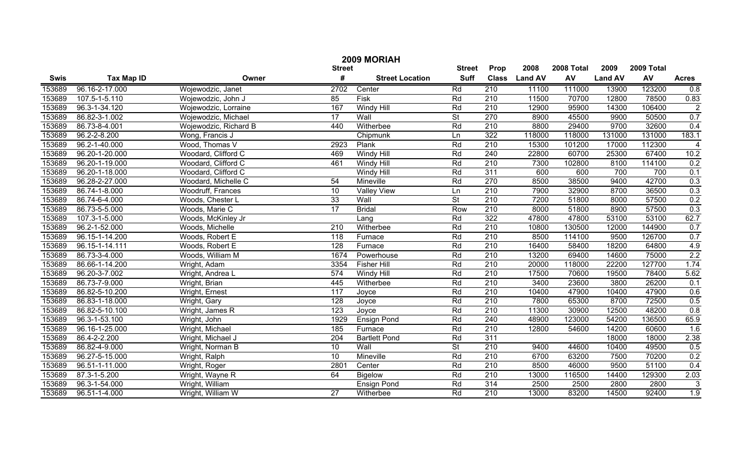# 2009 MORIAH

| Swis | Tax Map ID | Owner | Street # | Street Location | Street Suff | Prop Class | 2008 Land AV | 2008 Total AV | 2009 Land AV | 2009 Total AV | Acres |
|---|---|---|---|---|---|---|---|---|---|---|---|
| 153689 | 96.16-2-17.000 | Wojewodzic, Janet | 2702 | Center | Rd | 210 | 11100 | 111000 | 13900 | 123200 | 0.8 |
| 153689 | 107.5-1-5.110 | Wojewodzic, John J | 85 | Fisk | Rd | 210 | 11500 | 70700 | 12800 | 78500 | 0.83 |
| 153689 | 96.3-1-34.120 | Wojewodzic, Lorraine | 167 | Windy Hill | Rd | 210 | 12900 | 95900 | 14300 | 106400 | 2 |
| 153689 | 86.82-3-1.002 | Wojewodzic, Michael | 17 | Wall | St | 270 | 8900 | 45500 | 9900 | 50500 | 0.7 |
| 153689 | 86.73-8-4.001 | Wojewodzic, Richard B | 440 | Witherbee | Rd | 210 | 8800 | 29400 | 9700 | 32600 | 0.4 |
| 153689 | 96.2-2-8.200 | Wong, Francis J | | Chipmunk | Ln | 322 | 118000 | 118000 | 131000 | 131000 | 183.1 |
| 153689 | 96.2-1-40.000 | Wood, Thomas V | 2923 | Plank | Rd | 210 | 15300 | 101200 | 17000 | 112300 | 4 |
| 153689 | 96.20-1-20.000 | Woodard, Clifford C | 469 | Windy Hill | Rd | 240 | 22800 | 60700 | 25300 | 67400 | 10.2 |
| 153689 | 96.20-1-19.000 | Woodard, Clifford C | 461 | Windy Hill | Rd | 210 | 7300 | 102800 | 8100 | 114100 | 0.2 |
| 153689 | 96.20-1-18.000 | Woodard, Clifford C | | Windy Hill | Rd | 311 | 600 | 600 | 700 | 700 | 0.1 |
| 153689 | 96.28-2-27.000 | Woodard, Michelle C | 54 | Mineville | Rd | 270 | 8500 | 38500 | 9400 | 42700 | 0.3 |
| 153689 | 86.74-1-8.000 | Woodruff, Frances | 10 | Valley View | Ln | 210 | 7900 | 32900 | 8700 | 36500 | 0.3 |
| 153689 | 86.74-6-4.000 | Woods, Chester L | 33 | Wall | St | 210 | 7200 | 51800 | 8000 | 57500 | 0.2 |
| 153689 | 86.73-5-5.000 | Woods, Marie C | 17 | Bridal | Row | 210 | 8000 | 51800 | 8900 | 57500 | 0.3 |
| 153689 | 107.3-1-5.000 | Woods, McKinley Jr | | Lang | Rd | 322 | 47800 | 47800 | 53100 | 53100 | 62.7 |
| 153689 | 96.2-1-52.000 | Woods, Michelle | 210 | Witherbee | Rd | 210 | 10800 | 130500 | 12000 | 144900 | 0.7 |
| 153689 | 96.15-1-14.200 | Woods, Robert E | 118 | Furnace | Rd | 210 | 8500 | 114100 | 9500 | 126700 | 0.7 |
| 153689 | 96.15-1-14.111 | Woods, Robert E | 128 | Furnace | Rd | 210 | 16400 | 58400 | 18200 | 64800 | 4.9 |
| 153689 | 86.73-3-4.000 | Woods, William M | 1674 | Powerhouse | Rd | 210 | 13200 | 69400 | 14600 | 75000 | 2.2 |
| 153689 | 86.66-1-14.200 | Wright, Adam | 3354 | Fisher Hill | Rd | 210 | 20000 | 118000 | 22200 | 127700 | 1.74 |
| 153689 | 96.20-3-7.002 | Wright, Andrea L | 574 | Windy Hill | Rd | 210 | 17500 | 70600 | 19500 | 78400 | 5.62 |
| 153689 | 86.73-7-9.000 | Wright, Brian | 445 | Witherbee | Rd | 210 | 3400 | 23600 | 3800 | 26200 | 0.1 |
| 153689 | 86.82-5-10.200 | Wright, Ernest | 117 | Joyce | Rd | 210 | 10400 | 47900 | 10400 | 47900 | 0.6 |
| 153689 | 86.83-1-18.000 | Wright, Gary | 128 | Joyce | Rd | 210 | 7800 | 65300 | 8700 | 72500 | 0.5 |
| 153689 | 86.82-5-10.100 | Wright, James R | 123 | Joyce | Rd | 210 | 11300 | 30900 | 12500 | 48200 | 0.8 |
| 153689 | 96.3-1-53.100 | Wright, John | 1929 | Ensign Pond | Rd | 240 | 48900 | 123000 | 54200 | 136500 | 65.9 |
| 153689 | 96.16-1-25.000 | Wright, Michael | 185 | Furnace | Rd | 210 | 12800 | 54600 | 14200 | 60600 | 1.6 |
| 153689 | 86.4-2-2.200 | Wright, Michael J | 204 | Bartlett Pond | Rd | 311 | | | 18000 | 18000 | 2.38 |
| 153689 | 86.82-4-9.000 | Wright, Norman B | 10 | Wall | St | 210 | 9400 | 44600 | 10400 | 49500 | 0.5 |
| 153689 | 96.27-5-15.000 | Wright, Ralph | 10 | Mineville | Rd | 210 | 6700 | 63200 | 7500 | 70200 | 0.2 |
| 153689 | 96.51-1-11.000 | Wright, Roger | 2801 | Center | Rd | 210 | 8500 | 46000 | 9500 | 51100 | 0.4 |
| 153689 | 87.3-1-5.200 | Wright, Wayne R | 64 | Bigelow | Rd | 210 | 13000 | 116500 | 14400 | 129300 | 2.03 |
| 153689 | 96.3-1-54.000 | Wright, William | | Ensign Pond | Rd | 314 | 2500 | 2500 | 2800 | 2800 | 3 |
| 153689 | 96.51-1-4.000 | Wright, William W | 27 | Witherbee | Rd | 210 | 13000 | 83200 | 14500 | 92400 | 1.9 |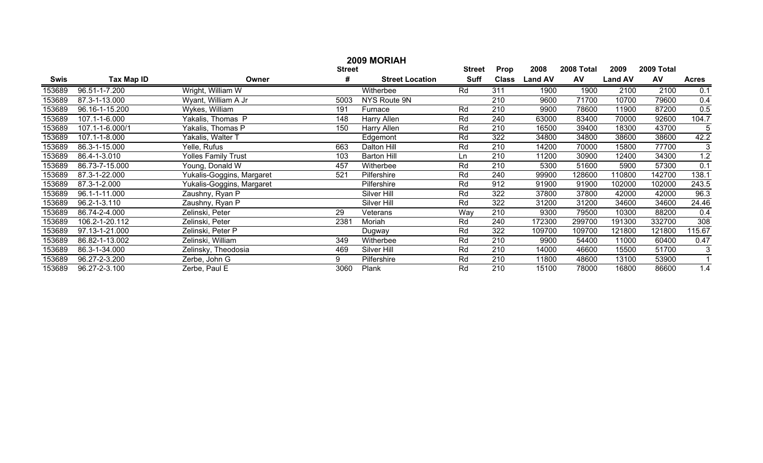# 2009 MORIAH

| Swis | Tax Map ID | Owner | Street # | Street Location | Street Suff | Prop Class | 2008 Land AV | 2008 Total AV | 2009 Land AV | 2009 Total AV | Acres |
|---|---|---|---|---|---|---|---|---|---|---|---|
| 153689 | 96.51-1-7.200 | Wright, William W | | Witherbee | Rd | 311 | 1900 | 1900 | 2100 | 2100 | 0.1 |
| 153689 | 87.3-1-13.000 | Wyant, William A Jr | 5003 | NYS Route 9N | | 210 | 9600 | 71700 | 10700 | 79600 | 0.4 |
| 153689 | 96.16-1-15.200 | Wykes, William | 191 | Furnace | Rd | 210 | 9900 | 78600 | 11900 | 87200 | 0.5 |
| 153689 | 107.1-1-6.000 | Yakalis, Thomas P | 148 | Harry Allen | Rd | 240 | 63000 | 83400 | 70000 | 92600 | 104.7 |
| 153689 | 107.1-1-6.000/1 | Yakalis, Thomas P | 150 | Harry Allen | Rd | 210 | 16500 | 39400 | 18300 | 43700 | 5 |
| 153689 | 107.1-1-8.000 | Yakalis, Walter T | | Edgemont | Rd | 322 | 34800 | 34800 | 38600 | 38600 | 42.2 |
| 153689 | 86.3-1-15.000 | Yelle, Rufus | 663 | Dalton Hill | Rd | 210 | 14200 | 70000 | 15800 | 77700 | 3 |
| 153689 | 86.4-1-3.010 | Yolles Family Trust | 103 | Barton Hill | Ln | 210 | 11200 | 30900 | 12400 | 34300 | 1.2 |
| 153689 | 86.73-7-15.000 | Young, Donald W | 457 | Witherbee | Rd | 210 | 5300 | 51600 | 5900 | 57300 | 0.1 |
| 153689 | 87.3-1-22.000 | Yukalis-Goggins, Margaret | 521 | Pilfershire | Rd | 240 | 99900 | 128600 | 110800 | 142700 | 138.1 |
| 153689 | 87.3-1-2.000 | Yukalis-Goggins, Margaret | | Pilfershire | Rd | 912 | 91900 | 91900 | 102000 | 102000 | 243.5 |
| 153689 | 96.1-1-11.000 | Zaushny, Ryan P | | Silver Hill | Rd | 322 | 37800 | 37800 | 42000 | 42000 | 96.3 |
| 153689 | 96.2-1-3.110 | Zaushny, Ryan P | | Silver Hill | Rd | 322 | 31200 | 31200 | 34600 | 34600 | 24.46 |
| 153689 | 86.74-2-4.000 | Zelinski, Peter | 29 | Veterans | Way | 210 | 9300 | 79500 | 10300 | 88200 | 0.4 |
| 153689 | 106.2-1-20.112 | Zelinski, Peter | 2381 | Moriah | Rd | 240 | 172300 | 299700 | 191300 | 332700 | 308 |
| 153689 | 97.13-1-21.000 | Zelinski, Peter P | | Dugway | Rd | 322 | 109700 | 109700 | 121800 | 121800 | 115.67 |
| 153689 | 86.82-1-13.002 | Zelinski, William | 349 | Witherbee | Rd | 210 | 9900 | 54400 | 11000 | 60400 | 0.47 |
| 153689 | 86.3-1-34.000 | Zelinsky, Theodosia | 469 | Silver Hill | Rd | 210 | 14000 | 46600 | 15500 | 51700 | 3 |
| 153689 | 96.27-2-3.200 | Zerbe, John G | 9 | Pilfershire | Rd | 210 | 11800 | 48600 | 13100 | 53900 | 1 |
| 153689 | 96.27-2-3.100 | Zerbe, Paul E | 3060 | Plank | Rd | 210 | 15100 | 78000 | 16800 | 86600 | 1.4 |